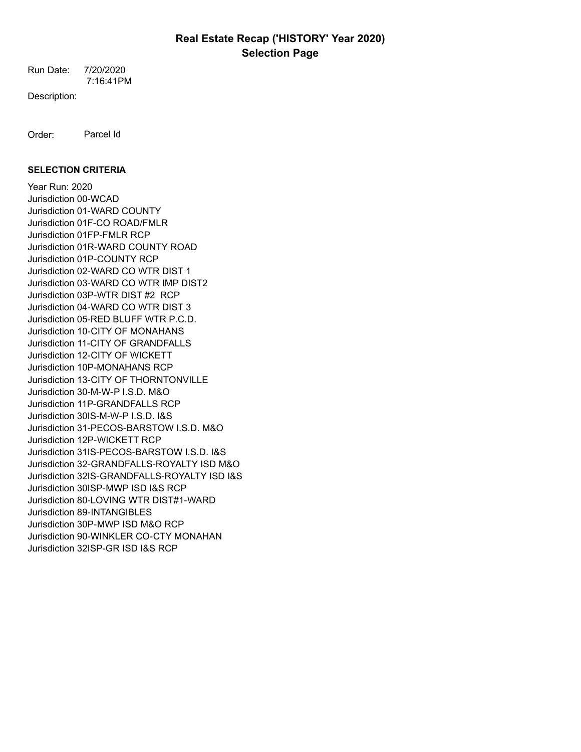# Real Estate Recap ('HISTORY' Year 2020)
## Selection Page

Run Date: 7/20/2020
7:16:41PM

Description:

Order: Parcel Id

**SELECTION CRITERIA**

Year Run: 2020
Jurisdiction 00-WCAD
Jurisdiction 01-WARD COUNTY
Jurisdiction 01F-CO ROAD/FMLR
Jurisdiction 01FP-FMLR RCP
Jurisdiction 01R-WARD COUNTY ROAD
Jurisdiction 01P-COUNTY RCP
Jurisdiction 02-WARD CO WTR DIST 1
Jurisdiction 03-WARD CO WTR IMP DIST2
Jurisdiction 03P-WTR DIST #2 RCP
Jurisdiction 04-WARD CO WTR DIST 3
Jurisdiction 05-RED BLUFF WTR P.C.D.
Jurisdiction 10-CITY OF MONAHANS
Jurisdiction 11-CITY OF GRANDFALLS
Jurisdiction 12-CITY OF WICKETT
Jurisdiction 10P-MONAHANS RCP
Jurisdiction 13-CITY OF THORNTONVILLE
Jurisdiction 30-M-W-P I.S.D. M&O
Jurisdiction 11P-GRANDFALLS RCP
Jurisdiction 30IS-M-W-P I.S.D. I&S
Jurisdiction 31-PECOS-BARSTOW I.S.D. M&O
Jurisdiction 12P-WICKETT RCP
Jurisdiction 31IS-PECOS-BARSTOW I.S.D. I&S
Jurisdiction 32-GRANDFALLS-ROYALTY ISD M&O
Jurisdiction 32IS-GRANDFALLS-ROYALTY ISD I&S
Jurisdiction 30ISP-MWP ISD I&S RCP
Jurisdiction 80-LOVING WTR DIST#1-WARD
Jurisdiction 89-INTANGIBLES
Jurisdiction 30P-MWP ISD M&O RCP
Jurisdiction 90-WINKLER CO-CTY MONAHAN
Jurisdiction 32ISP-GR ISD I&S RCP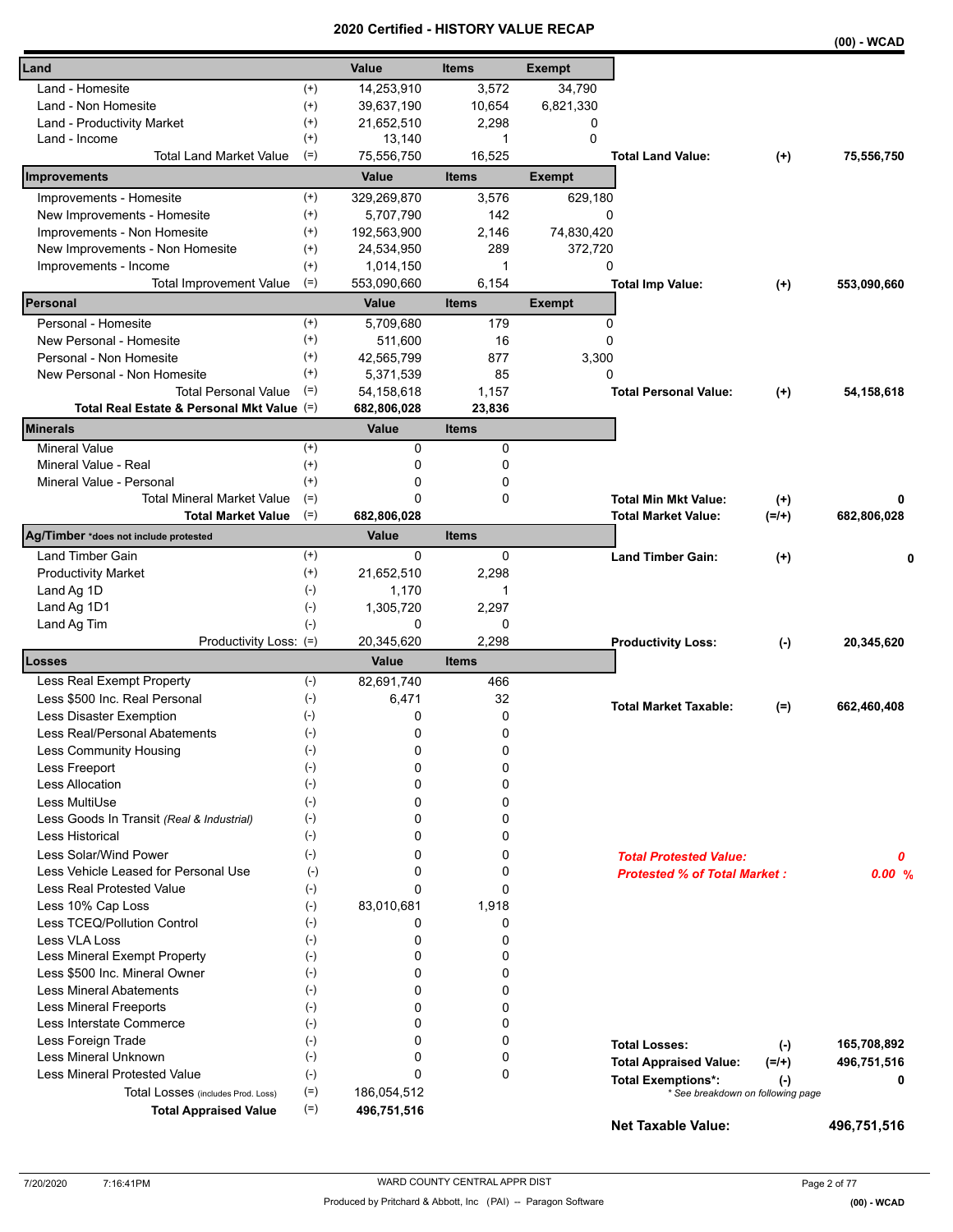# 2020 Certified - HISTORY VALUE RECAP

(00) - WCAD

| Land | | Value | Items | Exempt | | | |
|---|---|---|---|---|---|---|---|
| Land - Homesite | (+) | 14,253,910 | 3,572 | 34,790 | | | |
| Land - Non Homesite | (+) | 39,637,190 | 10,654 | 6,821,330 | | | |
| Land - Productivity Market | (+) | 21,652,510 | 2,298 | 0 | | | |
| Land - Income | (+) | 13,140 | 1 | 0 | | | |
| Total Land Market Value | (=) | 75,556,750 | 16,525 | | **Total Land Value:** | (+) | **75,556,750** |
| **Improvements** | | **Value** | **Items** | **Exempt** | | | |
| Improvements - Homesite | (+) | 329,269,870 | 3,576 | 629,180 | | | |
| New Improvements - Homesite | (+) | 5,707,790 | 142 | 0 | | | |
| Improvements - Non Homesite | (+) | 192,563,900 | 2,146 | 74,830,420 | | | |
| New Improvements - Non Homesite | (+) | 24,534,950 | 289 | 372,720 | | | |
| Improvements - Income | (+) | 1,014,150 | 1 | 0 | | | |
| Total Improvement Value | (=) | 553,090,660 | 6,154 | | **Total Imp Value:** | (+) | **553,090,660** |
| **Personal** | | **Value** | **Items** | **Exempt** | | | |
| Personal - Homesite | (+) | 5,709,680 | 179 | 0 | | | |
| New Personal - Homesite | (+) | 511,600 | 16 | 0 | | | |
| Personal - Non Homesite | (+) | 42,565,799 | 877 | 3,300 | | | |
| New Personal - Non Homesite | (+) | 5,371,539 | 85 | 0 | | | |
| Total Personal Value | (=) | 54,158,618 | 1,157 | | **Total Personal Value:** | (+) | **54,158,618** |
| **Total Real Estate & Personal Mkt Value** | (=) | **682,806,028** | **23,836** | | | | |
| **Minerals** | | **Value** | **Items** | | | | |
| Mineral Value | (+) | 0 | 0 | | | | |
| Mineral Value - Real | (+) | 0 | 0 | | | | |
| Mineral Value - Personal | (+) | 0 | 0 | | | | |
| Total Mineral Market Value | (=) | 0 | 0 | | **Total Min Mkt Value:** | (+) | **0** |
| **Total Market Value** | (=) | **682,806,028** | | | **Total Market Value:** | (=/+) | **682,806,028** |
| **Ag/Timber** *does not include protested | | **Value** | **Items** | | | | |
| Land Timber Gain | (+) | 0 | 0 | | **Land Timber Gain:** | (+) | **0** |
| Productivity Market | (+) | 21,652,510 | 2,298 | | | | |
| Land Ag 1D | (-) | 1,170 | 1 | | | | |
| Land Ag 1D1 | (-) | 1,305,720 | 2,297 | | | | |
| Land Ag Tim | (-) | 0 | 0 | | | | |
| Productivity Loss: | (=) | 20,345,620 | 2,298 | | **Productivity Loss:** | (-) | **20,345,620** |
| **Losses** | | **Value** | **Items** | | | | |
| Less Real Exempt Property | (-) | 82,691,740 | 466 | | | | |
| Less $500 Inc. Real Personal | (-) | 6,471 | 32 | | **Total Market Taxable:** | (=) | **662,460,408** |
| Less Disaster Exemption | (-) | 0 | 0 | | | | |
| Less Real/Personal Abatements | (-) | 0 | 0 | | | | |
| Less Community Housing | (-) | 0 | 0 | | | | |
| Less Freeport | (-) | 0 | 0 | | | | |
| Less Allocation | (-) | 0 | 0 | | | | |
| Less MultiUse | (-) | 0 | 0 | | | | |
| Less Goods In Transit *(Real & Industrial)* | (-) | 0 | 0 | | | | |
| Less Historical | (-) | 0 | 0 | | | | |
| Less Solar/Wind Power | (-) | 0 | 0 | | ***Total Protested Value:*** | | ***0*** |
| Less Vehicle Leased for Personal Use | (-) | 0 | 0 | | ***Protested % of Total Market :*** | | ***0.00 %*** |
| Less Real Protested Value | (-) | 0 | 0 | | | | |
| Less 10% Cap Loss | (-) | 83,010,681 | 1,918 | | | | |
| Less TCEQ/Pollution Control | (-) | 0 | 0 | | | | |
| Less VLA Loss | (-) | 0 | 0 | | | | |
| Less Mineral Exempt Property | (-) | 0 | 0 | | | | |
| Less $500 Inc. Mineral Owner | (-) | 0 | 0 | | | | |
| Less Mineral Abatements | (-) | 0 | 0 | | | | |
| Less Mineral Freeports | (-) | 0 | 0 | | | | |
| Less Interstate Commerce | (-) | 0 | 0 | | | | |
| Less Foreign Trade | (-) | 0 | 0 | | **Total Losses:** | (-) | **165,708,892** |
| Less Mineral Unknown | (-) | 0 | 0 | | **Total Appraised Value:** | (=/+) | **496,751,516** |
| Less Mineral Protested Value | (-) | 0 | 0 | | **Total Exemptions*:** | (-) | **0** |
| Total Losses (includes Prod. Loss) | (=) | 186,054,512 | | | *\* See breakdown on following page* | | |
| **Total Appraised Value** | (=) | **496,751,516** | | | | | |
| | | | | | **Net Taxable Value:** | | **496,751,516** |

7/20/2020 7:16:41PM — WARD COUNTY CENTRAL APPR DIST — Produced by Pritchard & Abbott, Inc (PAI) -- Paragon Software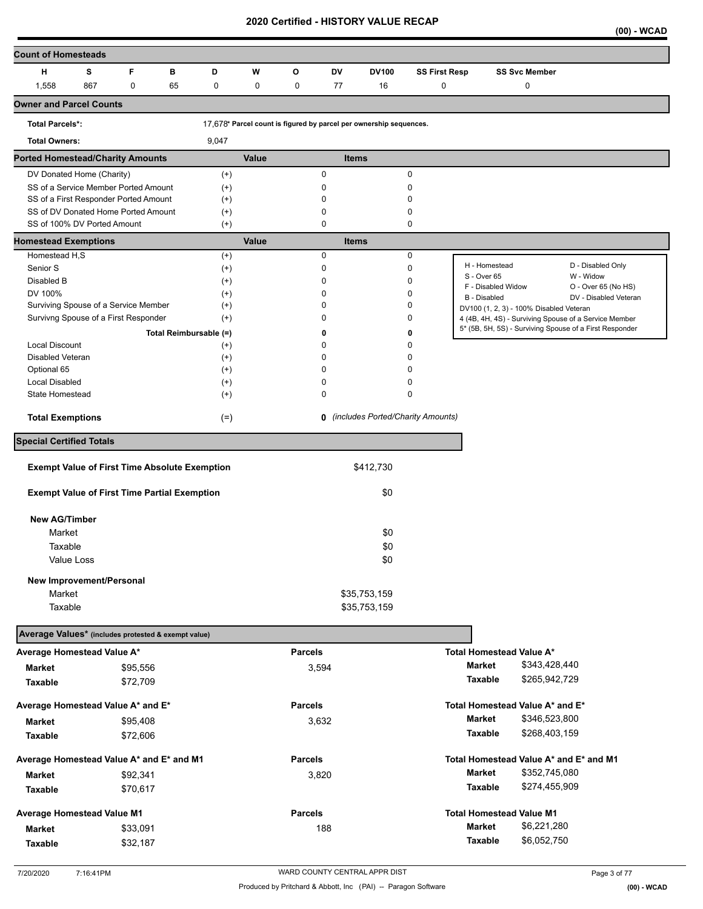# 2020 Certified - HISTORY VALUE RECAP

(00) - WCAD

## Count of Homesteads

| H | S | F | B | D | W | O | DV | DV100 | SS First Resp | SS Svc Member |
|---|---|---|---|---|---|---|---|---|---|---|
| 1,558 | 867 | 0 | 65 | 0 | 0 | 0 | 77 | 16 | 0 | 0 |

## Owner and Parcel Counts

**Total Parcels*:** 17,678* Parcel count is figured by parcel per ownership sequences.

**Total Owners:** 9,047

## Ported Homestead/Charity Amounts

| | | Value | Items |
|---|---|---|---|
| DV Donated Home (Charity) | (+) | 0 | 0 |
| SS of a Service Member Ported Amount | (+) | 0 | 0 |
| SS of a First Responder Ported Amount | (+) | 0 | 0 |
| SS of DV Donated Home Ported Amount | (+) | 0 | 0 |
| SS of 100% DV Ported Amount | (+) | 0 | 0 |

## Homestead Exemptions

| | | Value | Items |
|---|---|---|---|
| Homestead H,S | (+) | 0 | 0 |
| Senior S | (+) | 0 | 0 |
| Disabled B | (+) | 0 | 0 |
| DV 100% | (+) | 0 | 0 |
| Surviving Spouse of a Service Member | (+) | 0 | 0 |
| Survivng Spouse of a First Responder | (+) | 0 | 0 |
| Total Reimbursable | (=) | **0** | **0** |
| Local Discount | (+) | 0 | 0 |
| Disabled Veteran | (+) | 0 | 0 |
| Optional 65 | (+) | 0 | 0 |
| Local Disabled | (+) | 0 | 0 |
| State Homestead | (+) | 0 | 0 |
| **Total Exemptions** | (=) | **0** | *(includes Ported/Charity Amounts)* |

| | |
|---|---|
| H - Homestead | D - Disabled Only |
| S - Over 65 | W - Widow |
| F - Disabled Widow | O - Over 65 (No HS) |
| B - Disabled | DV - Disabled Veteran |

DV100 (1, 2, 3) - 100% Disabled Veteran
4 (4B, 4H, 4S) - Surviving Spouse of a Service Member
5* (5B, 5H, 5S) - Surviving Spouse of a First Responder

## Special Certified Totals

| | |
|---|---|
| **Exempt Value of First Time Absolute Exemption** | $412,730 |
| **Exempt Value of First Time Partial Exemption** | $0 |

**New AG/Timber**

| | |
|---|---|
| Market | $0 |
| Taxable | $0 |
| Value Loss | $0 |

**New Improvement/Personal**

| | |
|---|---|
| Market | $35,753,159 |
| Taxable | $35,753,159 |

## Average Values* (includes protested & exempt value)

| Average Homestead Value A* | | Parcels | Total Homestead Value A* | |
|---|---|---|---|---|
| **Market** | $95,556 | 3,594 | **Market** | $343,428,440 |
| **Taxable** | $72,709 | | **Taxable** | $265,942,729 |

| Average Homestead Value A* and E* | | Parcels | Total Homestead Value A* and E* | |
|---|---|---|---|---|
| **Market** | $95,408 | 3,632 | **Market** | $346,523,800 |
| **Taxable** | $72,606 | | **Taxable** | $268,403,159 |

| Average Homestead Value A* and E* and M1 | | Parcels | Total Homestead Value A* and E* and M1 | |
|---|---|---|---|---|
| **Market** | $92,341 | 3,820 | **Market** | $352,745,080 |
| **Taxable** | $70,617 | | **Taxable** | $274,455,909 |

| Average Homestead Value M1 | | Parcels | Total Homestead Value M1 | |
|---|---|---|---|---|
| **Market** | $33,091 | 188 | **Market** | $6,221,280 |
| **Taxable** | $32,187 | | **Taxable** | $6,052,750 |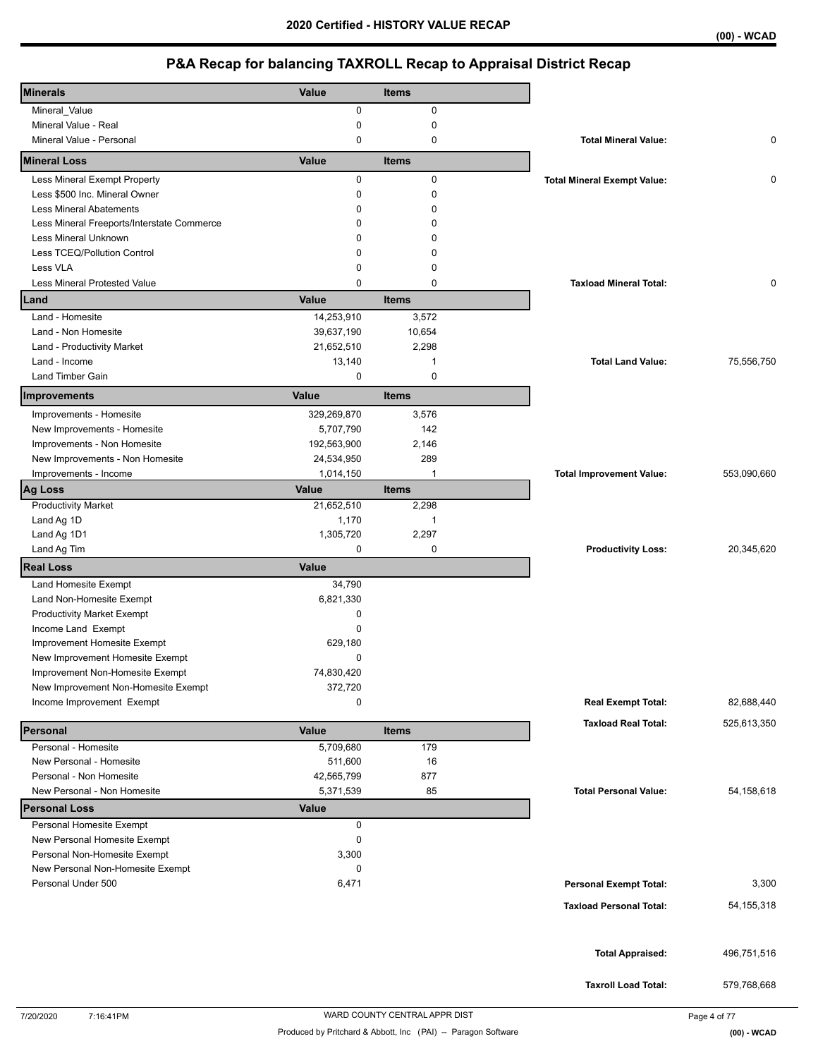# 2020 Certified - HISTORY VALUE RECAP

(00) - WCAD

## P&A Recap for balancing TAXROLL Recap to Appraisal District Recap

| Minerals | Value | Items | | |
|---|---|---|---|---|
| Mineral_Value | 0 | 0 | | |
| Mineral Value - Real | 0 | 0 | | |
| Mineral Value - Personal | 0 | 0 | **Total Mineral Value:** | 0 |
| **Mineral Loss** | **Value** | **Items** | | |
| Less Mineral Exempt Property | 0 | 0 | **Total Mineral Exempt Value:** | 0 |
| Less $500 Inc. Mineral Owner | 0 | 0 | | |
| Less Mineral Abatements | 0 | 0 | | |
| Less Mineral Freeports/Interstate Commerce | 0 | 0 | | |
| Less Mineral Unknown | 0 | 0 | | |
| Less TCEQ/Pollution Control | 0 | 0 | | |
| Less VLA | 0 | 0 | | |
| Less Mineral Protested Value | 0 | 0 | **Taxload Mineral Total:** | 0 |
| **Land** | **Value** | **Items** | | |
| Land - Homesite | 14,253,910 | 3,572 | | |
| Land - Non Homesite | 39,637,190 | 10,654 | | |
| Land - Productivity Market | 21,652,510 | 2,298 | | |
| Land - Income | 13,140 | 1 | **Total Land Value:** | 75,556,750 |
| Land Timber Gain | 0 | 0 | | |
| **Improvements** | **Value** | **Items** | | |
| Improvements - Homesite | 329,269,870 | 3,576 | | |
| New Improvements - Homesite | 5,707,790 | 142 | | |
| Improvements - Non Homesite | 192,563,900 | 2,146 | | |
| New Improvements - Non Homesite | 24,534,950 | 289 | | |
| Improvements - Income | 1,014,150 | 1 | **Total Improvement Value:** | 553,090,660 |
| **Ag Loss** | **Value** | **Items** | | |
| Productivity Market | 21,652,510 | 2,298 | | |
| Land Ag 1D | 1,170 | 1 | | |
| Land Ag 1D1 | 1,305,720 | 2,297 | | |
| Land Ag Tim | 0 | 0 | **Productivity Loss:** | 20,345,620 |
| **Real Loss** | **Value** | | | |
| Land Homesite Exempt | 34,790 | | | |
| Land Non-Homesite Exempt | 6,821,330 | | | |
| Productivity Market Exempt | 0 | | | |
| Income Land Exempt | 0 | | | |
| Improvement Homesite Exempt | 629,180 | | | |
| New Improvement Homesite Exempt | 0 | | | |
| Improvement Non-Homesite Exempt | 74,830,420 | | | |
| New Improvement Non-Homesite Exempt | 372,720 | | | |
| Income Improvement Exempt | 0 | | **Real Exempt Total:** | 82,688,440 |
| | | | **Taxload Real Total:** | 525,613,350 |
| **Personal** | **Value** | **Items** | | |
| Personal - Homesite | 5,709,680 | 179 | | |
| New Personal - Homesite | 511,600 | 16 | | |
| Personal - Non Homesite | 42,565,799 | 877 | | |
| New Personal - Non Homesite | 5,371,539 | 85 | **Total Personal Value:** | 54,158,618 |
| **Personal Loss** | **Value** | | | |
| Personal Homesite Exempt | 0 | | | |
| New Personal Homesite Exempt | 0 | | | |
| Personal Non-Homesite Exempt | 3,300 | | | |
| New Personal Non-Homesite Exempt | 0 | | | |
| Personal Under 500 | 6,471 | | **Personal Exempt Total:** | 3,300 |
| | | | **Taxload Personal Total:** | 54,155,318 |
| | | | **Total Appraised:** | 496,751,516 |
| | | | **Taxroll Load Total:** | 579,768,668 |

7/20/2020 7:16:41PM WARD COUNTY CENTRAL APPR DIST

Produced by Pritchard & Abbott, Inc (PAI) -- Paragon Software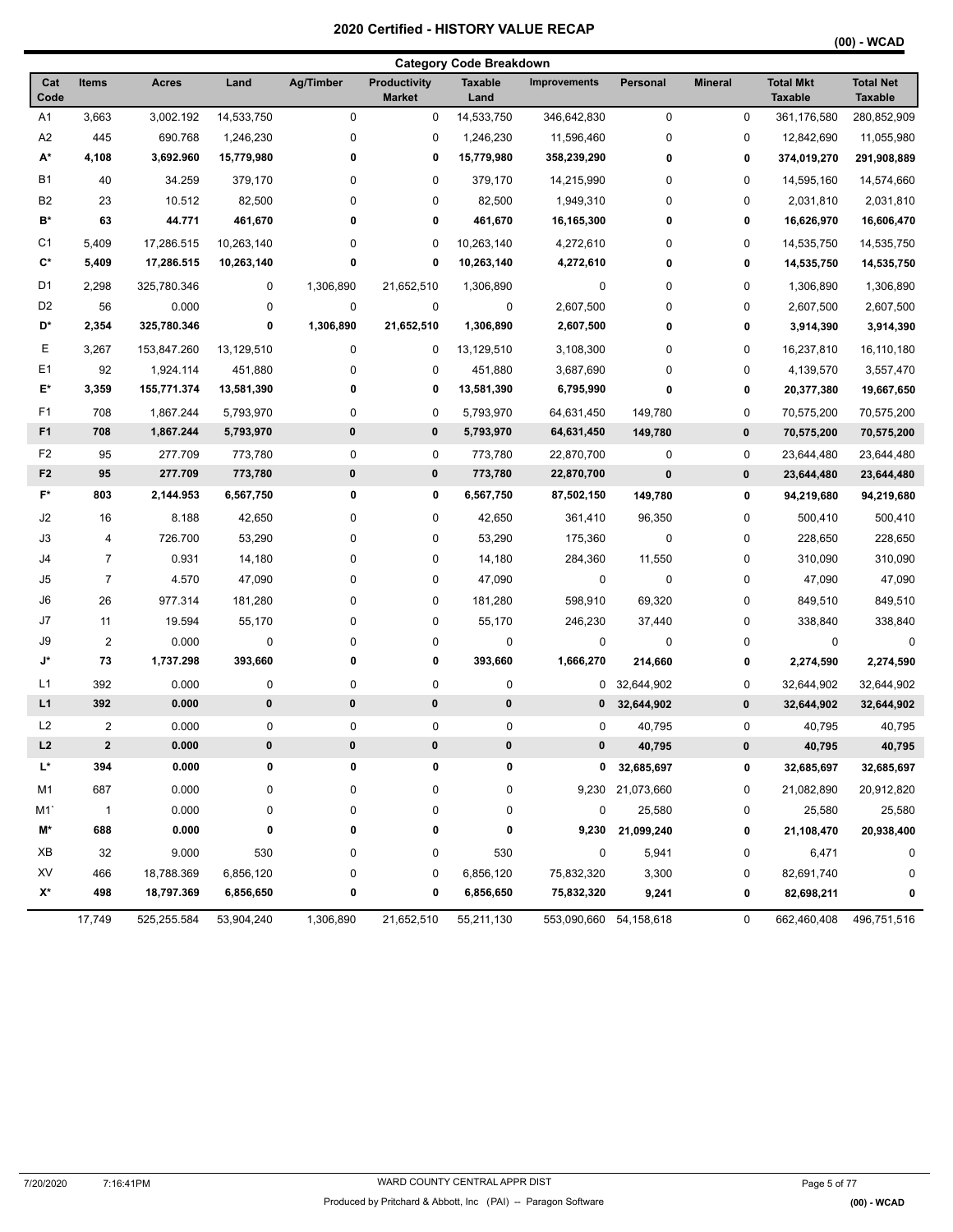# 2020 Certified - HISTORY VALUE RECAP

(00) - WCAD

## Category Code Breakdown

| Cat Code | Items | Acres | Land | Ag/Timber | Productivity Market | Taxable Land | Improvements | Personal | Mineral | Total Mkt Taxable | Total Net Taxable |
|---|---|---|---|---|---|---|---|---|---|---|---|
| A1 | 3,663 | 3,002.192 | 14,533,750 | 0 | 0 | 14,533,750 | 346,642,830 | 0 | 0 | 361,176,580 | 280,852,909 |
| A2 | 445 | 690.768 | 1,246,230 | 0 | 0 | 1,246,230 | 11,596,460 | 0 | 0 | 12,842,690 | 11,055,980 |
| **A*** | **4,108** | **3,692.960** | **15,779,980** | **0** | **0** | **15,779,980** | **358,239,290** | **0** | **0** | **374,019,270** | **291,908,889** |
| B1 | 40 | 34.259 | 379,170 | 0 | 0 | 379,170 | 14,215,990 | 0 | 0 | 14,595,160 | 14,574,660 |
| B2 | 23 | 10.512 | 82,500 | 0 | 0 | 82,500 | 1,949,310 | 0 | 0 | 2,031,810 | 2,031,810 |
| **B*** | **63** | **44.771** | **461,670** | **0** | **0** | **461,670** | **16,165,300** | **0** | **0** | **16,626,970** | **16,606,470** |
| C1 | 5,409 | 17,286.515 | 10,263,140 | 0 | 0 | 10,263,140 | 4,272,610 | 0 | 0 | 14,535,750 | 14,535,750 |
| **C*** | **5,409** | **17,286.515** | **10,263,140** | **0** | **0** | **10,263,140** | **4,272,610** | **0** | **0** | **14,535,750** | **14,535,750** |
| D1 | 2,298 | 325,780.346 | 0 | 1,306,890 | 21,652,510 | 1,306,890 | 0 | 0 | 0 | 1,306,890 | 1,306,890 |
| D2 | 56 | 0.000 | 0 | 0 | 0 | 0 | 2,607,500 | 0 | 0 | 2,607,500 | 2,607,500 |
| **D*** | **2,354** | **325,780.346** | **0** | **1,306,890** | **21,652,510** | **1,306,890** | **2,607,500** | **0** | **0** | **3,914,390** | **3,914,390** |
| E | 3,267 | 153,847.260 | 13,129,510 | 0 | 0 | 13,129,510 | 3,108,300 | 0 | 0 | 16,237,810 | 16,110,180 |
| E1 | 92 | 1,924.114 | 451,880 | 0 | 0 | 451,880 | 3,687,690 | 0 | 0 | 4,139,570 | 3,557,470 |
| **E*** | **3,359** | **155,771.374** | **13,581,390** | **0** | **0** | **13,581,390** | **6,795,990** | **0** | **0** | **20,377,380** | **19,667,650** |
| F1 | 708 | 1,867.244 | 5,793,970 | 0 | 0 | 5,793,970 | 64,631,450 | 149,780 | 0 | 70,575,200 | 70,575,200 |
| **F1** | **708** | **1,867.244** | **5,793,970** | **0** | **0** | **5,793,970** | **64,631,450** | **149,780** | **0** | **70,575,200** | **70,575,200** |
| F2 | 95 | 277.709 | 773,780 | 0 | 0 | 773,780 | 22,870,700 | 0 | 0 | 23,644,480 | 23,644,480 |
| **F2** | **95** | **277.709** | **773,780** | **0** | **0** | **773,780** | **22,870,700** | **0** | **0** | **23,644,480** | **23,644,480** |
| **F*** | **803** | **2,144.953** | **6,567,750** | **0** | **0** | **6,567,750** | **87,502,150** | **149,780** | **0** | **94,219,680** | **94,219,680** |
| J2 | 16 | 8.188 | 42,650 | 0 | 0 | 42,650 | 361,410 | 96,350 | 0 | 500,410 | 500,410 |
| J3 | 4 | 726.700 | 53,290 | 0 | 0 | 53,290 | 175,360 | 0 | 0 | 228,650 | 228,650 |
| J4 | 7 | 0.931 | 14,180 | 0 | 0 | 14,180 | 284,360 | 11,550 | 0 | 310,090 | 310,090 |
| J5 | 7 | 4.570 | 47,090 | 0 | 0 | 47,090 | 0 | 0 | 0 | 47,090 | 47,090 |
| J6 | 26 | 977.314 | 181,280 | 0 | 0 | 181,280 | 598,910 | 69,320 | 0 | 849,510 | 849,510 |
| J7 | 11 | 19.594 | 55,170 | 0 | 0 | 55,170 | 246,230 | 37,440 | 0 | 338,840 | 338,840 |
| J9 | 2 | 0.000 | 0 | 0 | 0 | 0 | 0 | 0 | 0 | 0 | 0 |
| **J*** | **73** | **1,737.298** | **393,660** | **0** | **0** | **393,660** | **1,666,270** | **214,660** | **0** | **2,274,590** | **2,274,590** |
| L1 | 392 | 0.000 | 0 | 0 | 0 | 0 | 0 | 32,644,902 | 0 | 32,644,902 | 32,644,902 |
| **L1** | **392** | **0.000** | **0** | **0** | **0** | **0** | **0** | **32,644,902** | **0** | **32,644,902** | **32,644,902** |
| L2 | 2 | 0.000 | 0 | 0 | 0 | 0 | 0 | 40,795 | 0 | 40,795 | 40,795 |
| **L2** | **2** | **0.000** | **0** | **0** | **0** | **0** | **0** | **40,795** | **0** | **40,795** | **40,795** |
| **L*** | **394** | **0.000** | **0** | **0** | **0** | **0** | **0** | **32,685,697** | **0** | **32,685,697** | **32,685,697** |
| M1 | 687 | 0.000 | 0 | 0 | 0 | 0 | 9,230 | 21,073,660 | 0 | 21,082,890 | 20,912,820 |
| M1` | 1 | 0.000 | 0 | 0 | 0 | 0 | 0 | 25,580 | 0 | 25,580 | 25,580 |
| **M*** | **688** | **0.000** | **0** | **0** | **0** | **0** | **9,230** | **21,099,240** | **0** | **21,108,470** | **20,938,400** |
| XB | 32 | 9.000 | 530 | 0 | 0 | 530 | 0 | 5,941 | 0 | 6,471 | 0 |
| XV | 466 | 18,788.369 | 6,856,120 | 0 | 0 | 6,856,120 | 75,832,320 | 3,300 | 0 | 82,691,740 | 0 |
| **X*** | **498** | **18,797.369** | **6,856,650** | **0** | **0** | **6,856,650** | **75,832,320** | **9,241** | **0** | **82,698,211** | **0** |
| | 17,749 | 525,255.584 | 53,904,240 | 1,306,890 | 21,652,510 | 55,211,130 | 553,090,660 | 54,158,618 | 0 | 662,460,408 | 496,751,516 |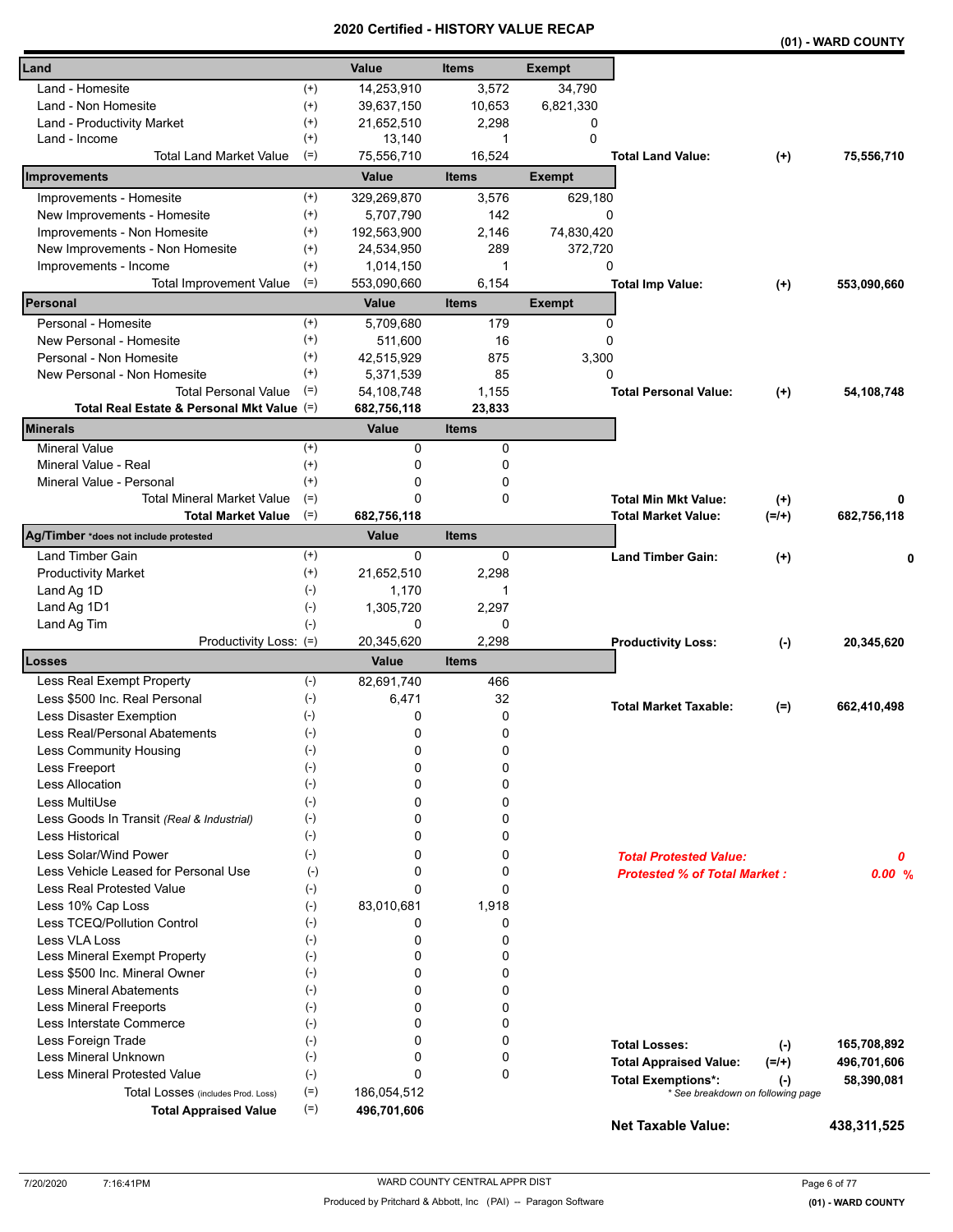# 2020 Certified - HISTORY VALUE RECAP

**(01) - WARD COUNTY**

| Land | | Value | Items | Exempt |
|---|---|---|---|---|
| Land - Homesite | (+) | 14,253,910 | 3,572 | 34,790 |
| Land - Non Homesite | (+) | 39,637,150 | 10,653 | 6,821,330 |
| Land - Productivity Market | (+) | 21,652,510 | 2,298 | 0 |
| Land - Income | (+) | 13,140 | 1 | 0 |
| Total Land Market Value | (=) | 75,556,710 | 16,524 | |

**Total Land Value:** (+) 75,556,710

| Improvements | | Value | Items | Exempt |
|---|---|---|---|---|
| Improvements - Homesite | (+) | 329,269,870 | 3,576 | 629,180 |
| New Improvements - Homesite | (+) | 5,707,790 | 142 | 0 |
| Improvements - Non Homesite | (+) | 192,563,900 | 2,146 | 74,830,420 |
| New Improvements - Non Homesite | (+) | 24,534,950 | 289 | 372,720 |
| Improvements - Income | (+) | 1,014,150 | 1 | 0 |
| Total Improvement Value | (=) | 553,090,660 | 6,154 | |

**Total Imp Value:** (+) 553,090,660

| Personal | | Value | Items | Exempt |
|---|---|---|---|---|
| Personal - Homesite | (+) | 5,709,680 | 179 | 0 |
| New Personal - Homesite | (+) | 511,600 | 16 | 0 |
| Personal - Non Homesite | (+) | 42,515,929 | 875 | 3,300 |
| New Personal - Non Homesite | (+) | 5,371,539 | 85 | 0 |
| Total Personal Value | (=) | 54,108,748 | 1,155 | |
| **Total Real Estate & Personal Mkt Value** | (=) | **682,756,118** | **23,833** | |

**Total Personal Value:** (+) 54,108,748

| Minerals | | Value | Items |
|---|---|---|---|
| Mineral Value | (+) | 0 | 0 |
| Mineral Value - Real | (+) | 0 | 0 |
| Mineral Value - Personal | (+) | 0 | 0 |
| Total Mineral Market Value | (=) | 0 | 0 |
| **Total Market Value** | (=) | **682,756,118** | |

**Total Min Mkt Value:** (+) 0

**Total Market Value:** (=/+) 682,756,118

| Ag/Timber *does not include protested | | Value | Items |
|---|---|---|---|
| Land Timber Gain | (+) | 0 | 0 |
| Productivity Market | (+) | 21,652,510 | 2,298 |
| Land Ag 1D | (-) | 1,170 | 1 |
| Land Ag 1D1 | (-) | 1,305,720 | 2,297 |
| Land Ag Tim | (-) | 0 | 0 |
| Productivity Loss: | (=) | 20,345,620 | 2,298 |

**Land Timber Gain:** (+) 0

**Productivity Loss:** (-) 20,345,620

| Losses | | Value | Items |
|---|---|---|---|
| Less Real Exempt Property | (-) | 82,691,740 | 466 |
| Less $500 Inc. Real Personal | (-) | 6,471 | 32 |
| Less Disaster Exemption | (-) | 0 | 0 |
| Less Real/Personal Abatements | (-) | 0 | 0 |
| Less Community Housing | (-) | 0 | 0 |
| Less Freeport | (-) | 0 | 0 |
| Less Allocation | (-) | 0 | 0 |
| Less MultiUse | (-) | 0 | 0 |
| Less Goods In Transit *(Real & Industrial)* | (-) | 0 | 0 |
| Less Historical | (-) | 0 | 0 |
| Less Solar/Wind Power | (-) | 0 | 0 |
| Less Vehicle Leased for Personal Use | (-) | 0 | 0 |
| Less Real Protested Value | (-) | 0 | 0 |
| Less 10% Cap Loss | (-) | 83,010,681 | 1,918 |
| Less TCEQ/Pollution Control | (-) | 0 | 0 |
| Less VLA Loss | (-) | 0 | 0 |
| Less Mineral Exempt Property | (-) | 0 | 0 |
| Less $500 Inc. Mineral Owner | (-) | 0 | 0 |
| Less Mineral Abatements | (-) | 0 | 0 |
| Less Mineral Freeports | (-) | 0 | 0 |
| Less Interstate Commerce | (-) | 0 | 0 |
| Less Foreign Trade | (-) | 0 | 0 |
| Less Mineral Unknown | (-) | 0 | 0 |
| Less Mineral Protested Value | (-) | 0 | 0 |
| Total Losses (includes Prod. Loss) | (=) | 186,054,512 | |
| **Total Appraised Value** | (=) | **496,701,606** | |

**Total Market Taxable:** (=) 662,410,498

***Total Protested Value:*** 0

***Protested % of Total Market :*** 0.00 %

| | | |
|---|---|---|
| **Total Losses:** | (-) | 165,708,892 |
| **Total Appraised Value:** | (=/+) | 496,701,606 |
| **Total Exemptions*:** | (-) | 58,390,081 |

*\* See breakdown on following page*

**Net Taxable Value:** 438,311,525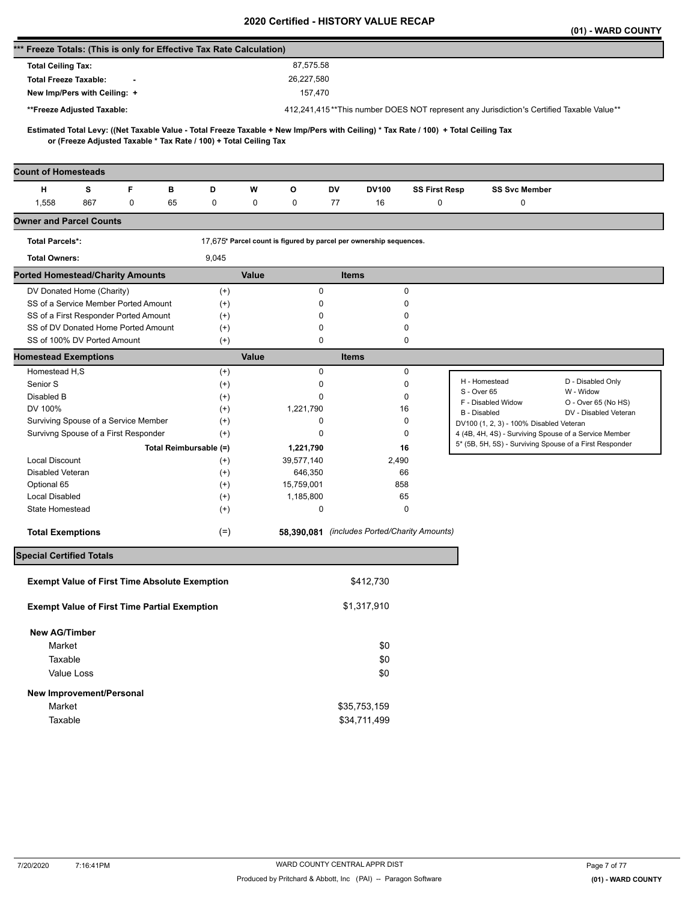# 2020 Certified - HISTORY VALUE RECAP

(01) - WARD COUNTY

## *** Freeze Totals: (This is only for Effective Tax Rate Calculation)

| | |
|---|---|
| Total Ceiling Tax: | 87,575.58 |
| Total Freeze Taxable: - | 26,227,580 |
| New Imp/Pers with Ceiling: + | 157,470 |
| **Freeze Adjusted Taxable: | 412,241,415 **This number DOES NOT represent any Jurisdiction's Certified Taxable Value** |

**Estimated Total Levy: ((Net Taxable Value - Total Freeze Taxable + New Imp/Pers with Ceiling) * Tax Rate / 100) + Total Ceiling Tax or (Freeze Adjusted Taxable * Tax Rate / 100) + Total Ceiling Tax**

## Count of Homesteads

| H | S | F | B | D | W | O | DV | DV100 | SS First Resp | SS Svc Member |
|---|---|---|---|---|---|---|---|---|---|---|
| 1,558 | 867 | 0 | 65 | 0 | 0 | 0 | 77 | 16 | 0 | 0 |

## Owner and Parcel Counts

| | | |
|---|---|---|
| Total Parcels*: | 17,675 | * Parcel count is figured by parcel per ownership sequences. |
| Total Owners: | 9,045 | |

## Ported Homestead/Charity Amounts

| | | Value | Items |
|---|---|---|---|
| DV Donated Home (Charity) | (+) | 0 | 0 |
| SS of a Service Member Ported Amount | (+) | 0 | 0 |
| SS of a First Responder Ported Amount | (+) | 0 | 0 |
| SS of DV Donated Home Ported Amount | (+) | 0 | 0 |
| SS of 100% DV Ported Amount | (+) | 0 | 0 |

## Homestead Exemptions

| | | Value | Items |
|---|---|---|---|
| Homestead H,S | (+) | 0 | 0 |
| Senior S | (+) | 0 | 0 |
| Disabled B | (+) | 0 | 0 |
| DV 100% | (+) | 1,221,790 | 16 |
| Surviving Spouse of a Service Member | (+) | 0 | 0 |
| Survivng Spouse of a First Responder | (+) | 0 | 0 |
| Total Reimbursable | (=) | **1,221,790** | **16** |
| Local Discount | (+) | 39,577,140 | 2,490 |
| Disabled Veteran | (+) | 646,350 | 66 |
| Optional 65 | (+) | 15,759,001 | 858 |
| Local Disabled | (+) | 1,185,800 | 65 |
| State Homestead | (+) | 0 | 0 |
| **Total Exemptions** | (=) | **58,390,081** | *(includes Ported/Charity Amounts)* |

| | |
|---|---|
| H - Homestead | D - Disabled Only |
| S - Over 65 | W - Widow |
| F - Disabled Widow | O - Over 65 (No HS) |
| B - Disabled | DV - Disabled Veteran |
| DV100 (1, 2, 3) - 100% Disabled Veteran | |
| 4 (4B, 4H, 4S) - Surviving Spouse of a Service Member | |
| 5* (5B, 5H, 5S) - Surviving Spouse of a First Responder | |

## Special Certified Totals

| | |
|---|---|
| **Exempt Value of First Time Absolute Exemption** | $412,730 |
| **Exempt Value of First Time Partial Exemption** | $1,317,910 |
| **New AG/Timber** | |
| Market | $0 |
| Taxable | $0 |
| Value Loss | $0 |
| **New Improvement/Personal** | |
| Market | $35,753,159 |
| Taxable | $34,711,499 |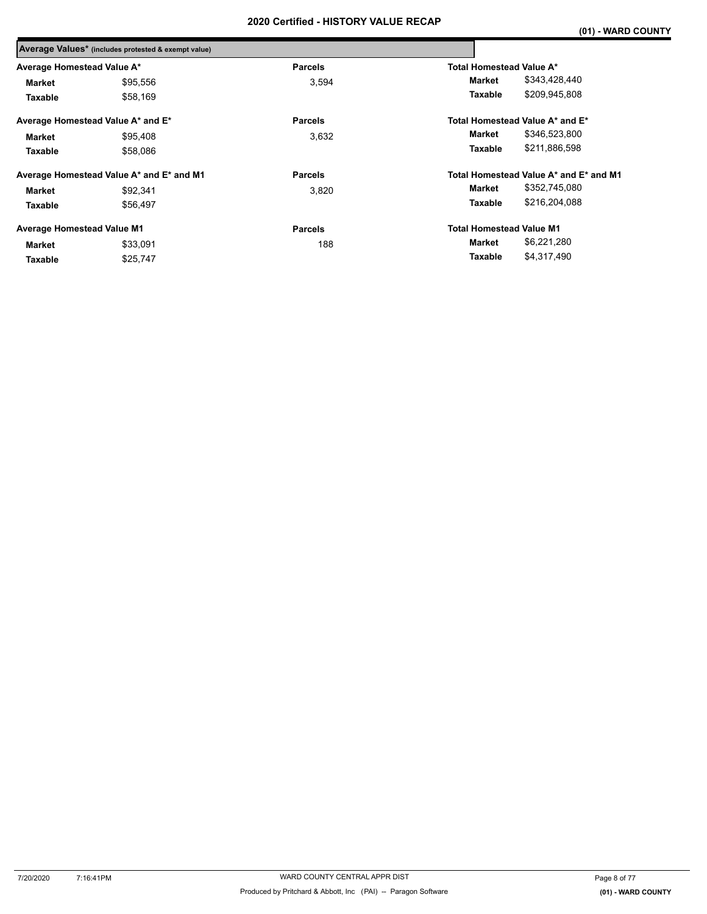# 2020 Certified - HISTORY VALUE RECAP

**(01) - WARD COUNTY**

## Average Values* (includes protested & exempt value)

| Average Homestead Value A* | | Parcels | Total Homestead Value A* | |
|---|---|---|---|---|
| **Market** | $95,556 | 3,594 | **Market** | $343,428,440 |
| **Taxable** | $58,169 | | **Taxable** | $209,945,808 |

| Average Homestead Value A* and E* | | Parcels | Total Homestead Value A* and E* | |
|---|---|---|---|---|
| **Market** | $95,408 | 3,632 | **Market** | $346,523,800 |
| **Taxable** | $58,086 | | **Taxable** | $211,886,598 |

| Average Homestead Value A* and E* and M1 | | Parcels | Total Homestead Value A* and E* and M1 | |
|---|---|---|---|---|
| **Market** | $92,341 | 3,820 | **Market** | $352,745,080 |
| **Taxable** | $56,497 | | **Taxable** | $216,204,088 |

| Average Homestead Value M1 | | Parcels | Total Homestead Value M1 | |
|---|---|---|---|---|
| **Market** | $33,091 | 188 | **Market** | $6,221,280 |
| **Taxable** | $25,747 | | **Taxable** | $4,317,490 |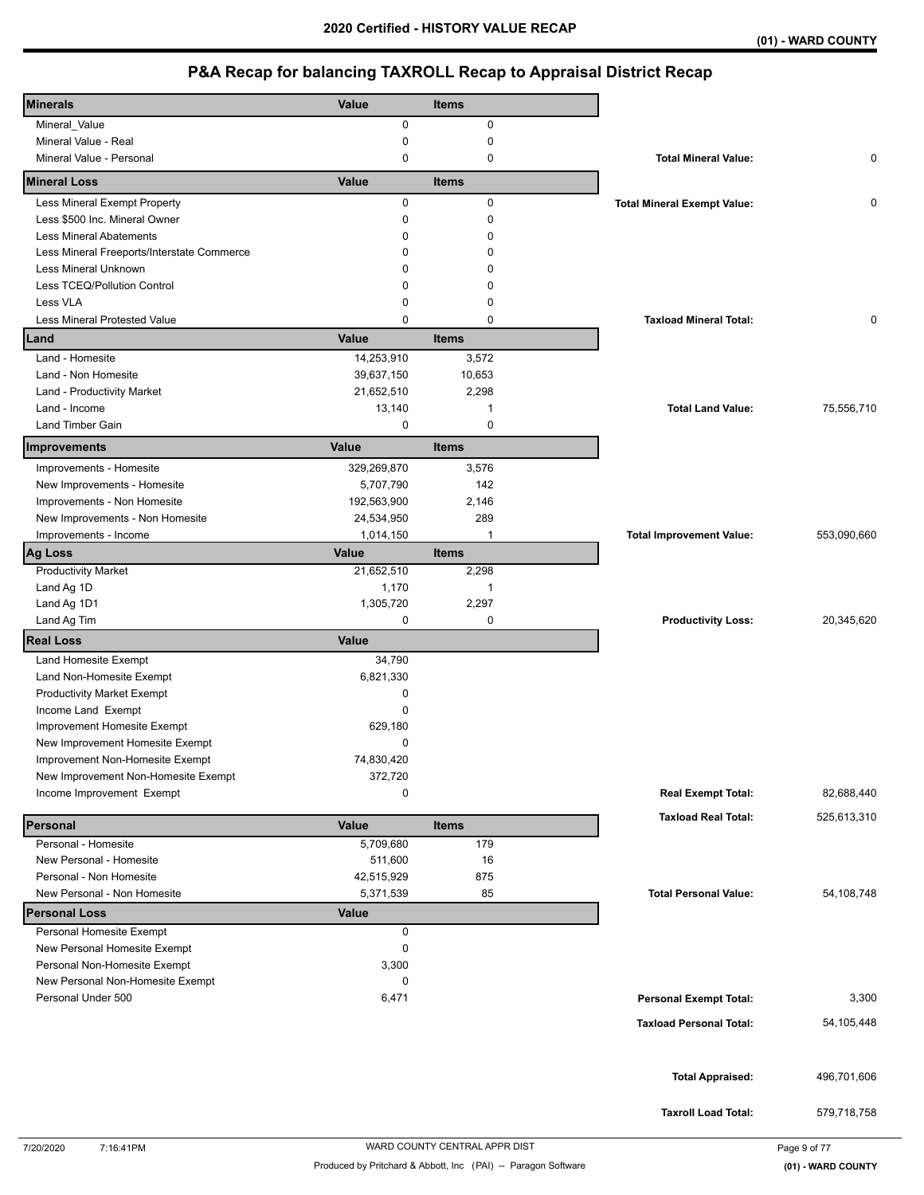# 2020 Certified - HISTORY VALUE RECAP

(01) - WARD COUNTY

## P&A Recap for balancing TAXROLL Recap to Appraisal District Recap

| Minerals | Value | Items | | |
|---|---|---|---|---|
| Mineral_Value | 0 | 0 | | |
| Mineral Value - Real | 0 | 0 | | |
| Mineral Value - Personal | 0 | 0 | **Total Mineral Value:** | 0 |
| **Mineral Loss** | **Value** | **Items** | | |
| Less Mineral Exempt Property | 0 | 0 | **Total Mineral Exempt Value:** | 0 |
| Less $500 Inc. Mineral Owner | 0 | 0 | | |
| Less Mineral Abatements | 0 | 0 | | |
| Less Mineral Freeports/Interstate Commerce | 0 | 0 | | |
| Less Mineral Unknown | 0 | 0 | | |
| Less TCEQ/Pollution Control | 0 | 0 | | |
| Less VLA | 0 | 0 | | |
| Less Mineral Protested Value | 0 | 0 | **Taxload Mineral Total:** | 0 |
| **Land** | **Value** | **Items** | | |
| Land - Homesite | 14,253,910 | 3,572 | | |
| Land - Non Homesite | 39,637,150 | 10,653 | | |
| Land - Productivity Market | 21,652,510 | 2,298 | | |
| Land - Income | 13,140 | 1 | **Total Land Value:** | 75,556,710 |
| Land Timber Gain | 0 | 0 | | |
| **Improvements** | **Value** | **Items** | | |
| Improvements - Homesite | 329,269,870 | 3,576 | | |
| New Improvements - Homesite | 5,707,790 | 142 | | |
| Improvements - Non Homesite | 192,563,900 | 2,146 | | |
| New Improvements - Non Homesite | 24,534,950 | 289 | | |
| Improvements - Income | 1,014,150 | 1 | **Total Improvement Value:** | 553,090,660 |
| **Ag Loss** | **Value** | **Items** | | |
| Productivity Market | 21,652,510 | 2,298 | | |
| Land Ag 1D | 1,170 | 1 | | |
| Land Ag 1D1 | 1,305,720 | 2,297 | | |
| Land Ag Tim | 0 | 0 | **Productivity Loss:** | 20,345,620 |
| **Real Loss** | **Value** | | | |
| Land Homesite Exempt | 34,790 | | | |
| Land Non-Homesite Exempt | 6,821,330 | | | |
| Productivity Market Exempt | 0 | | | |
| Income Land Exempt | 0 | | | |
| Improvement Homesite Exempt | 629,180 | | | |
| New Improvement Homesite Exempt | 0 | | | |
| Improvement Non-Homesite Exempt | 74,830,420 | | | |
| New Improvement Non-Homesite Exempt | 372,720 | | | |
| Income Improvement Exempt | 0 | | **Real Exempt Total:** | 82,688,440 |
| | | | **Taxload Real Total:** | 525,613,310 |
| **Personal** | **Value** | **Items** | | |
| Personal - Homesite | 5,709,680 | 179 | | |
| New Personal - Homesite | 511,600 | 16 | | |
| Personal - Non Homesite | 42,515,929 | 875 | | |
| New Personal - Non Homesite | 5,371,539 | 85 | **Total Personal Value:** | 54,108,748 |
| **Personal Loss** | **Value** | | | |
| Personal Homesite Exempt | 0 | | | |
| New Personal Homesite Exempt | 0 | | | |
| Personal Non-Homesite Exempt | 3,300 | | | |
| New Personal Non-Homesite Exempt | 0 | | | |
| Personal Under 500 | 6,471 | | **Personal Exempt Total:** | 3,300 |
| | | | **Taxload Personal Total:** | 54,105,448 |
| | | | **Total Appraised:** | 496,701,606 |
| | | | **Taxroll Load Total:** | 579,718,758 |

7/20/2020 7:16:41PM — WARD COUNTY CENTRAL APPR DIST — Produced by Pritchard & Abbott, Inc (PAI) -- Paragon Software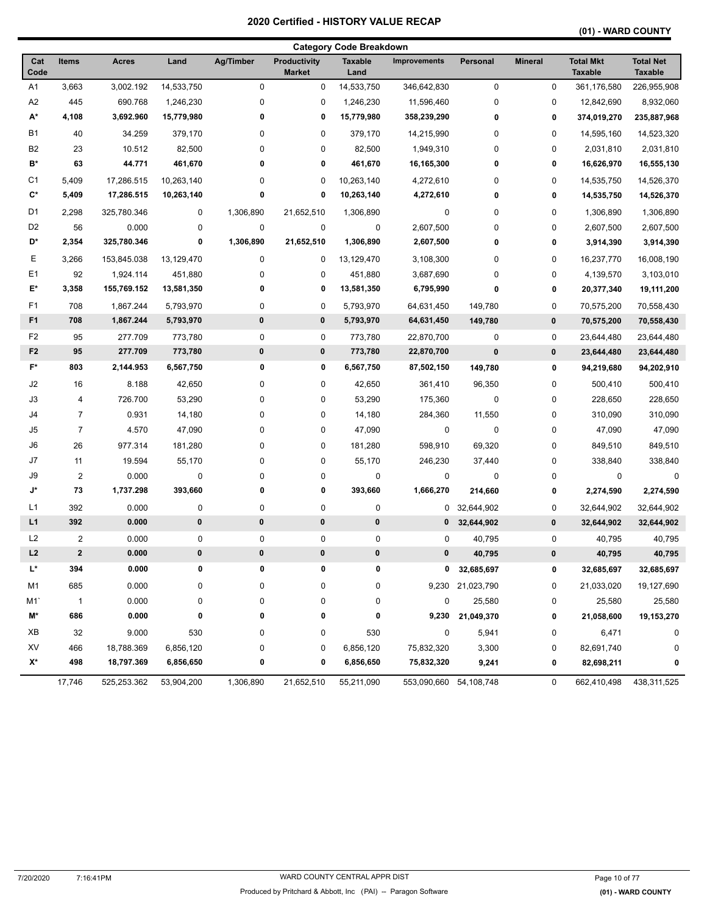# 2020 Certified - HISTORY VALUE RECAP

**(01) - WARD COUNTY**

## Category Code Breakdown

| Cat Code | Items | Acres | Land | Ag/Timber | Productivity Market | Taxable Land | Improvements | Personal | Mineral | Total Mkt Taxable | Total Net Taxable |
|---|---|---|---|---|---|---|---|---|---|---|---|
| A1 | 3,663 | 3,002.192 | 14,533,750 | 0 | 0 | 14,533,750 | 346,642,830 | 0 | 0 | 361,176,580 | 226,955,908 |
| A2 | 445 | 690.768 | 1,246,230 | 0 | 0 | 1,246,230 | 11,596,460 | 0 | 0 | 12,842,690 | 8,932,060 |
| **A*** | **4,108** | **3,692.960** | **15,779,980** | **0** | **0** | **15,779,980** | **358,239,290** | **0** | **0** | **374,019,270** | **235,887,968** |
| B1 | 40 | 34.259 | 379,170 | 0 | 0 | 379,170 | 14,215,990 | 0 | 0 | 14,595,160 | 14,523,320 |
| B2 | 23 | 10.512 | 82,500 | 0 | 0 | 82,500 | 1,949,310 | 0 | 0 | 2,031,810 | 2,031,810 |
| **B*** | **63** | **44.771** | **461,670** | **0** | **0** | **461,670** | **16,165,300** | **0** | **0** | **16,626,970** | **16,555,130** |
| C1 | 5,409 | 17,286.515 | 10,263,140 | 0 | 0 | 10,263,140 | 4,272,610 | 0 | 0 | 14,535,750 | 14,526,370 |
| **C*** | **5,409** | **17,286.515** | **10,263,140** | **0** | **0** | **10,263,140** | **4,272,610** | **0** | **0** | **14,535,750** | **14,526,370** |
| D1 | 2,298 | 325,780.346 | 0 | 1,306,890 | 21,652,510 | 1,306,890 | 0 | 0 | 0 | 1,306,890 | 1,306,890 |
| D2 | 56 | 0.000 | 0 | 0 | 0 | 0 | 2,607,500 | 0 | 0 | 2,607,500 | 2,607,500 |
| **D*** | **2,354** | **325,780.346** | **0** | **1,306,890** | **21,652,510** | **1,306,890** | **2,607,500** | **0** | **0** | **3,914,390** | **3,914,390** |
| E | 3,266 | 153,845.038 | 13,129,470 | 0 | 0 | 13,129,470 | 3,108,300 | 0 | 0 | 16,237,770 | 16,008,190 |
| E1 | 92 | 1,924.114 | 451,880 | 0 | 0 | 451,880 | 3,687,690 | 0 | 0 | 4,139,570 | 3,103,010 |
| **E*** | **3,358** | **155,769.152** | **13,581,350** | **0** | **0** | **13,581,350** | **6,795,990** | **0** | **0** | **20,377,340** | **19,111,200** |
| F1 | 708 | 1,867.244 | 5,793,970 | 0 | 0 | 5,793,970 | 64,631,450 | 149,780 | 0 | 70,575,200 | 70,558,430 |
| **F1** | **708** | **1,867.244** | **5,793,970** | **0** | **0** | **5,793,970** | **64,631,450** | **149,780** | **0** | **70,575,200** | **70,558,430** |
| F2 | 95 | 277.709 | 773,780 | 0 | 0 | 773,780 | 22,870,700 | 0 | 0 | 23,644,480 | 23,644,480 |
| **F2** | **95** | **277.709** | **773,780** | **0** | **0** | **773,780** | **22,870,700** | **0** | **0** | **23,644,480** | **23,644,480** |
| **F*** | **803** | **2,144.953** | **6,567,750** | **0** | **0** | **6,567,750** | **87,502,150** | **149,780** | **0** | **94,219,680** | **94,202,910** |
| J2 | 16 | 8.188 | 42,650 | 0 | 0 | 42,650 | 361,410 | 96,350 | 0 | 500,410 | 500,410 |
| J3 | 4 | 726.700 | 53,290 | 0 | 0 | 53,290 | 175,360 | 0 | 0 | 228,650 | 228,650 |
| J4 | 7 | 0.931 | 14,180 | 0 | 0 | 14,180 | 284,360 | 11,550 | 0 | 310,090 | 310,090 |
| J5 | 7 | 4.570 | 47,090 | 0 | 0 | 47,090 | 0 | 0 | 0 | 47,090 | 47,090 |
| J6 | 26 | 977.314 | 181,280 | 0 | 0 | 181,280 | 598,910 | 69,320 | 0 | 849,510 | 849,510 |
| J7 | 11 | 19.594 | 55,170 | 0 | 0 | 55,170 | 246,230 | 37,440 | 0 | 338,840 | 338,840 |
| J9 | 2 | 0.000 | 0 | 0 | 0 | 0 | 0 | 0 | 0 | 0 | 0 |
| **J*** | **73** | **1,737.298** | **393,660** | **0** | **0** | **393,660** | **1,666,270** | **214,660** | **0** | **2,274,590** | **2,274,590** |
| L1 | 392 | 0.000 | 0 | 0 | 0 | 0 | 0 | 32,644,902 | 0 | 32,644,902 | 32,644,902 |
| **L1** | **392** | **0.000** | **0** | **0** | **0** | **0** | **0** | **32,644,902** | **0** | **32,644,902** | **32,644,902** |
| L2 | 2 | 0.000 | 0 | 0 | 0 | 0 | 0 | 40,795 | 0 | 40,795 | 40,795 |
| **L2** | **2** | **0.000** | **0** | **0** | **0** | **0** | **0** | **40,795** | **0** | **40,795** | **40,795** |
| **L*** | **394** | **0.000** | **0** | **0** | **0** | **0** | **0** | **32,685,697** | **0** | **32,685,697** | **32,685,697** |
| M1 | 685 | 0.000 | 0 | 0 | 0 | 0 | 9,230 | 21,023,790 | 0 | 21,033,020 | 19,127,690 |
| M1` | 1 | 0.000 | 0 | 0 | 0 | 0 | 0 | 25,580 | 0 | 25,580 | 25,580 |
| **M*** | **686** | **0.000** | **0** | **0** | **0** | **0** | **9,230** | **21,049,370** | **0** | **21,058,600** | **19,153,270** |
| XB | 32 | 9.000 | 530 | 0 | 0 | 530 | 0 | 5,941 | 0 | 6,471 | 0 |
| XV | 466 | 18,788.369 | 6,856,120 | 0 | 0 | 6,856,120 | 75,832,320 | 3,300 | 0 | 82,691,740 | 0 |
| **X*** | **498** | **18,797.369** | **6,856,650** | **0** | **0** | **6,856,650** | **75,832,320** | **9,241** | **0** | **82,698,211** | **0** |
| | 17,746 | 525,253.362 | 53,904,200 | 1,306,890 | 21,652,510 | 55,211,090 | 553,090,660 | 54,108,748 | 0 | 662,410,498 | 438,311,525 |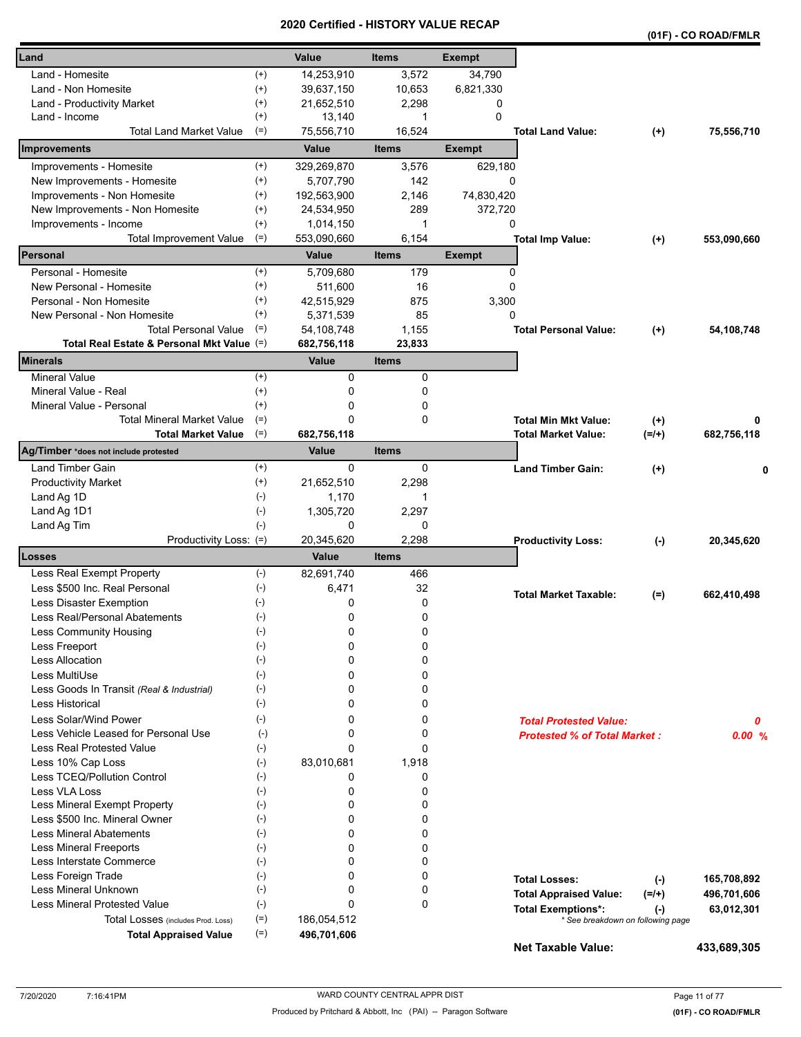# 2020 Certified - HISTORY VALUE RECAP

**(01F) - CO ROAD/FMLR**

| Land | | Value | Items | Exempt | | | |
|---|---|---|---|---|---|---|---|
| Land - Homesite | (+) | 14,253,910 | 3,572 | 34,790 | | | |
| Land - Non Homesite | (+) | 39,637,150 | 10,653 | 6,821,330 | | | |
| Land - Productivity Market | (+) | 21,652,510 | 2,298 | 0 | | | |
| Land - Income | (+) | 13,140 | 1 | 0 | | | |
| Total Land Market Value | (=) | 75,556,710 | 16,524 | | **Total Land Value:** | **(+)** | **75,556,710** |
| **Improvements** | | **Value** | **Items** | **Exempt** | | | |
| Improvements - Homesite | (+) | 329,269,870 | 3,576 | 629,180 | | | |
| New Improvements - Homesite | (+) | 5,707,790 | 142 | 0 | | | |
| Improvements - Non Homesite | (+) | 192,563,900 | 2,146 | 74,830,420 | | | |
| New Improvements - Non Homesite | (+) | 24,534,950 | 289 | 372,720 | | | |
| Improvements - Income | (+) | 1,014,150 | 1 | 0 | | | |
| Total Improvement Value | (=) | 553,090,660 | 6,154 | | **Total Imp Value:** | **(+)** | **553,090,660** |
| **Personal** | | **Value** | **Items** | **Exempt** | | | |
| Personal - Homesite | (+) | 5,709,680 | 179 | 0 | | | |
| New Personal - Homesite | (+) | 511,600 | 16 | 0 | | | |
| Personal - Non Homesite | (+) | 42,515,929 | 875 | 3,300 | | | |
| New Personal - Non Homesite | (+) | 5,371,539 | 85 | 0 | | | |
| Total Personal Value | (=) | 54,108,748 | 1,155 | | **Total Personal Value:** | **(+)** | **54,108,748** |
| **Total Real Estate & Personal Mkt Value** | (=) | **682,756,118** | **23,833** | | | | |
| **Minerals** | | **Value** | **Items** | | | | |
| Mineral Value | (+) | 0 | 0 | | | | |
| Mineral Value - Real | (+) | 0 | 0 | | | | |
| Mineral Value - Personal | (+) | 0 | 0 | | | | |
| Total Mineral Market Value | (=) | 0 | 0 | | **Total Min Mkt Value:** | **(+)** | **0** |
| **Total Market Value** | (=) | **682,756,118** | | | **Total Market Value:** | **(=/+)** | **682,756,118** |
| **Ag/Timber** *does not include protested | | **Value** | **Items** | | | | |
| Land Timber Gain | (+) | 0 | 0 | | **Land Timber Gain:** | **(+)** | **0** |
| Productivity Market | (+) | 21,652,510 | 2,298 | | | | |
| Land Ag 1D | (-) | 1,170 | 1 | | | | |
| Land Ag 1D1 | (-) | 1,305,720 | 2,297 | | | | |
| Land Ag Tim | (-) | 0 | 0 | | | | |
| Productivity Loss: | (=) | 20,345,620 | 2,298 | | **Productivity Loss:** | **(-)** | **20,345,620** |
| **Losses** | | **Value** | **Items** | | | | |
| Less Real Exempt Property | (-) | 82,691,740 | 466 | | | | |
| Less $500 Inc. Real Personal | (-) | 6,471 | 32 | | **Total Market Taxable:** | **(=)** | **662,410,498** |
| Less Disaster Exemption | (-) | 0 | 0 | | | | |
| Less Real/Personal Abatements | (-) | 0 | 0 | | | | |
| Less Community Housing | (-) | 0 | 0 | | | | |
| Less Freeport | (-) | 0 | 0 | | | | |
| Less Allocation | (-) | 0 | 0 | | | | |
| Less MultiUse | (-) | 0 | 0 | | | | |
| Less Goods In Transit *(Real & Industrial)* | (-) | 0 | 0 | | | | |
| Less Historical | (-) | 0 | 0 | | | | |
| Less Solar/Wind Power | (-) | 0 | 0 | | ***Total Protested Value:*** | | ***0*** |
| Less Vehicle Leased for Personal Use | (-) | 0 | 0 | | ***Protested % of Total Market :*** | | ***0.00 %*** |
| Less Real Protested Value | (-) | 0 | 0 | | | | |
| Less 10% Cap Loss | (-) | 83,010,681 | 1,918 | | | | |
| Less TCEQ/Pollution Control | (-) | 0 | 0 | | | | |
| Less VLA Loss | (-) | 0 | 0 | | | | |
| Less Mineral Exempt Property | (-) | 0 | 0 | | | | |
| Less $500 Inc. Mineral Owner | (-) | 0 | 0 | | | | |
| Less Mineral Abatements | (-) | 0 | 0 | | | | |
| Less Mineral Freeports | (-) | 0 | 0 | | | | |
| Less Interstate Commerce | (-) | 0 | 0 | | | | |
| Less Foreign Trade | (-) | 0 | 0 | | **Total Losses:** | **(-)** | **165,708,892** |
| Less Mineral Unknown | (-) | 0 | 0 | | **Total Appraised Value:** | **(=/+)** | **496,701,606** |
| Less Mineral Protested Value | (-) | 0 | 0 | | **Total Exemptions*:** | **(-)** | **63,012,301** |
| Total Losses (includes Prod. Loss) | (=) | 186,054,512 | | | * See breakdown on following page | | |
| **Total Appraised Value** | (=) | **496,701,606** | | | | | |
| | | | | | **Net Taxable Value:** | | **433,689,305** |

7/20/2020 7:16:41PM

WARD COUNTY CENTRAL APPR DIST

Produced by Pritchard & Abbott, Inc (PAI) -- Paragon Software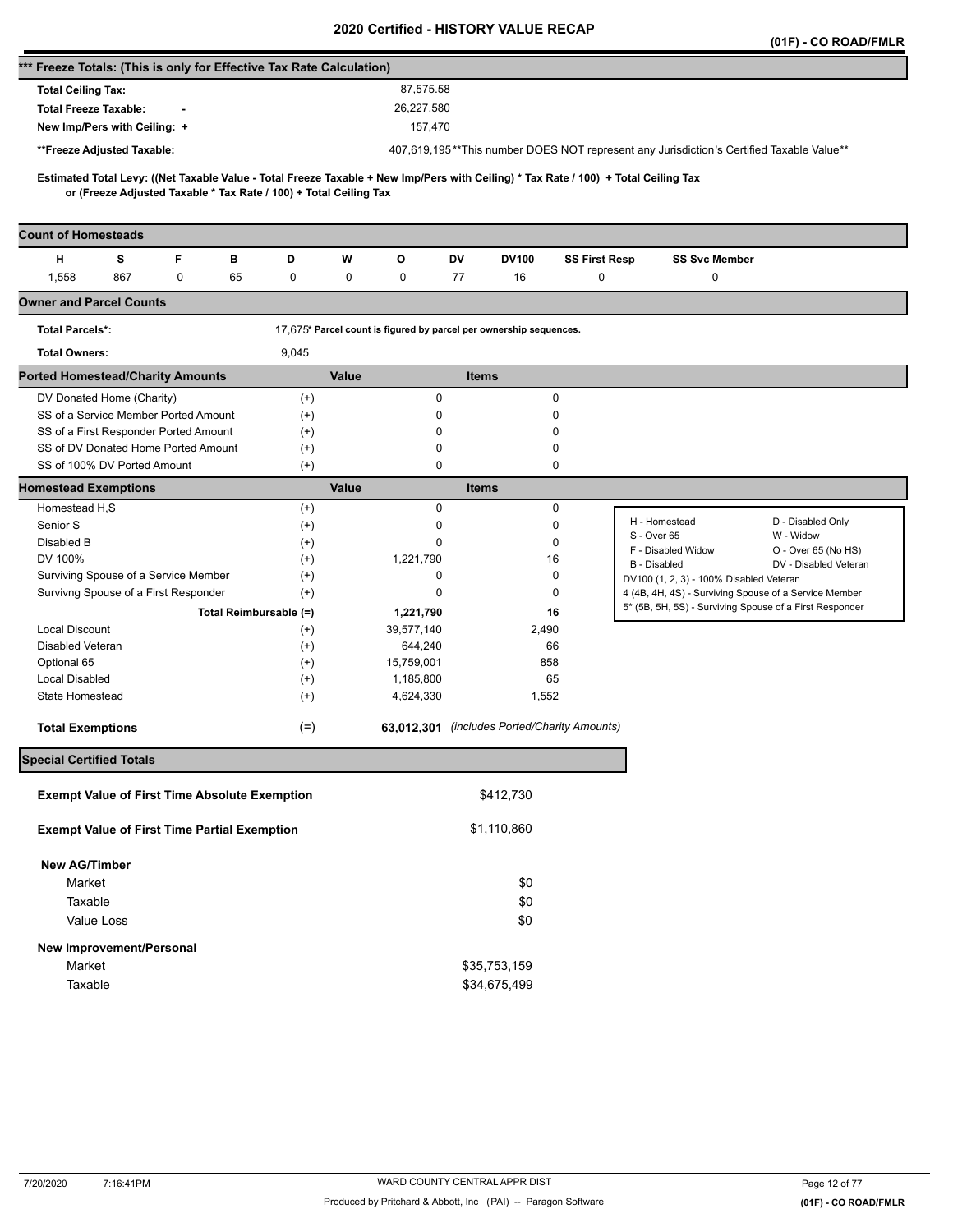# 2020 Certified - HISTORY VALUE RECAP

**(01F) - CO ROAD/FMLR**

## *** Freeze Totals: (This is only for Effective Tax Rate Calculation)

| | |
|---|---|
| **Total Ceiling Tax:** | 87,575.58 |
| **Total Freeze Taxable:** - | 26,227,580 |
| **New Imp/Pers with Ceiling:** + | 157,470 |
| **\*\*Freeze Adjusted Taxable:** | 407,619,195 **This number DOES NOT represent any Jurisdiction's Certified Taxable Value** |

**Estimated Total Levy: ((Net Taxable Value - Total Freeze Taxable + New Imp/Pers with Ceiling) * Tax Rate / 100) + Total Ceiling Tax or (Freeze Adjusted Taxable * Tax Rate / 100) + Total Ceiling Tax**

## Count of Homesteads

| H | S | F | B | D | W | O | DV | DV100 | SS First Resp | SS Svc Member |
|---|---|---|---|---|---|---|---|---|---|---|
| 1,558 | 867 | 0 | 65 | 0 | 0 | 0 | 77 | 16 | 0 | 0 |

## Owner and Parcel Counts

| | |
|---|---|
| **Total Parcels*:** | 17,675* Parcel count is figured by parcel per ownership sequences. |
| **Total Owners:** | 9,045 |

## Ported Homestead/Charity Amounts

| | | Value | Items |
|---|---|---|---|
| DV Donated Home (Charity) | (+) | 0 | 0 |
| SS of a Service Member Ported Amount | (+) | 0 | 0 |
| SS of a First Responder Ported Amount | (+) | 0 | 0 |
| SS of DV Donated Home Ported Amount | (+) | 0 | 0 |
| SS of 100% DV Ported Amount | (+) | 0 | 0 |

## Homestead Exemptions

| | | Value | Items |
|---|---|---|---|
| Homestead H,S | (+) | 0 | 0 |
| Senior S | (+) | 0 | 0 |
| Disabled B | (+) | 0 | 0 |
| DV 100% | (+) | 1,221,790 | 16 |
| Surviving Spouse of a Service Member | (+) | 0 | 0 |
| Survivng Spouse of a First Responder | (+) | 0 | 0 |
| **Total Reimbursable** | **(=)** | **1,221,790** | **16** |
| Local Discount | (+) | 39,577,140 | 2,490 |
| Disabled Veteran | (+) | 644,240 | 66 |
| Optional 65 | (+) | 15,759,001 | 858 |
| Local Disabled | (+) | 1,185,800 | 65 |
| State Homestead | (+) | 4,624,330 | 1,552 |
| **Total Exemptions** | (=) | **63,012,301** | *(includes Ported/Charity Amounts)* |

| | |
|---|---|
| H - Homestead | D - Disabled Only |
| S - Over 65 | W - Widow |
| F - Disabled Widow | O - Over 65 (No HS) |
| B - Disabled | DV - Disabled Veteran |
| DV100 (1, 2, 3) - 100% Disabled Veteran | |
| 4 (4B, 4H, 4S) - Surviving Spouse of a Service Member | |
| 5* (5B, 5H, 5S) - Surviving Spouse of a First Responder | |

## Special Certified Totals

| | |
|---|---|
| **Exempt Value of First Time Absolute Exemption** | $412,730 |
| **Exempt Value of First Time Partial Exemption** | $1,110,860 |
| **New AG/Timber** | |
| Market | $0 |
| Taxable | $0 |
| Value Loss | $0 |
| **New Improvement/Personal** | |
| Market | $35,753,159 |
| Taxable | $34,675,499 |

7/20/2020 7:16:41PM WARD COUNTY CENTRAL APPR DIST

Produced by Pritchard & Abbott, Inc (PAI) -- Paragon Software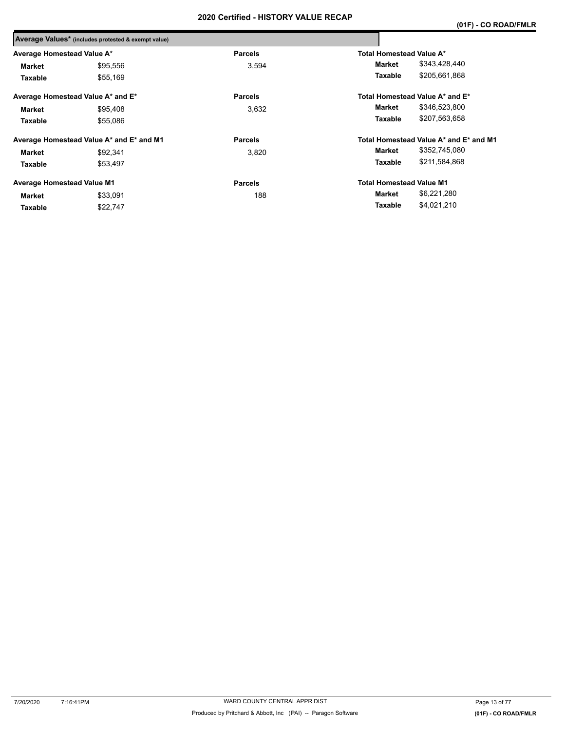# 2020 Certified - HISTORY VALUE RECAP

**(01F) - CO ROAD/FMLR**

## Average Values* (includes protested & exempt value)

| Average Homestead Value A* | | Parcels | Total Homestead Value A* | |
|---|---|---|---|---|
| **Market** | $95,556 | 3,594 | **Market** | $343,428,440 |
| **Taxable** | $55,169 | | **Taxable** | $205,661,868 |

| Average Homestead Value A* and E* | | Parcels | Total Homestead Value A* and E* | |
|---|---|---|---|---|
| **Market** | $95,408 | 3,632 | **Market** | $346,523,800 |
| **Taxable** | $55,086 | | **Taxable** | $207,563,658 |

| Average Homestead Value A* and E* and M1 | | Parcels | Total Homestead Value A* and E* and M1 | |
|---|---|---|---|---|
| **Market** | $92,341 | 3,820 | **Market** | $352,745,080 |
| **Taxable** | $53,497 | | **Taxable** | $211,584,868 |

| Average Homestead Value M1 | | Parcels | Total Homestead Value M1 | |
|---|---|---|---|---|
| **Market** | $33,091 | 188 | **Market** | $6,221,280 |
| **Taxable** | $22,747 | | **Taxable** | $4,021,210 |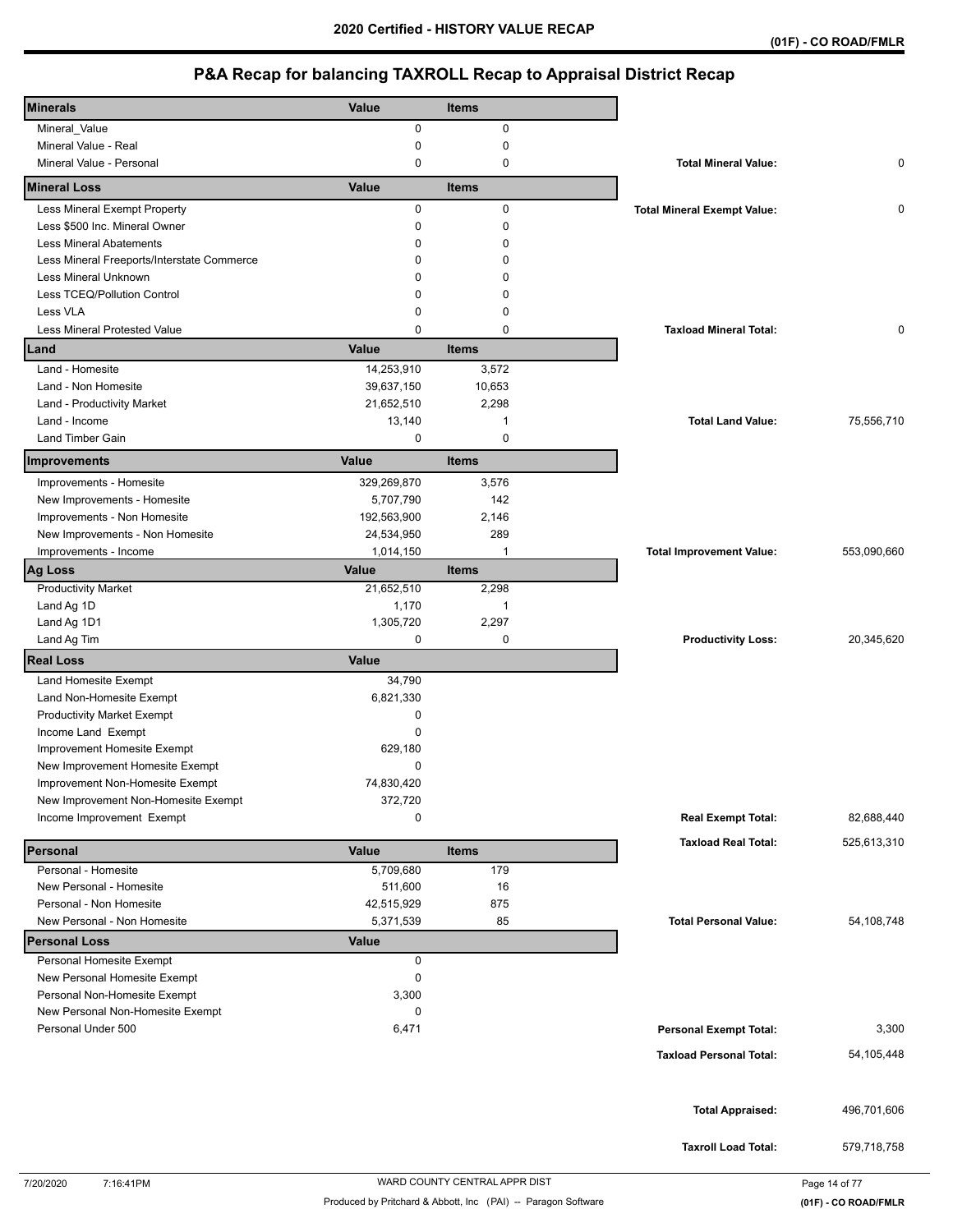# 2020 Certified - HISTORY VALUE RECAP

(01F) - CO ROAD/FMLR

## P&A Recap for balancing TAXROLL Recap to Appraisal District Recap

| Minerals | Value | Items | | |
|---|---|---|---|---|
| Mineral_Value | 0 | 0 | | |
| Mineral Value - Real | 0 | 0 | | |
| Mineral Value - Personal | 0 | 0 | **Total Mineral Value:** | 0 |
| **Mineral Loss** | **Value** | **Items** | | |
| Less Mineral Exempt Property | 0 | 0 | **Total Mineral Exempt Value:** | 0 |
| Less $500 Inc. Mineral Owner | 0 | 0 | | |
| Less Mineral Abatements | 0 | 0 | | |
| Less Mineral Freeports/Interstate Commerce | 0 | 0 | | |
| Less Mineral Unknown | 0 | 0 | | |
| Less TCEQ/Pollution Control | 0 | 0 | | |
| Less VLA | 0 | 0 | | |
| Less Mineral Protested Value | 0 | 0 | **Taxload Mineral Total:** | 0 |
| **Land** | **Value** | **Items** | | |
| Land - Homesite | 14,253,910 | 3,572 | | |
| Land - Non Homesite | 39,637,150 | 10,653 | | |
| Land - Productivity Market | 21,652,510 | 2,298 | | |
| Land - Income | 13,140 | 1 | **Total Land Value:** | 75,556,710 |
| Land Timber Gain | 0 | 0 | | |
| **Improvements** | **Value** | **Items** | | |
| Improvements - Homesite | 329,269,870 | 3,576 | | |
| New Improvements - Homesite | 5,707,790 | 142 | | |
| Improvements - Non Homesite | 192,563,900 | 2,146 | | |
| New Improvements - Non Homesite | 24,534,950 | 289 | | |
| Improvements - Income | 1,014,150 | 1 | **Total Improvement Value:** | 553,090,660 |
| **Ag Loss** | **Value** | **Items** | | |
| Productivity Market | 21,652,510 | 2,298 | | |
| Land Ag 1D | 1,170 | 1 | | |
| Land Ag 1D1 | 1,305,720 | 2,297 | | |
| Land Ag Tim | 0 | 0 | **Productivity Loss:** | 20,345,620 |
| **Real Loss** | **Value** | | | |
| Land Homesite Exempt | 34,790 | | | |
| Land Non-Homesite Exempt | 6,821,330 | | | |
| Productivity Market Exempt | 0 | | | |
| Income Land Exempt | 0 | | | |
| Improvement Homesite Exempt | 629,180 | | | |
| New Improvement Homesite Exempt | 0 | | | |
| Improvement Non-Homesite Exempt | 74,830,420 | | | |
| New Improvement Non-Homesite Exempt | 372,720 | | | |
| Income Improvement Exempt | 0 | | **Real Exempt Total:** | 82,688,440 |
| | | | **Taxload Real Total:** | 525,613,310 |
| **Personal** | **Value** | **Items** | | |
| Personal - Homesite | 5,709,680 | 179 | | |
| New Personal - Homesite | 511,600 | 16 | | |
| Personal - Non Homesite | 42,515,929 | 875 | | |
| New Personal - Non Homesite | 5,371,539 | 85 | **Total Personal Value:** | 54,108,748 |
| **Personal Loss** | **Value** | | | |
| Personal Homesite Exempt | 0 | | | |
| New Personal Homesite Exempt | 0 | | | |
| Personal Non-Homesite Exempt | 3,300 | | | |
| New Personal Non-Homesite Exempt | 0 | | | |
| Personal Under 500 | 6,471 | | **Personal Exempt Total:** | 3,300 |
| | | | **Taxload Personal Total:** | 54,105,448 |
| | | | **Total Appraised:** | 496,701,606 |
| | | | **Taxroll Load Total:** | 579,718,758 |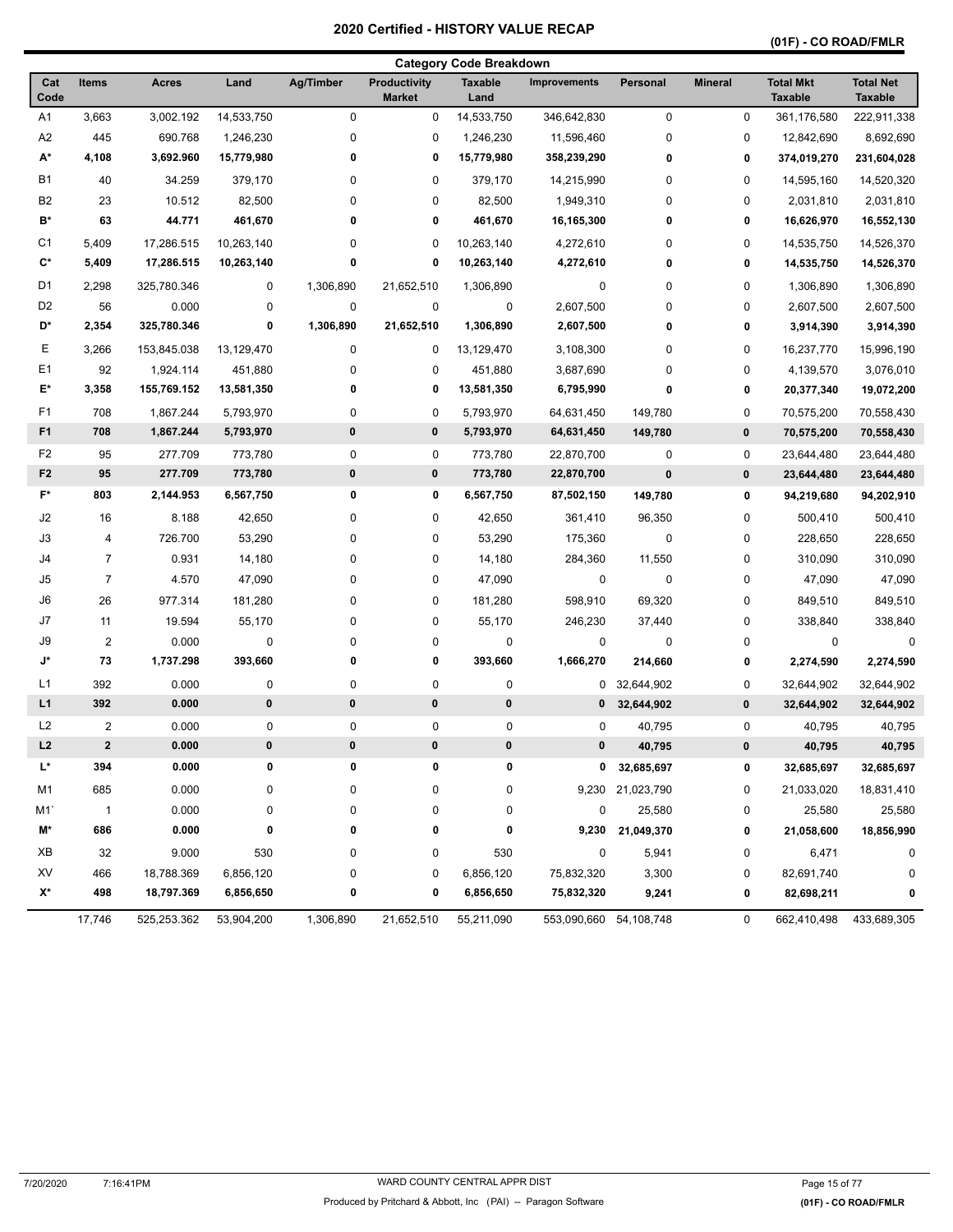# 2020 Certified - HISTORY VALUE RECAP

(01F) - CO ROAD/FMLR

## Category Code Breakdown

| Cat Code | Items | Acres | Land | Ag/Timber | Productivity Market | Taxable Land | Improvements | Personal | Mineral | Total Mkt Taxable | Total Net Taxable |
|---|---|---|---|---|---|---|---|---|---|---|---|
| A1 | 3,663 | 3,002.192 | 14,533,750 | 0 | 0 | 14,533,750 | 346,642,830 | 0 | 0 | 361,176,580 | 222,911,338 |
| A2 | 445 | 690.768 | 1,246,230 | 0 | 0 | 1,246,230 | 11,596,460 | 0 | 0 | 12,842,690 | 8,692,690 |
| **A*** | **4,108** | **3,692.960** | **15,779,980** | **0** | **0** | **15,779,980** | **358,239,290** | **0** | **0** | **374,019,270** | **231,604,028** |
| B1 | 40 | 34.259 | 379,170 | 0 | 0 | 379,170 | 14,215,990 | 0 | 0 | 14,595,160 | 14,520,320 |
| B2 | 23 | 10.512 | 82,500 | 0 | 0 | 82,500 | 1,949,310 | 0 | 0 | 2,031,810 | 2,031,810 |
| **B*** | **63** | **44.771** | **461,670** | **0** | **0** | **461,670** | **16,165,300** | **0** | **0** | **16,626,970** | **16,552,130** |
| C1 | 5,409 | 17,286.515 | 10,263,140 | 0 | 0 | 10,263,140 | 4,272,610 | 0 | 0 | 14,535,750 | 14,526,370 |
| **C*** | **5,409** | **17,286.515** | **10,263,140** | **0** | **0** | **10,263,140** | **4,272,610** | **0** | **0** | **14,535,750** | **14,526,370** |
| D1 | 2,298 | 325,780.346 | 0 | 1,306,890 | 21,652,510 | 1,306,890 | 0 | 0 | 0 | 1,306,890 | 1,306,890 |
| D2 | 56 | 0.000 | 0 | 0 | 0 | 0 | 2,607,500 | 0 | 0 | 2,607,500 | 2,607,500 |
| **D*** | **2,354** | **325,780.346** | **0** | **1,306,890** | **21,652,510** | **1,306,890** | **2,607,500** | **0** | **0** | **3,914,390** | **3,914,390** |
| E | 3,266 | 153,845.038 | 13,129,470 | 0 | 0 | 13,129,470 | 3,108,300 | 0 | 0 | 16,237,770 | 15,996,190 |
| E1 | 92 | 1,924.114 | 451,880 | 0 | 0 | 451,880 | 3,687,690 | 0 | 0 | 4,139,570 | 3,076,010 |
| **E*** | **3,358** | **155,769.152** | **13,581,350** | **0** | **0** | **13,581,350** | **6,795,990** | **0** | **0** | **20,377,340** | **19,072,200** |
| F1 | 708 | 1,867.244 | 5,793,970 | 0 | 0 | 5,793,970 | 64,631,450 | 149,780 | 0 | 70,575,200 | 70,558,430 |
| **F1** | **708** | **1,867.244** | **5,793,970** | **0** | **0** | **5,793,970** | **64,631,450** | **149,780** | **0** | **70,575,200** | **70,558,430** |
| F2 | 95 | 277.709 | 773,780 | 0 | 0 | 773,780 | 22,870,700 | 0 | 0 | 23,644,480 | 23,644,480 |
| **F2** | **95** | **277.709** | **773,780** | **0** | **0** | **773,780** | **22,870,700** | **0** | **0** | **23,644,480** | **23,644,480** |
| **F*** | **803** | **2,144.953** | **6,567,750** | **0** | **0** | **6,567,750** | **87,502,150** | **149,780** | **0** | **94,219,680** | **94,202,910** |
| J2 | 16 | 8.188 | 42,650 | 0 | 0 | 42,650 | 361,410 | 96,350 | 0 | 500,410 | 500,410 |
| J3 | 4 | 726.700 | 53,290 | 0 | 0 | 53,290 | 175,360 | 0 | 0 | 228,650 | 228,650 |
| J4 | 7 | 0.931 | 14,180 | 0 | 0 | 14,180 | 284,360 | 11,550 | 0 | 310,090 | 310,090 |
| J5 | 7 | 4.570 | 47,090 | 0 | 0 | 47,090 | 0 | 0 | 0 | 47,090 | 47,090 |
| J6 | 26 | 977.314 | 181,280 | 0 | 0 | 181,280 | 598,910 | 69,320 | 0 | 849,510 | 849,510 |
| J7 | 11 | 19.594 | 55,170 | 0 | 0 | 55,170 | 246,230 | 37,440 | 0 | 338,840 | 338,840 |
| J9 | 2 | 0.000 | 0 | 0 | 0 | 0 | 0 | 0 | 0 | 0 | 0 |
| **J*** | **73** | **1,737.298** | **393,660** | **0** | **0** | **393,660** | **1,666,270** | **214,660** | **0** | **2,274,590** | **2,274,590** |
| L1 | 392 | 0.000 | 0 | 0 | 0 | 0 | 0 | 32,644,902 | 0 | 32,644,902 | 32,644,902 |
| **L1** | **392** | **0.000** | **0** | **0** | **0** | **0** | **0** | **32,644,902** | **0** | **32,644,902** | **32,644,902** |
| L2 | 2 | 0.000 | 0 | 0 | 0 | 0 | 0 | 40,795 | 0 | 40,795 | 40,795 |
| **L2** | **2** | **0.000** | **0** | **0** | **0** | **0** | **0** | **40,795** | **0** | **40,795** | **40,795** |
| **L*** | **394** | **0.000** | **0** | **0** | **0** | **0** | **0** | **32,685,697** | **0** | **32,685,697** | **32,685,697** |
| M1 | 685 | 0.000 | 0 | 0 | 0 | 0 | 9,230 | 21,023,790 | 0 | 21,033,020 | 18,831,410 |
| M1` | 1 | 0.000 | 0 | 0 | 0 | 0 | 0 | 25,580 | 0 | 25,580 | 25,580 |
| **M*** | **686** | **0.000** | **0** | **0** | **0** | **0** | **9,230** | **21,049,370** | **0** | **21,058,600** | **18,856,990** |
| XB | 32 | 9.000 | 530 | 0 | 0 | 530 | 0 | 5,941 | 0 | 6,471 | 0 |
| XV | 466 | 18,788.369 | 6,856,120 | 0 | 0 | 6,856,120 | 75,832,320 | 3,300 | 0 | 82,691,740 | 0 |
| **X*** | **498** | **18,797.369** | **6,856,650** | **0** | **0** | **6,856,650** | **75,832,320** | **9,241** | **0** | **82,698,211** | **0** |
| | 17,746 | 525,253.362 | 53,904,200 | 1,306,890 | 21,652,510 | 55,211,090 | 553,090,660 | 54,108,748 | 0 | 662,410,498 | 433,689,305 |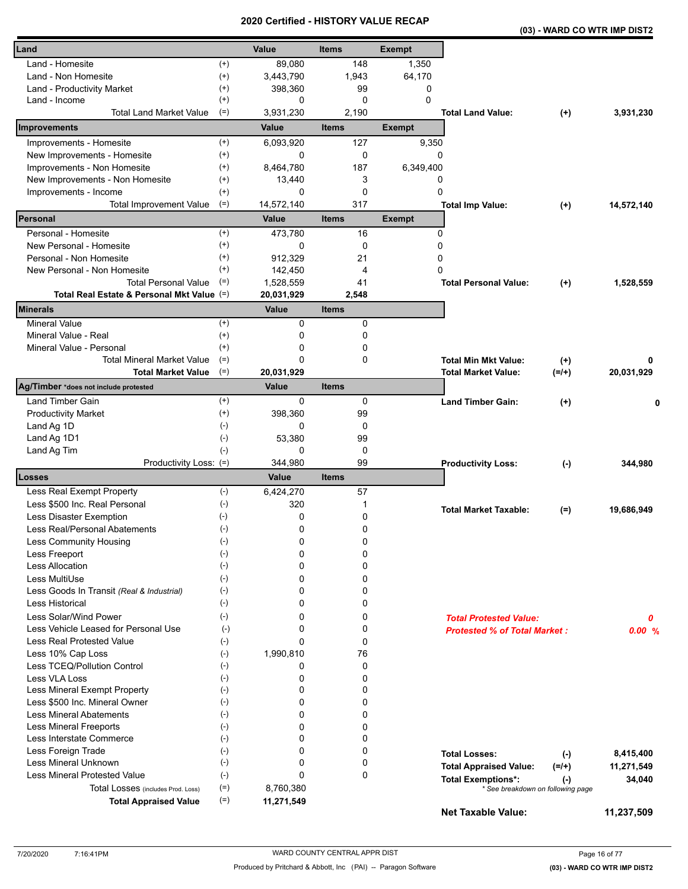# 2020 Certified - HISTORY VALUE RECAP

**(03) - WARD CO WTR IMP DIST2**

| Land | | Value | Items | Exempt | | | |
|---|---|---|---|---|---|---|---|
| Land - Homesite | (+) | 89,080 | 148 | 1,350 | | | |
| Land - Non Homesite | (+) | 3,443,790 | 1,943 | 64,170 | | | |
| Land - Productivity Market | (+) | 398,360 | 99 | 0 | | | |
| Land - Income | (+) | 0 | 0 | 0 | | | |
| Total Land Market Value | (=) | 3,931,230 | 2,190 | | **Total Land Value:** | **(+)** | **3,931,230** |
| **Improvements** | | **Value** | **Items** | **Exempt** | | | |
| Improvements - Homesite | (+) | 6,093,920 | 127 | 9,350 | | | |
| New Improvements - Homesite | (+) | 0 | 0 | 0 | | | |
| Improvements - Non Homesite | (+) | 8,464,780 | 187 | 6,349,400 | | | |
| New Improvements - Non Homesite | (+) | 13,440 | 3 | 0 | | | |
| Improvements - Income | (+) | 0 | 0 | 0 | | | |
| Total Improvement Value | (=) | 14,572,140 | 317 | | **Total Imp Value:** | **(+)** | **14,572,140** |
| **Personal** | | **Value** | **Items** | **Exempt** | | | |
| Personal - Homesite | (+) | 473,780 | 16 | 0 | | | |
| New Personal - Homesite | (+) | 0 | 0 | 0 | | | |
| Personal - Non Homesite | (+) | 912,329 | 21 | 0 | | | |
| New Personal - Non Homesite | (+) | 142,450 | 4 | 0 | | | |
| Total Personal Value | (=) | 1,528,559 | 41 | | **Total Personal Value:** | **(+)** | **1,528,559** |
| **Total Real Estate & Personal Mkt Value** | (=) | **20,031,929** | **2,548** | | | | |
| **Minerals** | | **Value** | **Items** | | | | |
| Mineral Value | (+) | 0 | 0 | | | | |
| Mineral Value - Real | (+) | 0 | 0 | | | | |
| Mineral Value - Personal | (+) | 0 | 0 | | | | |
| Total Mineral Market Value | (=) | 0 | 0 | | **Total Min Mkt Value:** | **(+)** | **0** |
| **Total Market Value** | (=) | **20,031,929** | | | **Total Market Value:** | **(=/+)** | **20,031,929** |
| **Ag/Timber** *does not include protested | | **Value** | **Items** | | | | |
| Land Timber Gain | (+) | 0 | 0 | | **Land Timber Gain:** | **(+)** | **0** |
| Productivity Market | (+) | 398,360 | 99 | | | | |
| Land Ag 1D | (-) | 0 | 0 | | | | |
| Land Ag 1D1 | (-) | 53,380 | 99 | | | | |
| Land Ag Tim | (-) | 0 | 0 | | | | |
| Productivity Loss: | (=) | 344,980 | 99 | | **Productivity Loss:** | **(-)** | **344,980** |
| **Losses** | | **Value** | **Items** | | | | |
| Less Real Exempt Property | (-) | 6,424,270 | 57 | | | | |
| Less $500 Inc. Real Personal | (-) | 320 | 1 | | **Total Market Taxable:** | **(=)** | **19,686,949** |
| Less Disaster Exemption | (-) | 0 | 0 | | | | |
| Less Real/Personal Abatements | (-) | 0 | 0 | | | | |
| Less Community Housing | (-) | 0 | 0 | | | | |
| Less Freeport | (-) | 0 | 0 | | | | |
| Less Allocation | (-) | 0 | 0 | | | | |
| Less MultiUse | (-) | 0 | 0 | | | | |
| Less Goods In Transit *(Real & Industrial)* | (-) | 0 | 0 | | | | |
| Less Historical | (-) | 0 | 0 | | | | |
| Less Solar/Wind Power | (-) | 0 | 0 | | ***Total Protested Value:*** | | ***0*** |
| Less Vehicle Leased for Personal Use | (-) | 0 | 0 | | ***Protested % of Total Market :*** | | ***0.00 %*** |
| Less Real Protested Value | (-) | 0 | 0 | | | | |
| Less 10% Cap Loss | (-) | 1,990,810 | 76 | | | | |
| Less TCEQ/Pollution Control | (-) | 0 | 0 | | | | |
| Less VLA Loss | (-) | 0 | 0 | | | | |
| Less Mineral Exempt Property | (-) | 0 | 0 | | | | |
| Less $500 Inc. Mineral Owner | (-) | 0 | 0 | | | | |
| Less Mineral Abatements | (-) | 0 | 0 | | | | |
| Less Mineral Freeports | (-) | 0 | 0 | | | | |
| Less Interstate Commerce | (-) | 0 | 0 | | | | |
| Less Foreign Trade | (-) | 0 | 0 | | **Total Losses:** | **(-)** | **8,415,400** |
| Less Mineral Unknown | (-) | 0 | 0 | | **Total Appraised Value:** | **(=/+)** | **11,271,549** |
| Less Mineral Protested Value | (-) | 0 | 0 | | **Total Exemptions*:** | **(-)** | **34,040** |
| Total Losses (includes Prod. Loss) | (=) | 8,760,380 | | | * See breakdown on following page | | |
| **Total Appraised Value** | (=) | **11,271,549** | | | | | |
| | | | | | **Net Taxable Value:** | | **11,237,509** |

7/20/2020 7:16:41PM

WARD COUNTY CENTRAL APPR DIST

Produced by Pritchard & Abbott, Inc (PAI) -- Paragon Software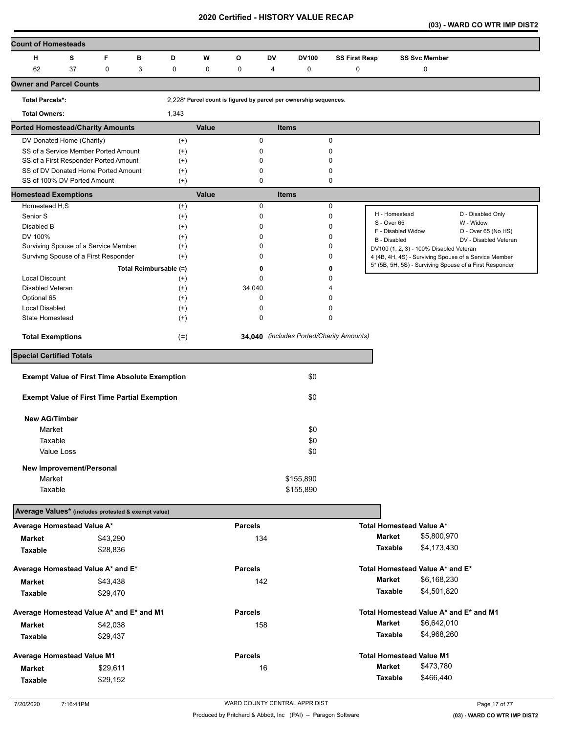# 2020 Certified - HISTORY VALUE RECAP

**(03) - WARD CO WTR IMP DIST2**

## Count of Homesteads

| H | S | F | B | D | W | O | DV | DV100 | SS First Resp | SS Svc Member |
|---|---|---|---|---|---|---|---|---|---|---|
| 62 | 37 | 0 | 3 | 0 | 0 | 0 | 4 | 0 | 0 | 0 |

## Owner and Parcel Counts

| | | |
|---|---|---|
| **Total Parcels*:** | 2,228 | * Parcel count is figured by parcel per ownership sequences. |
| **Total Owners:** | 1,343 | |

## Ported Homestead/Charity Amounts

| | | Value | Items |
|---|---|---|---|
| DV Donated Home (Charity) | (+) | 0 | 0 |
| SS of a Service Member Ported Amount | (+) | 0 | 0 |
| SS of a First Responder Ported Amount | (+) | 0 | 0 |
| SS of DV Donated Home Ported Amount | (+) | 0 | 0 |
| SS of 100% DV Ported Amount | (+) | 0 | 0 |

## Homestead Exemptions

| | | Value | Items |
|---|---|---|---|
| Homestead H,S | (+) | 0 | 0 |
| Senior S | (+) | 0 | 0 |
| Disabled B | (+) | 0 | 0 |
| DV 100% | (+) | 0 | 0 |
| Surviving Spouse of a Service Member | (+) | 0 | 0 |
| Survivng Spouse of a First Responder | (+) | 0 | 0 |
| Total Reimbursable | (=) | **0** | **0** |
| Local Discount | (+) | 0 | 0 |
| Disabled Veteran | (+) | 34,040 | 4 |
| Optional 65 | (+) | 0 | 0 |
| Local Disabled | (+) | 0 | 0 |
| State Homestead | (+) | 0 | 0 |
| **Total Exemptions** | (=) | **34,040** | *(includes Ported/Charity Amounts)* |

| | |
|---|---|
| H - Homestead | D - Disabled Only |
| S - Over 65 | W - Widow |
| F - Disabled Widow | O - Over 65 (No HS) |
| B - Disabled | DV - Disabled Veteran |
| DV100 (1, 2, 3) - 100% Disabled Veteran | |
| 4 (4B, 4H, 4S) - Surviving Spouse of a Service Member | |
| 5* (5B, 5H, 5S) - Surviving Spouse of a First Responder | |

## Special Certified Totals

| | |
|---|---|
| **Exempt Value of First Time Absolute Exemption** | $0 |
| **Exempt Value of First Time Partial Exemption** | $0 |
| **New AG/Timber** | |
| Market | $0 |
| Taxable | $0 |
| Value Loss | $0 |
| **New Improvement/Personal** | |
| Market | $155,890 |
| Taxable | $155,890 |

## Average Values* (includes protested & exempt value)

| Average Homestead Value A* | | Parcels | Total Homestead Value A* | |
|---|---|---|---|---|
| **Market** | $43,290 | 134 | **Market** | $5,800,970 |
| **Taxable** | $28,836 | | **Taxable** | $4,173,430 |

| Average Homestead Value A* and E* | | Parcels | Total Homestead Value A* and E* | |
|---|---|---|---|---|
| **Market** | $43,438 | 142 | **Market** | $6,168,230 |
| **Taxable** | $29,470 | | **Taxable** | $4,501,820 |

| Average Homestead Value A* and E* and M1 | | Parcels | Total Homestead Value A* and E* and M1 | |
|---|---|---|---|---|
| **Market** | $42,038 | 158 | **Market** | $6,642,010 |
| **Taxable** | $29,437 | | **Taxable** | $4,968,260 |

| Average Homestead Value M1 | | Parcels | Total Homestead Value M1 | |
|---|---|---|---|---|
| **Market** | $29,611 | 16 | **Market** | $473,780 |
| **Taxable** | $29,152 | | **Taxable** | $466,440 |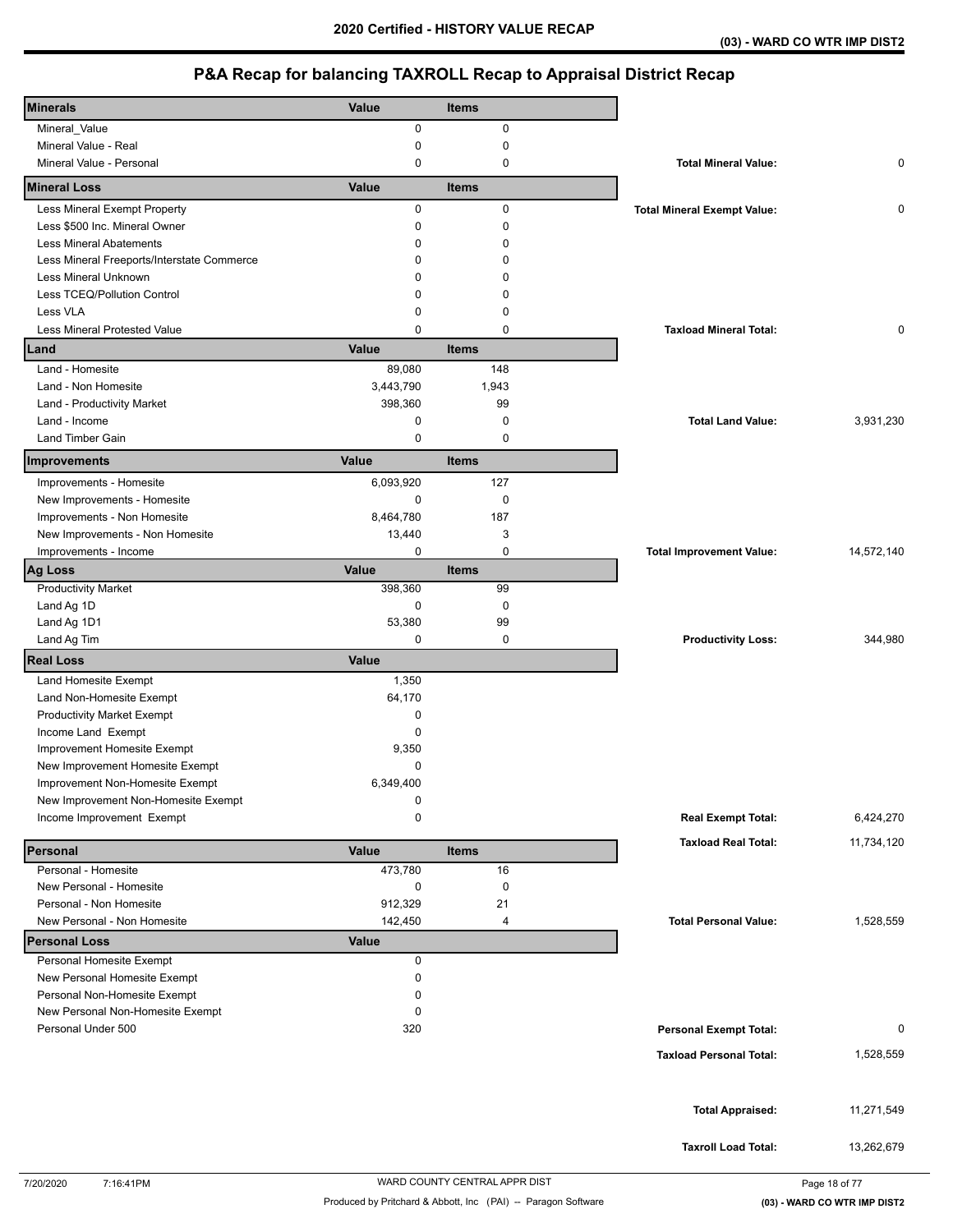# 2020 Certified - HISTORY VALUE RECAP

(03) - WARD CO WTR IMP DIST2

## P&A Recap for balancing TAXROLL Recap to Appraisal District Recap

| Minerals | Value | Items | | |
|---|---|---|---|---|
| Mineral_Value | 0 | 0 | | |
| Mineral Value - Real | 0 | 0 | | |
| Mineral Value - Personal | 0 | 0 | **Total Mineral Value:** | 0 |
| **Mineral Loss** | **Value** | **Items** | | |
| Less Mineral Exempt Property | 0 | 0 | **Total Mineral Exempt Value:** | 0 |
| Less $500 Inc. Mineral Owner | 0 | 0 | | |
| Less Mineral Abatements | 0 | 0 | | |
| Less Mineral Freeports/Interstate Commerce | 0 | 0 | | |
| Less Mineral Unknown | 0 | 0 | | |
| Less TCEQ/Pollution Control | 0 | 0 | | |
| Less VLA | 0 | 0 | | |
| Less Mineral Protested Value | 0 | 0 | **Taxload Mineral Total:** | 0 |
| **Land** | **Value** | **Items** | | |
| Land - Homesite | 89,080 | 148 | | |
| Land - Non Homesite | 3,443,790 | 1,943 | | |
| Land - Productivity Market | 398,360 | 99 | | |
| Land - Income | 0 | 0 | **Total Land Value:** | 3,931,230 |
| Land Timber Gain | 0 | 0 | | |
| **Improvements** | **Value** | **Items** | | |
| Improvements - Homesite | 6,093,920 | 127 | | |
| New Improvements - Homesite | 0 | 0 | | |
| Improvements - Non Homesite | 8,464,780 | 187 | | |
| New Improvements - Non Homesite | 13,440 | 3 | | |
| Improvements - Income | 0 | 0 | **Total Improvement Value:** | 14,572,140 |
| **Ag Loss** | **Value** | **Items** | | |
| Productivity Market | 398,360 | 99 | | |
| Land Ag 1D | 0 | 0 | | |
| Land Ag 1D1 | 53,380 | 99 | | |
| Land Ag Tim | 0 | 0 | **Productivity Loss:** | 344,980 |
| **Real Loss** | **Value** | | | |
| Land Homesite Exempt | 1,350 | | | |
| Land Non-Homesite Exempt | 64,170 | | | |
| Productivity Market Exempt | 0 | | | |
| Income Land Exempt | 0 | | | |
| Improvement Homesite Exempt | 9,350 | | | |
| New Improvement Homesite Exempt | 0 | | | |
| Improvement Non-Homesite Exempt | 6,349,400 | | | |
| New Improvement Non-Homesite Exempt | 0 | | | |
| Income Improvement Exempt | 0 | | **Real Exempt Total:** | 6,424,270 |
| | | | **Taxload Real Total:** | 11,734,120 |
| **Personal** | **Value** | **Items** | | |
| Personal - Homesite | 473,780 | 16 | | |
| New Personal - Homesite | 0 | 0 | | |
| Personal - Non Homesite | 912,329 | 21 | | |
| New Personal - Non Homesite | 142,450 | 4 | **Total Personal Value:** | 1,528,559 |
| **Personal Loss** | **Value** | | | |
| Personal Homesite Exempt | 0 | | | |
| New Personal Homesite Exempt | 0 | | | |
| Personal Non-Homesite Exempt | 0 | | | |
| New Personal Non-Homesite Exempt | 0 | | | |
| Personal Under 500 | 320 | | **Personal Exempt Total:** | 0 |
| | | | **Taxload Personal Total:** | 1,528,559 |
| | | | **Total Appraised:** | 11,271,549 |
| | | | **Taxroll Load Total:** | 13,262,679 |

7/20/2020 7:16:41PM WARD COUNTY CENTRAL APPR DIST

Produced by Pritchard & Abbott, Inc (PAI) -- Paragon Software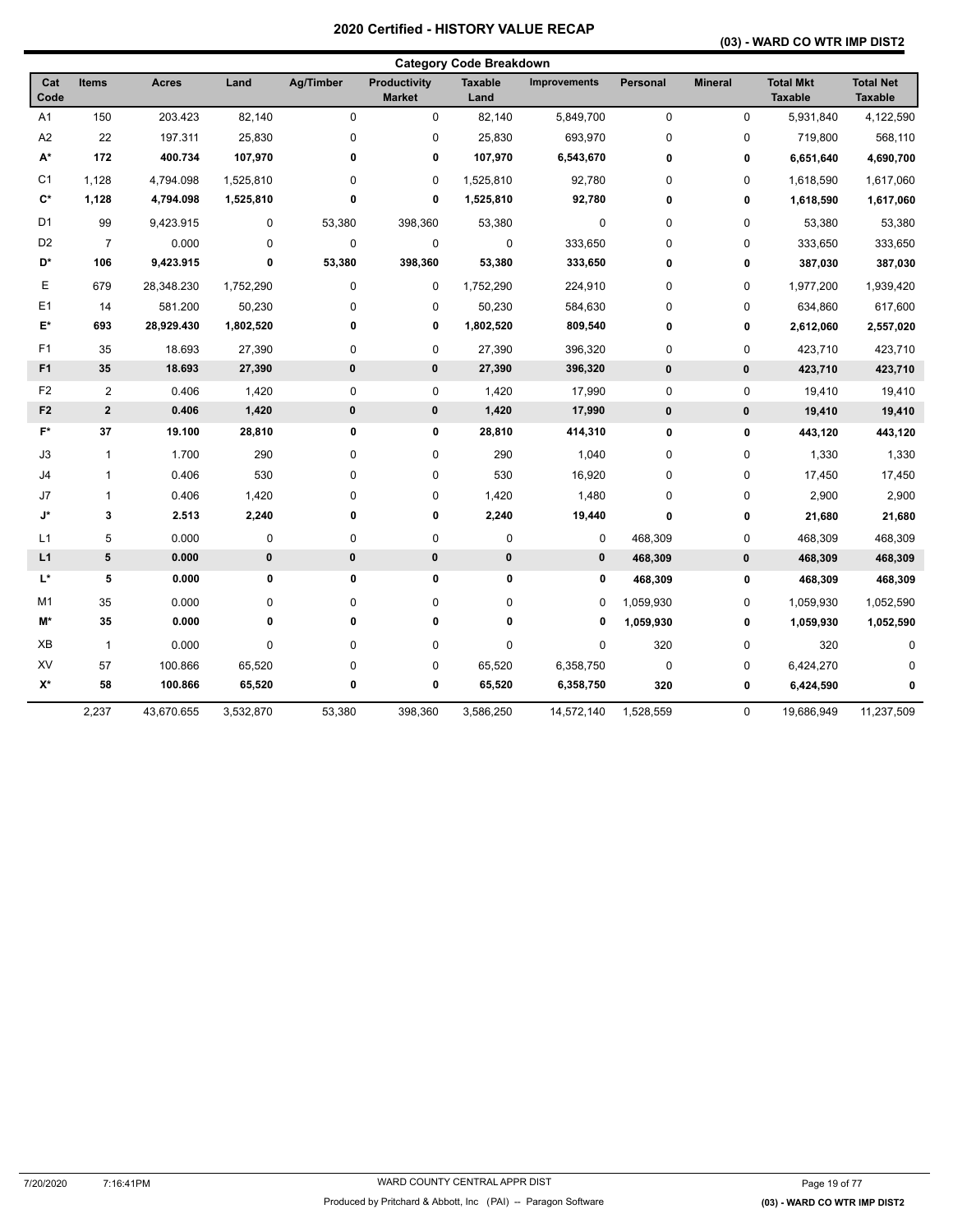# 2020 Certified - HISTORY VALUE RECAP

## (03) - WARD CO WTR IMP DIST2

### Category Code Breakdown

| Cat Code | Items | Acres | Land | Ag/Timber | Productivity Market | Taxable Land | Improvements | Personal | Mineral | Total Mkt Taxable | Total Net Taxable |
|---|---|---|---|---|---|---|---|---|---|---|---|
| A1 | 150 | 203.423 | 82,140 | 0 | 0 | 82,140 | 5,849,700 | 0 | 0 | 5,931,840 | 4,122,590 |
| A2 | 22 | 197.311 | 25,830 | 0 | 0 | 25,830 | 693,970 | 0 | 0 | 719,800 | 568,110 |
| **A*** | **172** | **400.734** | **107,970** | **0** | **0** | **107,970** | **6,543,670** | **0** | **0** | **6,651,640** | **4,690,700** |
| C1 | 1,128 | 4,794.098 | 1,525,810 | 0 | 0 | 1,525,810 | 92,780 | 0 | 0 | 1,618,590 | 1,617,060 |
| **C*** | **1,128** | **4,794.098** | **1,525,810** | **0** | **0** | **1,525,810** | **92,780** | **0** | **0** | **1,618,590** | **1,617,060** |
| D1 | 99 | 9,423.915 | 0 | 53,380 | 398,360 | 53,380 | 0 | 0 | 0 | 53,380 | 53,380 |
| D2 | 7 | 0.000 | 0 | 0 | 0 | 0 | 333,650 | 0 | 0 | 333,650 | 333,650 |
| **D*** | **106** | **9,423.915** | **0** | **53,380** | **398,360** | **53,380** | **333,650** | **0** | **0** | **387,030** | **387,030** |
| E | 679 | 28,348.230 | 1,752,290 | 0 | 0 | 1,752,290 | 224,910 | 0 | 0 | 1,977,200 | 1,939,420 |
| E1 | 14 | 581.200 | 50,230 | 0 | 0 | 50,230 | 584,630 | 0 | 0 | 634,860 | 617,600 |
| **E*** | **693** | **28,929.430** | **1,802,520** | **0** | **0** | **1,802,520** | **809,540** | **0** | **0** | **2,612,060** | **2,557,020** |
| F1 | 35 | 18.693 | 27,390 | 0 | 0 | 27,390 | 396,320 | 0 | 0 | 423,710 | 423,710 |
| **F1** | **35** | **18.693** | **27,390** | **0** | **0** | **27,390** | **396,320** | **0** | **0** | **423,710** | **423,710** |
| F2 | 2 | 0.406 | 1,420 | 0 | 0 | 1,420 | 17,990 | 0 | 0 | 19,410 | 19,410 |
| **F2** | **2** | **0.406** | **1,420** | **0** | **0** | **1,420** | **17,990** | **0** | **0** | **19,410** | **19,410** |
| **F*** | **37** | **19.100** | **28,810** | **0** | **0** | **28,810** | **414,310** | **0** | **0** | **443,120** | **443,120** |
| J3 | 1 | 1.700 | 290 | 0 | 0 | 290 | 1,040 | 0 | 0 | 1,330 | 1,330 |
| J4 | 1 | 0.406 | 530 | 0 | 0 | 530 | 16,920 | 0 | 0 | 17,450 | 17,450 |
| J7 | 1 | 0.406 | 1,420 | 0 | 0 | 1,420 | 1,480 | 0 | 0 | 2,900 | 2,900 |
| **J*** | **3** | **2.513** | **2,240** | **0** | **0** | **2,240** | **19,440** | **0** | **0** | **21,680** | **21,680** |
| L1 | 5 | 0.000 | 0 | 0 | 0 | 0 | 0 | 468,309 | 0 | 468,309 | 468,309 |
| **L1** | **5** | **0.000** | **0** | **0** | **0** | **0** | **0** | **468,309** | **0** | **468,309** | **468,309** |
| **L*** | **5** | **0.000** | **0** | **0** | **0** | **0** | **0** | **468,309** | **0** | **468,309** | **468,309** |
| M1 | 35 | 0.000 | 0 | 0 | 0 | 0 | 0 | 1,059,930 | 0 | 1,059,930 | 1,052,590 |
| **M*** | **35** | **0.000** | **0** | **0** | **0** | **0** | **0** | **1,059,930** | **0** | **1,059,930** | **1,052,590** |
| XB | 1 | 0.000 | 0 | 0 | 0 | 0 | 0 | 320 | 0 | 320 | 0 |
| XV | 57 | 100.866 | 65,520 | 0 | 0 | 65,520 | 6,358,750 | 0 | 0 | 6,424,270 | 0 |
| **X*** | **58** | **100.866** | **65,520** | **0** | **0** | **65,520** | **6,358,750** | **320** | **0** | **6,424,590** | **0** |
| | 2,237 | 43,670.655 | 3,532,870 | 53,380 | 398,360 | 3,586,250 | 14,572,140 | 1,528,559 | 0 | 19,686,949 | 11,237,509 |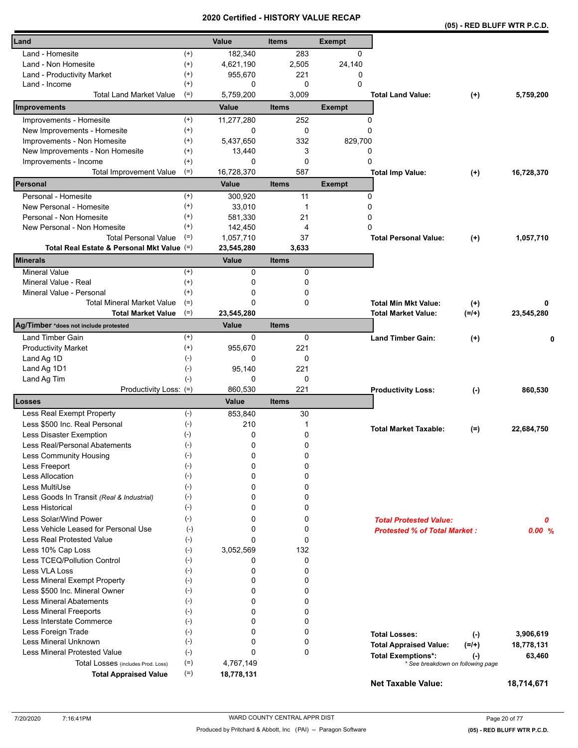# 2020 Certified - HISTORY VALUE RECAP

**(05) - RED BLUFF WTR P.C.D.**

| Land | | Value | Items | Exempt | | | |
|---|---|---|---|---|---|---|---|
| Land - Homesite | (+) | 182,340 | 283 | 0 | | | |
| Land - Non Homesite | (+) | 4,621,190 | 2,505 | 24,140 | | | |
| Land - Productivity Market | (+) | 955,670 | 221 | 0 | | | |
| Land - Income | (+) | 0 | 0 | 0 | | | |
| Total Land Market Value | (=) | 5,759,200 | 3,009 | | **Total Land Value:** | (+) | **5,759,200** |

| Improvements | | Value | Items | Exempt | | | |
|---|---|---|---|---|---|---|---|
| Improvements - Homesite | (+) | 11,277,280 | 252 | 0 | | | |
| New Improvements - Homesite | (+) | 0 | 0 | 0 | | | |
| Improvements - Non Homesite | (+) | 5,437,650 | 332 | 829,700 | | | |
| New Improvements - Non Homesite | (+) | 13,440 | 3 | 0 | | | |
| Improvements - Income | (+) | 0 | 0 | 0 | | | |
| Total Improvement Value | (=) | 16,728,370 | 587 | | **Total Imp Value:** | (+) | **16,728,370** |

| Personal | | Value | Items | Exempt | | | |
|---|---|---|---|---|---|---|---|
| Personal - Homesite | (+) | 300,920 | 11 | 0 | | | |
| New Personal - Homesite | (+) | 33,010 | 1 | 0 | | | |
| Personal - Non Homesite | (+) | 581,330 | 21 | 0 | | | |
| New Personal - Non Homesite | (+) | 142,450 | 4 | 0 | | | |
| Total Personal Value | (=) | 1,057,710 | 37 | | **Total Personal Value:** | (+) | **1,057,710** |
| **Total Real Estate & Personal Mkt Value** | (=) | **23,545,280** | **3,633** | | | | |

| Minerals | | Value | Items | | | |
|---|---|---|---|---|---|---|
| Mineral Value | (+) | 0 | 0 | | | |
| Mineral Value - Real | (+) | 0 | 0 | | | |
| Mineral Value - Personal | (+) | 0 | 0 | | | |
| Total Mineral Market Value | (=) | 0 | 0 | **Total Min Mkt Value:** | (+) | **0** |
| **Total Market Value** | (=) | **23,545,280** | | **Total Market Value:** | (=/+) | **23,545,280** |

| Ag/Timber *does not include protested | | Value | Items | | | |
|---|---|---|---|---|---|---|
| Land Timber Gain | (+) | 0 | 0 | **Land Timber Gain:** | (+) | **0** |
| Productivity Market | (+) | 955,670 | 221 | | | |
| Land Ag 1D | (-) | 0 | 0 | | | |
| Land Ag 1D1 | (-) | 95,140 | 221 | | | |
| Land Ag Tim | (-) | 0 | 0 | | | |
| Productivity Loss: | (=) | 860,530 | 221 | **Productivity Loss:** | (-) | **860,530** |

| Losses | | Value | Items | | | |
|---|---|---|---|---|---|---|
| Less Real Exempt Property | (-) | 853,840 | 30 | | | |
| Less $500 Inc. Real Personal | (-) | 210 | 1 | **Total Market Taxable:** | (=) | **22,684,750** |
| Less Disaster Exemption | (-) | 0 | 0 | | | |
| Less Real/Personal Abatements | (-) | 0 | 0 | | | |
| Less Community Housing | (-) | 0 | 0 | | | |
| Less Freeport | (-) | 0 | 0 | | | |
| Less Allocation | (-) | 0 | 0 | | | |
| Less MultiUse | (-) | 0 | 0 | | | |
| Less Goods In Transit *(Real & Industrial)* | (-) | 0 | 0 | | | |
| Less Historical | (-) | 0 | 0 | | | |
| Less Solar/Wind Power | (-) | 0 | 0 | ***Total Protested Value:*** | | ***0*** |
| Less Vehicle Leased for Personal Use | (-) | 0 | 0 | ***Protested % of Total Market :*** | | ***0.00 %*** |
| Less Real Protested Value | (-) | 0 | 0 | | | |
| Less 10% Cap Loss | (-) | 3,052,569 | 132 | | | |
| Less TCEQ/Pollution Control | (-) | 0 | 0 | | | |
| Less VLA Loss | (-) | 0 | 0 | | | |
| Less Mineral Exempt Property | (-) | 0 | 0 | | | |
| Less $500 Inc. Mineral Owner | (-) | 0 | 0 | | | |
| Less Mineral Abatements | (-) | 0 | 0 | | | |
| Less Mineral Freeports | (-) | 0 | 0 | | | |
| Less Interstate Commerce | (-) | 0 | 0 | | | |
| Less Foreign Trade | (-) | 0 | 0 | **Total Losses:** | (-) | **3,906,619** |
| Less Mineral Unknown | (-) | 0 | 0 | **Total Appraised Value:** | (=/+) | **18,778,131** |
| Less Mineral Protested Value | (-) | 0 | 0 | **Total Exemptions*:** | (-) | **63,460** |
| Total Losses (includes Prod. Loss) | (=) | 4,767,149 | | *\* See breakdown on following page* | | |
| **Total Appraised Value** | (=) | **18,778,131** | | | | |

**Net Taxable Value:** **18,714,671**

7/20/2020 7:16:41PM

WARD COUNTY CENTRAL APPR DIST

Produced by Pritchard & Abbott, Inc (PAI) -- Paragon Software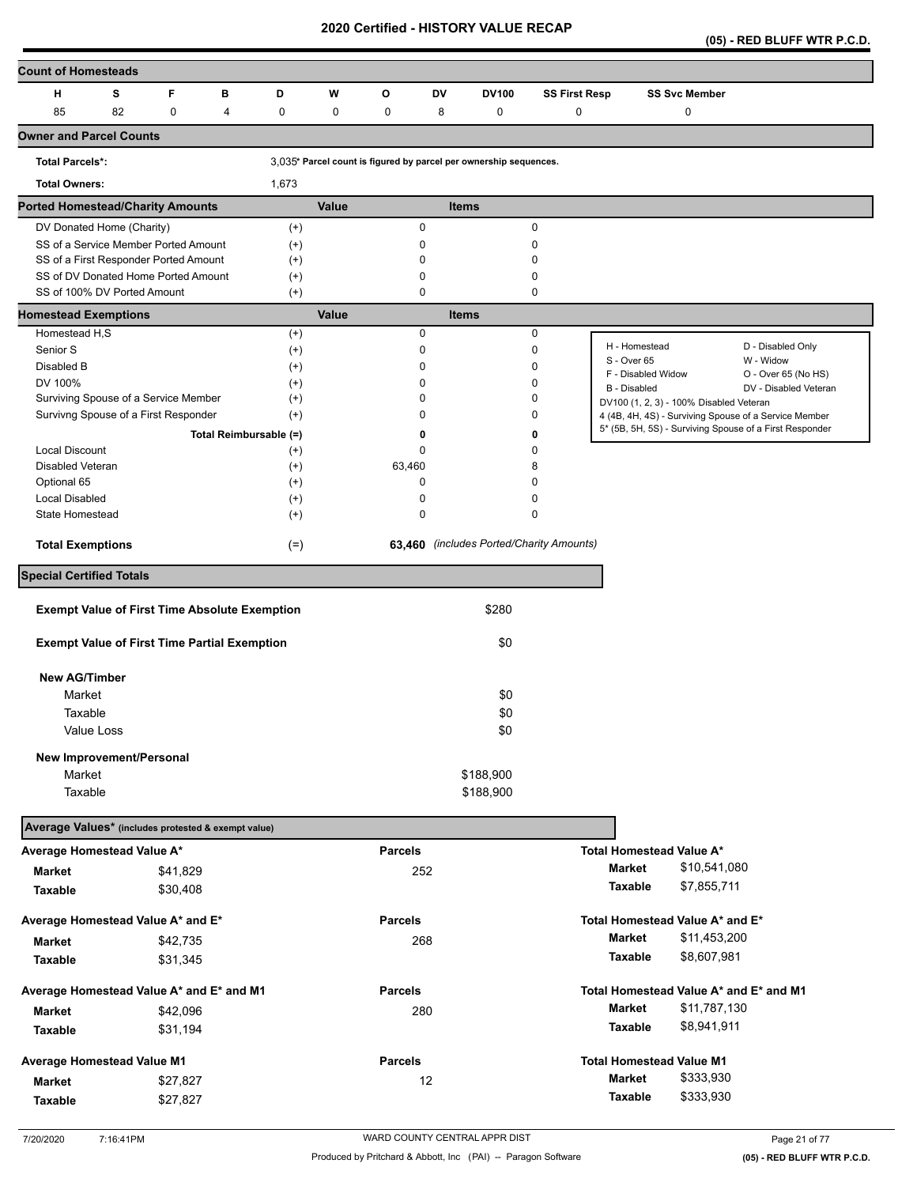# 2020 Certified - HISTORY VALUE RECAP

**(05) - RED BLUFF WTR P.C.D.**

## Count of Homesteads

| H | S | F | B | D | W | O | DV | DV100 | SS First Resp | SS Svc Member |
|---|---|---|---|---|---|---|---|---|---|---|
| 85 | 82 | 0 | 4 | 0 | 0 | 0 | 8 | 0 | 0 | 0 |

## Owner and Parcel Counts

| | | |
|---|---|---|
| **Total Parcels*:** | 3,035 | * Parcel count is figured by parcel per ownership sequences. |
| **Total Owners:** | 1,673 | |

## Ported Homestead/Charity Amounts

| | | Value | Items |
|---|---|---|---|
| DV Donated Home (Charity) | (+) | 0 | 0 |
| SS of a Service Member Ported Amount | (+) | 0 | 0 |
| SS of a First Responder Ported Amount | (+) | 0 | 0 |
| SS of DV Donated Home Ported Amount | (+) | 0 | 0 |
| SS of 100% DV Ported Amount | (+) | 0 | 0 |

## Homestead Exemptions

| | | Value | Items |
|---|---|---|---|
| Homestead H,S | (+) | 0 | 0 |
| Senior S | (+) | 0 | 0 |
| Disabled B | (+) | 0 | 0 |
| DV 100% | (+) | 0 | 0 |
| Surviving Spouse of a Service Member | (+) | 0 | 0 |
| Survivng Spouse of a First Responder | (+) | 0 | 0 |
| Total Reimbursable | (=) | **0** | **0** |
| Local Discount | (+) | 0 | 0 |
| Disabled Veteran | (+) | 63,460 | 8 |
| Optional 65 | (+) | 0 | 0 |
| Local Disabled | (+) | 0 | 0 |
| State Homestead | (+) | 0 | 0 |
| **Total Exemptions** | (=) | **63,460** | *(includes Ported/Charity Amounts)* |

| | | | |
|---|---|---|---|
| H - Homestead | D - Disabled Only | S - Over 65 | W - Widow |
| F - Disabled Widow | O - Over 65 (No HS) | B - Disabled | DV - Disabled Veteran |

DV100 (1, 2, 3) - 100% Disabled Veteran
4 (4B, 4H, 4S) - Surviving Spouse of a Service Member
5* (5B, 5H, 5S) - Surviving Spouse of a First Responder

## Special Certified Totals

| | |
|---|---|
| **Exempt Value of First Time Absolute Exemption** | $280 |
| **Exempt Value of First Time Partial Exemption** | $0 |
| **New AG/Timber** | |
| Market | $0 |
| Taxable | $0 |
| Value Loss | $0 |
| **New Improvement/Personal** | |
| Market | $188,900 |
| Taxable | $188,900 |

## Average Values* (includes protested & exempt value)

| | | Parcels | | |
|---|---|---|---|---|
| **Average Homestead Value A*** | | | **Total Homestead Value A*** | |
| **Market** | $41,829 | 252 | **Market** | $10,541,080 |
| **Taxable** | $30,408 | | **Taxable** | $7,855,711 |
| **Average Homestead Value A* and E*** | | | **Total Homestead Value A* and E*** | |
| **Market** | $42,735 | 268 | **Market** | $11,453,200 |
| **Taxable** | $31,345 | | **Taxable** | $8,607,981 |
| **Average Homestead Value A* and E* and M1** | | | **Total Homestead Value A* and E* and M1** | |
| **Market** | $42,096 | 280 | **Market** | $11,787,130 |
| **Taxable** | $31,194 | | **Taxable** | $8,941,911 |
| **Average Homestead Value M1** | | | **Total Homestead Value M1** | |
| **Market** | $27,827 | 12 | **Market** | $333,930 |
| **Taxable** | $27,827 | | **Taxable** | $333,930 |

7/20/2020 7:16:41PM — WARD COUNTY CENTRAL APPR DIST — Produced by Pritchard & Abbott, Inc (PAI) -- Paragon Software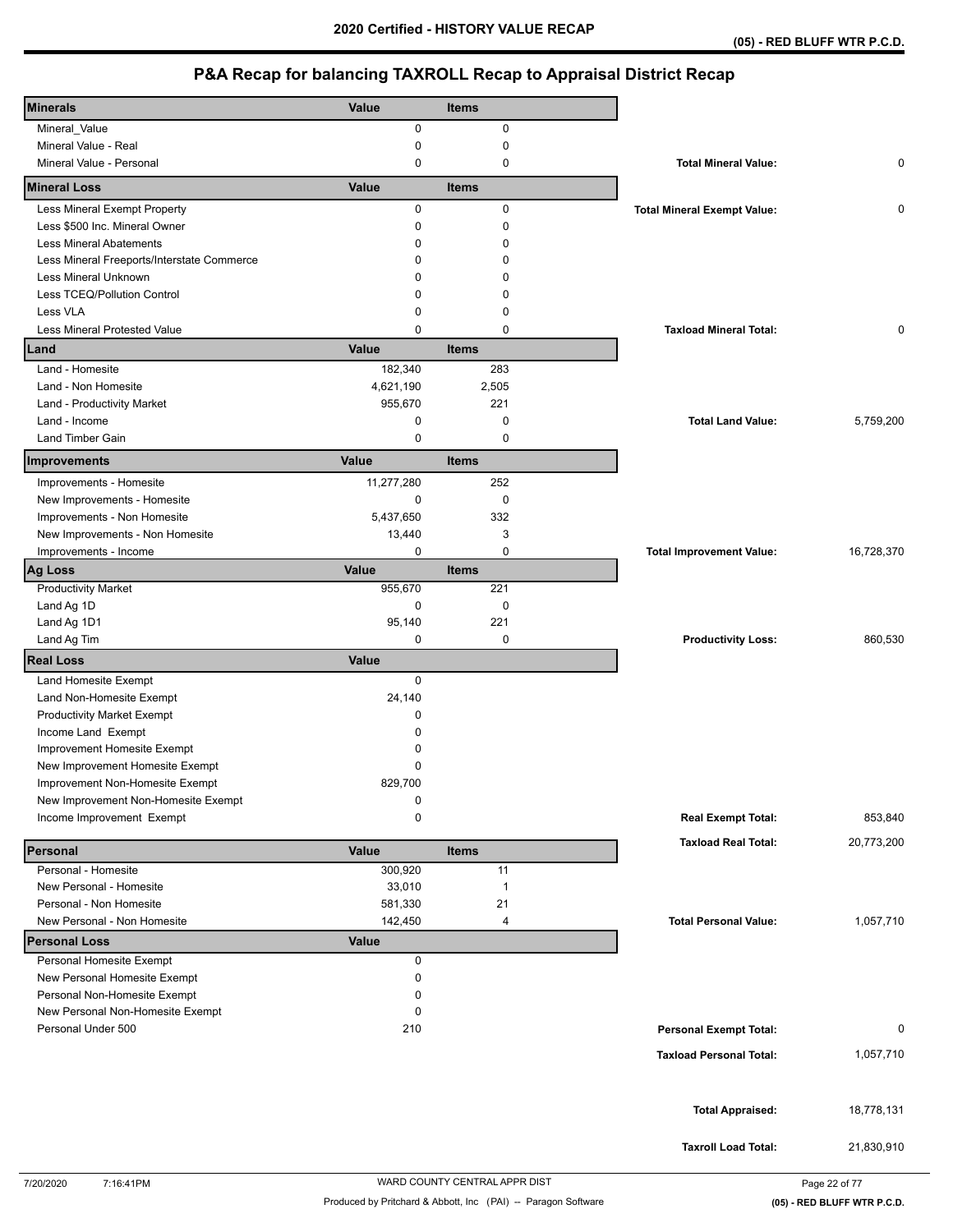# 2020 Certified - HISTORY VALUE RECAP

**(05) - RED BLUFF WTR P.C.D.**

## P&A Recap for balancing TAXROLL Recap to Appraisal District Recap

| Minerals | Value | Items | | |
|---|---|---|---|---|
| Mineral_Value | 0 | 0 | | |
| Mineral Value - Real | 0 | 0 | | |
| Mineral Value - Personal | 0 | 0 | **Total Mineral Value:** | 0 |

| Mineral Loss | Value | Items | | |
|---|---|---|---|---|
| Less Mineral Exempt Property | 0 | 0 | **Total Mineral Exempt Value:** | 0 |
| Less $500 Inc. Mineral Owner | 0 | 0 | | |
| Less Mineral Abatements | 0 | 0 | | |
| Less Mineral Freeports/Interstate Commerce | 0 | 0 | | |
| Less Mineral Unknown | 0 | 0 | | |
| Less TCEQ/Pollution Control | 0 | 0 | | |
| Less VLA | 0 | 0 | | |
| Less Mineral Protested Value | 0 | 0 | **Taxload Mineral Total:** | 0 |

| Land | Value | Items | | |
|---|---|---|---|---|
| Land - Homesite | 182,340 | 283 | | |
| Land - Non Homesite | 4,621,190 | 2,505 | | |
| Land - Productivity Market | 955,670 | 221 | | |
| Land - Income | 0 | 0 | **Total Land Value:** | 5,759,200 |
| Land Timber Gain | 0 | 0 | | |

| Improvements | Value | Items | | |
|---|---|---|---|---|
| Improvements - Homesite | 11,277,280 | 252 | | |
| New Improvements - Homesite | 0 | 0 | | |
| Improvements - Non Homesite | 5,437,650 | 332 | | |
| New Improvements - Non Homesite | 13,440 | 3 | | |
| Improvements - Income | 0 | 0 | **Total Improvement Value:** | 16,728,370 |

| Ag Loss | Value | Items | | |
|---|---|---|---|---|
| Productivity Market | 955,670 | 221 | | |
| Land Ag 1D | 0 | 0 | | |
| Land Ag 1D1 | 95,140 | 221 | | |
| Land Ag Tim | 0 | 0 | **Productivity Loss:** | 860,530 |

| Real Loss | Value | | |
|---|---|---|---|
| Land Homesite Exempt | 0 | | |
| Land Non-Homesite Exempt | 24,140 | | |
| Productivity Market Exempt | 0 | | |
| Income Land Exempt | 0 | | |
| Improvement Homesite Exempt | 0 | | |
| New Improvement Homesite Exempt | 0 | | |
| Improvement Non-Homesite Exempt | 829,700 | | |
| New Improvement Non-Homesite Exempt | 0 | | |
| Income Improvement Exempt | 0 | **Real Exempt Total:** | 853,840 |
| | | **Taxload Real Total:** | 20,773,200 |

| Personal | Value | Items | | |
|---|---|---|---|---|
| Personal - Homesite | 300,920 | 11 | | |
| New Personal - Homesite | 33,010 | 1 | | |
| Personal - Non Homesite | 581,330 | 21 | | |
| New Personal - Non Homesite | 142,450 | 4 | **Total Personal Value:** | 1,057,710 |

| Personal Loss | Value | | |
|---|---|---|---|
| Personal Homesite Exempt | 0 | | |
| New Personal Homesite Exempt | 0 | | |
| Personal Non-Homesite Exempt | 0 | | |
| New Personal Non-Homesite Exempt | 0 | | |
| Personal Under 500 | 210 | **Personal Exempt Total:** | 0 |
| | | **Taxload Personal Total:** | 1,057,710 |

| | |
|---|---|
| **Total Appraised:** | 18,778,131 |
| **Taxroll Load Total:** | 21,830,910 |

7/20/2020 7:16:41PM WARD COUNTY CENTRAL APPR DIST

Produced by Pritchard & Abbott, Inc (PAI) -- Paragon Software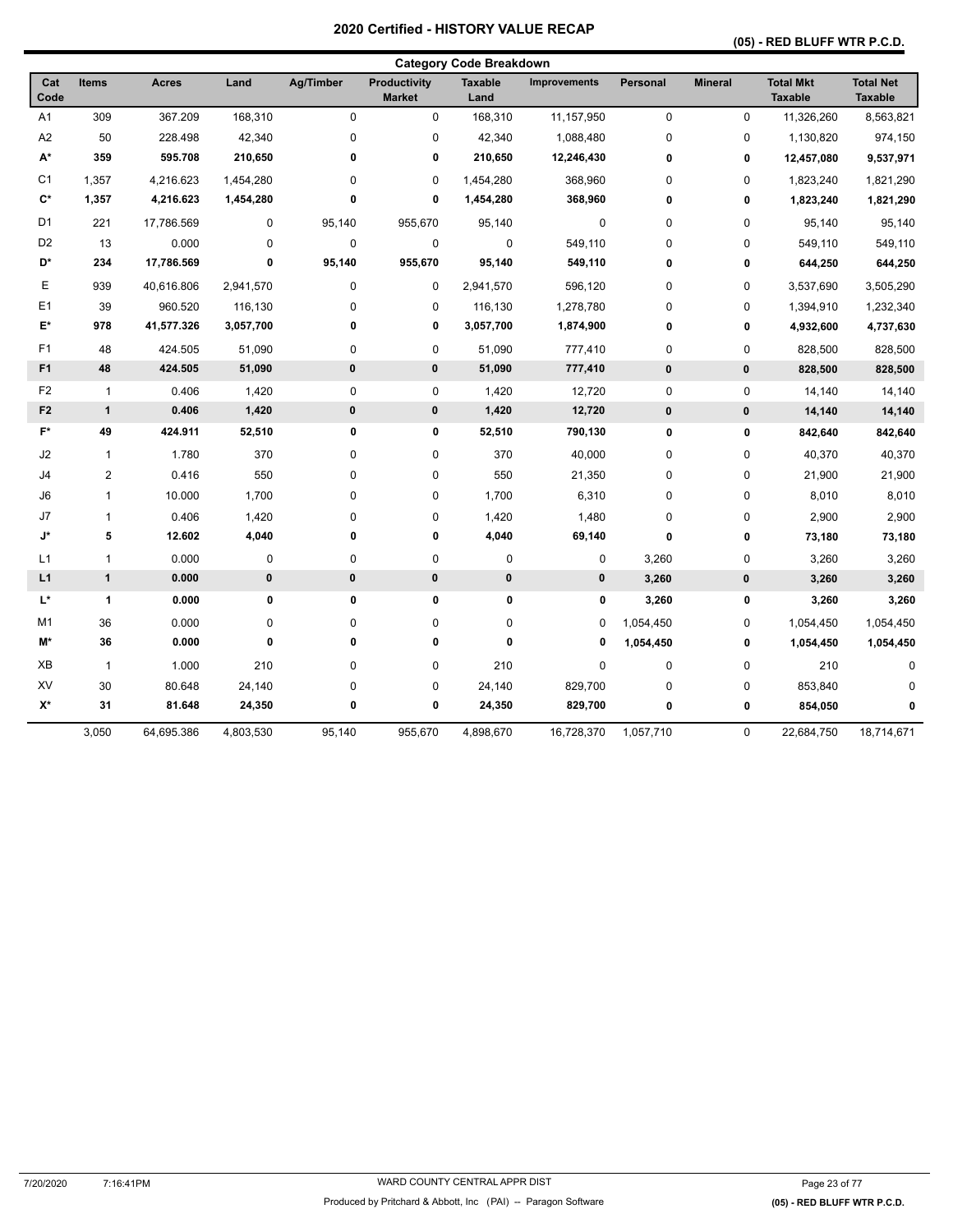# 2020 Certified - HISTORY VALUE RECAP

**(05) - RED BLUFF WTR P.C.D.**

## Category Code Breakdown

| Cat Code | Items | Acres | Land | Ag/Timber | Productivity Market | Taxable Land | Improvements | Personal | Mineral | Total Mkt Taxable | Total Net Taxable |
|---|---|---|---|---|---|---|---|---|---|---|---|
| A1 | 309 | 367.209 | 168,310 | 0 | 0 | 168,310 | 11,157,950 | 0 | 0 | 11,326,260 | 8,563,821 |
| A2 | 50 | 228.498 | 42,340 | 0 | 0 | 42,340 | 1,088,480 | 0 | 0 | 1,130,820 | 974,150 |
| **A*** | **359** | **595.708** | **210,650** | **0** | **0** | **210,650** | **12,246,430** | **0** | **0** | **12,457,080** | **9,537,971** |
| C1 | 1,357 | 4,216.623 | 1,454,280 | 0 | 0 | 1,454,280 | 368,960 | 0 | 0 | 1,823,240 | 1,821,290 |
| **C*** | **1,357** | **4,216.623** | **1,454,280** | **0** | **0** | **1,454,280** | **368,960** | **0** | **0** | **1,823,240** | **1,821,290** |
| D1 | 221 | 17,786.569 | 0 | 95,140 | 955,670 | 95,140 | 0 | 0 | 0 | 95,140 | 95,140 |
| D2 | 13 | 0.000 | 0 | 0 | 0 | 0 | 549,110 | 0 | 0 | 549,110 | 549,110 |
| **D*** | **234** | **17,786.569** | **0** | **95,140** | **955,670** | **95,140** | **549,110** | **0** | **0** | **644,250** | **644,250** |
| E | 939 | 40,616.806 | 2,941,570 | 0 | 0 | 2,941,570 | 596,120 | 0 | 0 | 3,537,690 | 3,505,290 |
| E1 | 39 | 960.520 | 116,130 | 0 | 0 | 116,130 | 1,278,780 | 0 | 0 | 1,394,910 | 1,232,340 |
| **E*** | **978** | **41,577.326** | **3,057,700** | **0** | **0** | **3,057,700** | **1,874,900** | **0** | **0** | **4,932,600** | **4,737,630** |
| F1 | 48 | 424.505 | 51,090 | 0 | 0 | 51,090 | 777,410 | 0 | 0 | 828,500 | 828,500 |
| **F1** | **48** | **424.505** | **51,090** | **0** | **0** | **51,090** | **777,410** | **0** | **0** | **828,500** | **828,500** |
| F2 | 1 | 0.406 | 1,420 | 0 | 0 | 1,420 | 12,720 | 0 | 0 | 14,140 | 14,140 |
| **F2** | **1** | **0.406** | **1,420** | **0** | **0** | **1,420** | **12,720** | **0** | **0** | **14,140** | **14,140** |
| **F*** | **49** | **424.911** | **52,510** | **0** | **0** | **52,510** | **790,130** | **0** | **0** | **842,640** | **842,640** |
| J2 | 1 | 1.780 | 370 | 0 | 0 | 370 | 40,000 | 0 | 0 | 40,370 | 40,370 |
| J4 | 2 | 0.416 | 550 | 0 | 0 | 550 | 21,350 | 0 | 0 | 21,900 | 21,900 |
| J6 | 1 | 10.000 | 1,700 | 0 | 0 | 1,700 | 6,310 | 0 | 0 | 8,010 | 8,010 |
| J7 | 1 | 0.406 | 1,420 | 0 | 0 | 1,420 | 1,480 | 0 | 0 | 2,900 | 2,900 |
| **J*** | **5** | **12.602** | **4,040** | **0** | **0** | **4,040** | **69,140** | **0** | **0** | **73,180** | **73,180** |
| L1 | 1 | 0.000 | 0 | 0 | 0 | 0 | 0 | 3,260 | 0 | 3,260 | 3,260 |
| **L1** | **1** | **0.000** | **0** | **0** | **0** | **0** | **0** | **3,260** | **0** | **3,260** | **3,260** |
| **L*** | **1** | **0.000** | **0** | **0** | **0** | **0** | **0** | **3,260** | **0** | **3,260** | **3,260** |
| M1 | 36 | 0.000 | 0 | 0 | 0 | 0 | 0 | 1,054,450 | 0 | 1,054,450 | 1,054,450 |
| **M*** | **36** | **0.000** | **0** | **0** | **0** | **0** | **0** | **1,054,450** | **0** | **1,054,450** | **1,054,450** |
| XB | 1 | 1.000 | 210 | 0 | 0 | 210 | 0 | 0 | 0 | 210 | 0 |
| XV | 30 | 80.648 | 24,140 | 0 | 0 | 24,140 | 829,700 | 0 | 0 | 853,840 | 0 |
| **X*** | **31** | **81.648** | **24,350** | **0** | **0** | **24,350** | **829,700** | **0** | **0** | **854,050** | **0** |
| | 3,050 | 64,695.386 | 4,803,530 | 95,140 | 955,670 | 4,898,670 | 16,728,370 | 1,057,710 | 0 | 22,684,750 | 18,714,671 |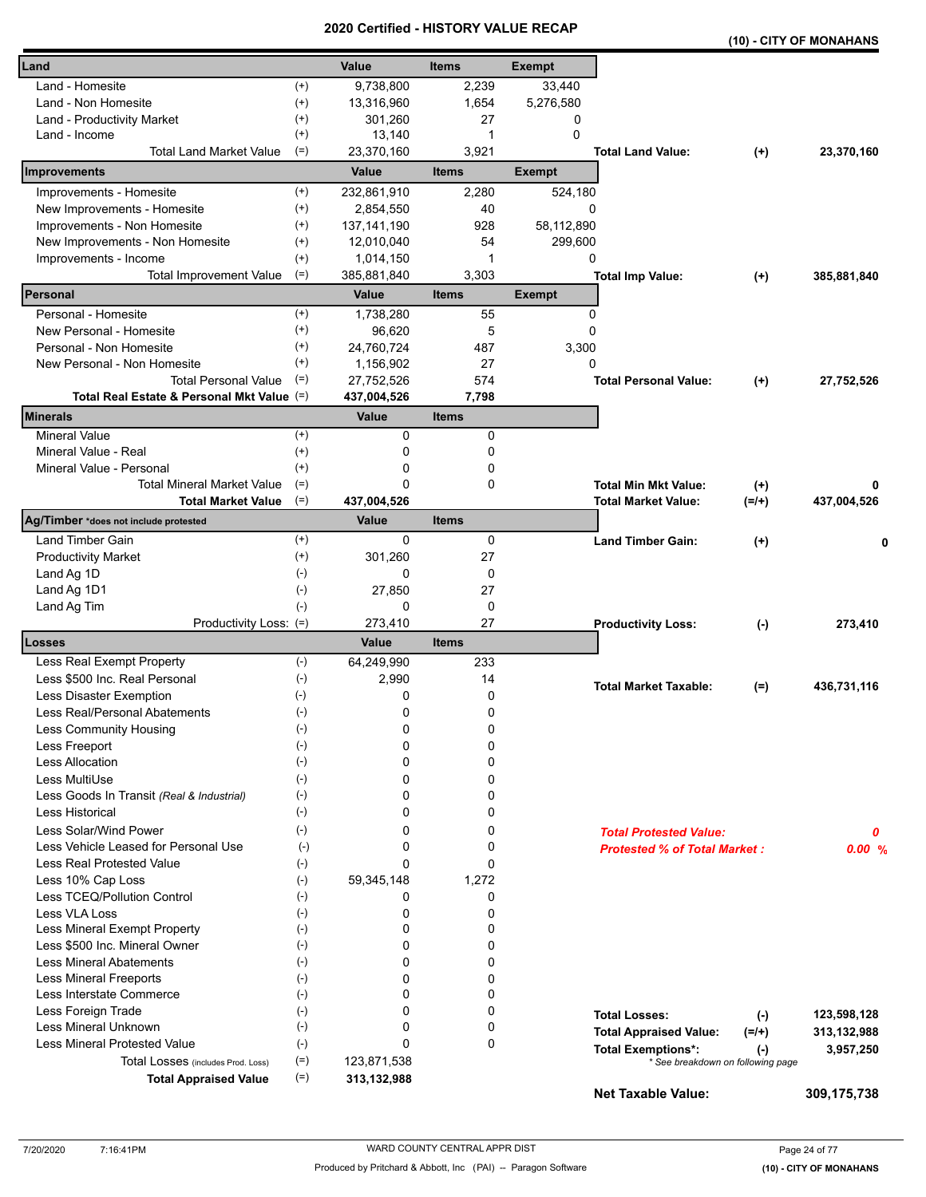# 2020 Certified - HISTORY VALUE RECAP

**(10) - CITY OF MONAHANS**

| Land | | Value | Items | Exempt | | | |
|---|---|---|---|---|---|---|---|
| Land - Homesite | (+) | 9,738,800 | 2,239 | 33,440 | | | |
| Land - Non Homesite | (+) | 13,316,960 | 1,654 | 5,276,580 | | | |
| Land - Productivity Market | (+) | 301,260 | 27 | 0 | | | |
| Land - Income | (+) | 13,140 | 1 | 0 | | | |
| Total Land Market Value | (=) | 23,370,160 | 3,921 | | **Total Land Value:** | **(+)** | **23,370,160** |

| Improvements | | Value | Items | Exempt | | | |
|---|---|---|---|---|---|---|---|
| Improvements - Homesite | (+) | 232,861,910 | 2,280 | 524,180 | | | |
| New Improvements - Homesite | (+) | 2,854,550 | 40 | 0 | | | |
| Improvements - Non Homesite | (+) | 137,141,190 | 928 | 58,112,890 | | | |
| New Improvements - Non Homesite | (+) | 12,010,040 | 54 | 299,600 | | | |
| Improvements - Income | (+) | 1,014,150 | 1 | 0 | | | |
| Total Improvement Value | (=) | 385,881,840 | 3,303 | | **Total Imp Value:** | **(+)** | **385,881,840** |

| Personal | | Value | Items | Exempt | | | |
|---|---|---|---|---|---|---|---|
| Personal - Homesite | (+) | 1,738,280 | 55 | 0 | | | |
| New Personal - Homesite | (+) | 96,620 | 5 | 0 | | | |
| Personal - Non Homesite | (+) | 24,760,724 | 487 | 3,300 | | | |
| New Personal - Non Homesite | (+) | 1,156,902 | 27 | 0 | | | |
| Total Personal Value | (=) | 27,752,526 | 574 | | **Total Personal Value:** | **(+)** | **27,752,526** |
| **Total Real Estate & Personal Mkt Value** | (=) | **437,004,526** | **7,798** | | | | |

| Minerals | | Value | Items | | | |
|---|---|---|---|---|---|---|
| Mineral Value | (+) | 0 | 0 | | | |
| Mineral Value - Real | (+) | 0 | 0 | | | |
| Mineral Value - Personal | (+) | 0 | 0 | | | |
| Total Mineral Market Value | (=) | 0 | 0 | **Total Min Mkt Value:** | **(+)** | **0** |
| **Total Market Value** | (=) | **437,004,526** | | **Total Market Value:** | **(=/+)** | **437,004,526** |

| Ag/Timber *does not include protested | | Value | Items | | | |
|---|---|---|---|---|---|---|
| Land Timber Gain | (+) | 0 | 0 | **Land Timber Gain:** | **(+)** | **0** |
| Productivity Market | (+) | 301,260 | 27 | | | |
| Land Ag 1D | (-) | 0 | 0 | | | |
| Land Ag 1D1 | (-) | 27,850 | 27 | | | |
| Land Ag Tim | (-) | 0 | 0 | | | |
| Productivity Loss: | (=) | 273,410 | 27 | **Productivity Loss:** | **(-)** | **273,410** |

| Losses | | Value | Items | | | |
|---|---|---|---|---|---|---|
| Less Real Exempt Property | (-) | 64,249,990 | 233 | | | |
| Less $500 Inc. Real Personal | (-) | 2,990 | 14 | **Total Market Taxable:** | **(=)** | **436,731,116** |
| Less Disaster Exemption | (-) | 0 | 0 | | | |
| Less Real/Personal Abatements | (-) | 0 | 0 | | | |
| Less Community Housing | (-) | 0 | 0 | | | |
| Less Freeport | (-) | 0 | 0 | | | |
| Less Allocation | (-) | 0 | 0 | | | |
| Less MultiUse | (-) | 0 | 0 | | | |
| Less Goods In Transit *(Real & Industrial)* | (-) | 0 | 0 | | | |
| Less Historical | (-) | 0 | 0 | | | |
| Less Solar/Wind Power | (-) | 0 | 0 | ***Total Protested Value:*** | | ***0*** |
| Less Vehicle Leased for Personal Use | (-) | 0 | 0 | ***Protested % of Total Market :*** | | ***0.00 %*** |
| Less Real Protested Value | (-) | 0 | 0 | | | |
| Less 10% Cap Loss | (-) | 59,345,148 | 1,272 | | | |
| Less TCEQ/Pollution Control | (-) | 0 | 0 | | | |
| Less VLA Loss | (-) | 0 | 0 | | | |
| Less Mineral Exempt Property | (-) | 0 | 0 | | | |
| Less $500 Inc. Mineral Owner | (-) | 0 | 0 | | | |
| Less Mineral Abatements | (-) | 0 | 0 | | | |
| Less Mineral Freeports | (-) | 0 | 0 | | | |
| Less Interstate Commerce | (-) | 0 | 0 | | | |
| Less Foreign Trade | (-) | 0 | 0 | **Total Losses:** | **(-)** | **123,598,128** |
| Less Mineral Unknown | (-) | 0 | 0 | **Total Appraised Value:** | **(=/+)** | **313,132,988** |
| Less Mineral Protested Value | (-) | 0 | 0 | **Total Exemptions*:** | **(-)** | **3,957,250** |
| Total Losses (includes Prod. Loss) | (=) | 123,871,538 | | *\* See breakdown on following page* | | |
| **Total Appraised Value** | (=) | **313,132,988** | | | | |

**Net Taxable Value: 309,175,738**

7/20/2020 7:16:41PM — WARD COUNTY CENTRAL APPR DIST — Produced by Pritchard & Abbott, Inc (PAI) -- Paragon Software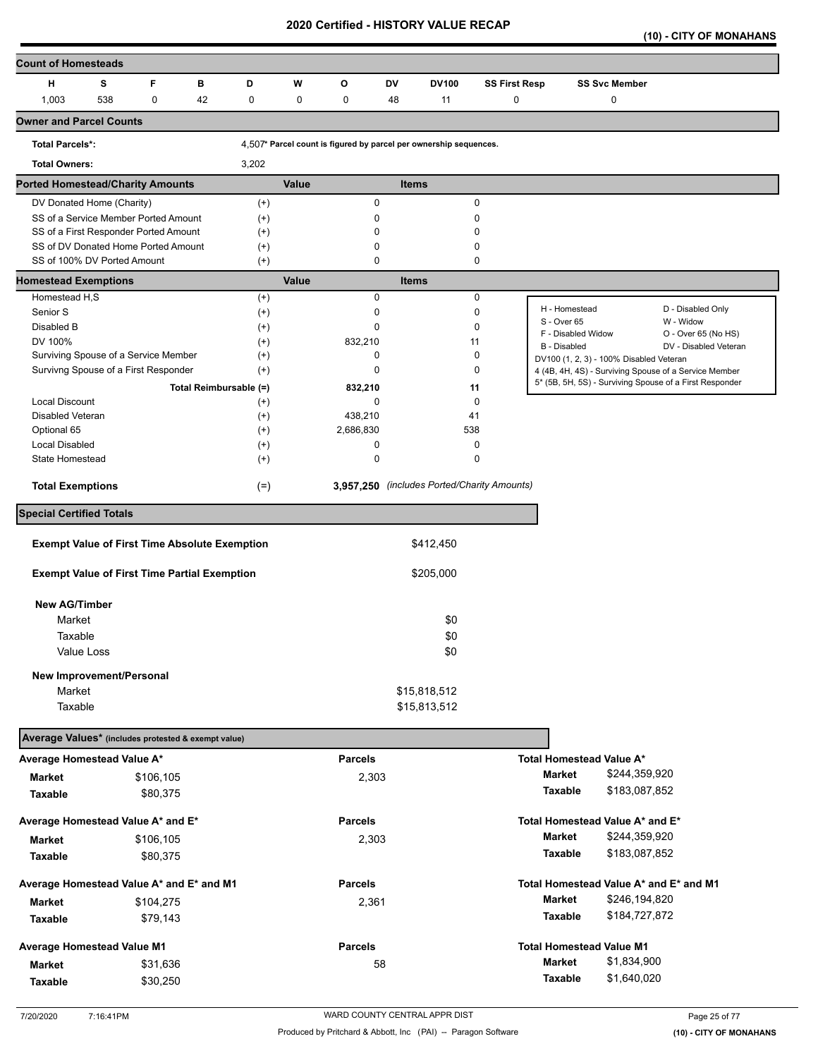# 2020 Certified - HISTORY VALUE RECAP

**(10) - CITY OF MONAHANS**

## Count of Homesteads

| H | S | F | B | D | W | O | DV | DV100 | SS First Resp | SS Svc Member |
|---|---|---|---|---|---|---|---|---|---|---|
| 1,003 | 538 | 0 | 42 | 0 | 0 | 0 | 48 | 11 | 0 | 0 |

## Owner and Parcel Counts

| | | |
|---|---|---|
| **Total Parcels*:** | 4,507 | * Parcel count is figured by parcel per ownership sequences. |
| **Total Owners:** | 3,202 | |

## Ported Homestead/Charity Amounts

| | | Value | Items |
|---|---|---|---|
| DV Donated Home (Charity) | (+) | 0 | 0 |
| SS of a Service Member Ported Amount | (+) | 0 | 0 |
| SS of a First Responder Ported Amount | (+) | 0 | 0 |
| SS of DV Donated Home Ported Amount | (+) | 0 | 0 |
| SS of 100% DV Ported Amount | (+) | 0 | 0 |

## Homestead Exemptions

| | | Value | Items |
|---|---|---|---|
| Homestead H,S | (+) | 0 | 0 |
| Senior S | (+) | 0 | 0 |
| Disabled B | (+) | 0 | 0 |
| DV 100% | (+) | 832,210 | 11 |
| Surviving Spouse of a Service Member | (+) | 0 | 0 |
| Survivng Spouse of a First Responder | (+) | 0 | 0 |
| Total Reimbursable | (=) | 832,210 | 11 |
| Local Discount | (+) | 0 | 0 |
| Disabled Veteran | (+) | 438,210 | 41 |
| Optional 65 | (+) | 2,686,830 | 538 |
| Local Disabled | (+) | 0 | 0 |
| State Homestead | (+) | 0 | 0 |
| **Total Exemptions** | (=) | **3,957,250** | *(includes Ported/Charity Amounts)* |

| | |
|---|---|
| H - Homestead | D - Disabled Only |
| S - Over 65 | W - Widow |
| F - Disabled Widow | O - Over 65 (No HS) |
| B - Disabled | DV - Disabled Veteran |

DV100 (1, 2, 3) - 100% Disabled Veteran
4 (4B, 4H, 4S) - Surviving Spouse of a Service Member
5* (5B, 5H, 5S) - Surviving Spouse of a First Responder

## Special Certified Totals

| | |
|---|---|
| **Exempt Value of First Time Absolute Exemption** | $412,450 |
| **Exempt Value of First Time Partial Exemption** | $205,000 |
| **New AG/Timber** | |
| Market | $0 |
| Taxable | $0 |
| Value Loss | $0 |
| **New Improvement/Personal** | |
| Market | $15,818,512 |
| Taxable | $15,813,512 |

## Average Values* (includes protested & exempt value)

| Average Homestead Value A* | | Parcels | Total Homestead Value A* | |
|---|---|---|---|---|
| **Market** | $106,105 | 2,303 | **Market** | $244,359,920 |
| **Taxable** | $80,375 | | **Taxable** | $183,087,852 |

| Average Homestead Value A* and E* | | Parcels | Total Homestead Value A* and E* | |
|---|---|---|---|---|
| **Market** | $106,105 | 2,303 | **Market** | $244,359,920 |
| **Taxable** | $80,375 | | **Taxable** | $183,087,852 |

| Average Homestead Value A* and E* and M1 | | Parcels | Total Homestead Value A* and E* and M1 | |
|---|---|---|---|---|
| **Market** | $104,275 | 2,361 | **Market** | $246,194,820 |
| **Taxable** | $79,143 | | **Taxable** | $184,727,872 |

| Average Homestead Value M1 | | Parcels | Total Homestead Value M1 | |
|---|---|---|---|---|
| **Market** | $31,636 | 58 | **Market** | $1,834,900 |
| **Taxable** | $30,250 | | **Taxable** | $1,640,020 |

7/20/2020 7:16:41PM WARD COUNTY CENTRAL APPR DIST

Produced by Pritchard & Abbott, Inc (PAI) -- Paragon Software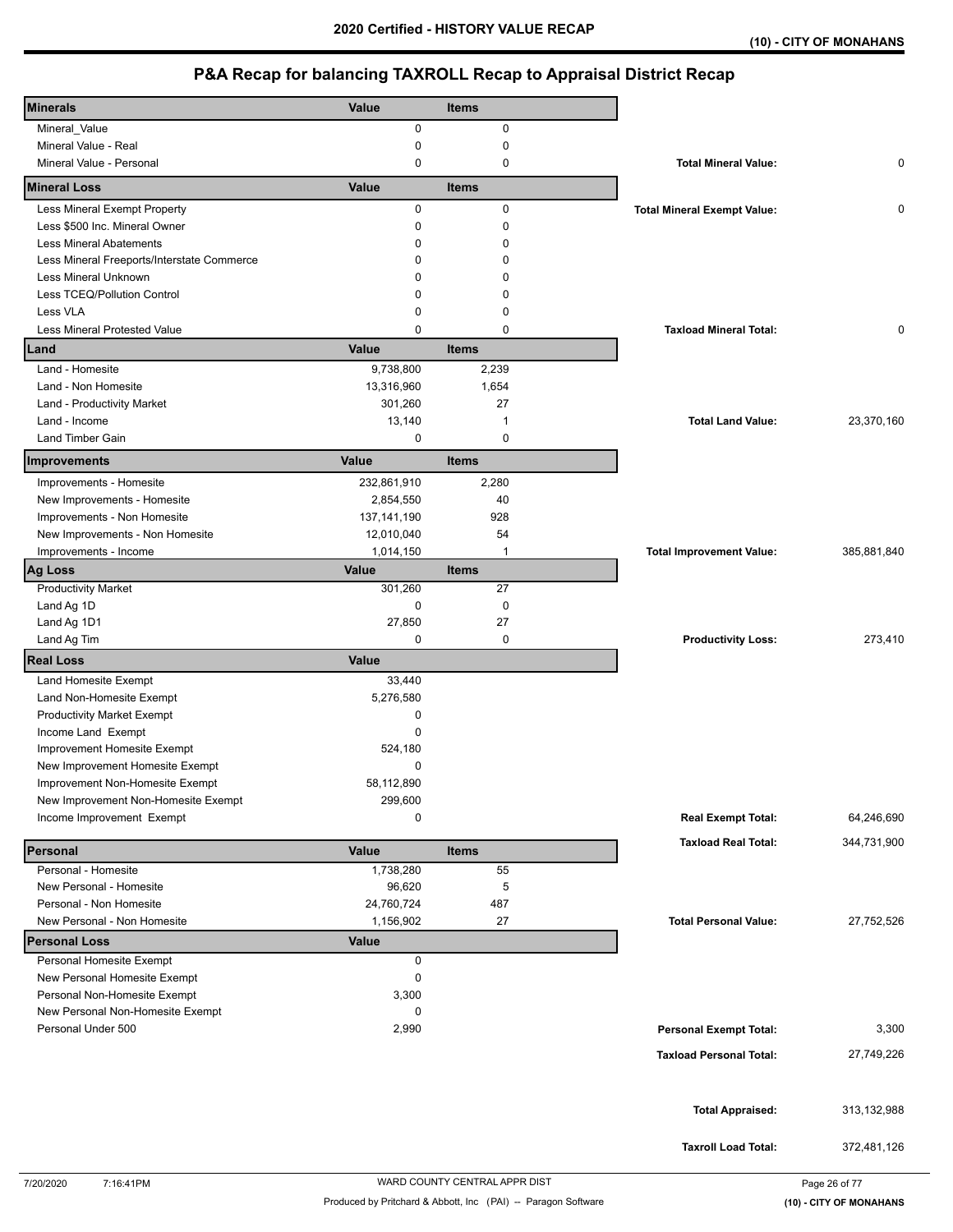# 2020 Certified - HISTORY VALUE RECAP

**(10) - CITY OF MONAHANS**

## P&A Recap for balancing TAXROLL Recap to Appraisal District Recap

| Minerals | Value | Items | | |
|---|---|---|---|---|
| Mineral_Value | 0 | 0 | | |
| Mineral Value - Real | 0 | 0 | | |
| Mineral Value - Personal | 0 | 0 | **Total Mineral Value:** | 0 |

| Mineral Loss | Value | Items | | |
|---|---|---|---|---|
| Less Mineral Exempt Property | 0 | 0 | **Total Mineral Exempt Value:** | 0 |
| Less $500 Inc. Mineral Owner | 0 | 0 | | |
| Less Mineral Abatements | 0 | 0 | | |
| Less Mineral Freeports/Interstate Commerce | 0 | 0 | | |
| Less Mineral Unknown | 0 | 0 | | |
| Less TCEQ/Pollution Control | 0 | 0 | | |
| Less VLA | 0 | 0 | | |
| Less Mineral Protested Value | 0 | 0 | **Taxload Mineral Total:** | 0 |

| Land | Value | Items | | |
|---|---|---|---|---|
| Land - Homesite | 9,738,800 | 2,239 | | |
| Land - Non Homesite | 13,316,960 | 1,654 | | |
| Land - Productivity Market | 301,260 | 27 | | |
| Land - Income | 13,140 | 1 | **Total Land Value:** | 23,370,160 |
| Land Timber Gain | 0 | 0 | | |

| Improvements | Value | Items | | |
|---|---|---|---|---|
| Improvements - Homesite | 232,861,910 | 2,280 | | |
| New Improvements - Homesite | 2,854,550 | 40 | | |
| Improvements - Non Homesite | 137,141,190 | 928 | | |
| New Improvements - Non Homesite | 12,010,040 | 54 | | |
| Improvements - Income | 1,014,150 | 1 | **Total Improvement Value:** | 385,881,840 |

| Ag Loss | Value | Items | | |
|---|---|---|---|---|
| Productivity Market | 301,260 | 27 | | |
| Land Ag 1D | 0 | 0 | | |
| Land Ag 1D1 | 27,850 | 27 | | |
| Land Ag Tim | 0 | 0 | **Productivity Loss:** | 273,410 |

| Real Loss | Value | | |
|---|---|---|---|
| Land Homesite Exempt | 33,440 | | |
| Land Non-Homesite Exempt | 5,276,580 | | |
| Productivity Market Exempt | 0 | | |
| Income Land Exempt | 0 | | |
| Improvement Homesite Exempt | 524,180 | | |
| New Improvement Homesite Exempt | 0 | | |
| Improvement Non-Homesite Exempt | 58,112,890 | | |
| New Improvement Non-Homesite Exempt | 299,600 | | |
| Income Improvement Exempt | 0 | **Real Exempt Total:** | 64,246,690 |
| | | **Taxload Real Total:** | 344,731,900 |

| Personal | Value | Items | | |
|---|---|---|---|---|
| Personal - Homesite | 1,738,280 | 55 | | |
| New Personal - Homesite | 96,620 | 5 | | |
| Personal - Non Homesite | 24,760,724 | 487 | | |
| New Personal - Non Homesite | 1,156,902 | 27 | **Total Personal Value:** | 27,752,526 |

| Personal Loss | Value | | |
|---|---|---|---|
| Personal Homesite Exempt | 0 | | |
| New Personal Homesite Exempt | 0 | | |
| Personal Non-Homesite Exempt | 3,300 | | |
| New Personal Non-Homesite Exempt | 0 | | |
| Personal Under 500 | 2,990 | **Personal Exempt Total:** | 3,300 |
| | | **Taxload Personal Total:** | 27,749,226 |

| | |
|---|---|
| **Total Appraised:** | 313,132,988 |
| **Taxroll Load Total:** | 372,481,126 |

7/20/2020 7:16:41PM WARD COUNTY CENTRAL APPR DIST

Produced by Pritchard & Abbott, Inc (PAI) -- Paragon Software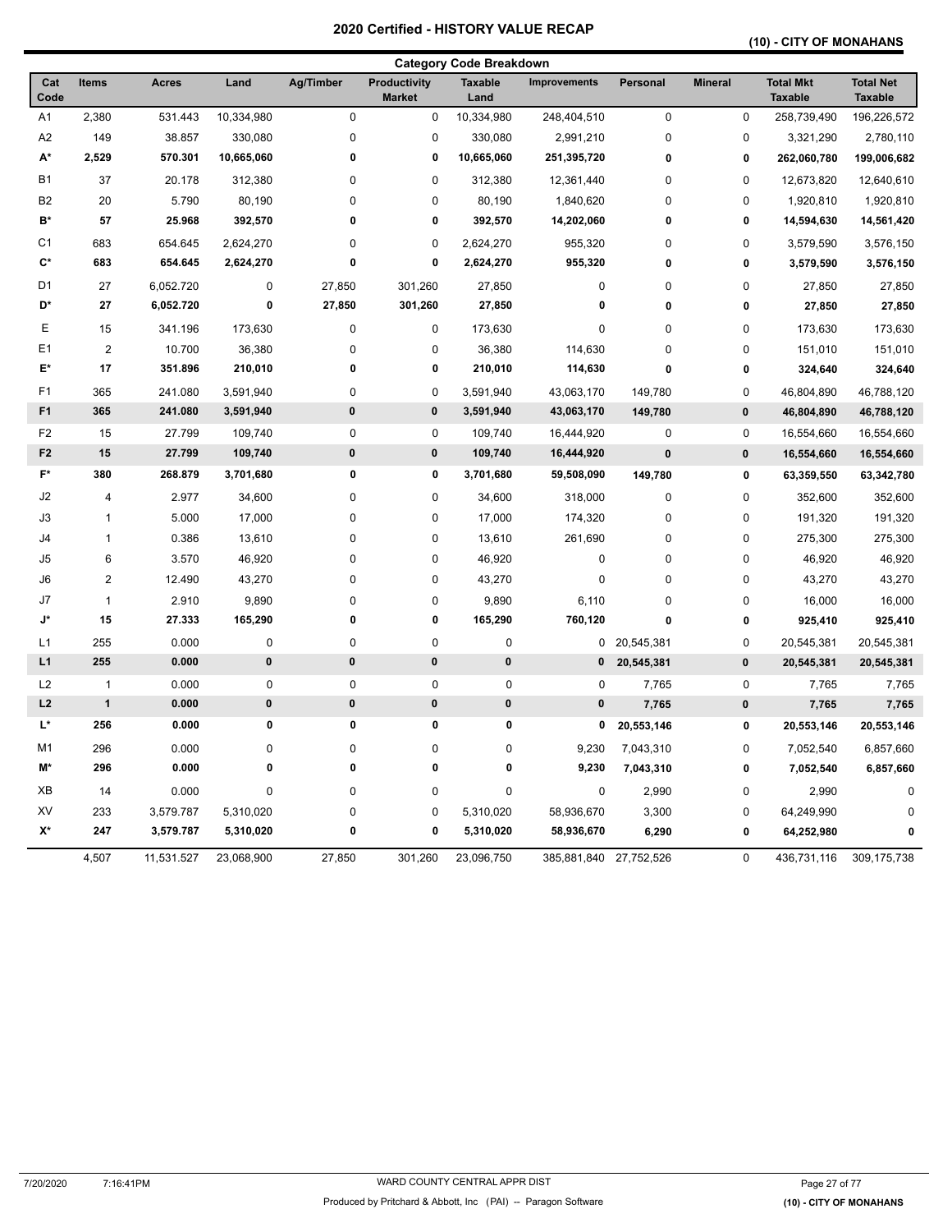# 2020 Certified - HISTORY VALUE RECAP

**(10) - CITY OF MONAHANS**

## Category Code Breakdown

| Cat Code | Items | Acres | Land | Ag/Timber | Productivity Market | Taxable Land | Improvements | Personal | Mineral | Total Mkt Taxable | Total Net Taxable |
|---|---|---|---|---|---|---|---|---|---|---|---|
| A1 | 2,380 | 531.443 | 10,334,980 | 0 | 0 | 10,334,980 | 248,404,510 | 0 | 0 | 258,739,490 | 196,226,572 |
| A2 | 149 | 38.857 | 330,080 | 0 | 0 | 330,080 | 2,991,210 | 0 | 0 | 3,321,290 | 2,780,110 |
| **A*** | **2,529** | **570.301** | **10,665,060** | **0** | **0** | **10,665,060** | **251,395,720** | **0** | **0** | **262,060,780** | **199,006,682** |
| B1 | 37 | 20.178 | 312,380 | 0 | 0 | 312,380 | 12,361,440 | 0 | 0 | 12,673,820 | 12,640,610 |
| B2 | 20 | 5.790 | 80,190 | 0 | 0 | 80,190 | 1,840,620 | 0 | 0 | 1,920,810 | 1,920,810 |
| **B*** | **57** | **25.968** | **392,570** | **0** | **0** | **392,570** | **14,202,060** | **0** | **0** | **14,594,630** | **14,561,420** |
| C1 | 683 | 654.645 | 2,624,270 | 0 | 0 | 2,624,270 | 955,320 | 0 | 0 | 3,579,590 | 3,576,150 |
| **C*** | **683** | **654.645** | **2,624,270** | **0** | **0** | **2,624,270** | **955,320** | **0** | **0** | **3,579,590** | **3,576,150** |
| D1 | 27 | 6,052.720 | 0 | 27,850 | 301,260 | 27,850 | 0 | 0 | 0 | 27,850 | 27,850 |
| **D*** | **27** | **6,052.720** | **0** | **27,850** | **301,260** | **27,850** | **0** | **0** | **0** | **27,850** | **27,850** |
| E | 15 | 341.196 | 173,630 | 0 | 0 | 173,630 | 0 | 0 | 0 | 173,630 | 173,630 |
| E1 | 2 | 10.700 | 36,380 | 0 | 0 | 36,380 | 114,630 | 0 | 0 | 151,010 | 151,010 |
| **E*** | **17** | **351.896** | **210,010** | **0** | **0** | **210,010** | **114,630** | **0** | **0** | **324,640** | **324,640** |
| F1 | 365 | 241.080 | 3,591,940 | 0 | 0 | 3,591,940 | 43,063,170 | 149,780 | 0 | 46,804,890 | 46,788,120 |
| **F1** | **365** | **241.080** | **3,591,940** | **0** | **0** | **3,591,940** | **43,063,170** | **149,780** | **0** | **46,804,890** | **46,788,120** |
| F2 | 15 | 27.799 | 109,740 | 0 | 0 | 109,740 | 16,444,920 | 0 | 0 | 16,554,660 | 16,554,660 |
| **F2** | **15** | **27.799** | **109,740** | **0** | **0** | **109,740** | **16,444,920** | **0** | **0** | **16,554,660** | **16,554,660** |
| **F*** | **380** | **268.879** | **3,701,680** | **0** | **0** | **3,701,680** | **59,508,090** | **149,780** | **0** | **63,359,550** | **63,342,780** |
| J2 | 4 | 2.977 | 34,600 | 0 | 0 | 34,600 | 318,000 | 0 | 0 | 352,600 | 352,600 |
| J3 | 1 | 5.000 | 17,000 | 0 | 0 | 17,000 | 174,320 | 0 | 0 | 191,320 | 191,320 |
| J4 | 1 | 0.386 | 13,610 | 0 | 0 | 13,610 | 261,690 | 0 | 0 | 275,300 | 275,300 |
| J5 | 6 | 3.570 | 46,920 | 0 | 0 | 46,920 | 0 | 0 | 0 | 46,920 | 46,920 |
| J6 | 2 | 12.490 | 43,270 | 0 | 0 | 43,270 | 0 | 0 | 0 | 43,270 | 43,270 |
| J7 | 1 | 2.910 | 9,890 | 0 | 0 | 9,890 | 6,110 | 0 | 0 | 16,000 | 16,000 |
| **J*** | **15** | **27.333** | **165,290** | **0** | **0** | **165,290** | **760,120** | **0** | **0** | **925,410** | **925,410** |
| L1 | 255 | 0.000 | 0 | 0 | 0 | 0 | 0 | 20,545,381 | 0 | 20,545,381 | 20,545,381 |
| **L1** | **255** | **0.000** | **0** | **0** | **0** | **0** | **0** | **20,545,381** | **0** | **20,545,381** | **20,545,381** |
| L2 | 1 | 0.000 | 0 | 0 | 0 | 0 | 0 | 7,765 | 0 | 7,765 | 7,765 |
| **L2** | **1** | **0.000** | **0** | **0** | **0** | **0** | **0** | **7,765** | **0** | **7,765** | **7,765** |
| **L*** | **256** | **0.000** | **0** | **0** | **0** | **0** | **0** | **20,553,146** | **0** | **20,553,146** | **20,553,146** |
| M1 | 296 | 0.000 | 0 | 0 | 0 | 0 | 9,230 | 7,043,310 | 0 | 7,052,540 | 6,857,660 |
| **M*** | **296** | **0.000** | **0** | **0** | **0** | **0** | **9,230** | **7,043,310** | **0** | **7,052,540** | **6,857,660** |
| XB | 14 | 0.000 | 0 | 0 | 0 | 0 | 0 | 2,990 | 0 | 2,990 | 0 |
| XV | 233 | 3,579.787 | 5,310,020 | 0 | 0 | 5,310,020 | 58,936,670 | 3,300 | 0 | 64,249,990 | 0 |
| **X*** | **247** | **3,579.787** | **5,310,020** | **0** | **0** | **5,310,020** | **58,936,670** | **6,290** | **0** | **64,252,980** | **0** |
| | 4,507 | 11,531.527 | 23,068,900 | 27,850 | 301,260 | 23,096,750 | 385,881,840 | 27,752,526 | 0 | 436,731,116 | 309,175,738 |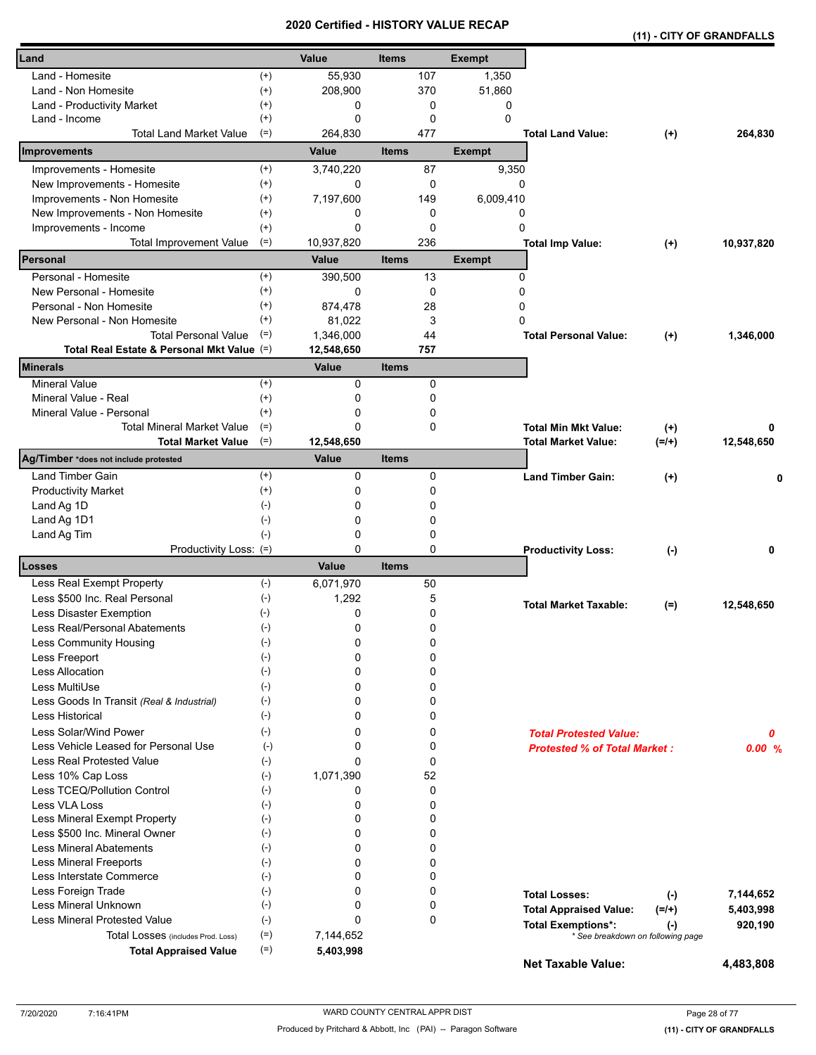# 2020 Certified - HISTORY VALUE RECAP

**(11) - CITY OF GRANDFALLS**

| Land | | Value | Items | Exempt | | | |
|---|---|---|---|---|---|---|---|
| Land - Homesite | (+) | 55,930 | 107 | 1,350 | | | |
| Land - Non Homesite | (+) | 208,900 | 370 | 51,860 | | | |
| Land - Productivity Market | (+) | 0 | 0 | 0 | | | |
| Land - Income | (+) | 0 | 0 | 0 | | | |
| Total Land Market Value | (=) | 264,830 | 477 | | **Total Land Value:** | **(+)** | **264,830** |
| **Improvements** | | **Value** | **Items** | **Exempt** | | | |
| Improvements - Homesite | (+) | 3,740,220 | 87 | 9,350 | | | |
| New Improvements - Homesite | (+) | 0 | 0 | 0 | | | |
| Improvements - Non Homesite | (+) | 7,197,600 | 149 | 6,009,410 | | | |
| New Improvements - Non Homesite | (+) | 0 | 0 | 0 | | | |
| Improvements - Income | (+) | 0 | 0 | 0 | | | |
| Total Improvement Value | (=) | 10,937,820 | 236 | | **Total Imp Value:** | **(+)** | **10,937,820** |
| **Personal** | | **Value** | **Items** | **Exempt** | | | |
| Personal - Homesite | (+) | 390,500 | 13 | 0 | | | |
| New Personal - Homesite | (+) | 0 | 0 | 0 | | | |
| Personal - Non Homesite | (+) | 874,478 | 28 | 0 | | | |
| New Personal - Non Homesite | (+) | 81,022 | 3 | 0 | | | |
| Total Personal Value | (=) | 1,346,000 | 44 | | **Total Personal Value:** | **(+)** | **1,346,000** |
| **Total Real Estate & Personal Mkt Value** | (=) | **12,548,650** | **757** | | | | |
| **Minerals** | | **Value** | **Items** | | | | |
| Mineral Value | (+) | 0 | 0 | | | | |
| Mineral Value - Real | (+) | 0 | 0 | | | | |
| Mineral Value - Personal | (+) | 0 | 0 | | | | |
| Total Mineral Market Value | (=) | 0 | 0 | | **Total Min Mkt Value:** | **(+)** | **0** |
| **Total Market Value** | (=) | **12,548,650** | | | **Total Market Value:** | **(=/+)** | **12,548,650** |
| **Ag/Timber** *does not include protested | | **Value** | **Items** | | | | |
| Land Timber Gain | (+) | 0 | 0 | | **Land Timber Gain:** | **(+)** | **0** |
| Productivity Market | (+) | 0 | 0 | | | | |
| Land Ag 1D | (-) | 0 | 0 | | | | |
| Land Ag 1D1 | (-) | 0 | 0 | | | | |
| Land Ag Tim | (-) | 0 | 0 | | | | |
| Productivity Loss: | (=) | 0 | 0 | | **Productivity Loss:** | **(-)** | **0** |
| **Losses** | | **Value** | **Items** | | | | |
| Less Real Exempt Property | (-) | 6,071,970 | 50 | | | | |
| Less $500 Inc. Real Personal | (-) | 1,292 | 5 | | **Total Market Taxable:** | **(=)** | **12,548,650** |
| Less Disaster Exemption | (-) | 0 | 0 | | | | |
| Less Real/Personal Abatements | (-) | 0 | 0 | | | | |
| Less Community Housing | (-) | 0 | 0 | | | | |
| Less Freeport | (-) | 0 | 0 | | | | |
| Less Allocation | (-) | 0 | 0 | | | | |
| Less MultiUse | (-) | 0 | 0 | | | | |
| Less Goods In Transit *(Real & Industrial)* | (-) | 0 | 0 | | | | |
| Less Historical | (-) | 0 | 0 | | | | |
| Less Solar/Wind Power | (-) | 0 | 0 | | ***Total Protested Value:*** | | ***0*** |
| Less Vehicle Leased for Personal Use | (-) | 0 | 0 | | ***Protested % of Total Market :*** | | ***0.00 %*** |
| Less Real Protested Value | (-) | 0 | 0 | | | | |
| Less 10% Cap Loss | (-) | 1,071,390 | 52 | | | | |
| Less TCEQ/Pollution Control | (-) | 0 | 0 | | | | |
| Less VLA Loss | (-) | 0 | 0 | | | | |
| Less Mineral Exempt Property | (-) | 0 | 0 | | | | |
| Less $500 Inc. Mineral Owner | (-) | 0 | 0 | | | | |
| Less Mineral Abatements | (-) | 0 | 0 | | | | |
| Less Mineral Freeports | (-) | 0 | 0 | | | | |
| Less Interstate Commerce | (-) | 0 | 0 | | | | |
| Less Foreign Trade | (-) | 0 | 0 | | **Total Losses:** | **(-)** | **7,144,652** |
| Less Mineral Unknown | (-) | 0 | 0 | | **Total Appraised Value:** | **(=/+)** | **5,403,998** |
| Less Mineral Protested Value | (-) | 0 | 0 | | **Total Exemptions*:** | **(-)** | **920,190** |
| Total Losses (includes Prod. Loss) | (=) | 7,144,652 | | | *\* See breakdown on following page* | | |
| **Total Appraised Value** | (=) | **5,403,998** | | | | | |
| | | | | | **Net Taxable Value:** | | **4,483,808** |

7/20/2020 7:16:41PM — WARD COUNTY CENTRAL APPR DIST — Produced by Pritchard & Abbott, Inc (PAI) -- Paragon Software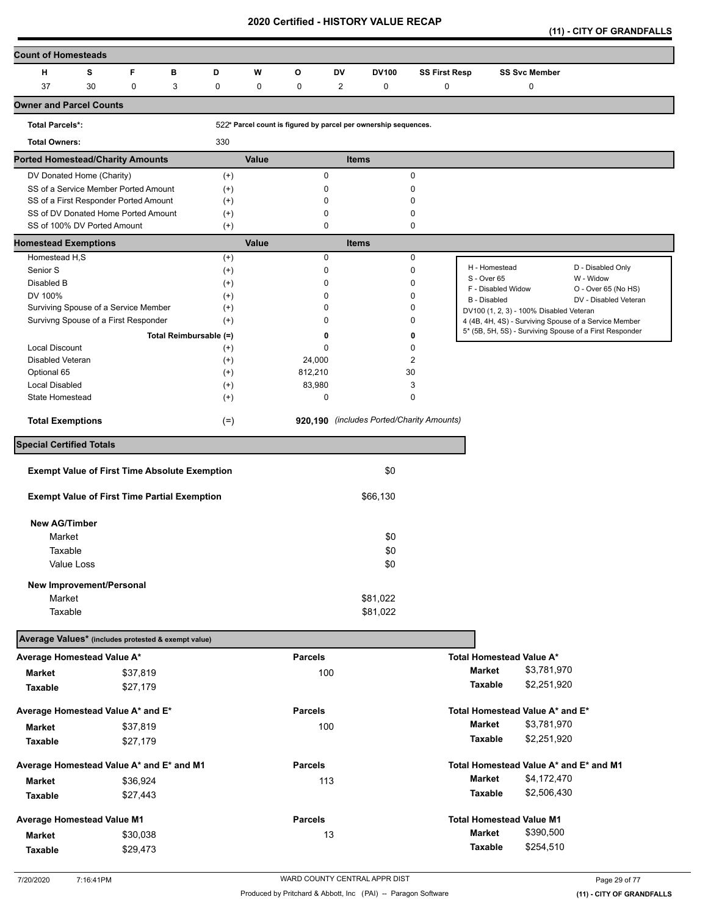# 2020 Certified - HISTORY VALUE RECAP

**(11) - CITY OF GRANDFALLS**

## Count of Homesteads

| H | S | F | B | D | W | O | DV | DV100 | SS First Resp | SS Svc Member |
|---|---|---|---|---|---|---|---|---|---|---|
| 37 | 30 | 0 | 3 | 0 | 0 | 0 | 2 | 0 | 0 | 0 |

## Owner and Parcel Counts

| | | |
|---|---|---|
| **Total Parcels*:** | 522* | Parcel count is figured by parcel per ownership sequences. |
| **Total Owners:** | 330 | |

## Ported Homestead/Charity Amounts

| | | Value | Items |
|---|---|---|---|
| DV Donated Home (Charity) | (+) | 0 | 0 |
| SS of a Service Member Ported Amount | (+) | 0 | 0 |
| SS of a First Responder Ported Amount | (+) | 0 | 0 |
| SS of DV Donated Home Ported Amount | (+) | 0 | 0 |
| SS of 100% DV Ported Amount | (+) | 0 | 0 |

## Homestead Exemptions

| | | Value | Items |
|---|---|---|---|
| Homestead H,S | (+) | 0 | 0 |
| Senior S | (+) | 0 | 0 |
| Disabled B | (+) | 0 | 0 |
| DV 100% | (+) | 0 | 0 |
| Surviving Spouse of a Service Member | (+) | 0 | 0 |
| Survivng Spouse of a First Responder | (+) | 0 | 0 |
| Total Reimbursable | (=) | **0** | **0** |
| Local Discount | (+) | 0 | 0 |
| Disabled Veteran | (+) | 24,000 | 2 |
| Optional 65 | (+) | 812,210 | 30 |
| Local Disabled | (+) | 83,980 | 3 |
| State Homestead | (+) | 0 | 0 |
| **Total Exemptions** | (=) | **920,190** | *(includes Ported/Charity Amounts)* |

| | |
|---|---|
| H - Homestead | D - Disabled Only |
| S - Over 65 | W - Widow |
| F - Disabled Widow | O - Over 65 (No HS) |
| B - Disabled | DV - Disabled Veteran |
| DV100 (1, 2, 3) - 100% Disabled Veteran | |
| 4 (4B, 4H, 4S) - Surviving Spouse of a Service Member | |
| 5* (5B, 5H, 5S) - Surviving Spouse of a First Responder | |

## Special Certified Totals

| | |
|---|---|
| **Exempt Value of First Time Absolute Exemption** | $0 |
| **Exempt Value of First Time Partial Exemption** | $66,130 |
| **New AG/Timber** | |
| Market | $0 |
| Taxable | $0 |
| Value Loss | $0 |
| **New Improvement/Personal** | |
| Market | $81,022 |
| Taxable | $81,022 |

## Average Values* (includes protested & exempt value)

| | | Parcels | | |
|---|---|---|---|---|
| **Average Homestead Value A*** | | | **Total Homestead Value A*** | |
| **Market** | $37,819 | 100 | **Market** | $3,781,970 |
| **Taxable** | $27,179 | | **Taxable** | $2,251,920 |
| **Average Homestead Value A* and E*** | | | **Total Homestead Value A* and E*** | |
| **Market** | $37,819 | 100 | **Market** | $3,781,970 |
| **Taxable** | $27,179 | | **Taxable** | $2,251,920 |
| **Average Homestead Value A* and E* and M1** | | | **Total Homestead Value A* and E* and M1** | |
| **Market** | $36,924 | 113 | **Market** | $4,172,470 |
| **Taxable** | $27,443 | | **Taxable** | $2,506,430 |
| **Average Homestead Value M1** | | | **Total Homestead Value M1** | |
| **Market** | $30,038 | 13 | **Market** | $390,500 |
| **Taxable** | $29,473 | | **Taxable** | $254,510 |

7/20/2020 7:16:41PM — WARD COUNTY CENTRAL APPR DIST — Produced by Pritchard & Abbott, Inc (PAI) -- Paragon Software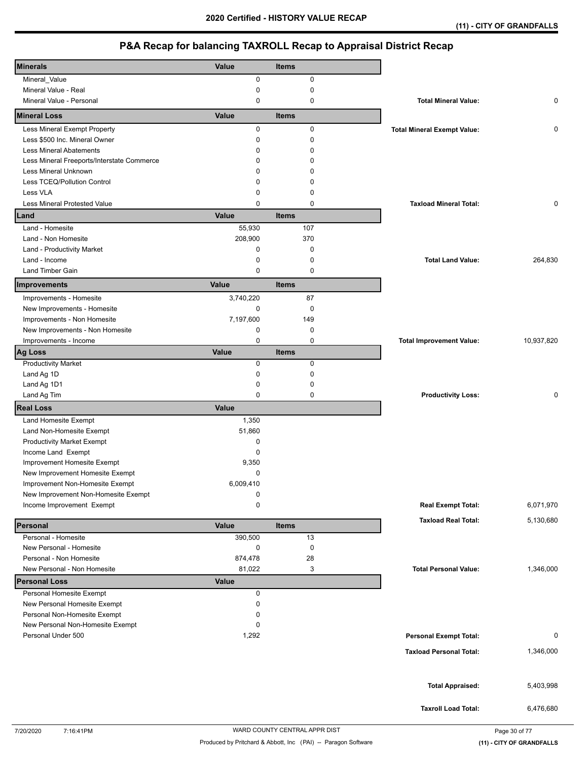# 2020 Certified - HISTORY VALUE RECAP

**(11) - CITY OF GRANDFALLS**

## P&A Recap for balancing TAXROLL Recap to Appraisal District Recap

| Minerals | Value | Items | | |
|---|---|---|---|---|
| Mineral_Value | 0 | 0 | | |
| Mineral Value - Real | 0 | 0 | | |
| Mineral Value - Personal | 0 | 0 | **Total Mineral Value:** | 0 |
| **Mineral Loss** | **Value** | **Items** | | |
| Less Mineral Exempt Property | 0 | 0 | **Total Mineral Exempt Value:** | 0 |
| Less $500 Inc. Mineral Owner | 0 | 0 | | |
| Less Mineral Abatements | 0 | 0 | | |
| Less Mineral Freeports/Interstate Commerce | 0 | 0 | | |
| Less Mineral Unknown | 0 | 0 | | |
| Less TCEQ/Pollution Control | 0 | 0 | | |
| Less VLA | 0 | 0 | | |
| Less Mineral Protested Value | 0 | 0 | **Taxload Mineral Total:** | 0 |
| **Land** | **Value** | **Items** | | |
| Land - Homesite | 55,930 | 107 | | |
| Land - Non Homesite | 208,900 | 370 | | |
| Land - Productivity Market | 0 | 0 | | |
| Land - Income | 0 | 0 | **Total Land Value:** | 264,830 |
| Land Timber Gain | 0 | 0 | | |
| **Improvements** | **Value** | **Items** | | |
| Improvements - Homesite | 3,740,220 | 87 | | |
| New Improvements - Homesite | 0 | 0 | | |
| Improvements - Non Homesite | 7,197,600 | 149 | | |
| New Improvements - Non Homesite | 0 | 0 | | |
| Improvements - Income | 0 | 0 | **Total Improvement Value:** | 10,937,820 |
| **Ag Loss** | **Value** | **Items** | | |
| Productivity Market | 0 | 0 | | |
| Land Ag 1D | 0 | 0 | | |
| Land Ag 1D1 | 0 | 0 | | |
| Land Ag Tim | 0 | 0 | **Productivity Loss:** | 0 |
| **Real Loss** | **Value** | | | |
| Land Homesite Exempt | 1,350 | | | |
| Land Non-Homesite Exempt | 51,860 | | | |
| Productivity Market Exempt | 0 | | | |
| Income Land Exempt | 0 | | | |
| Improvement Homesite Exempt | 9,350 | | | |
| New Improvement Homesite Exempt | 0 | | | |
| Improvement Non-Homesite Exempt | 6,009,410 | | | |
| New Improvement Non-Homesite Exempt | 0 | | | |
| Income Improvement Exempt | 0 | | **Real Exempt Total:** | 6,071,970 |
| | | | **Taxload Real Total:** | 5,130,680 |
| **Personal** | **Value** | **Items** | | |
| Personal - Homesite | 390,500 | 13 | | |
| New Personal - Homesite | 0 | 0 | | |
| Personal - Non Homesite | 874,478 | 28 | | |
| New Personal - Non Homesite | 81,022 | 3 | **Total Personal Value:** | 1,346,000 |
| **Personal Loss** | **Value** | | | |
| Personal Homesite Exempt | 0 | | | |
| New Personal Homesite Exempt | 0 | | | |
| Personal Non-Homesite Exempt | 0 | | | |
| New Personal Non-Homesite Exempt | 0 | | | |
| Personal Under 500 | 1,292 | | **Personal Exempt Total:** | 0 |
| | | | **Taxload Personal Total:** | 1,346,000 |
| | | | **Total Appraised:** | 5,403,998 |
| | | | **Taxroll Load Total:** | 6,476,680 |

7/20/2020 7:16:41PM WARD COUNTY CENTRAL APPR DIST

Produced by Pritchard & Abbott, Inc (PAI) -- Paragon Software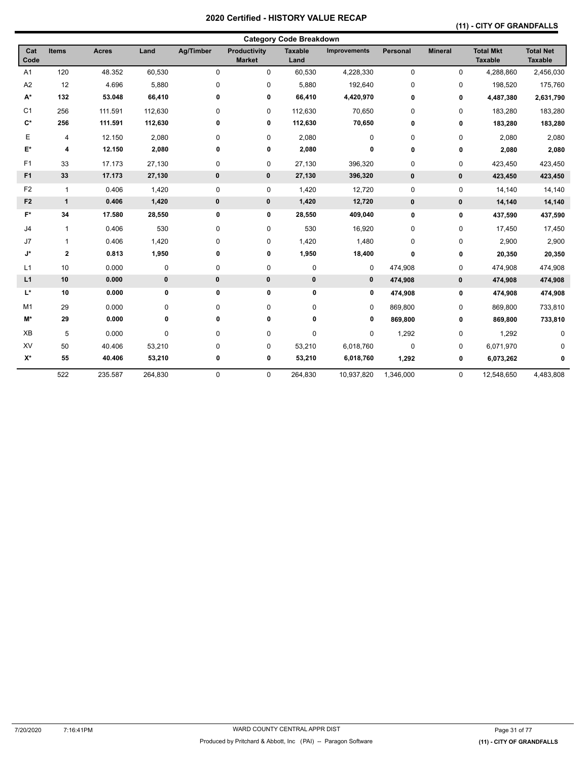# 2020 Certified - HISTORY VALUE RECAP

## (11) - CITY OF GRANDFALLS

### Category Code Breakdown

| Cat Code | Items | Acres | Land | Ag/Timber | Productivity Market | Taxable Land | Improvements | Personal | Mineral | Total Mkt Taxable | Total Net Taxable |
|---|---|---|---|---|---|---|---|---|---|---|---|
| A1 | 120 | 48.352 | 60,530 | 0 | 0 | 60,530 | 4,228,330 | 0 | 0 | 4,288,860 | 2,456,030 |
| A2 | 12 | 4.696 | 5,880 | 0 | 0 | 5,880 | 192,640 | 0 | 0 | 198,520 | 175,760 |
| **A*** | **132** | **53.048** | **66,410** | **0** | **0** | **66,410** | **4,420,970** | **0** | **0** | **4,487,380** | **2,631,790** |
| C1 | 256 | 111.591 | 112,630 | 0 | 0 | 112,630 | 70,650 | 0 | 0 | 183,280 | 183,280 |
| **C*** | **256** | **111.591** | **112,630** | **0** | **0** | **112,630** | **70,650** | **0** | **0** | **183,280** | **183,280** |
| E | 4 | 12.150 | 2,080 | 0 | 0 | 2,080 | 0 | 0 | 0 | 2,080 | 2,080 |
| **E*** | **4** | **12.150** | **2,080** | **0** | **0** | **2,080** | **0** | **0** | **0** | **2,080** | **2,080** |
| F1 | 33 | 17.173 | 27,130 | 0 | 0 | 27,130 | 396,320 | 0 | 0 | 423,450 | 423,450 |
| **F1** | **33** | **17.173** | **27,130** | **0** | **0** | **27,130** | **396,320** | **0** | **0** | **423,450** | **423,450** |
| F2 | 1 | 0.406 | 1,420 | 0 | 0 | 1,420 | 12,720 | 0 | 0 | 14,140 | 14,140 |
| **F2** | **1** | **0.406** | **1,420** | **0** | **0** | **1,420** | **12,720** | **0** | **0** | **14,140** | **14,140** |
| **F*** | **34** | **17.580** | **28,550** | **0** | **0** | **28,550** | **409,040** | **0** | **0** | **437,590** | **437,590** |
| J4 | 1 | 0.406 | 530 | 0 | 0 | 530 | 16,920 | 0 | 0 | 17,450 | 17,450 |
| J7 | 1 | 0.406 | 1,420 | 0 | 0 | 1,420 | 1,480 | 0 | 0 | 2,900 | 2,900 |
| **J*** | **2** | **0.813** | **1,950** | **0** | **0** | **1,950** | **18,400** | **0** | **0** | **20,350** | **20,350** |
| L1 | 10 | 0.000 | 0 | 0 | 0 | 0 | 0 | 474,908 | 0 | 474,908 | 474,908 |
| **L1** | **10** | **0.000** | **0** | **0** | **0** | **0** | **0** | **474,908** | **0** | **474,908** | **474,908** |
| **L*** | **10** | **0.000** | **0** | **0** | **0** | **0** | **0** | **474,908** | **0** | **474,908** | **474,908** |
| M1 | 29 | 0.000 | 0 | 0 | 0 | 0 | 0 | 869,800 | 0 | 869,800 | 733,810 |
| **M*** | **29** | **0.000** | **0** | **0** | **0** | **0** | **0** | **869,800** | **0** | **869,800** | **733,810** |
| XB | 5 | 0.000 | 0 | 0 | 0 | 0 | 0 | 1,292 | 0 | 1,292 | 0 |
| XV | 50 | 40.406 | 53,210 | 0 | 0 | 53,210 | 6,018,760 | 0 | 0 | 6,071,970 | 0 |
| **X*** | **55** | **40.406** | **53,210** | **0** | **0** | **53,210** | **6,018,760** | **1,292** | **0** | **6,073,262** | **0** |
| | 522 | 235.587 | 264,830 | 0 | 0 | 264,830 | 10,937,820 | 1,346,000 | 0 | 12,548,650 | 4,483,808 |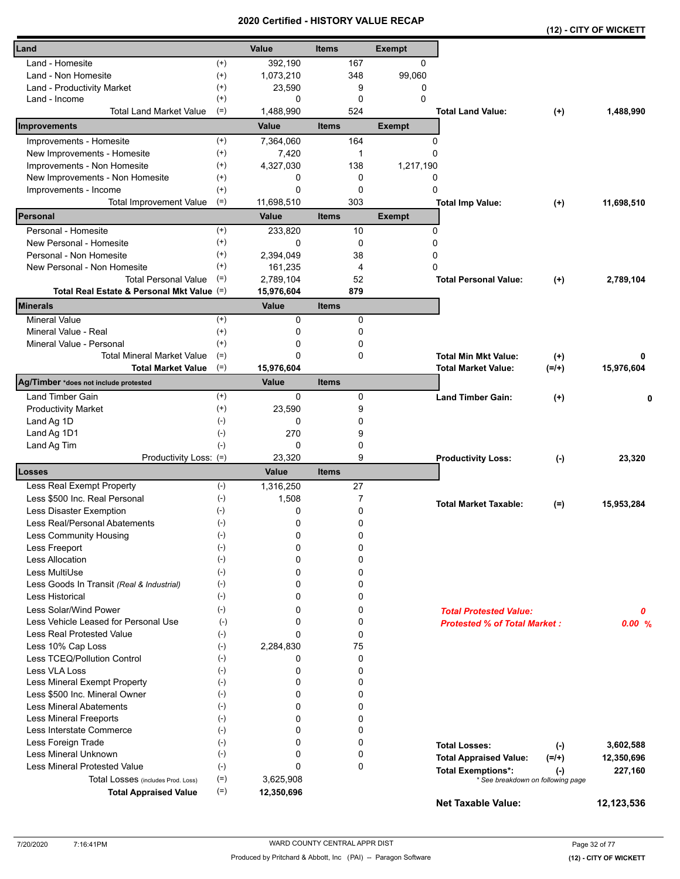# 2020 Certified - HISTORY VALUE RECAP

**(12) - CITY OF WICKETT**

| Land | | Value | Items | Exempt | | | |
|---|---|---|---|---|---|---|---|
| Land - Homesite | (+) | 392,190 | 167 | 0 | | | |
| Land - Non Homesite | (+) | 1,073,210 | 348 | 99,060 | | | |
| Land - Productivity Market | (+) | 23,590 | 9 | 0 | | | |
| Land - Income | (+) | 0 | 0 | 0 | | | |
| Total Land Market Value | (=) | 1,488,990 | 524 | | **Total Land Value:** | **(+)** | **1,488,990** |
| **Improvements** | | **Value** | **Items** | **Exempt** | | | |
| Improvements - Homesite | (+) | 7,364,060 | 164 | 0 | | | |
| New Improvements - Homesite | (+) | 7,420 | 1 | 0 | | | |
| Improvements - Non Homesite | (+) | 4,327,030 | 138 | 1,217,190 | | | |
| New Improvements - Non Homesite | (+) | 0 | 0 | 0 | | | |
| Improvements - Income | (+) | 0 | 0 | 0 | | | |
| Total Improvement Value | (=) | 11,698,510 | 303 | | **Total Imp Value:** | **(+)** | **11,698,510** |
| **Personal** | | **Value** | **Items** | **Exempt** | | | |
| Personal - Homesite | (+) | 233,820 | 10 | 0 | | | |
| New Personal - Homesite | (+) | 0 | 0 | 0 | | | |
| Personal - Non Homesite | (+) | 2,394,049 | 38 | 0 | | | |
| New Personal - Non Homesite | (+) | 161,235 | 4 | 0 | | | |
| Total Personal Value | (=) | 2,789,104 | 52 | | **Total Personal Value:** | **(+)** | **2,789,104** |
| **Total Real Estate & Personal Mkt Value** | (=) | **15,976,604** | **879** | | | | |
| **Minerals** | | **Value** | **Items** | | | | |
| Mineral Value | (+) | 0 | 0 | | | | |
| Mineral Value - Real | (+) | 0 | 0 | | | | |
| Mineral Value - Personal | (+) | 0 | 0 | | | | |
| Total Mineral Market Value | (=) | 0 | 0 | | **Total Min Mkt Value:** | **(+)** | **0** |
| **Total Market Value** | (=) | **15,976,604** | | | **Total Market Value:** | **(=/+)** | **15,976,604** |
| **Ag/Timber** *does not include protested | | **Value** | **Items** | | | | |
| Land Timber Gain | (+) | 0 | 0 | | **Land Timber Gain:** | **(+)** | **0** |
| Productivity Market | (+) | 23,590 | 9 | | | | |
| Land Ag 1D | (-) | 0 | 0 | | | | |
| Land Ag 1D1 | (-) | 270 | 9 | | | | |
| Land Ag Tim | (-) | 0 | 0 | | | | |
| Productivity Loss: | (=) | 23,320 | 9 | | **Productivity Loss:** | **(-)** | **23,320** |
| **Losses** | | **Value** | **Items** | | | | |
| Less Real Exempt Property | (-) | 1,316,250 | 27 | | | | |
| Less $500 Inc. Real Personal | (-) | 1,508 | 7 | | **Total Market Taxable:** | **(=)** | **15,953,284** |
| Less Disaster Exemption | (-) | 0 | 0 | | | | |
| Less Real/Personal Abatements | (-) | 0 | 0 | | | | |
| Less Community Housing | (-) | 0 | 0 | | | | |
| Less Freeport | (-) | 0 | 0 | | | | |
| Less Allocation | (-) | 0 | 0 | | | | |
| Less MultiUse | (-) | 0 | 0 | | | | |
| Less Goods In Transit *(Real & Industrial)* | (-) | 0 | 0 | | | | |
| Less Historical | (-) | 0 | 0 | | | | |
| Less Solar/Wind Power | (-) | 0 | 0 | | ***Total Protested Value:*** | | ***0*** |
| Less Vehicle Leased for Personal Use | (-) | 0 | 0 | | ***Protested % of Total Market :*** | | ***0.00 %*** |
| Less Real Protested Value | (-) | 0 | 0 | | | | |
| Less 10% Cap Loss | (-) | 2,284,830 | 75 | | | | |
| Less TCEQ/Pollution Control | (-) | 0 | 0 | | | | |
| Less VLA Loss | (-) | 0 | 0 | | | | |
| Less Mineral Exempt Property | (-) | 0 | 0 | | | | |
| Less $500 Inc. Mineral Owner | (-) | 0 | 0 | | | | |
| Less Mineral Abatements | (-) | 0 | 0 | | | | |
| Less Mineral Freeports | (-) | 0 | 0 | | | | |
| Less Interstate Commerce | (-) | 0 | 0 | | | | |
| Less Foreign Trade | (-) | 0 | 0 | | **Total Losses:** | **(-)** | **3,602,588** |
| Less Mineral Unknown | (-) | 0 | 0 | | **Total Appraised Value:** | **(=/+)** | **12,350,696** |
| Less Mineral Protested Value | (-) | 0 | 0 | | **Total Exemptions*:** | **(-)** | **227,160** |
| Total Losses (includes Prod. Loss) | (=) | 3,625,908 | | | *\* See breakdown on following page* | | |
| **Total Appraised Value** | (=) | **12,350,696** | | | | | |
| | | | | | **Net Taxable Value:** | | **12,123,536** |

7/20/2020 7:16:41PM WARD COUNTY CENTRAL APPR DIST

Produced by Pritchard & Abbott, Inc (PAI) -- Paragon Software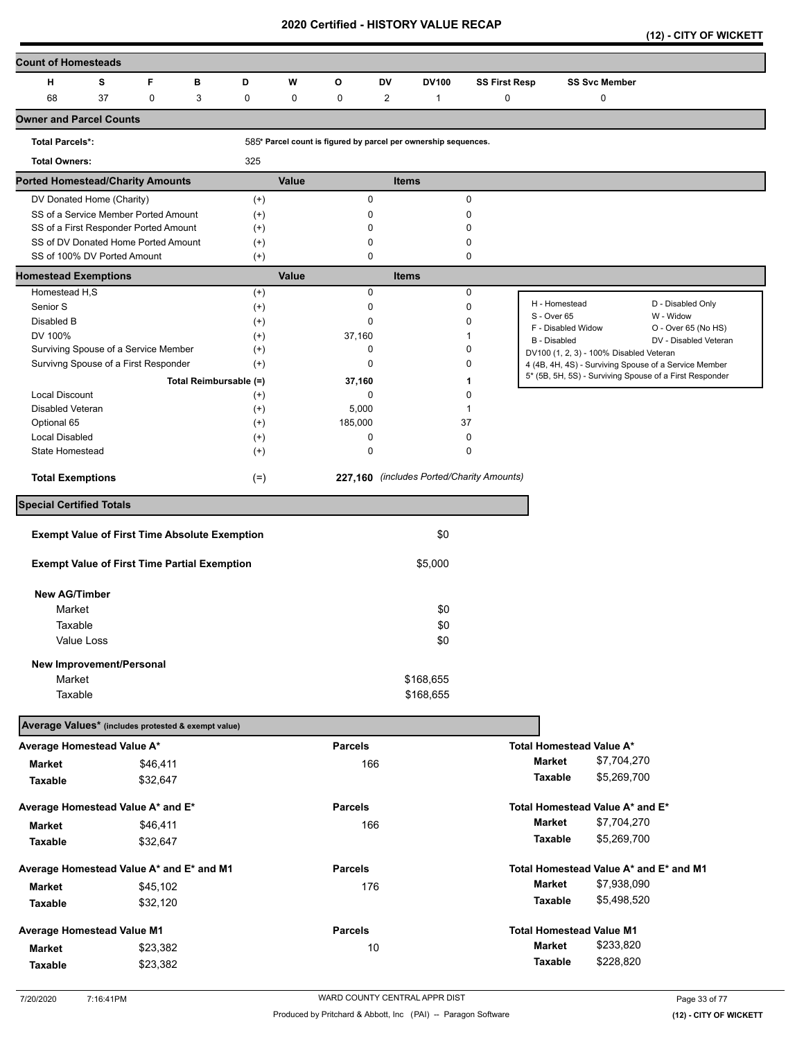# 2020 Certified - HISTORY VALUE RECAP

**(12) - CITY OF WICKETT**

## Count of Homesteads

| H | S | F | B | D | W | O | DV | DV100 | SS First Resp | SS Svc Member |
|---|---|---|---|---|---|---|---|---|---|---|
| 68 | 37 | 0 | 3 | 0 | 0 | 0 | 2 | 1 | 0 | 0 |

## Owner and Parcel Counts

**Total Parcels*:** 585* Parcel count is figured by parcel per ownership sequences.

**Total Owners:** 325

## Ported Homestead/Charity Amounts

| | | Value | Items |
|---|---|---|---|
| DV Donated Home (Charity) | (+) | 0 | 0 |
| SS of a Service Member Ported Amount | (+) | 0 | 0 |
| SS of a First Responder Ported Amount | (+) | 0 | 0 |
| SS of DV Donated Home Ported Amount | (+) | 0 | 0 |
| SS of 100% DV Ported Amount | (+) | 0 | 0 |

## Homestead Exemptions

| | | Value | Items |
|---|---|---|---|
| Homestead H,S | (+) | 0 | 0 |
| Senior S | (+) | 0 | 0 |
| Disabled B | (+) | 0 | 0 |
| DV 100% | (+) | 37,160 | 1 |
| Surviving Spouse of a Service Member | (+) | 0 | 0 |
| Survivng Spouse of a First Responder | (+) | 0 | 0 |
| Total Reimbursable | (=) | 37,160 | 1 |
| Local Discount | (+) | 0 | 0 |
| Disabled Veteran | (+) | 5,000 | 1 |
| Optional 65 | (+) | 185,000 | 37 |
| Local Disabled | (+) | 0 | 0 |
| State Homestead | (+) | 0 | 0 |
| **Total Exemptions** | (=) | **227,160** | *(includes Ported/Charity Amounts)* |

| | |
|---|---|
| H - Homestead | D - Disabled Only |
| S - Over 65 | W - Widow |
| F - Disabled Widow | O - Over 65 (No HS) |
| B - Disabled | DV - Disabled Veteran |

DV100 (1, 2, 3) - 100% Disabled Veteran
4 (4B, 4H, 4S) - Surviving Spouse of a Service Member
5* (5B, 5H, 5S) - Surviving Spouse of a First Responder

## Special Certified Totals

**Exempt Value of First Time Absolute Exemption** $0

**Exempt Value of First Time Partial Exemption** $5,000

**New AG/Timber**

| | |
|---|---|
| Market | $0 |
| Taxable | $0 |
| Value Loss | $0 |

**New Improvement/Personal**

| | |
|---|---|
| Market | $168,655 |
| Taxable | $168,655 |

## Average Values* (includes protested & exempt value)

| Average Homestead Value A* | | Parcels | Total Homestead Value A* | |
|---|---|---|---|---|
| **Market** | $46,411 | 166 | **Market** | $7,704,270 |
| **Taxable** | $32,647 | | **Taxable** | $5,269,700 |

| Average Homestead Value A* and E* | | Parcels | Total Homestead Value A* and E* | |
|---|---|---|---|---|
| **Market** | $46,411 | 166 | **Market** | $7,704,270 |
| **Taxable** | $32,647 | | **Taxable** | $5,269,700 |

| Average Homestead Value A* and E* and M1 | | Parcels | Total Homestead Value A* and E* and M1 | |
|---|---|---|---|---|
| **Market** | $45,102 | 176 | **Market** | $7,938,090 |
| **Taxable** | $32,120 | | **Taxable** | $5,498,520 |

| Average Homestead Value M1 | | Parcels | Total Homestead Value M1 | |
|---|---|---|---|---|
| **Market** | $23,382 | 10 | **Market** | $233,820 |
| **Taxable** | $23,382 | | **Taxable** | $228,820 |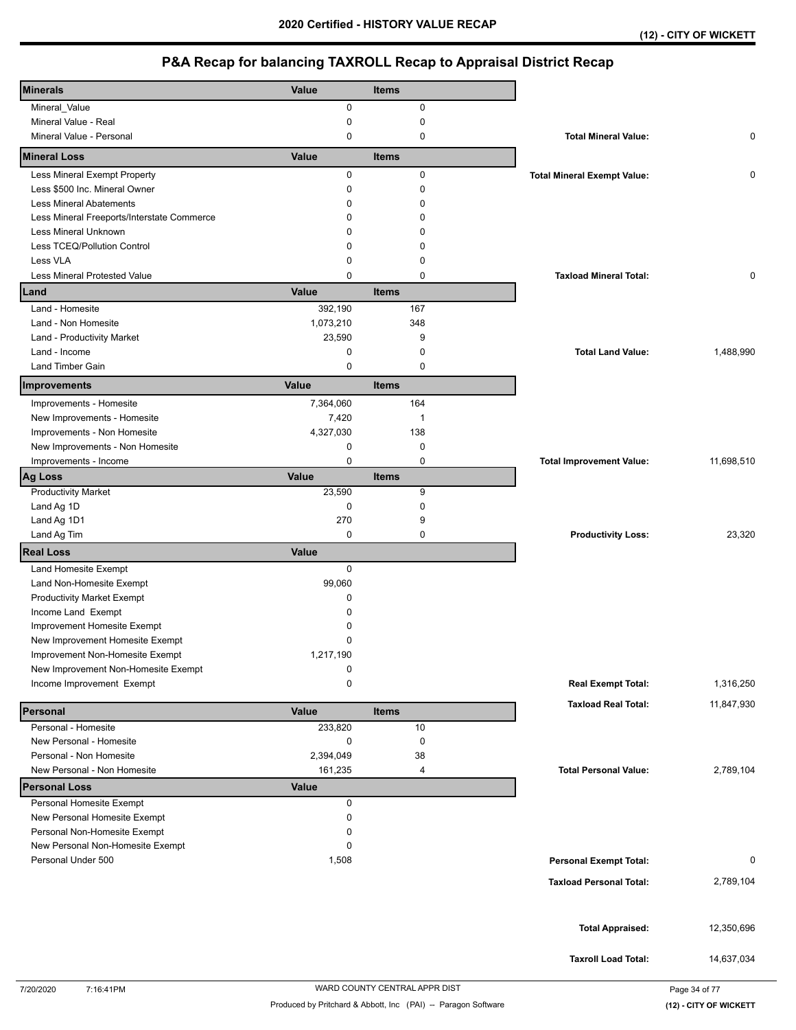## 2020 Certified - HISTORY VALUE RECAP

**(12) - CITY OF WICKETT**

## P&A Recap for balancing TAXROLL Recap to Appraisal District Recap

| Minerals | Value | Items | | |
|---|---|---|---|---|
| Mineral_Value | 0 | 0 | | |
| Mineral Value - Real | 0 | 0 | | |
| Mineral Value - Personal | 0 | 0 | **Total Mineral Value:** | 0 |
| **Mineral Loss** | **Value** | **Items** | | |
| Less Mineral Exempt Property | 0 | 0 | **Total Mineral Exempt Value:** | 0 |
| Less $500 Inc. Mineral Owner | 0 | 0 | | |
| Less Mineral Abatements | 0 | 0 | | |
| Less Mineral Freeports/Interstate Commerce | 0 | 0 | | |
| Less Mineral Unknown | 0 | 0 | | |
| Less TCEQ/Pollution Control | 0 | 0 | | |
| Less VLA | 0 | 0 | | |
| Less Mineral Protested Value | 0 | 0 | **Taxload Mineral Total:** | 0 |
| **Land** | **Value** | **Items** | | |
| Land - Homesite | 392,190 | 167 | | |
| Land - Non Homesite | 1,073,210 | 348 | | |
| Land - Productivity Market | 23,590 | 9 | | |
| Land - Income | 0 | 0 | **Total Land Value:** | 1,488,990 |
| Land Timber Gain | 0 | 0 | | |
| **Improvements** | **Value** | **Items** | | |
| Improvements - Homesite | 7,364,060 | 164 | | |
| New Improvements - Homesite | 7,420 | 1 | | |
| Improvements - Non Homesite | 4,327,030 | 138 | | |
| New Improvements - Non Homesite | 0 | 0 | | |
| Improvements - Income | 0 | 0 | **Total Improvement Value:** | 11,698,510 |
| **Ag Loss** | **Value** | **Items** | | |
| Productivity Market | 23,590 | 9 | | |
| Land Ag 1D | 0 | 0 | | |
| Land Ag 1D1 | 270 | 9 | | |
| Land Ag Tim | 0 | 0 | **Productivity Loss:** | 23,320 |
| **Real Loss** | **Value** | | | |
| Land Homesite Exempt | 0 | | | |
| Land Non-Homesite Exempt | 99,060 | | | |
| Productivity Market Exempt | 0 | | | |
| Income Land Exempt | 0 | | | |
| Improvement Homesite Exempt | 0 | | | |
| New Improvement Homesite Exempt | 0 | | | |
| Improvement Non-Homesite Exempt | 1,217,190 | | | |
| New Improvement Non-Homesite Exempt | 0 | | | |
| Income Improvement Exempt | 0 | | **Real Exempt Total:** | 1,316,250 |
| | | | **Taxload Real Total:** | 11,847,930 |
| **Personal** | **Value** | **Items** | | |
| Personal - Homesite | 233,820 | 10 | | |
| New Personal - Homesite | 0 | 0 | | |
| Personal - Non Homesite | 2,394,049 | 38 | | |
| New Personal - Non Homesite | 161,235 | 4 | **Total Personal Value:** | 2,789,104 |
| **Personal Loss** | **Value** | | | |
| Personal Homesite Exempt | 0 | | | |
| New Personal Homesite Exempt | 0 | | | |
| Personal Non-Homesite Exempt | 0 | | | |
| New Personal Non-Homesite Exempt | 0 | | | |
| Personal Under 500 | 1,508 | | **Personal Exempt Total:** | 0 |
| | | | **Taxload Personal Total:** | 2,789,104 |
| | | | **Total Appraised:** | 12,350,696 |
| | | | **Taxroll Load Total:** | 14,637,034 |

7/20/2020 7:16:41PM WARD COUNTY CENTRAL APPR DIST

Produced by Pritchard & Abbott, Inc (PAI) -- Paragon Software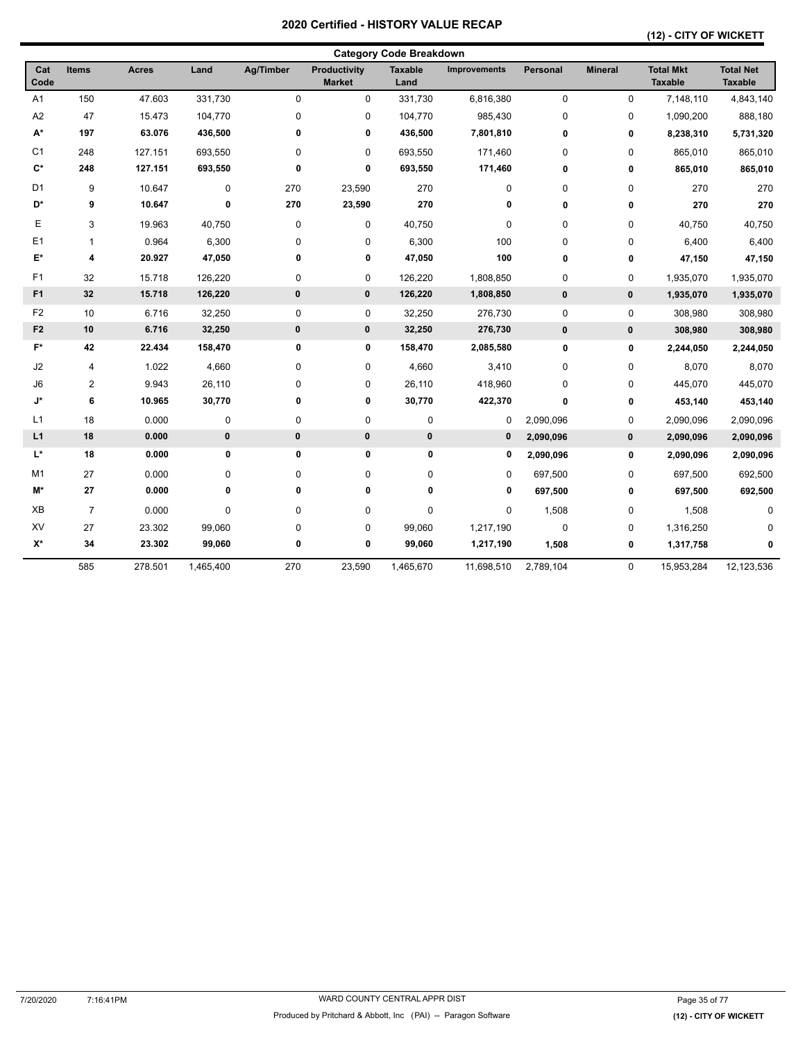# 2020 Certified - HISTORY VALUE RECAP

**(12) - CITY OF WICKETT**

## Category Code Breakdown

| Cat Code | Items | Acres | Land | Ag/Timber | Productivity Market | Taxable Land | Improvements | Personal | Mineral | Total Mkt Taxable | Total Net Taxable |
|---|---|---|---|---|---|---|---|---|---|---|---|
| A1 | 150 | 47.603 | 331,730 | 0 | 0 | 331,730 | 6,816,380 | 0 | 0 | 7,148,110 | 4,843,140 |
| A2 | 47 | 15.473 | 104,770 | 0 | 0 | 104,770 | 985,430 | 0 | 0 | 1,090,200 | 888,180 |
| **A*** | **197** | **63.076** | **436,500** | **0** | **0** | **436,500** | **7,801,810** | **0** | **0** | **8,238,310** | **5,731,320** |
| C1 | 248 | 127.151 | 693,550 | 0 | 0 | 693,550 | 171,460 | 0 | 0 | 865,010 | 865,010 |
| **C*** | **248** | **127.151** | **693,550** | **0** | **0** | **693,550** | **171,460** | **0** | **0** | **865,010** | **865,010** |
| D1 | 9 | 10.647 | 0 | 270 | 23,590 | 270 | 0 | 0 | 0 | 270 | 270 |
| **D*** | **9** | **10.647** | **0** | **270** | **23,590** | **270** | **0** | **0** | **0** | **270** | **270** |
| E | 3 | 19.963 | 40,750 | 0 | 0 | 40,750 | 0 | 0 | 0 | 40,750 | 40,750 |
| E1 | 1 | 0.964 | 6,300 | 0 | 0 | 6,300 | 100 | 0 | 0 | 6,400 | 6,400 |
| **E*** | **4** | **20.927** | **47,050** | **0** | **0** | **47,050** | **100** | **0** | **0** | **47,150** | **47,150** |
| F1 | 32 | 15.718 | 126,220 | 0 | 0 | 126,220 | 1,808,850 | 0 | 0 | 1,935,070 | 1,935,070 |
| **F1** | **32** | **15.718** | **126,220** | **0** | **0** | **126,220** | **1,808,850** | **0** | **0** | **1,935,070** | **1,935,070** |
| F2 | 10 | 6.716 | 32,250 | 0 | 0 | 32,250 | 276,730 | 0 | 0 | 308,980 | 308,980 |
| **F2** | **10** | **6.716** | **32,250** | **0** | **0** | **32,250** | **276,730** | **0** | **0** | **308,980** | **308,980** |
| **F*** | **42** | **22.434** | **158,470** | **0** | **0** | **158,470** | **2,085,580** | **0** | **0** | **2,244,050** | **2,244,050** |
| J2 | 4 | 1.022 | 4,660 | 0 | 0 | 4,660 | 3,410 | 0 | 0 | 8,070 | 8,070 |
| J6 | 2 | 9.943 | 26,110 | 0 | 0 | 26,110 | 418,960 | 0 | 0 | 445,070 | 445,070 |
| **J*** | **6** | **10.965** | **30,770** | **0** | **0** | **30,770** | **422,370** | **0** | **0** | **453,140** | **453,140** |
| L1 | 18 | 0.000 | 0 | 0 | 0 | 0 | 0 | 2,090,096 | 0 | 2,090,096 | 2,090,096 |
| **L1** | **18** | **0.000** | **0** | **0** | **0** | **0** | **0** | **2,090,096** | **0** | **2,090,096** | **2,090,096** |
| **L*** | **18** | **0.000** | **0** | **0** | **0** | **0** | **0** | **2,090,096** | **0** | **2,090,096** | **2,090,096** |
| M1 | 27 | 0.000 | 0 | 0 | 0 | 0 | 0 | 697,500 | 0 | 697,500 | 692,500 |
| **M*** | **27** | **0.000** | **0** | **0** | **0** | **0** | **0** | **697,500** | **0** | **697,500** | **692,500** |
| XB | 7 | 0.000 | 0 | 0 | 0 | 0 | 0 | 1,508 | 0 | 1,508 | 0 |
| XV | 27 | 23.302 | 99,060 | 0 | 0 | 99,060 | 1,217,190 | 0 | 0 | 1,316,250 | 0 |
| **X*** | **34** | **23.302** | **99,060** | **0** | **0** | **99,060** | **1,217,190** | **1,508** | **0** | **1,317,758** | **0** |
| | 585 | 278.501 | 1,465,400 | 270 | 23,590 | 1,465,670 | 11,698,510 | 2,789,104 | 0 | 15,953,284 | 12,123,536 |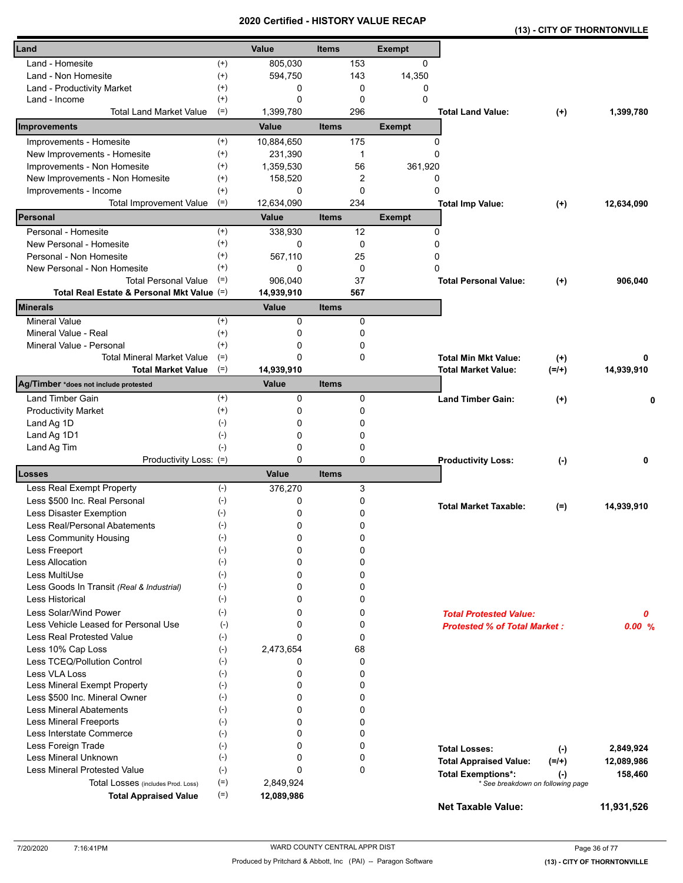# 2020 Certified - HISTORY VALUE RECAP

**(13) - CITY OF THORNTONVILLE**

| Land | | Value | Items | Exempt |
|---|---|---|---|---|
| Land - Homesite | (+) | 805,030 | 153 | 0 |
| Land - Non Homesite | (+) | 594,750 | 143 | 14,350 |
| Land - Productivity Market | (+) | 0 | 0 | 0 |
| Land - Income | (+) | 0 | 0 | 0 |
| Total Land Market Value | (=) | 1,399,780 | 296 | |

**Total Land Value:** (+) **1,399,780**

| Improvements | | Value | Items | Exempt |
|---|---|---|---|---|
| Improvements - Homesite | (+) | 10,884,650 | 175 | 0 |
| New Improvements - Homesite | (+) | 231,390 | 1 | 0 |
| Improvements - Non Homesite | (+) | 1,359,530 | 56 | 361,920 |
| New Improvements - Non Homesite | (+) | 158,520 | 2 | 0 |
| Improvements - Income | (+) | 0 | 0 | 0 |
| Total Improvement Value | (=) | 12,634,090 | 234 | |

**Total Imp Value:** (+) **12,634,090**

| Personal | | Value | Items | Exempt |
|---|---|---|---|---|
| Personal - Homesite | (+) | 338,930 | 12 | 0 |
| New Personal - Homesite | (+) | 0 | 0 | 0 |
| Personal - Non Homesite | (+) | 567,110 | 25 | 0 |
| New Personal - Non Homesite | (+) | 0 | 0 | 0 |
| Total Personal Value | (=) | 906,040 | 37 | |
| **Total Real Estate & Personal Mkt Value** | (=) | **14,939,910** | **567** | |

**Total Personal Value:** (+) **906,040**

| Minerals | | Value | Items |
|---|---|---|---|
| Mineral Value | (+) | 0 | 0 |
| Mineral Value - Real | (+) | 0 | 0 |
| Mineral Value - Personal | (+) | 0 | 0 |
| Total Mineral Market Value | (=) | 0 | 0 |
| **Total Market Value** | (=) | **14,939,910** | |

**Total Min Mkt Value:** (+) **0**

**Total Market Value:** (=/+) **14,939,910**

| Ag/Timber *does not include protested | | Value | Items |
|---|---|---|---|
| Land Timber Gain | (+) | 0 | 0 |
| Productivity Market | (+) | 0 | 0 |
| Land Ag 1D | (-) | 0 | 0 |
| Land Ag 1D1 | (-) | 0 | 0 |
| Land Ag Tim | (-) | 0 | 0 |
| Productivity Loss: | (=) | 0 | 0 |

**Land Timber Gain:** (+) **0**

**Productivity Loss:** (-) **0**

| Losses | | Value | Items |
|---|---|---|---|
| Less Real Exempt Property | (-) | 376,270 | 3 |
| Less $500 Inc. Real Personal | (-) | 0 | 0 |
| Less Disaster Exemption | (-) | 0 | 0 |
| Less Real/Personal Abatements | (-) | 0 | 0 |
| Less Community Housing | (-) | 0 | 0 |
| Less Freeport | (-) | 0 | 0 |
| Less Allocation | (-) | 0 | 0 |
| Less MultiUse | (-) | 0 | 0 |
| Less Goods In Transit *(Real & Industrial)* | (-) | 0 | 0 |
| Less Historical | (-) | 0 | 0 |
| Less Solar/Wind Power | (-) | 0 | 0 |
| Less Vehicle Leased for Personal Use | (-) | 0 | 0 |
| Less Real Protested Value | (-) | 0 | 0 |
| Less 10% Cap Loss | (-) | 2,473,654 | 68 |
| Less TCEQ/Pollution Control | (-) | 0 | 0 |
| Less VLA Loss | (-) | 0 | 0 |
| Less Mineral Exempt Property | (-) | 0 | 0 |
| Less $500 Inc. Mineral Owner | (-) | 0 | 0 |
| Less Mineral Abatements | (-) | 0 | 0 |
| Less Mineral Freeports | (-) | 0 | 0 |
| Less Interstate Commerce | (-) | 0 | 0 |
| Less Foreign Trade | (-) | 0 | 0 |
| Less Mineral Unknown | (-) | 0 | 0 |
| Less Mineral Protested Value | (-) | 0 | 0 |
| Total Losses (includes Prod. Loss) | (=) | 2,849,924 | |
| **Total Appraised Value** | (=) | **12,089,986** | |

**Total Market Taxable:** (=) **14,939,910**

***Total Protested Value:*** ***0***

***Protested % of Total Market :*** ***0.00 %***

| | | |
|---|---|---|
| **Total Losses:** | (-) | **2,849,924** |
| **Total Appraised Value:** | (=/+) | **12,089,986** |
| **Total Exemptions*:** | (-) | **158,460** |

*\* See breakdown on following page*

**Net Taxable Value:** **11,931,526**

7/20/2020 7:16:41PM

WARD COUNTY CENTRAL APPR DIST

Produced by Pritchard & Abbott, Inc (PAI) -- Paragon Software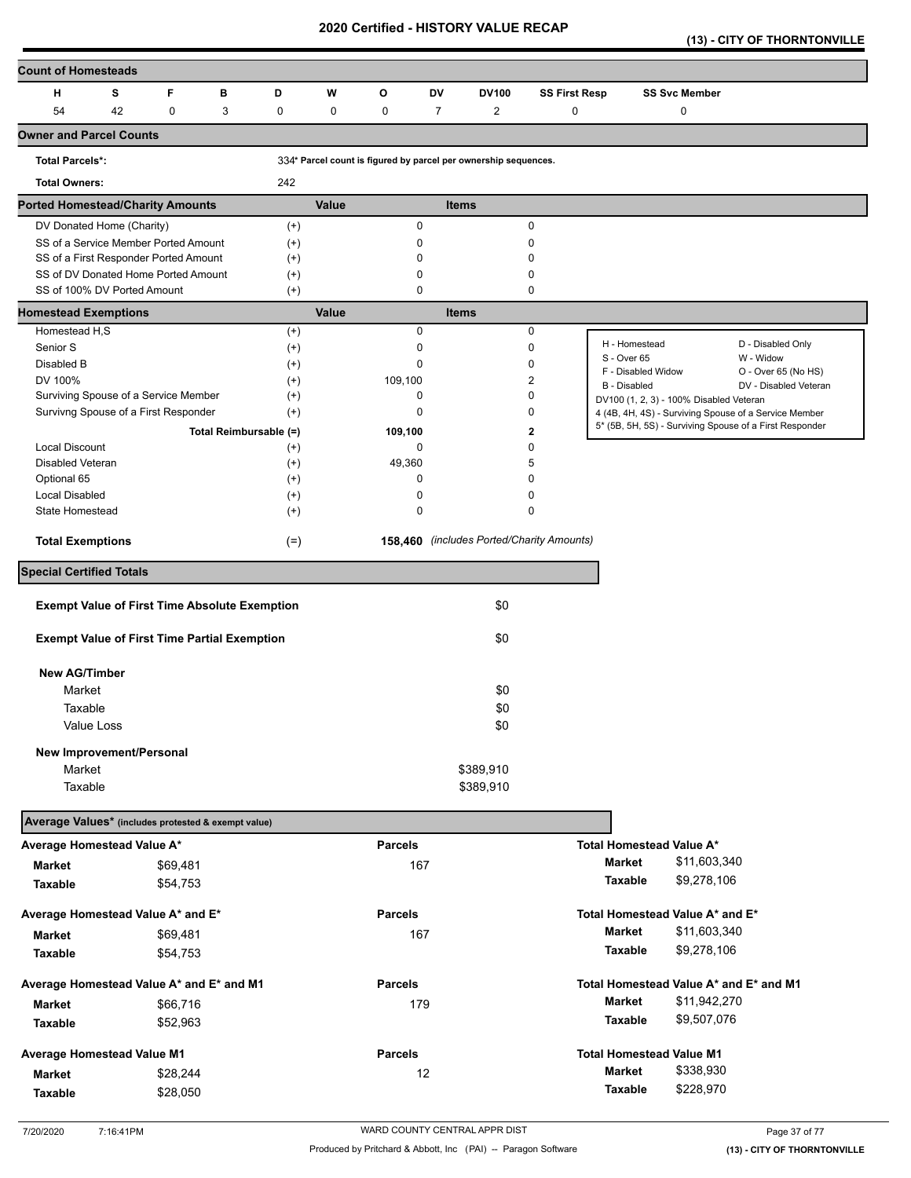# 2020 Certified - HISTORY VALUE RECAP

**(13) - CITY OF THORNTONVILLE**

## Count of Homesteads

| H | S | F | B | D | W | O | DV | DV100 | SS First Resp | SS Svc Member |
|---|---|---|---|---|---|---|---|---|---|---|
| 54 | 42 | 0 | 3 | 0 | 0 | 0 | 7 | 2 | 0 | 0 |

## Owner and Parcel Counts

**Total Parcels*:** 334* Parcel count is figured by parcel per ownership sequences.

**Total Owners:** 242

## Ported Homestead/Charity Amounts

| | | Value | Items |
|---|---|---|---|
| DV Donated Home (Charity) | (+) | 0 | 0 |
| SS of a Service Member Ported Amount | (+) | 0 | 0 |
| SS of a First Responder Ported Amount | (+) | 0 | 0 |
| SS of DV Donated Home Ported Amount | (+) | 0 | 0 |
| SS of 100% DV Ported Amount | (+) | 0 | 0 |

## Homestead Exemptions

| | | Value | Items |
|---|---|---|---|
| Homestead H,S | (+) | 0 | 0 |
| Senior S | (+) | 0 | 0 |
| Disabled B | (+) | 0 | 0 |
| DV 100% | (+) | 109,100 | 2 |
| Surviving Spouse of a Service Member | (+) | 0 | 0 |
| Survivng Spouse of a First Responder | (+) | 0 | 0 |
| Total Reimbursable | (=) | **109,100** | **2** |
| Local Discount | (+) | 0 | 0 |
| Disabled Veteran | (+) | 49,360 | 5 |
| Optional 65 | (+) | 0 | 0 |
| Local Disabled | (+) | 0 | 0 |
| State Homestead | (+) | 0 | 0 |
| **Total Exemptions** | (=) | **158,460** | *(includes Ported/Charity Amounts)* |

| | |
|---|---|
| H - Homestead | D - Disabled Only |
| S - Over 65 | W - Widow |
| F - Disabled Widow | O - Over 65 (No HS) |
| B - Disabled | DV - Disabled Veteran |

DV100 (1, 2, 3) - 100% Disabled Veteran
4 (4B, 4H, 4S) - Surviving Spouse of a Service Member
5* (5B, 5H, 5S) - Surviving Spouse of a First Responder

## Special Certified Totals

| | |
|---|---|
| **Exempt Value of First Time Absolute Exemption** | $0 |
| **Exempt Value of First Time Partial Exemption** | $0 |

**New AG/Timber**

| | |
|---|---|
| Market | $0 |
| Taxable | $0 |
| Value Loss | $0 |

**New Improvement/Personal**

| | |
|---|---|
| Market | $389,910 |
| Taxable | $389,910 |

## Average Values* (includes protested & exempt value)

| Average Homestead Value A* | | Parcels | Total Homestead Value A* | |
|---|---|---|---|---|
| **Market** | $69,481 | 167 | **Market** | $11,603,340 |
| **Taxable** | $54,753 | | **Taxable** | $9,278,106 |

| Average Homestead Value A* and E* | | Parcels | Total Homestead Value A* and E* | |
|---|---|---|---|---|
| **Market** | $69,481 | 167 | **Market** | $11,603,340 |
| **Taxable** | $54,753 | | **Taxable** | $9,278,106 |

| Average Homestead Value A* and E* and M1 | | Parcels | Total Homestead Value A* and E* and M1 | |
|---|---|---|---|---|
| **Market** | $66,716 | 179 | **Market** | $11,942,270 |
| **Taxable** | $52,963 | | **Taxable** | $9,507,076 |

| Average Homestead Value M1 | | Parcels | Total Homestead Value M1 | |
|---|---|---|---|---|
| **Market** | $28,244 | 12 | **Market** | $338,930 |
| **Taxable** | $28,050 | | **Taxable** | $228,970 |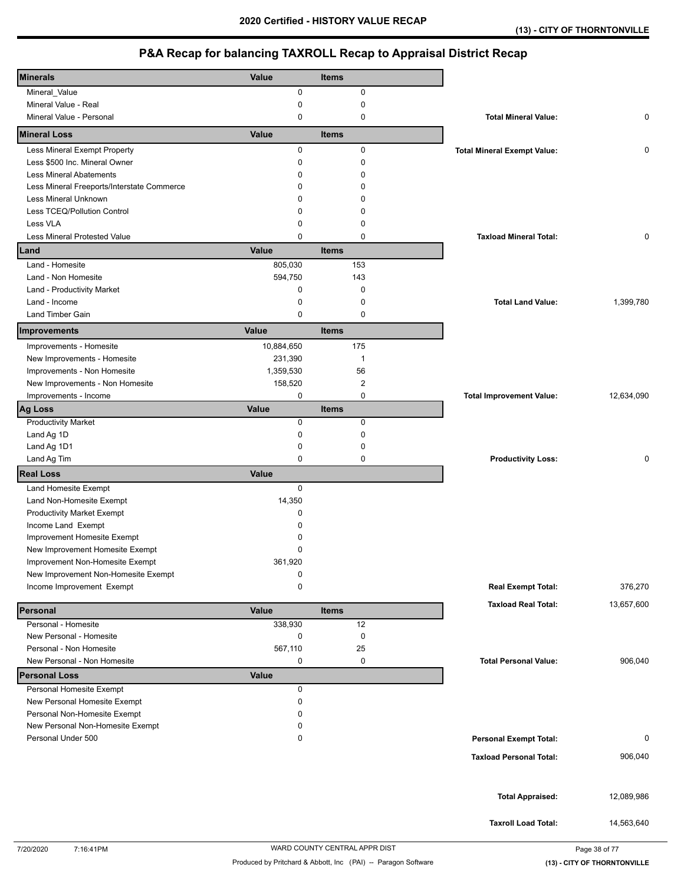# 2020 Certified - HISTORY VALUE RECAP

**(13) - CITY OF THORNTONVILLE**

## P&A Recap for balancing TAXROLL Recap to Appraisal District Recap

| Minerals | Value | Items | | |
|---|---|---|---|---|
| Mineral_Value | 0 | 0 | | |
| Mineral Value - Real | 0 | 0 | | |
| Mineral Value - Personal | 0 | 0 | **Total Mineral Value:** | 0 |
| **Mineral Loss** | **Value** | **Items** | | |
| Less Mineral Exempt Property | 0 | 0 | **Total Mineral Exempt Value:** | 0 |
| Less $500 Inc. Mineral Owner | 0 | 0 | | |
| Less Mineral Abatements | 0 | 0 | | |
| Less Mineral Freeports/Interstate Commerce | 0 | 0 | | |
| Less Mineral Unknown | 0 | 0 | | |
| Less TCEQ/Pollution Control | 0 | 0 | | |
| Less VLA | 0 | 0 | | |
| Less Mineral Protested Value | 0 | 0 | **Taxload Mineral Total:** | 0 |
| **Land** | **Value** | **Items** | | |
| Land - Homesite | 805,030 | 153 | | |
| Land - Non Homesite | 594,750 | 143 | | |
| Land - Productivity Market | 0 | 0 | | |
| Land - Income | 0 | 0 | **Total Land Value:** | 1,399,780 |
| Land Timber Gain | 0 | 0 | | |
| **Improvements** | **Value** | **Items** | | |
| Improvements - Homesite | 10,884,650 | 175 | | |
| New Improvements - Homesite | 231,390 | 1 | | |
| Improvements - Non Homesite | 1,359,530 | 56 | | |
| New Improvements - Non Homesite | 158,520 | 2 | | |
| Improvements - Income | 0 | 0 | **Total Improvement Value:** | 12,634,090 |
| **Ag Loss** | **Value** | **Items** | | |
| Productivity Market | 0 | 0 | | |
| Land Ag 1D | 0 | 0 | | |
| Land Ag 1D1 | 0 | 0 | | |
| Land Ag Tim | 0 | 0 | **Productivity Loss:** | 0 |
| **Real Loss** | **Value** | | | |
| Land Homesite Exempt | 0 | | | |
| Land Non-Homesite Exempt | 14,350 | | | |
| Productivity Market Exempt | 0 | | | |
| Income Land Exempt | 0 | | | |
| Improvement Homesite Exempt | 0 | | | |
| New Improvement Homesite Exempt | 0 | | | |
| Improvement Non-Homesite Exempt | 361,920 | | | |
| New Improvement Non-Homesite Exempt | 0 | | | |
| Income Improvement Exempt | 0 | | **Real Exempt Total:** | 376,270 |
| | | | **Taxload Real Total:** | 13,657,600 |
| **Personal** | **Value** | **Items** | | |
| Personal - Homesite | 338,930 | 12 | | |
| New Personal - Homesite | 0 | 0 | | |
| Personal - Non Homesite | 567,110 | 25 | | |
| New Personal - Non Homesite | 0 | 0 | **Total Personal Value:** | 906,040 |
| **Personal Loss** | **Value** | | | |
| Personal Homesite Exempt | 0 | | | |
| New Personal Homesite Exempt | 0 | | | |
| Personal Non-Homesite Exempt | 0 | | | |
| New Personal Non-Homesite Exempt | 0 | | | |
| Personal Under 500 | 0 | | **Personal Exempt Total:** | 0 |
| | | | **Taxload Personal Total:** | 906,040 |
| | | | **Total Appraised:** | 12,089,986 |
| | | | **Taxroll Load Total:** | 14,563,640 |

7/20/2020 7:16:41PM WARD COUNTY CENTRAL APPR DIST

Produced by Pritchard & Abbott, Inc (PAI) -- Paragon Software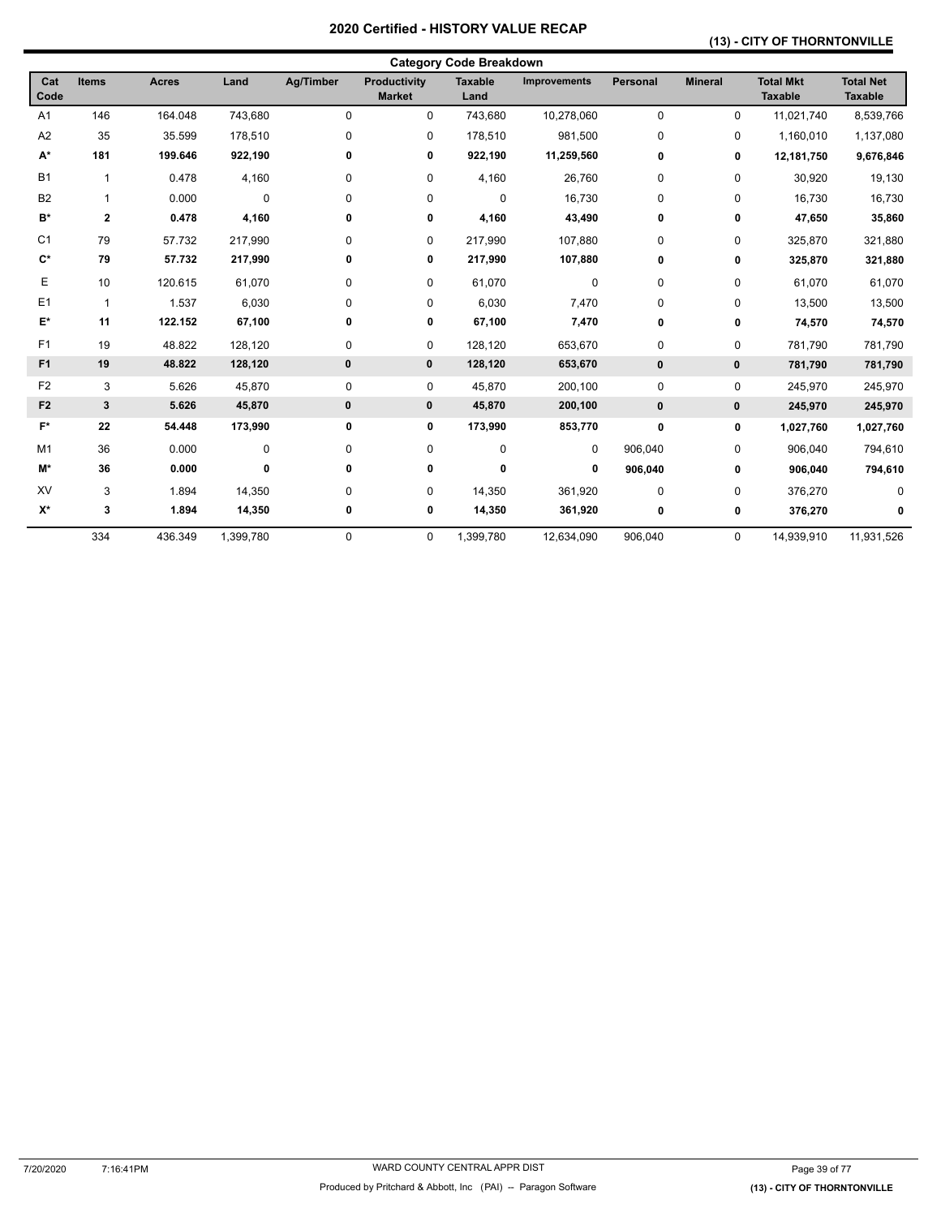# 2020 Certified - HISTORY VALUE RECAP

**(13) - CITY OF THORNTONVILLE**

## Category Code Breakdown

| Cat Code | Items | Acres | Land | Ag/Timber | Productivity Market | Taxable Land | Improvements | Personal | Mineral | Total Mkt Taxable | Total Net Taxable |
|---|---|---|---|---|---|---|---|---|---|---|---|
| A1 | 146 | 164.048 | 743,680 | 0 | 0 | 743,680 | 10,278,060 | 0 | 0 | 11,021,740 | 8,539,766 |
| A2 | 35 | 35.599 | 178,510 | 0 | 0 | 178,510 | 981,500 | 0 | 0 | 1,160,010 | 1,137,080 |
| **A*** | **181** | **199.646** | **922,190** | **0** | **0** | **922,190** | **11,259,560** | **0** | **0** | **12,181,750** | **9,676,846** |
| B1 | 1 | 0.478 | 4,160 | 0 | 0 | 4,160 | 26,760 | 0 | 0 | 30,920 | 19,130 |
| B2 | 1 | 0.000 | 0 | 0 | 0 | 0 | 16,730 | 0 | 0 | 16,730 | 16,730 |
| **B*** | **2** | **0.478** | **4,160** | **0** | **0** | **4,160** | **43,490** | **0** | **0** | **47,650** | **35,860** |
| C1 | 79 | 57.732 | 217,990 | 0 | 0 | 217,990 | 107,880 | 0 | 0 | 325,870 | 321,880 |
| **C*** | **79** | **57.732** | **217,990** | **0** | **0** | **217,990** | **107,880** | **0** | **0** | **325,870** | **321,880** |
| E | 10 | 120.615 | 61,070 | 0 | 0 | 61,070 | 0 | 0 | 0 | 61,070 | 61,070 |
| E1 | 1 | 1.537 | 6,030 | 0 | 0 | 6,030 | 7,470 | 0 | 0 | 13,500 | 13,500 |
| **E*** | **11** | **122.152** | **67,100** | **0** | **0** | **67,100** | **7,470** | **0** | **0** | **74,570** | **74,570** |
| F1 | 19 | 48.822 | 128,120 | 0 | 0 | 128,120 | 653,670 | 0 | 0 | 781,790 | 781,790 |
| **F1** | **19** | **48.822** | **128,120** | **0** | **0** | **128,120** | **653,670** | **0** | **0** | **781,790** | **781,790** |
| F2 | 3 | 5.626 | 45,870 | 0 | 0 | 45,870 | 200,100 | 0 | 0 | 245,970 | 245,970 |
| **F2** | **3** | **5.626** | **45,870** | **0** | **0** | **45,870** | **200,100** | **0** | **0** | **245,970** | **245,970** |
| **F*** | **22** | **54.448** | **173,990** | **0** | **0** | **173,990** | **853,770** | **0** | **0** | **1,027,760** | **1,027,760** |
| M1 | 36 | 0.000 | 0 | 0 | 0 | 0 | 0 | 906,040 | 0 | 906,040 | 794,610 |
| **M*** | **36** | **0.000** | **0** | **0** | **0** | **0** | **0** | **906,040** | **0** | **906,040** | **794,610** |
| XV | 3 | 1.894 | 14,350 | 0 | 0 | 14,350 | 361,920 | 0 | 0 | 376,270 | 0 |
| **X*** | **3** | **1.894** | **14,350** | **0** | **0** | **14,350** | **361,920** | **0** | **0** | **376,270** | **0** |
| | 334 | 436.349 | 1,399,780 | 0 | 0 | 1,399,780 | 12,634,090 | 906,040 | 0 | 14,939,910 | 11,931,526 |

7/20/2020 7:16:41PM WARD COUNTY CENTRAL APPR DIST

Produced by Pritchard & Abbott, Inc (PAI) -- Paragon Software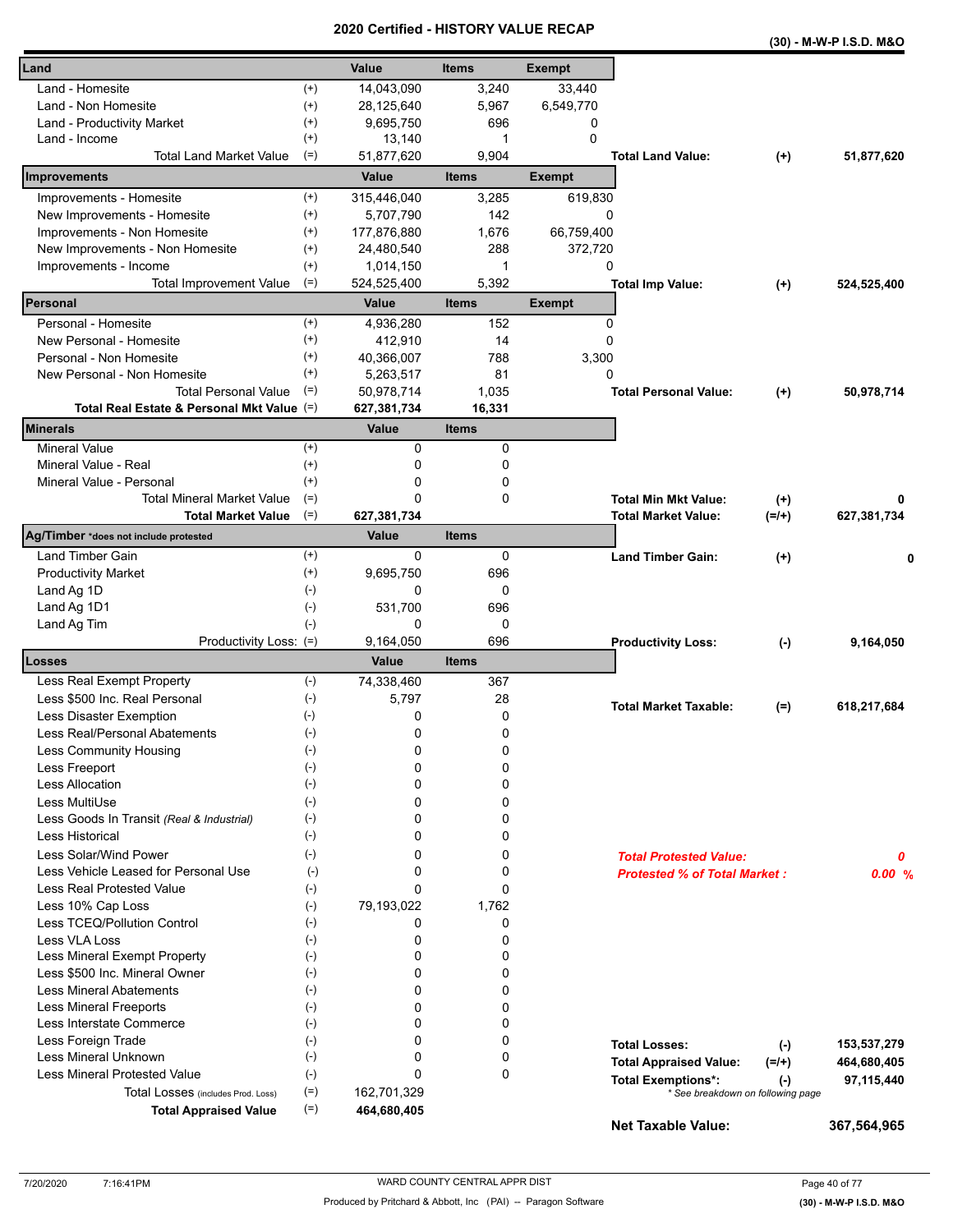# 2020 Certified - HISTORY VALUE RECAP

**(30) - M-W-P I.S.D. M&O**

| Land | | Value | Items | Exempt | | | |
|---|---|---|---|---|---|---|---|
| Land - Homesite | (+) | 14,043,090 | 3,240 | 33,440 | | | |
| Land - Non Homesite | (+) | 28,125,640 | 5,967 | 6,549,770 | | | |
| Land - Productivity Market | (+) | 9,695,750 | 696 | 0 | | | |
| Land - Income | (+) | 13,140 | 1 | 0 | | | |
| Total Land Market Value | (=) | 51,877,620 | 9,904 | | **Total Land Value:** | **(+)** | **51,877,620** |

| Improvements | | Value | Items | Exempt | | | |
|---|---|---|---|---|---|---|---|
| Improvements - Homesite | (+) | 315,446,040 | 3,285 | 619,830 | | | |
| New Improvements - Homesite | (+) | 5,707,790 | 142 | 0 | | | |
| Improvements - Non Homesite | (+) | 177,876,880 | 1,676 | 66,759,400 | | | |
| New Improvements - Non Homesite | (+) | 24,480,540 | 288 | 372,720 | | | |
| Improvements - Income | (+) | 1,014,150 | 1 | 0 | | | |
| Total Improvement Value | (=) | 524,525,400 | 5,392 | | **Total Imp Value:** | **(+)** | **524,525,400** |

| Personal | | Value | Items | Exempt | | | |
|---|---|---|---|---|---|---|---|
| Personal - Homesite | (+) | 4,936,280 | 152 | 0 | | | |
| New Personal - Homesite | (+) | 412,910 | 14 | 0 | | | |
| Personal - Non Homesite | (+) | 40,366,007 | 788 | 3,300 | | | |
| New Personal - Non Homesite | (+) | 5,263,517 | 81 | 0 | | | |
| Total Personal Value | (=) | 50,978,714 | 1,035 | | **Total Personal Value:** | **(+)** | **50,978,714** |
| **Total Real Estate & Personal Mkt Value** | (=) | **627,381,734** | **16,331** | | | | |

| Minerals | | Value | Items | | | |
|---|---|---|---|---|---|---|
| Mineral Value | (+) | 0 | 0 | | | |
| Mineral Value - Real | (+) | 0 | 0 | | | |
| Mineral Value - Personal | (+) | 0 | 0 | | | |
| Total Mineral Market Value | (=) | 0 | 0 | **Total Min Mkt Value:** | **(+)** | **0** |
| **Total Market Value** | (=) | **627,381,734** | | **Total Market Value:** | **(=/+)** | **627,381,734** |

| Ag/Timber *does not include protested | | Value | Items | | | |
|---|---|---|---|---|---|---|
| Land Timber Gain | (+) | 0 | 0 | **Land Timber Gain:** | **(+)** | **0** |
| Productivity Market | (+) | 9,695,750 | 696 | | | |
| Land Ag 1D | (-) | 0 | 0 | | | |
| Land Ag 1D1 | (-) | 531,700 | 696 | | | |
| Land Ag Tim | (-) | 0 | 0 | | | |
| Productivity Loss: | (=) | 9,164,050 | 696 | **Productivity Loss:** | **(-)** | **9,164,050** |

| Losses | | Value | Items |
|---|---|---|---|
| Less Real Exempt Property | (-) | 74,338,460 | 367 |
| Less $500 Inc. Real Personal | (-) | 5,797 | 28 |
| Less Disaster Exemption | (-) | 0 | 0 |
| Less Real/Personal Abatements | (-) | 0 | 0 |
| Less Community Housing | (-) | 0 | 0 |
| Less Freeport | (-) | 0 | 0 |
| Less Allocation | (-) | 0 | 0 |
| Less MultiUse | (-) | 0 | 0 |
| Less Goods In Transit *(Real & Industrial)* | (-) | 0 | 0 |
| Less Historical | (-) | 0 | 0 |
| Less Solar/Wind Power | (-) | 0 | 0 |
| Less Vehicle Leased for Personal Use | (-) | 0 | 0 |
| Less Real Protested Value | (-) | 0 | 0 |
| Less 10% Cap Loss | (-) | 79,193,022 | 1,762 |
| Less TCEQ/Pollution Control | (-) | 0 | 0 |
| Less VLA Loss | (-) | 0 | 0 |
| Less Mineral Exempt Property | (-) | 0 | 0 |
| Less $500 Inc. Mineral Owner | (-) | 0 | 0 |
| Less Mineral Abatements | (-) | 0 | 0 |
| Less Mineral Freeports | (-) | 0 | 0 |
| Less Interstate Commerce | (-) | 0 | 0 |
| Less Foreign Trade | (-) | 0 | 0 |
| Less Mineral Unknown | (-) | 0 | 0 |
| Less Mineral Protested Value | (-) | 0 | 0 |
| Total Losses (includes Prod. Loss) | (=) | 162,701,329 | |
| **Total Appraised Value** | (=) | **464,680,405** | |

| | | |
|---|---|---|
| **Total Market Taxable:** | **(=)** | **618,217,684** |
| ***Total Protested Value:*** | | ***0*** |
| ***Protested % of Total Market :*** | | ***0.00 %*** |
| **Total Losses:** | **(-)** | **153,537,279** |
| **Total Appraised Value:** | **(=/+)** | **464,680,405** |
| **Total Exemptions*:** | **(-)** | **97,115,440** |
| *\* See breakdown on following page* | | |
| **Net Taxable Value:** | | **367,564,965** |

7/20/2020 7:16:41PM — WARD COUNTY CENTRAL APPR DIST — Produced by Pritchard & Abbott, Inc (PAI) -- Paragon Software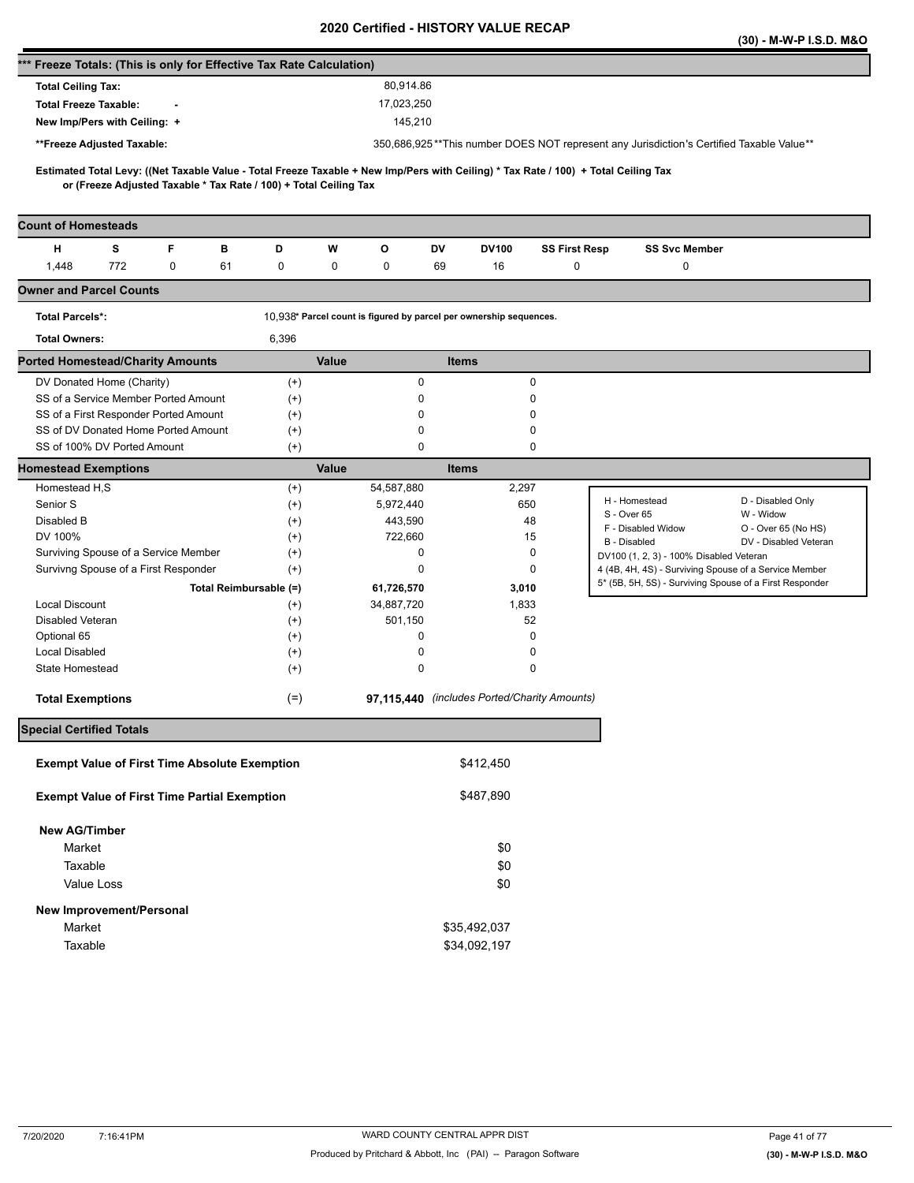# 2020 Certified - HISTORY VALUE RECAP

(30) - M-W-P I.S.D. M&O

## *** Freeze Totals: (This is only for Effective Tax Rate Calculation)

| | |
|---|---|
| **Total Ceiling Tax:** | 80,914.86 |
| **Total Freeze Taxable: -** | 17,023,250 |
| **New Imp/Pers with Ceiling: +** | 145,210 |
| **\*\*Freeze Adjusted Taxable:** | 350,686,925 **This number DOES NOT represent any Jurisdiction's Certified Taxable Value** |

**Estimated Total Levy: ((Net Taxable Value - Total Freeze Taxable + New Imp/Pers with Ceiling) * Tax Rate / 100) + Total Ceiling Tax or (Freeze Adjusted Taxable * Tax Rate / 100) + Total Ceiling Tax**

## Count of Homesteads

| H | S | F | B | D | W | O | DV | DV100 | SS First Resp | SS Svc Member |
|---|---|---|---|---|---|---|---|---|---|---|
| 1,448 | 772 | 0 | 61 | 0 | 0 | 0 | 69 | 16 | 0 | 0 |

## Owner and Parcel Counts

| | |
|---|---|
| **Total Parcels\*:** | 10,938* Parcel count is figured by parcel per ownership sequences. |
| **Total Owners:** | 6,396 |

## Ported Homestead/Charity Amounts

| | | Value | Items |
|---|---|---|---|
| DV Donated Home (Charity) | (+) | 0 | 0 |
| SS of a Service Member Ported Amount | (+) | 0 | 0 |
| SS of a First Responder Ported Amount | (+) | 0 | 0 |
| SS of DV Donated Home Ported Amount | (+) | 0 | 0 |
| SS of 100% DV Ported Amount | (+) | 0 | 0 |

## Homestead Exemptions

| | | Value | Items |
|---|---|---|---|
| Homestead H,S | (+) | 54,587,880 | 2,297 |
| Senior S | (+) | 5,972,440 | 650 |
| Disabled B | (+) | 443,590 | 48 |
| DV 100% | (+) | 722,660 | 15 |
| Surviving Spouse of a Service Member | (+) | 0 | 0 |
| Survivng Spouse of a First Responder | (+) | 0 | 0 |
| **Total Reimbursable** | **(=)** | **61,726,570** | **3,010** |
| Local Discount | (+) | 34,887,720 | 1,833 |
| Disabled Veteran | (+) | 501,150 | 52 |
| Optional 65 | (+) | 0 | 0 |
| Local Disabled | (+) | 0 | 0 |
| State Homestead | (+) | 0 | 0 |
| **Total Exemptions** | (=) | **97,115,440** | *(includes Ported/Charity Amounts)* |

| | |
|---|---|
| H - Homestead | D - Disabled Only |
| S - Over 65 | W - Widow |
| F - Disabled Widow | O - Over 65 (No HS) |
| B - Disabled | DV - Disabled Veteran |
| DV100 (1, 2, 3) - 100% Disabled Veteran | |
| 4 (4B, 4H, 4S) - Surviving Spouse of a Service Member | |
| 5* (5B, 5H, 5S) - Surviving Spouse of a First Responder | |

## Special Certified Totals

| | |
|---|---|
| **Exempt Value of First Time Absolute Exemption** | $412,450 |
| **Exempt Value of First Time Partial Exemption** | $487,890 |
| **New AG/Timber** | |
| Market | $0 |
| Taxable | $0 |
| Value Loss | $0 |
| **New Improvement/Personal** | |
| Market | $35,492,037 |
| Taxable | $34,092,197 |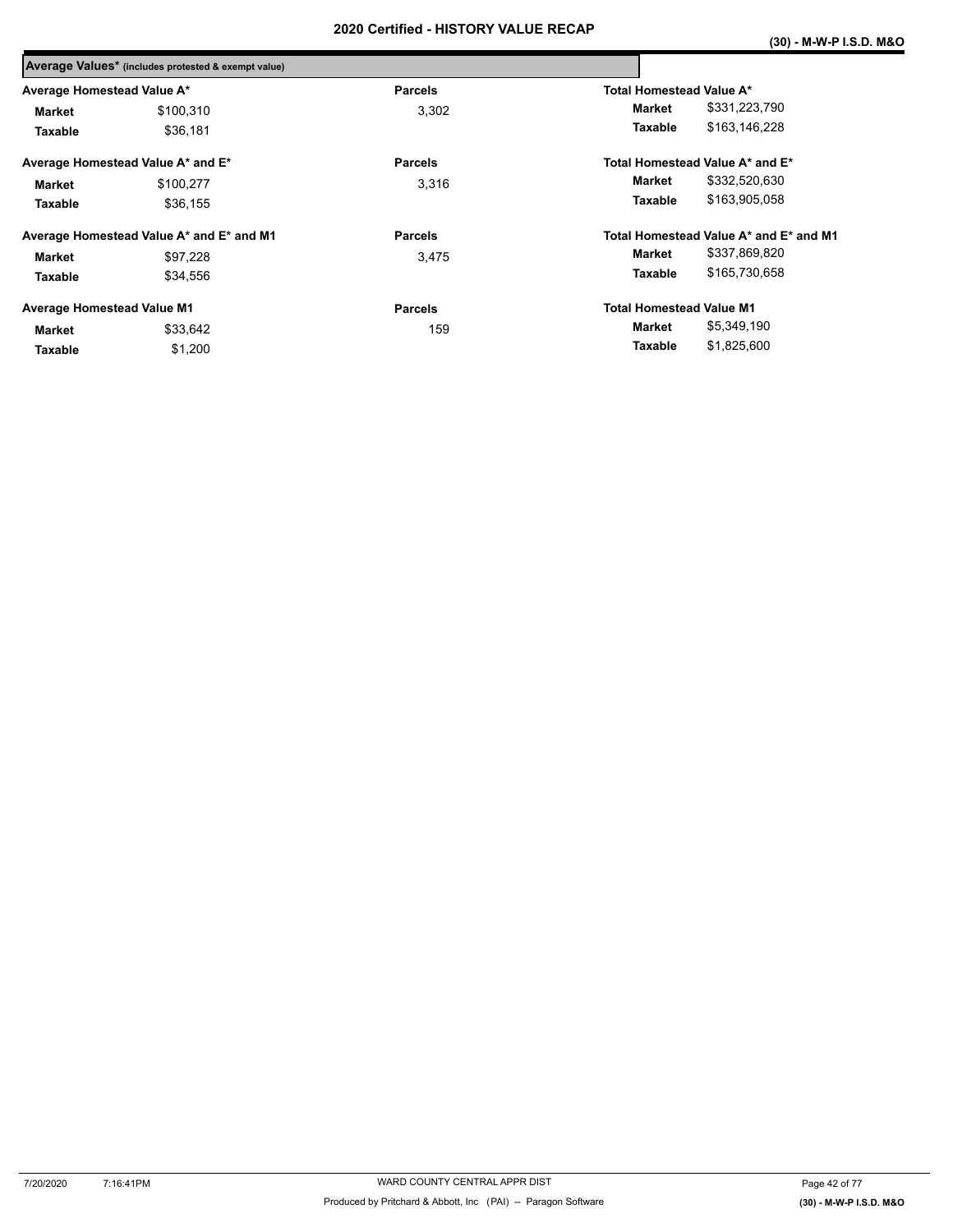## 2020 Certified - HISTORY VALUE RECAP

**(30) - M-W-P I.S.D. M&O**

### Average Values* (includes protested & exempt value)

| Average Homestead Value A* | | Parcels | Total Homestead Value A* | |
|---|---|---|---|---|
| **Market** | $100,310 | 3,302 | **Market** | $331,223,790 |
| **Taxable** | $36,181 | | **Taxable** | $163,146,228 |

| Average Homestead Value A* and E* | | Parcels | Total Homestead Value A* and E* | |
|---|---|---|---|---|
| **Market** | $100,277 | 3,316 | **Market** | $332,520,630 |
| **Taxable** | $36,155 | | **Taxable** | $163,905,058 |

| Average Homestead Value A* and E* and M1 | | Parcels | Total Homestead Value A* and E* and M1 | |
|---|---|---|---|---|
| **Market** | $97,228 | 3,475 | **Market** | $337,869,820 |
| **Taxable** | $34,556 | | **Taxable** | $165,730,658 |

| Average Homestead Value M1 | | Parcels | Total Homestead Value M1 | |
|---|---|---|---|---|
| **Market** | $33,642 | 159 | **Market** | $5,349,190 |
| **Taxable** | $1,200 | | **Taxable** | $1,825,600 |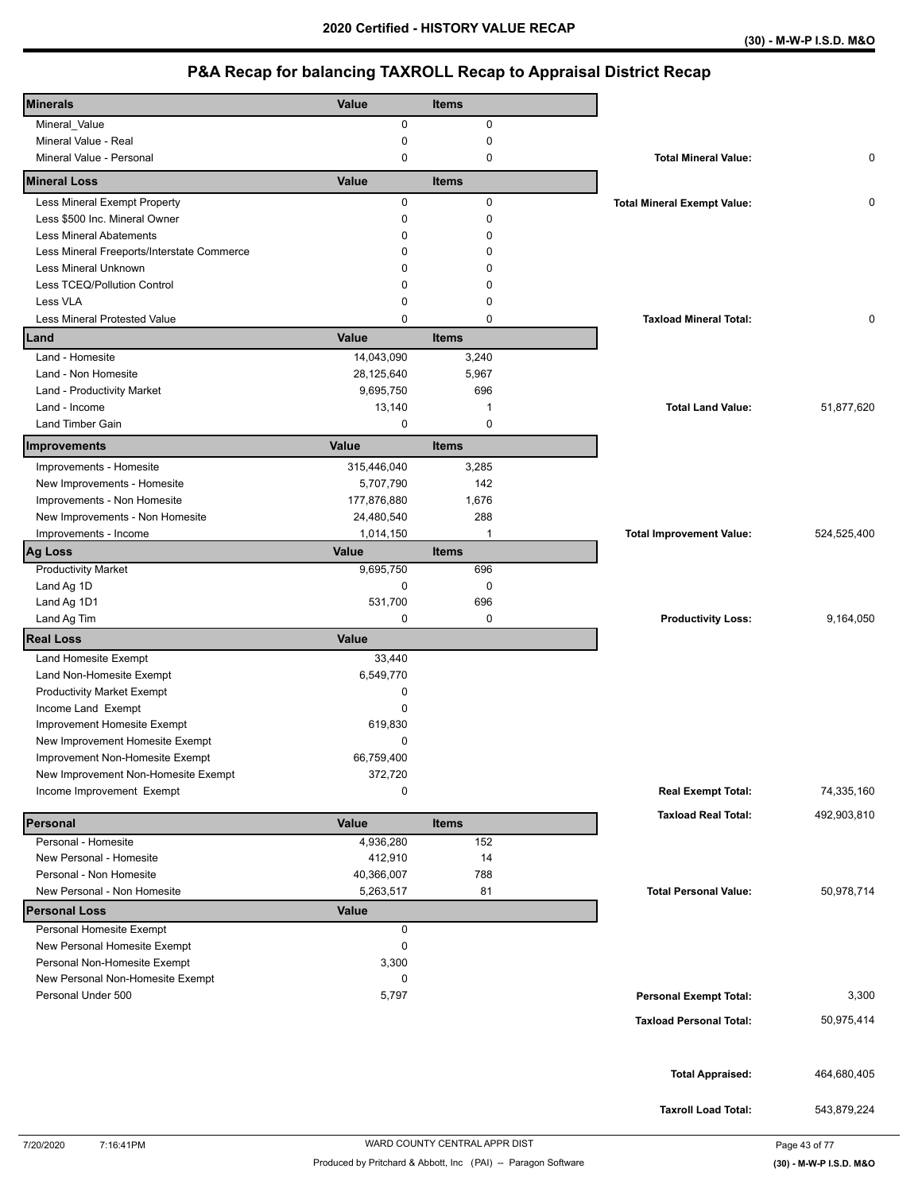# 2020 Certified - HISTORY VALUE RECAP

(30) - M-W-P I.S.D. M&O

## P&A Recap for balancing TAXROLL Recap to Appraisal District Recap

| Minerals | Value | Items | | |
|---|---|---|---|---|
| Mineral_Value | 0 | 0 | | |
| Mineral Value - Real | 0 | 0 | | |
| Mineral Value - Personal | 0 | 0 | **Total Mineral Value:** | 0 |
| **Mineral Loss** | **Value** | **Items** | | |
| Less Mineral Exempt Property | 0 | 0 | **Total Mineral Exempt Value:** | 0 |
| Less $500 Inc. Mineral Owner | 0 | 0 | | |
| Less Mineral Abatements | 0 | 0 | | |
| Less Mineral Freeports/Interstate Commerce | 0 | 0 | | |
| Less Mineral Unknown | 0 | 0 | | |
| Less TCEQ/Pollution Control | 0 | 0 | | |
| Less VLA | 0 | 0 | | |
| Less Mineral Protested Value | 0 | 0 | **Taxload Mineral Total:** | 0 |
| **Land** | **Value** | **Items** | | |
| Land - Homesite | 14,043,090 | 3,240 | | |
| Land - Non Homesite | 28,125,640 | 5,967 | | |
| Land - Productivity Market | 9,695,750 | 696 | | |
| Land - Income | 13,140 | 1 | **Total Land Value:** | 51,877,620 |
| Land Timber Gain | 0 | 0 | | |
| **Improvements** | **Value** | **Items** | | |
| Improvements - Homesite | 315,446,040 | 3,285 | | |
| New Improvements - Homesite | 5,707,790 | 142 | | |
| Improvements - Non Homesite | 177,876,880 | 1,676 | | |
| New Improvements - Non Homesite | 24,480,540 | 288 | | |
| Improvements - Income | 1,014,150 | 1 | **Total Improvement Value:** | 524,525,400 |
| **Ag Loss** | **Value** | **Items** | | |
| Productivity Market | 9,695,750 | 696 | | |
| Land Ag 1D | 0 | 0 | | |
| Land Ag 1D1 | 531,700 | 696 | | |
| Land Ag Tim | 0 | 0 | **Productivity Loss:** | 9,164,050 |
| **Real Loss** | **Value** | | | |
| Land Homesite Exempt | 33,440 | | | |
| Land Non-Homesite Exempt | 6,549,770 | | | |
| Productivity Market Exempt | 0 | | | |
| Income Land Exempt | 0 | | | |
| Improvement Homesite Exempt | 619,830 | | | |
| New Improvement Homesite Exempt | 0 | | | |
| Improvement Non-Homesite Exempt | 66,759,400 | | | |
| New Improvement Non-Homesite Exempt | 372,720 | | | |
| Income Improvement Exempt | 0 | | **Real Exempt Total:** | 74,335,160 |
| | | | **Taxload Real Total:** | 492,903,810 |
| **Personal** | **Value** | **Items** | | |
| Personal - Homesite | 4,936,280 | 152 | | |
| New Personal - Homesite | 412,910 | 14 | | |
| Personal - Non Homesite | 40,366,007 | 788 | | |
| New Personal - Non Homesite | 5,263,517 | 81 | **Total Personal Value:** | 50,978,714 |
| **Personal Loss** | **Value** | | | |
| Personal Homesite Exempt | 0 | | | |
| New Personal Homesite Exempt | 0 | | | |
| Personal Non-Homesite Exempt | 3,300 | | | |
| New Personal Non-Homesite Exempt | 0 | | | |
| Personal Under 500 | 5,797 | | **Personal Exempt Total:** | 3,300 |
| | | | **Taxload Personal Total:** | 50,975,414 |
| | | | **Total Appraised:** | 464,680,405 |
| | | | **Taxroll Load Total:** | 543,879,224 |

7/20/2020 7:16:41PM WARD COUNTY CENTRAL APPR DIST

Produced by Pritchard & Abbott, Inc (PAI) -- Paragon Software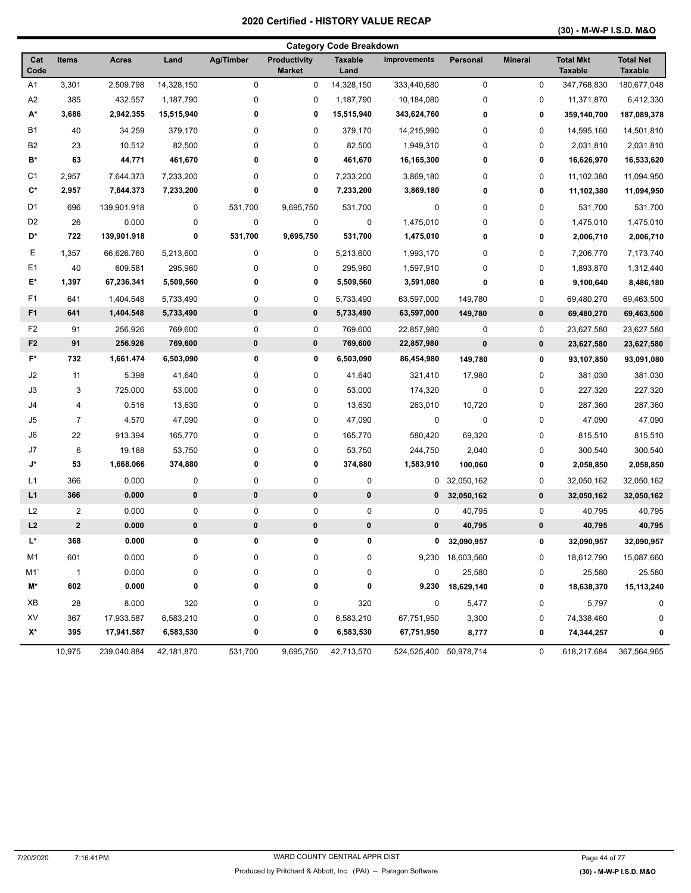# 2020 Certified - HISTORY VALUE RECAP

**(30) - M-W-P I.S.D. M&O**

## Category Code Breakdown

| Cat Code | Items | Acres | Land | Ag/Timber | Productivity Market | Taxable Land | Improvements | Personal | Mineral | Total Mkt Taxable | Total Net Taxable |
|---|---|---|---|---|---|---|---|---|---|---|---|
| A1 | 3,301 | 2,509.798 | 14,328,150 | 0 | 0 | 14,328,150 | 333,440,680 | 0 | 0 | 347,768,830 | 180,677,048 |
| A2 | 385 | 432.557 | 1,187,790 | 0 | 0 | 1,187,790 | 10,184,080 | 0 | 0 | 11,371,870 | 6,412,330 |
| **A*** | **3,686** | **2,942.355** | **15,515,940** | **0** | **0** | **15,515,940** | **343,624,760** | **0** | **0** | **359,140,700** | **187,089,378** |
| B1 | 40 | 34.259 | 379,170 | 0 | 0 | 379,170 | 14,215,990 | 0 | 0 | 14,595,160 | 14,501,810 |
| B2 | 23 | 10.512 | 82,500 | 0 | 0 | 82,500 | 1,949,310 | 0 | 0 | 2,031,810 | 2,031,810 |
| **B*** | **63** | **44.771** | **461,670** | **0** | **0** | **461,670** | **16,165,300** | **0** | **0** | **16,626,970** | **16,533,620** |
| C1 | 2,957 | 7,644.373 | 7,233,200 | 0 | 0 | 7,233,200 | 3,869,180 | 0 | 0 | 11,102,380 | 11,094,950 |
| **C*** | **2,957** | **7,644.373** | **7,233,200** | **0** | **0** | **7,233,200** | **3,869,180** | **0** | **0** | **11,102,380** | **11,094,950** |
| D1 | 696 | 139,901.918 | 0 | 531,700 | 9,695,750 | 531,700 | 0 | 0 | 0 | 531,700 | 531,700 |
| D2 | 26 | 0.000 | 0 | 0 | 0 | 0 | 1,475,010 | 0 | 0 | 1,475,010 | 1,475,010 |
| **D*** | **722** | **139,901.918** | **0** | **531,700** | **9,695,750** | **531,700** | **1,475,010** | **0** | **0** | **2,006,710** | **2,006,710** |
| E | 1,357 | 66,626.760 | 5,213,600 | 0 | 0 | 5,213,600 | 1,993,170 | 0 | 0 | 7,206,770 | 7,173,740 |
| E1 | 40 | 609.581 | 295,960 | 0 | 0 | 295,960 | 1,597,910 | 0 | 0 | 1,893,870 | 1,312,440 |
| **E*** | **1,397** | **67,236.341** | **5,509,560** | **0** | **0** | **5,509,560** | **3,591,080** | **0** | **0** | **9,100,640** | **8,486,180** |
| F1 | 641 | 1,404.548 | 5,733,490 | 0 | 0 | 5,733,490 | 63,597,000 | 149,780 | 0 | 69,480,270 | 69,463,500 |
| **F1** | **641** | **1,404.548** | **5,733,490** | **0** | **0** | **5,733,490** | **63,597,000** | **149,780** | **0** | **69,480,270** | **69,463,500** |
| F2 | 91 | 256.926 | 769,600 | 0 | 0 | 769,600 | 22,857,980 | 0 | 0 | 23,627,580 | 23,627,580 |
| **F2** | **91** | **256.926** | **769,600** | **0** | **0** | **769,600** | **22,857,980** | **0** | **0** | **23,627,580** | **23,627,580** |
| **F*** | **732** | **1,661.474** | **6,503,090** | **0** | **0** | **6,503,090** | **86,454,980** | **149,780** | **0** | **93,107,850** | **93,091,080** |
| J2 | 11 | 5.398 | 41,640 | 0 | 0 | 41,640 | 321,410 | 17,980 | 0 | 381,030 | 381,030 |
| J3 | 3 | 725.000 | 53,000 | 0 | 0 | 53,000 | 174,320 | 0 | 0 | 227,320 | 227,320 |
| J4 | 4 | 0.516 | 13,630 | 0 | 0 | 13,630 | 263,010 | 10,720 | 0 | 287,360 | 287,360 |
| J5 | 7 | 4.570 | 47,090 | 0 | 0 | 47,090 | 0 | 0 | 0 | 47,090 | 47,090 |
| J6 | 22 | 913.394 | 165,770 | 0 | 0 | 165,770 | 580,420 | 69,320 | 0 | 815,510 | 815,510 |
| J7 | 6 | 19.188 | 53,750 | 0 | 0 | 53,750 | 244,750 | 2,040 | 0 | 300,540 | 300,540 |
| **J*** | **53** | **1,668.066** | **374,880** | **0** | **0** | **374,880** | **1,583,910** | **100,060** | **0** | **2,058,850** | **2,058,850** |
| L1 | 366 | 0.000 | 0 | 0 | 0 | 0 | 0 | 32,050,162 | 0 | 32,050,162 | 32,050,162 |
| **L1** | **366** | **0.000** | **0** | **0** | **0** | **0** | **0** | **32,050,162** | **0** | **32,050,162** | **32,050,162** |
| L2 | 2 | 0.000 | 0 | 0 | 0 | 0 | 0 | 40,795 | 0 | 40,795 | 40,795 |
| **L2** | **2** | **0.000** | **0** | **0** | **0** | **0** | **0** | **40,795** | **0** | **40,795** | **40,795** |
| **L*** | **368** | **0.000** | **0** | **0** | **0** | **0** | **0** | **32,090,957** | **0** | **32,090,957** | **32,090,957** |
| M1 | 601 | 0.000 | 0 | 0 | 0 | 0 | 9,230 | 18,603,560 | 0 | 18,612,790 | 15,087,660 |
| M1` | 1 | 0.000 | 0 | 0 | 0 | 0 | 0 | 25,580 | 0 | 25,580 | 25,580 |
| **M*** | **602** | **0.000** | **0** | **0** | **0** | **0** | **9,230** | **18,629,140** | **0** | **18,638,370** | **15,113,240** |
| XB | 28 | 8.000 | 320 | 0 | 0 | 320 | 0 | 5,477 | 0 | 5,797 | 0 |
| XV | 367 | 17,933.587 | 6,583,210 | 0 | 0 | 6,583,210 | 67,751,950 | 3,300 | 0 | 74,338,460 | 0 |
| **X*** | **395** | **17,941.587** | **6,583,530** | **0** | **0** | **6,583,530** | **67,751,950** | **8,777** | **0** | **74,344,257** | **0** |
| | 10,975 | 239,040.884 | 42,181,870 | 531,700 | 9,695,750 | 42,713,570 | 524,525,400 | 50,978,714 | 0 | 618,217,684 | 367,564,965 |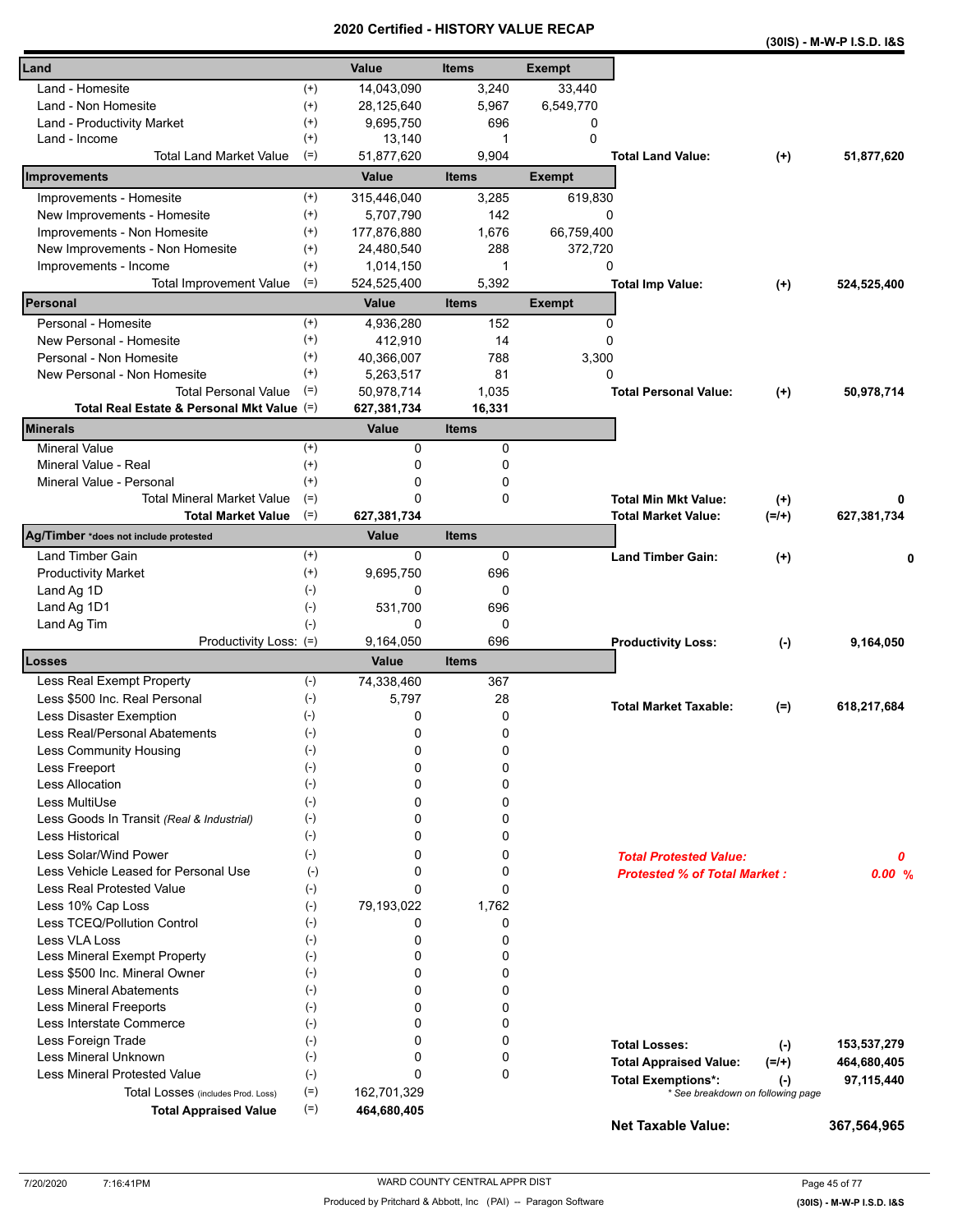# 2020 Certified - HISTORY VALUE RECAP

**(30IS) - M-W-P I.S.D. I&S**

| Land | | Value | Items | Exempt |
|---|---|---|---|---|
| Land - Homesite | (+) | 14,043,090 | 3,240 | 33,440 |
| Land - Non Homesite | (+) | 28,125,640 | 5,967 | 6,549,770 |
| Land - Productivity Market | (+) | 9,695,750 | 696 | 0 |
| Land - Income | (+) | 13,140 | 1 | 0 |
| Total Land Market Value | (=) | 51,877,620 | 9,904 | |

**Total Land Value:** (+) 51,877,620

| Improvements | | Value | Items | Exempt |
|---|---|---|---|---|
| Improvements - Homesite | (+) | 315,446,040 | 3,285 | 619,830 |
| New Improvements - Homesite | (+) | 5,707,790 | 142 | 0 |
| Improvements - Non Homesite | (+) | 177,876,880 | 1,676 | 66,759,400 |
| New Improvements - Non Homesite | (+) | 24,480,540 | 288 | 372,720 |
| Improvements - Income | (+) | 1,014,150 | 1 | 0 |
| Total Improvement Value | (=) | 524,525,400 | 5,392 | |

**Total Imp Value:** (+) 524,525,400

| Personal | | Value | Items | Exempt |
|---|---|---|---|---|
| Personal - Homesite | (+) | 4,936,280 | 152 | 0 |
| New Personal - Homesite | (+) | 412,910 | 14 | 0 |
| Personal - Non Homesite | (+) | 40,366,007 | 788 | 3,300 |
| New Personal - Non Homesite | (+) | 5,263,517 | 81 | 0 |
| Total Personal Value | (=) | 50,978,714 | 1,035 | |
| **Total Real Estate & Personal Mkt Value** | (=) | **627,381,734** | **16,331** | |

**Total Personal Value:** (+) 50,978,714

| Minerals | | Value | Items |
|---|---|---|---|
| Mineral Value | (+) | 0 | 0 |
| Mineral Value - Real | (+) | 0 | 0 |
| Mineral Value - Personal | (+) | 0 | 0 |
| Total Mineral Market Value | (=) | 0 | 0 |
| **Total Market Value** | (=) | **627,381,734** | |

**Total Min Mkt Value:** (+) 0
**Total Market Value:** (=/+) 627,381,734

| Ag/Timber *does not include protested | | Value | Items |
|---|---|---|---|
| Land Timber Gain | (+) | 0 | 0 |
| Productivity Market | (+) | 9,695,750 | 696 |
| Land Ag 1D | (-) | 0 | 0 |
| Land Ag 1D1 | (-) | 531,700 | 696 |
| Land Ag Tim | (-) | 0 | 0 |
| Productivity Loss: | (=) | 9,164,050 | 696 |

**Land Timber Gain:** (+) 0
**Productivity Loss:** (-) 9,164,050

| Losses | | Value | Items |
|---|---|---|---|
| Less Real Exempt Property | (-) | 74,338,460 | 367 |
| Less $500 Inc. Real Personal | (-) | 5,797 | 28 |
| Less Disaster Exemption | (-) | 0 | 0 |
| Less Real/Personal Abatements | (-) | 0 | 0 |
| Less Community Housing | (-) | 0 | 0 |
| Less Freeport | (-) | 0 | 0 |
| Less Allocation | (-) | 0 | 0 |
| Less MultiUse | (-) | 0 | 0 |
| Less Goods In Transit *(Real & Industrial)* | (-) | 0 | 0 |
| Less Historical | (-) | 0 | 0 |
| Less Solar/Wind Power | (-) | 0 | 0 |
| Less Vehicle Leased for Personal Use | (-) | 0 | 0 |
| Less Real Protested Value | (-) | 0 | 0 |
| Less 10% Cap Loss | (-) | 79,193,022 | 1,762 |
| Less TCEQ/Pollution Control | (-) | 0 | 0 |
| Less VLA Loss | (-) | 0 | 0 |
| Less Mineral Exempt Property | (-) | 0 | 0 |
| Less $500 Inc. Mineral Owner | (-) | 0 | 0 |
| Less Mineral Abatements | (-) | 0 | 0 |
| Less Mineral Freeports | (-) | 0 | 0 |
| Less Interstate Commerce | (-) | 0 | 0 |
| Less Foreign Trade | (-) | 0 | 0 |
| Less Mineral Unknown | (-) | 0 | 0 |
| Less Mineral Protested Value | (-) | 0 | 0 |
| Total Losses (includes Prod. Loss) | (=) | 162,701,329 | |
| **Total Appraised Value** | (=) | **464,680,405** | |

**Total Market Taxable:** (=) 618,217,684

***Total Protested Value:*** *0*
***Protested % of Total Market :*** *0.00 %*

**Total Losses:** (-) 153,537,279
**Total Appraised Value:** (=/+) 464,680,405
**Total Exemptions*:** (-) 97,115,440
*\* See breakdown on following page*

**Net Taxable Value:** 367,564,965

7/20/2020 7:16:41PM — WARD COUNTY CENTRAL APPR DIST — Produced by Pritchard & Abbott, Inc (PAI) -- Paragon Software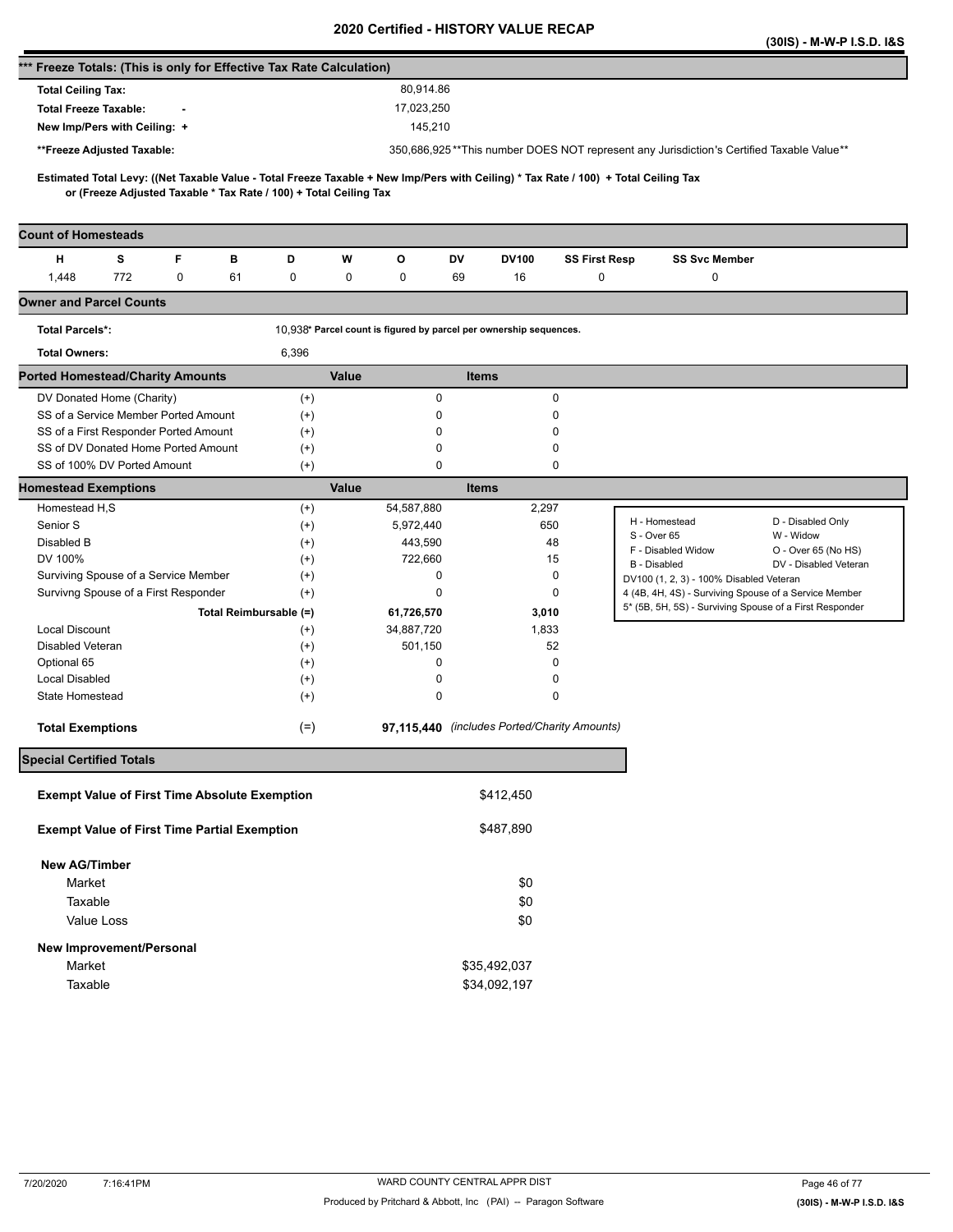# 2020 Certified - HISTORY VALUE RECAP

**(30IS) - M-W-P I.S.D. I&S**

## *** Freeze Totals: (This is only for Effective Tax Rate Calculation)

| | |
|---|---|
| **Total Ceiling Tax:** | 80,914.86 |
| **Total Freeze Taxable:** - | 17,023,250 |
| **New Imp/Pers with Ceiling:** + | 145,210 |
| **\*\*Freeze Adjusted Taxable:** | 350,686,925 **This number DOES NOT represent any Jurisdiction's Certified Taxable Value** |

**Estimated Total Levy: ((Net Taxable Value - Total Freeze Taxable + New Imp/Pers with Ceiling) * Tax Rate / 100) + Total Ceiling Tax or (Freeze Adjusted Taxable * Tax Rate / 100) + Total Ceiling Tax**

## Count of Homesteads

| H | S | F | B | D | W | O | DV | DV100 | SS First Resp | SS Svc Member |
|---|---|---|---|---|---|---|---|---|---|---|
| 1,448 | 772 | 0 | 61 | 0 | 0 | 0 | 69 | 16 | 0 | 0 |

## Owner and Parcel Counts

| | |
|---|---|
| **Total Parcels*:** | 10,938* Parcel count is figured by parcel per ownership sequences. |
| **Total Owners:** | 6,396 |

## Ported Homestead/Charity Amounts

| | | Value | Items |
|---|---|---|---|
| DV Donated Home (Charity) | (+) | 0 | 0 |
| SS of a Service Member Ported Amount | (+) | 0 | 0 |
| SS of a First Responder Ported Amount | (+) | 0 | 0 |
| SS of DV Donated Home Ported Amount | (+) | 0 | 0 |
| SS of 100% DV Ported Amount | (+) | 0 | 0 |

## Homestead Exemptions

| | | Value | Items |
|---|---|---|---|
| Homestead H,S | (+) | 54,587,880 | 2,297 |
| Senior S | (+) | 5,972,440 | 650 |
| Disabled B | (+) | 443,590 | 48 |
| DV 100% | (+) | 722,660 | 15 |
| Surviving Spouse of a Service Member | (+) | 0 | 0 |
| Survivng Spouse of a First Responder | (+) | 0 | 0 |
| **Total Reimbursable (=)** | | **61,726,570** | **3,010** |
| Local Discount | (+) | 34,887,720 | 1,833 |
| Disabled Veteran | (+) | 501,150 | 52 |
| Optional 65 | (+) | 0 | 0 |
| Local Disabled | (+) | 0 | 0 |
| State Homestead | (+) | 0 | 0 |
| **Total Exemptions** | (=) | **97,115,440** | *(includes Ported/Charity Amounts)* |

| | |
|---|---|
| H - Homestead | D - Disabled Only |
| S - Over 65 | W - Widow |
| F - Disabled Widow | O - Over 65 (No HS) |
| B - Disabled | DV - Disabled Veteran |
| DV100 (1, 2, 3) - 100% Disabled Veteran | |
| 4 (4B, 4H, 4S) - Surviving Spouse of a Service Member | |
| 5* (5B, 5H, 5S) - Surviving Spouse of a First Responder | |

## Special Certified Totals

| | |
|---|---|
| **Exempt Value of First Time Absolute Exemption** | $412,450 |
| **Exempt Value of First Time Partial Exemption** | $487,890 |

**New AG/Timber**

| | |
|---|---|
| Market | $0 |
| Taxable | $0 |
| Value Loss | $0 |

**New Improvement/Personal**

| | |
|---|---|
| Market | $35,492,037 |
| Taxable | $34,092,197 |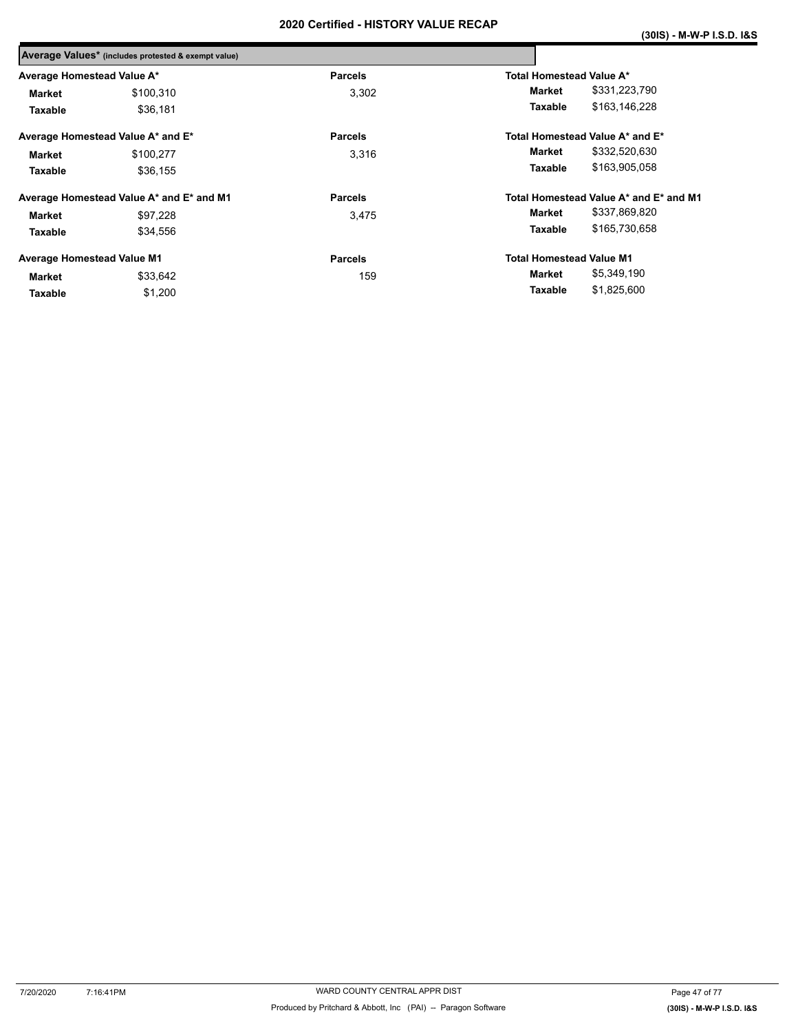# 2020 Certified - HISTORY VALUE RECAP

**(30IS) - M-W-P I.S.D. I&S**

**Average Values*** (includes protested & exempt value)

| Average Homestead Value A* | | Parcels | Total Homestead Value A* | |
|---|---|---|---|---|
| **Market** | $100,310 | 3,302 | **Market** | $331,223,790 |
| **Taxable** | $36,181 | | **Taxable** | $163,146,228 |

| Average Homestead Value A* and E* | | Parcels | Total Homestead Value A* and E* | |
|---|---|---|---|---|
| **Market** | $100,277 | 3,316 | **Market** | $332,520,630 |
| **Taxable** | $36,155 | | **Taxable** | $163,905,058 |

| Average Homestead Value A* and E* and M1 | | Parcels | Total Homestead Value A* and E* and M1 | |
|---|---|---|---|---|
| **Market** | $97,228 | 3,475 | **Market** | $337,869,820 |
| **Taxable** | $34,556 | | **Taxable** | $165,730,658 |

| Average Homestead Value M1 | | Parcels | Total Homestead Value M1 | |
|---|---|---|---|---|
| **Market** | $33,642 | 159 | **Market** | $5,349,190 |
| **Taxable** | $1,200 | | **Taxable** | $1,825,600 |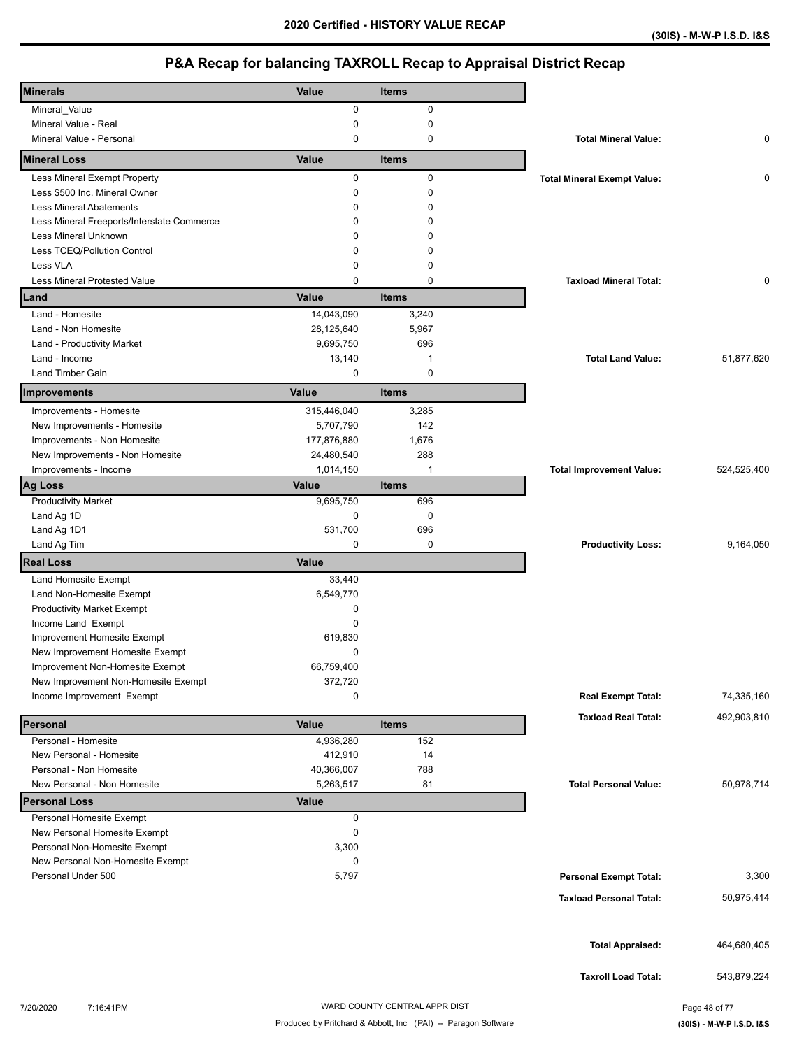# 2020 Certified - HISTORY VALUE RECAP

(30IS) - M-W-P I.S.D. I&S

## P&A Recap for balancing TAXROLL Recap to Appraisal District Recap

| Minerals | Value | Items | | |
|---|---|---|---|---|
| Mineral_Value | 0 | 0 | | |
| Mineral Value - Real | 0 | 0 | | |
| Mineral Value - Personal | 0 | 0 | **Total Mineral Value:** | 0 |
| **Mineral Loss** | **Value** | **Items** | | |
| Less Mineral Exempt Property | 0 | 0 | **Total Mineral Exempt Value:** | 0 |
| Less $500 Inc. Mineral Owner | 0 | 0 | | |
| Less Mineral Abatements | 0 | 0 | | |
| Less Mineral Freeports/Interstate Commerce | 0 | 0 | | |
| Less Mineral Unknown | 0 | 0 | | |
| Less TCEQ/Pollution Control | 0 | 0 | | |
| Less VLA | 0 | 0 | | |
| Less Mineral Protested Value | 0 | 0 | **Taxload Mineral Total:** | 0 |
| **Land** | **Value** | **Items** | | |
| Land - Homesite | 14,043,090 | 3,240 | | |
| Land - Non Homesite | 28,125,640 | 5,967 | | |
| Land - Productivity Market | 9,695,750 | 696 | | |
| Land - Income | 13,140 | 1 | **Total Land Value:** | 51,877,620 |
| Land Timber Gain | 0 | 0 | | |
| **Improvements** | **Value** | **Items** | | |
| Improvements - Homesite | 315,446,040 | 3,285 | | |
| New Improvements - Homesite | 5,707,790 | 142 | | |
| Improvements - Non Homesite | 177,876,880 | 1,676 | | |
| New Improvements - Non Homesite | 24,480,540 | 288 | | |
| Improvements - Income | 1,014,150 | 1 | **Total Improvement Value:** | 524,525,400 |
| **Ag Loss** | **Value** | **Items** | | |
| Productivity Market | 9,695,750 | 696 | | |
| Land Ag 1D | 0 | 0 | | |
| Land Ag 1D1 | 531,700 | 696 | | |
| Land Ag Tim | 0 | 0 | **Productivity Loss:** | 9,164,050 |
| **Real Loss** | **Value** | | | |
| Land Homesite Exempt | 33,440 | | | |
| Land Non-Homesite Exempt | 6,549,770 | | | |
| Productivity Market Exempt | 0 | | | |
| Income Land Exempt | 0 | | | |
| Improvement Homesite Exempt | 619,830 | | | |
| New Improvement Homesite Exempt | 0 | | | |
| Improvement Non-Homesite Exempt | 66,759,400 | | | |
| New Improvement Non-Homesite Exempt | 372,720 | | | |
| Income Improvement Exempt | 0 | | **Real Exempt Total:** | 74,335,160 |
| | | | **Taxload Real Total:** | 492,903,810 |
| **Personal** | **Value** | **Items** | | |
| Personal - Homesite | 4,936,280 | 152 | | |
| New Personal - Homesite | 412,910 | 14 | | |
| Personal - Non Homesite | 40,366,007 | 788 | | |
| New Personal - Non Homesite | 5,263,517 | 81 | **Total Personal Value:** | 50,978,714 |
| **Personal Loss** | **Value** | | | |
| Personal Homesite Exempt | 0 | | | |
| New Personal Homesite Exempt | 0 | | | |
| Personal Non-Homesite Exempt | 3,300 | | | |
| New Personal Non-Homesite Exempt | 0 | | | |
| Personal Under 500 | 5,797 | | **Personal Exempt Total:** | 3,300 |
| | | | **Taxload Personal Total:** | 50,975,414 |
| | | | **Total Appraised:** | 464,680,405 |
| | | | **Taxroll Load Total:** | 543,879,224 |

7/20/2020 7:16:41PM — WARD COUNTY CENTRAL APPR DIST

Produced by Pritchard & Abbott, Inc (PAI) -- Paragon Software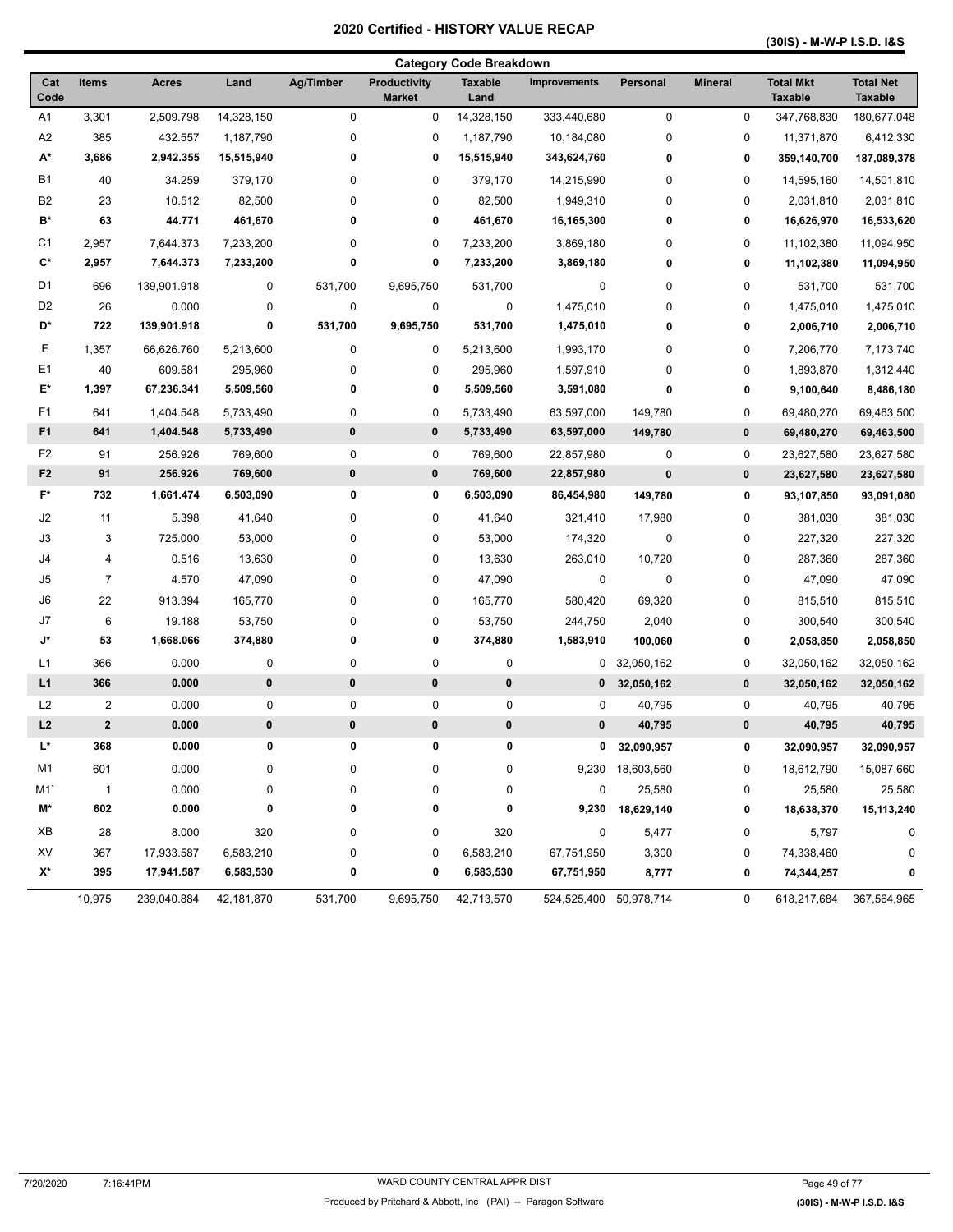# 2020 Certified - HISTORY VALUE RECAP

**(30IS) - M-W-P I.S.D. I&S**

## Category Code Breakdown

| Cat Code | Items | Acres | Land | Ag/Timber | Productivity Market | Taxable Land | Improvements | Personal | Mineral | Total Mkt Taxable | Total Net Taxable |
|---|---|---|---|---|---|---|---|---|---|---|---|
| A1 | 3,301 | 2,509.798 | 14,328,150 | 0 | 0 | 14,328,150 | 333,440,680 | 0 | 0 | 347,768,830 | 180,677,048 |
| A2 | 385 | 432.557 | 1,187,790 | 0 | 0 | 1,187,790 | 10,184,080 | 0 | 0 | 11,371,870 | 6,412,330 |
| **A*** | **3,686** | **2,942.355** | **15,515,940** | **0** | **0** | **15,515,940** | **343,624,760** | **0** | **0** | **359,140,700** | **187,089,378** |
| B1 | 40 | 34.259 | 379,170 | 0 | 0 | 379,170 | 14,215,990 | 0 | 0 | 14,595,160 | 14,501,810 |
| B2 | 23 | 10.512 | 82,500 | 0 | 0 | 82,500 | 1,949,310 | 0 | 0 | 2,031,810 | 2,031,810 |
| **B*** | **63** | **44.771** | **461,670** | **0** | **0** | **461,670** | **16,165,300** | **0** | **0** | **16,626,970** | **16,533,620** |
| C1 | 2,957 | 7,644.373 | 7,233,200 | 0 | 0 | 7,233,200 | 3,869,180 | 0 | 0 | 11,102,380 | 11,094,950 |
| **C*** | **2,957** | **7,644.373** | **7,233,200** | **0** | **0** | **7,233,200** | **3,869,180** | **0** | **0** | **11,102,380** | **11,094,950** |
| D1 | 696 | 139,901.918 | 0 | 531,700 | 9,695,750 | 531,700 | 0 | 0 | 0 | 531,700 | 531,700 |
| D2 | 26 | 0.000 | 0 | 0 | 0 | 0 | 1,475,010 | 0 | 0 | 1,475,010 | 1,475,010 |
| **D*** | **722** | **139,901.918** | **0** | **531,700** | **9,695,750** | **531,700** | **1,475,010** | **0** | **0** | **2,006,710** | **2,006,710** |
| E | 1,357 | 66,626.760 | 5,213,600 | 0 | 0 | 5,213,600 | 1,993,170 | 0 | 0 | 7,206,770 | 7,173,740 |
| E1 | 40 | 609.581 | 295,960 | 0 | 0 | 295,960 | 1,597,910 | 0 | 0 | 1,893,870 | 1,312,440 |
| **E*** | **1,397** | **67,236.341** | **5,509,560** | **0** | **0** | **5,509,560** | **3,591,080** | **0** | **0** | **9,100,640** | **8,486,180** |
| F1 | 641 | 1,404.548 | 5,733,490 | 0 | 0 | 5,733,490 | 63,597,000 | 149,780 | 0 | 69,480,270 | 69,463,500 |
| **F1** | **641** | **1,404.548** | **5,733,490** | **0** | **0** | **5,733,490** | **63,597,000** | **149,780** | **0** | **69,480,270** | **69,463,500** |
| F2 | 91 | 256.926 | 769,600 | 0 | 0 | 769,600 | 22,857,980 | 0 | 0 | 23,627,580 | 23,627,580 |
| **F2** | **91** | **256.926** | **769,600** | **0** | **0** | **769,600** | **22,857,980** | **0** | **0** | **23,627,580** | **23,627,580** |
| **F*** | **732** | **1,661.474** | **6,503,090** | **0** | **0** | **6,503,090** | **86,454,980** | **149,780** | **0** | **93,107,850** | **93,091,080** |
| J2 | 11 | 5.398 | 41,640 | 0 | 0 | 41,640 | 321,410 | 17,980 | 0 | 381,030 | 381,030 |
| J3 | 3 | 725.000 | 53,000 | 0 | 0 | 53,000 | 174,320 | 0 | 0 | 227,320 | 227,320 |
| J4 | 4 | 0.516 | 13,630 | 0 | 0 | 13,630 | 263,010 | 10,720 | 0 | 287,360 | 287,360 |
| J5 | 7 | 4.570 | 47,090 | 0 | 0 | 47,090 | 0 | 0 | 0 | 47,090 | 47,090 |
| J6 | 22 | 913.394 | 165,770 | 0 | 0 | 165,770 | 580,420 | 69,320 | 0 | 815,510 | 815,510 |
| J7 | 6 | 19.188 | 53,750 | 0 | 0 | 53,750 | 244,750 | 2,040 | 0 | 300,540 | 300,540 |
| **J*** | **53** | **1,668.066** | **374,880** | **0** | **0** | **374,880** | **1,583,910** | **100,060** | **0** | **2,058,850** | **2,058,850** |
| L1 | 366 | 0.000 | 0 | 0 | 0 | 0 | 0 | 32,050,162 | 0 | 32,050,162 | 32,050,162 |
| **L1** | **366** | **0.000** | **0** | **0** | **0** | **0** | **0** | **32,050,162** | **0** | **32,050,162** | **32,050,162** |
| L2 | 2 | 0.000 | 0 | 0 | 0 | 0 | 0 | 40,795 | 0 | 40,795 | 40,795 |
| **L2** | **2** | **0.000** | **0** | **0** | **0** | **0** | **0** | **40,795** | **0** | **40,795** | **40,795** |
| **L*** | **368** | **0.000** | **0** | **0** | **0** | **0** | **0** | **32,090,957** | **0** | **32,090,957** | **32,090,957** |
| M1 | 601 | 0.000 | 0 | 0 | 0 | 0 | 9,230 | 18,603,560 | 0 | 18,612,790 | 15,087,660 |
| M1` | 1 | 0.000 | 0 | 0 | 0 | 0 | 0 | 25,580 | 0 | 25,580 | 25,580 |
| **M*** | **602** | **0.000** | **0** | **0** | **0** | **0** | **9,230** | **18,629,140** | **0** | **18,638,370** | **15,113,240** |
| XB | 28 | 8.000 | 320 | 0 | 0 | 320 | 0 | 5,477 | 0 | 5,797 | 0 |
| XV | 367 | 17,933.587 | 6,583,210 | 0 | 0 | 6,583,210 | 67,751,950 | 3,300 | 0 | 74,338,460 | 0 |
| **X*** | **395** | **17,941.587** | **6,583,530** | **0** | **0** | **6,583,530** | **67,751,950** | **8,777** | **0** | **74,344,257** | **0** |
| | 10,975 | 239,040.884 | 42,181,870 | 531,700 | 9,695,750 | 42,713,570 | 524,525,400 | 50,978,714 | 0 | 618,217,684 | 367,564,965 |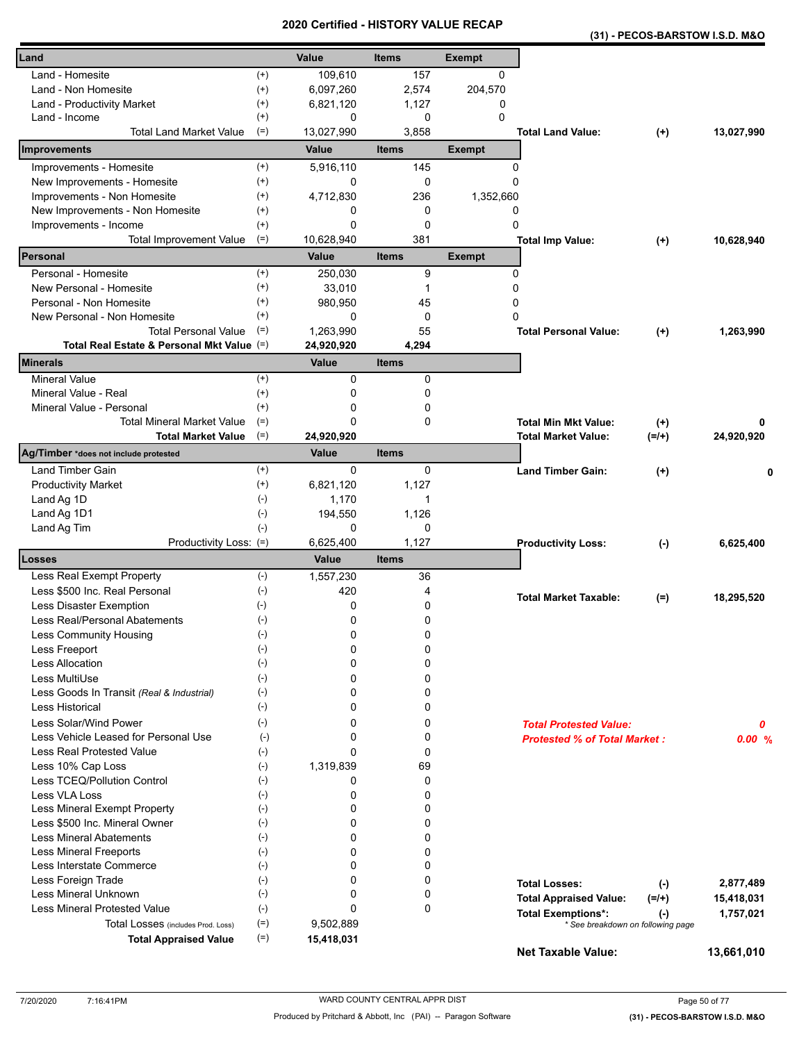# 2020 Certified - HISTORY VALUE RECAP

**(31) - PECOS-BARSTOW I.S.D. M&O**

| Land | | Value | Items | Exempt |
|---|---|---|---|---|
| Land - Homesite | (+) | 109,610 | 157 | 0 |
| Land - Non Homesite | (+) | 6,097,260 | 2,574 | 204,570 |
| Land - Productivity Market | (+) | 6,821,120 | 1,127 | 0 |
| Land - Income | (+) | 0 | 0 | 0 |
| Total Land Market Value | (=) | 13,027,990 | 3,858 | |

**Total Land Value:** (+) 13,027,990

| Improvements | | Value | Items | Exempt |
|---|---|---|---|---|
| Improvements - Homesite | (+) | 5,916,110 | 145 | 0 |
| New Improvements - Homesite | (+) | 0 | 0 | 0 |
| Improvements - Non Homesite | (+) | 4,712,830 | 236 | 1,352,660 |
| New Improvements - Non Homesite | (+) | 0 | 0 | 0 |
| Improvements - Income | (+) | 0 | 0 | 0 |
| Total Improvement Value | (=) | 10,628,940 | 381 | |

**Total Imp Value:** (+) 10,628,940

| Personal | | Value | Items | Exempt |
|---|---|---|---|---|
| Personal - Homesite | (+) | 250,030 | 9 | 0 |
| New Personal - Homesite | (+) | 33,010 | 1 | 0 |
| Personal - Non Homesite | (+) | 980,950 | 45 | 0 |
| New Personal - Non Homesite | (+) | 0 | 0 | 0 |
| Total Personal Value | (=) | 1,263,990 | 55 | |
| **Total Real Estate & Personal Mkt Value** | (=) | **24,920,920** | **4,294** | |

**Total Personal Value:** (+) 1,263,990

| Minerals | | Value | Items |
|---|---|---|---|
| Mineral Value | (+) | 0 | 0 |
| Mineral Value - Real | (+) | 0 | 0 |
| Mineral Value - Personal | (+) | 0 | 0 |
| Total Mineral Market Value | (=) | 0 | 0 |
| **Total Market Value** | (=) | **24,920,920** | |

**Total Min Mkt Value:** (+) 0

**Total Market Value:** (=/+) 24,920,920

| Ag/Timber *does not include protested | | Value | Items |
|---|---|---|---|
| Land Timber Gain | (+) | 0 | 0 |
| Productivity Market | (+) | 6,821,120 | 1,127 |
| Land Ag 1D | (-) | 1,170 | 1 |
| Land Ag 1D1 | (-) | 194,550 | 1,126 |
| Land Ag Tim | (-) | 0 | 0 |
| Productivity Loss: | (=) | 6,625,400 | 1,127 |

**Land Timber Gain:** (+) 0

**Productivity Loss:** (-) 6,625,400

| Losses | | Value | Items |
|---|---|---|---|
| Less Real Exempt Property | (-) | 1,557,230 | 36 |
| Less $500 Inc. Real Personal | (-) | 420 | 4 |
| Less Disaster Exemption | (-) | 0 | 0 |
| Less Real/Personal Abatements | (-) | 0 | 0 |
| Less Community Housing | (-) | 0 | 0 |
| Less Freeport | (-) | 0 | 0 |
| Less Allocation | (-) | 0 | 0 |
| Less MultiUse | (-) | 0 | 0 |
| Less Goods In Transit *(Real & Industrial)* | (-) | 0 | 0 |
| Less Historical | (-) | 0 | 0 |
| Less Solar/Wind Power | (-) | 0 | 0 |
| Less Vehicle Leased for Personal Use | (-) | 0 | 0 |
| Less Real Protested Value | (-) | 0 | 0 |
| Less 10% Cap Loss | (-) | 1,319,839 | 69 |
| Less TCEQ/Pollution Control | (-) | 0 | 0 |
| Less VLA Loss | (-) | 0 | 0 |
| Less Mineral Exempt Property | (-) | 0 | 0 |
| Less $500 Inc. Mineral Owner | (-) | 0 | 0 |
| Less Mineral Abatements | (-) | 0 | 0 |
| Less Mineral Freeports | (-) | 0 | 0 |
| Less Interstate Commerce | (-) | 0 | 0 |
| Less Foreign Trade | (-) | 0 | 0 |
| Less Mineral Unknown | (-) | 0 | 0 |
| Less Mineral Protested Value | (-) | 0 | 0 |
| Total Losses (includes Prod. Loss) | (=) | 9,502,889 | |
| **Total Appraised Value** | (=) | **15,418,031** | |

**Total Market Taxable:** (=) 18,295,520

***Total Protested Value:*** ***0***

***Protested % of Total Market :*** ***0.00 %***

| | | |
|---|---|---|
| **Total Losses:** | (-) | 2,877,489 |
| **Total Appraised Value:** | (=/+) | 15,418,031 |
| **Total Exemptions*:** | (-) | 1,757,021 |

*\* See breakdown on following page*

**Net Taxable Value:** 13,661,010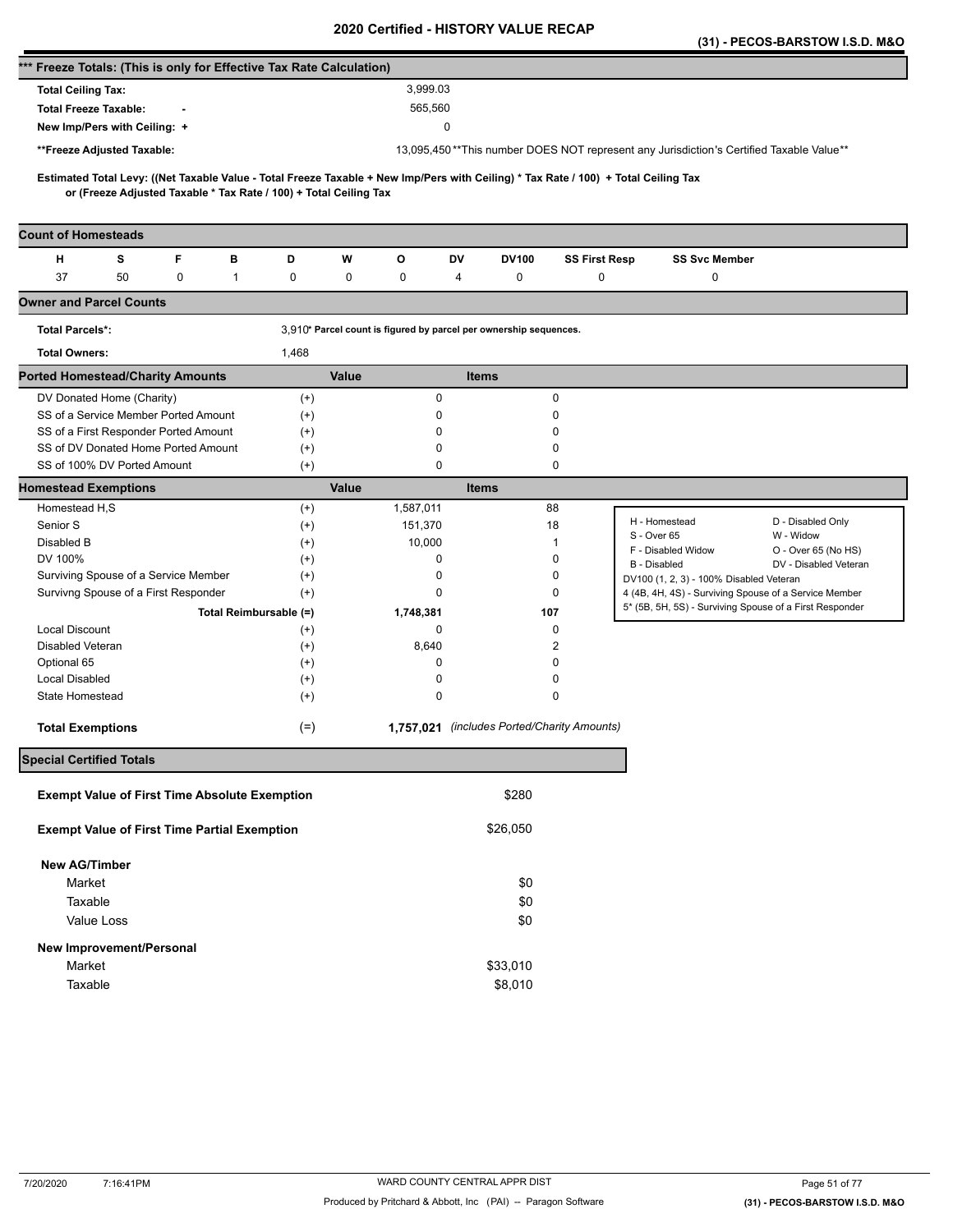# 2020 Certified - HISTORY VALUE RECAP

**(31) - PECOS-BARSTOW I.S.D. M&O**

## *** Freeze Totals: (This is only for Effective Tax Rate Calculation)

| | |
|---|---|
| **Total Ceiling Tax:** | 3,999.03 |
| **Total Freeze Taxable:** - | 565,560 |
| **New Imp/Pers with Ceiling:** + | 0 |
| ****Freeze Adjusted Taxable:** | 13,095,450 **This number DOES NOT represent any Jurisdiction's Certified Taxable Value** |

**Estimated Total Levy: ((Net Taxable Value - Total Freeze Taxable + New Imp/Pers with Ceiling) * Tax Rate / 100) + Total Ceiling Tax or (Freeze Adjusted Taxable * Tax Rate / 100) + Total Ceiling Tax**

## Count of Homesteads

| H | S | F | B | D | W | O | DV | DV100 | SS First Resp | SS Svc Member |
|---|---|---|---|---|---|---|---|---|---|---|
| 37 | 50 | 0 | 1 | 0 | 0 | 0 | 4 | 0 | 0 | 0 |

## Owner and Parcel Counts

| | |
|---|---|
| **Total Parcels*:** | 3,910 * Parcel count is figured by parcel per ownership sequences. |
| **Total Owners:** | 1,468 |

## Ported Homestead/Charity Amounts

| | | Value | Items |
|---|---|---|---|
| DV Donated Home (Charity) | (+) | 0 | 0 |
| SS of a Service Member Ported Amount | (+) | 0 | 0 |
| SS of a First Responder Ported Amount | (+) | 0 | 0 |
| SS of DV Donated Home Ported Amount | (+) | 0 | 0 |
| SS of 100% DV Ported Amount | (+) | 0 | 0 |

## Homestead Exemptions

| | | Value | Items |
|---|---|---|---|
| Homestead H,S | (+) | 1,587,011 | 88 |
| Senior S | (+) | 151,370 | 18 |
| Disabled B | (+) | 10,000 | 1 |
| DV 100% | (+) | 0 | 0 |
| Surviving Spouse of a Service Member | (+) | 0 | 0 |
| Survivng Spouse of a First Responder | (+) | 0 | 0 |
| Total Reimbursable | (=) | 1,748,381 | 107 |
| Local Discount | (+) | 0 | 0 |
| Disabled Veteran | (+) | 8,640 | 2 |
| Optional 65 | (+) | 0 | 0 |
| Local Disabled | (+) | 0 | 0 |
| State Homestead | (+) | 0 | 0 |
| **Total Exemptions** | (=) | **1,757,021** | *(includes Ported/Charity Amounts)* |

| | |
|---|---|
| H - Homestead | D - Disabled Only |
| S - Over 65 | W - Widow |
| F - Disabled Widow | O - Over 65 (No HS) |
| B - Disabled | DV - Disabled Veteran |
| DV100 (1, 2, 3) - 100% Disabled Veteran | |
| 4 (4B, 4H, 4S) - Surviving Spouse of a Service Member | |
| 5* (5B, 5H, 5S) - Surviving Spouse of a First Responder | |

## Special Certified Totals

| | |
|---|---|
| **Exempt Value of First Time Absolute Exemption** | $280 |
| **Exempt Value of First Time Partial Exemption** | $26,050 |
| **New AG/Timber** | |
| Market | $0 |
| Taxable | $0 |
| Value Loss | $0 |
| **New Improvement/Personal** | |
| Market | $33,010 |
| Taxable | $8,010 |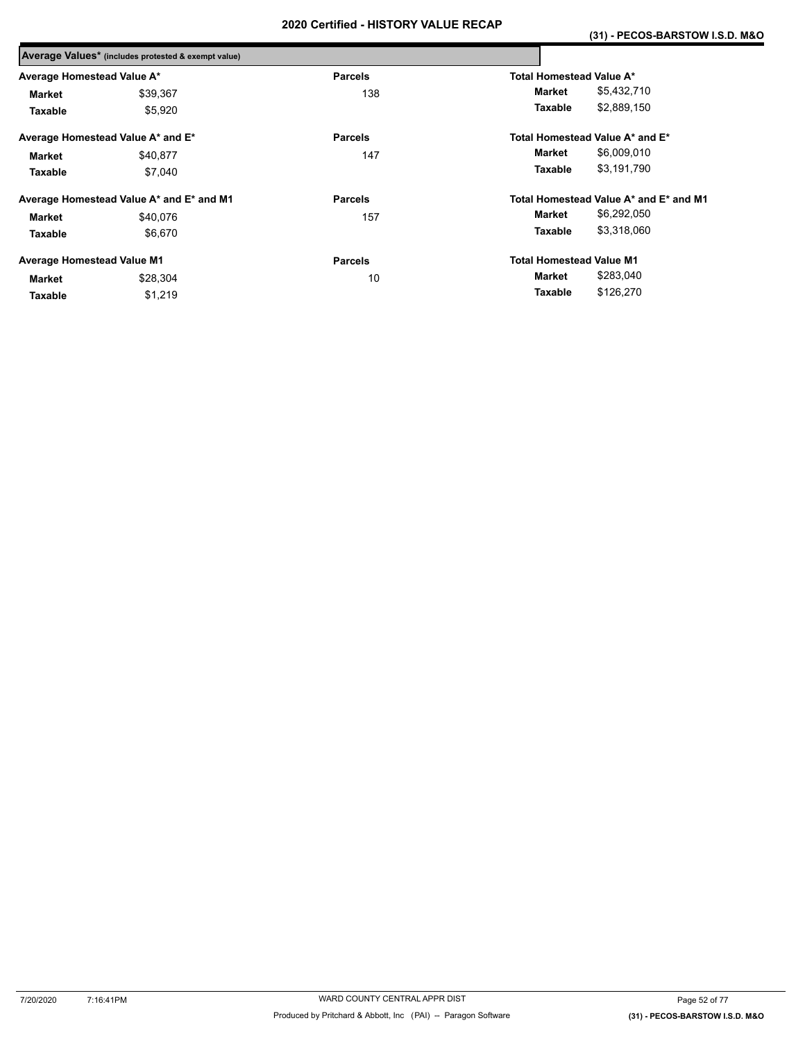# 2020 Certified - HISTORY VALUE RECAP

**(31) - PECOS-BARSTOW I.S.D. M&O**

## Average Values* (includes protested & exempt value)

| Average Homestead Value A* | | Parcels | Total Homestead Value A* | |
|---|---|---|---|---|
| **Market** | $39,367 | 138 | **Market** | $5,432,710 |
| **Taxable** | $5,920 | | **Taxable** | $2,889,150 |

| Average Homestead Value A* and E* | | Parcels | Total Homestead Value A* and E* | |
|---|---|---|---|---|
| **Market** | $40,877 | 147 | **Market** | $6,009,010 |
| **Taxable** | $7,040 | | **Taxable** | $3,191,790 |

| Average Homestead Value A* and E* and M1 | | Parcels | Total Homestead Value A* and E* and M1 | |
|---|---|---|---|---|
| **Market** | $40,076 | 157 | **Market** | $6,292,050 |
| **Taxable** | $6,670 | | **Taxable** | $3,318,060 |

| Average Homestead Value M1 | | Parcels | Total Homestead Value M1 | |
|---|---|---|---|---|
| **Market** | $28,304 | 10 | **Market** | $283,040 |
| **Taxable** | $1,219 | | **Taxable** | $126,270 |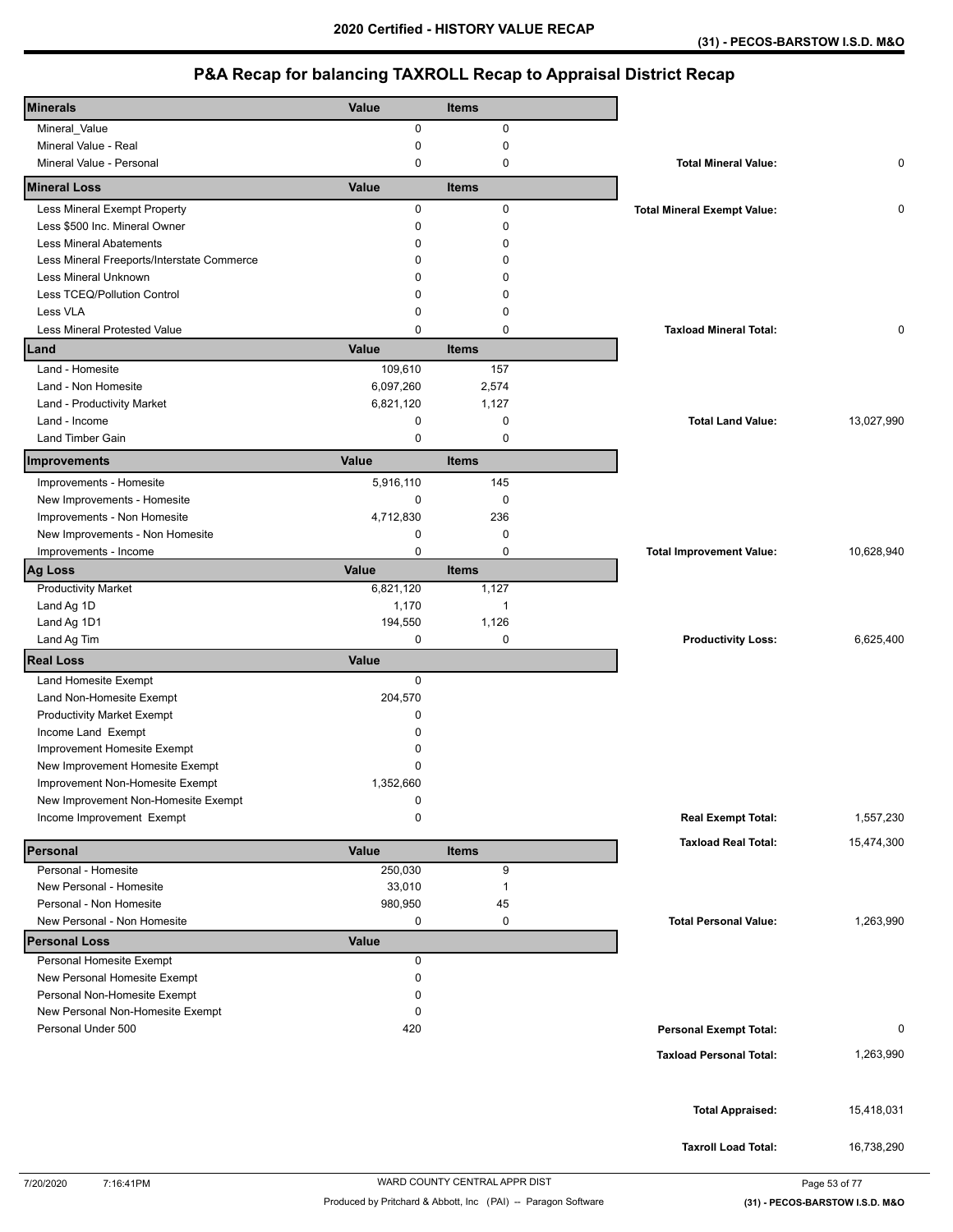# 2020 Certified - HISTORY VALUE RECAP

**(31) - PECOS-BARSTOW I.S.D. M&O**

## P&A Recap for balancing TAXROLL Recap to Appraisal District Recap

| Minerals | Value | Items | | |
|---|---|---|---|---|
| Mineral_Value | 0 | 0 | | |
| Mineral Value - Real | 0 | 0 | | |
| Mineral Value - Personal | 0 | 0 | **Total Mineral Value:** | 0 |
| **Mineral Loss** | **Value** | **Items** | | |
| Less Mineral Exempt Property | 0 | 0 | **Total Mineral Exempt Value:** | 0 |
| Less $500 Inc. Mineral Owner | 0 | 0 | | |
| Less Mineral Abatements | 0 | 0 | | |
| Less Mineral Freeports/Interstate Commerce | 0 | 0 | | |
| Less Mineral Unknown | 0 | 0 | | |
| Less TCEQ/Pollution Control | 0 | 0 | | |
| Less VLA | 0 | 0 | | |
| Less Mineral Protested Value | 0 | 0 | **Taxload Mineral Total:** | 0 |
| **Land** | **Value** | **Items** | | |
| Land - Homesite | 109,610 | 157 | | |
| Land - Non Homesite | 6,097,260 | 2,574 | | |
| Land - Productivity Market | 6,821,120 | 1,127 | | |
| Land - Income | 0 | 0 | **Total Land Value:** | 13,027,990 |
| Land Timber Gain | 0 | 0 | | |
| **Improvements** | **Value** | **Items** | | |
| Improvements - Homesite | 5,916,110 | 145 | | |
| New Improvements - Homesite | 0 | 0 | | |
| Improvements - Non Homesite | 4,712,830 | 236 | | |
| New Improvements - Non Homesite | 0 | 0 | | |
| Improvements - Income | 0 | 0 | **Total Improvement Value:** | 10,628,940 |
| **Ag Loss** | **Value** | **Items** | | |
| Productivity Market | 6,821,120 | 1,127 | | |
| Land Ag 1D | 1,170 | 1 | | |
| Land Ag 1D1 | 194,550 | 1,126 | | |
| Land Ag Tim | 0 | 0 | **Productivity Loss:** | 6,625,400 |
| **Real Loss** | **Value** | | | |
| Land Homesite Exempt | 0 | | | |
| Land Non-Homesite Exempt | 204,570 | | | |
| Productivity Market Exempt | 0 | | | |
| Income Land Exempt | 0 | | | |
| Improvement Homesite Exempt | 0 | | | |
| New Improvement Homesite Exempt | 0 | | | |
| Improvement Non-Homesite Exempt | 1,352,660 | | | |
| New Improvement Non-Homesite Exempt | 0 | | | |
| Income Improvement Exempt | 0 | | **Real Exempt Total:** | 1,557,230 |
| | | | **Taxload Real Total:** | 15,474,300 |
| **Personal** | **Value** | **Items** | | |
| Personal - Homesite | 250,030 | 9 | | |
| New Personal - Homesite | 33,010 | 1 | | |
| Personal - Non Homesite | 980,950 | 45 | | |
| New Personal - Non Homesite | 0 | 0 | **Total Personal Value:** | 1,263,990 |
| **Personal Loss** | **Value** | | | |
| Personal Homesite Exempt | 0 | | | |
| New Personal Homesite Exempt | 0 | | | |
| Personal Non-Homesite Exempt | 0 | | | |
| New Personal Non-Homesite Exempt | 0 | | | |
| Personal Under 500 | 420 | | **Personal Exempt Total:** | 0 |
| | | | **Taxload Personal Total:** | 1,263,990 |
| | | | **Total Appraised:** | 15,418,031 |
| | | | **Taxroll Load Total:** | 16,738,290 |

7/20/2020 7:16:41PM — WARD COUNTY CENTRAL APPR DIST

Produced by Pritchard & Abbott, Inc (PAI) -- Paragon Software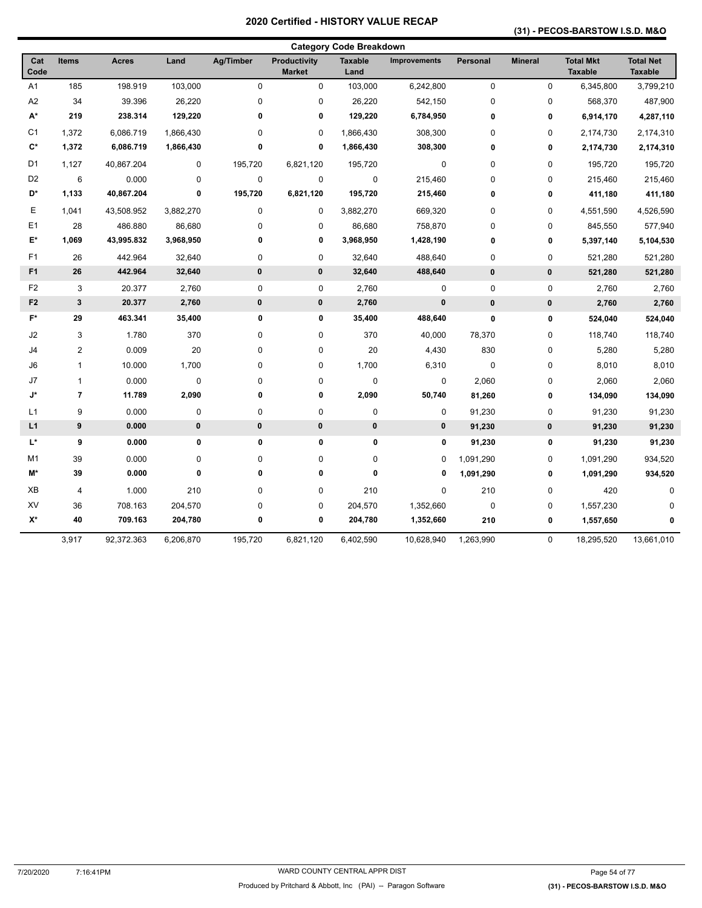# 2020 Certified - HISTORY VALUE RECAP

**(31) - PECOS-BARSTOW I.S.D. M&O**

## Category Code Breakdown

| Cat Code | Items | Acres | Land | Ag/Timber | Productivity Market | Taxable Land | Improvements | Personal | Mineral | Total Mkt Taxable | Total Net Taxable |
|---|---|---|---|---|---|---|---|---|---|---|---|
| A1 | 185 | 198.919 | 103,000 | 0 | 0 | 103,000 | 6,242,800 | 0 | 0 | 6,345,800 | 3,799,210 |
| A2 | 34 | 39.396 | 26,220 | 0 | 0 | 26,220 | 542,150 | 0 | 0 | 568,370 | 487,900 |
| **A*** | **219** | **238.314** | **129,220** | **0** | **0** | **129,220** | **6,784,950** | **0** | **0** | **6,914,170** | **4,287,110** |
| C1 | 1,372 | 6,086.719 | 1,866,430 | 0 | 0 | 1,866,430 | 308,300 | 0 | 0 | 2,174,730 | 2,174,310 |
| **C*** | **1,372** | **6,086.719** | **1,866,430** | **0** | **0** | **1,866,430** | **308,300** | **0** | **0** | **2,174,730** | **2,174,310** |
| D1 | 1,127 | 40,867.204 | 0 | 195,720 | 6,821,120 | 195,720 | 0 | 0 | 0 | 195,720 | 195,720 |
| D2 | 6 | 0.000 | 0 | 0 | 0 | 0 | 215,460 | 0 | 0 | 215,460 | 215,460 |
| **D*** | **1,133** | **40,867.204** | **0** | **195,720** | **6,821,120** | **195,720** | **215,460** | **0** | **0** | **411,180** | **411,180** |
| E | 1,041 | 43,508.952 | 3,882,270 | 0 | 0 | 3,882,270 | 669,320 | 0 | 0 | 4,551,590 | 4,526,590 |
| E1 | 28 | 486.880 | 86,680 | 0 | 0 | 86,680 | 758,870 | 0 | 0 | 845,550 | 577,940 |
| **E*** | **1,069** | **43,995.832** | **3,968,950** | **0** | **0** | **3,968,950** | **1,428,190** | **0** | **0** | **5,397,140** | **5,104,530** |
| F1 | 26 | 442.964 | 32,640 | 0 | 0 | 32,640 | 488,640 | 0 | 0 | 521,280 | 521,280 |
| **F1** | **26** | **442.964** | **32,640** | **0** | **0** | **32,640** | **488,640** | **0** | **0** | **521,280** | **521,280** |
| F2 | 3 | 20.377 | 2,760 | 0 | 0 | 2,760 | 0 | 0 | 0 | 2,760 | 2,760 |
| **F2** | **3** | **20.377** | **2,760** | **0** | **0** | **2,760** | **0** | **0** | **0** | **2,760** | **2,760** |
| **F*** | **29** | **463.341** | **35,400** | **0** | **0** | **35,400** | **488,640** | **0** | **0** | **524,040** | **524,040** |
| J2 | 3 | 1.780 | 370 | 0 | 0 | 370 | 40,000 | 78,370 | 0 | 118,740 | 118,740 |
| J4 | 2 | 0.009 | 20 | 0 | 0 | 20 | 4,430 | 830 | 0 | 5,280 | 5,280 |
| J6 | 1 | 10.000 | 1,700 | 0 | 0 | 1,700 | 6,310 | 0 | 0 | 8,010 | 8,010 |
| J7 | 1 | 0.000 | 0 | 0 | 0 | 0 | 0 | 2,060 | 0 | 2,060 | 2,060 |
| **J*** | **7** | **11.789** | **2,090** | **0** | **0** | **2,090** | **50,740** | **81,260** | **0** | **134,090** | **134,090** |
| L1 | 9 | 0.000 | 0 | 0 | 0 | 0 | 0 | 91,230 | 0 | 91,230 | 91,230 |
| **L1** | **9** | **0.000** | **0** | **0** | **0** | **0** | **0** | **91,230** | **0** | **91,230** | **91,230** |
| **L*** | **9** | **0.000** | **0** | **0** | **0** | **0** | **0** | **91,230** | **0** | **91,230** | **91,230** |
| M1 | 39 | 0.000 | 0 | 0 | 0 | 0 | 0 | 1,091,290 | 0 | 1,091,290 | 934,520 |
| **M*** | **39** | **0.000** | **0** | **0** | **0** | **0** | **0** | **1,091,290** | **0** | **1,091,290** | **934,520** |
| XB | 4 | 1.000 | 210 | 0 | 0 | 210 | 0 | 210 | 0 | 420 | 0 |
| XV | 36 | 708.163 | 204,570 | 0 | 0 | 204,570 | 1,352,660 | 0 | 0 | 1,557,230 | 0 |
| **X*** | **40** | **709.163** | **204,780** | **0** | **0** | **204,780** | **1,352,660** | **210** | **0** | **1,557,650** | **0** |
| | 3,917 | 92,372.363 | 6,206,870 | 195,720 | 6,821,120 | 6,402,590 | 10,628,940 | 1,263,990 | 0 | 18,295,520 | 13,661,010 |

7/20/2020 7:16:41PM WARD COUNTY CENTRAL APPR DIST

Produced by Pritchard & Abbott, Inc (PAI) -- Paragon Software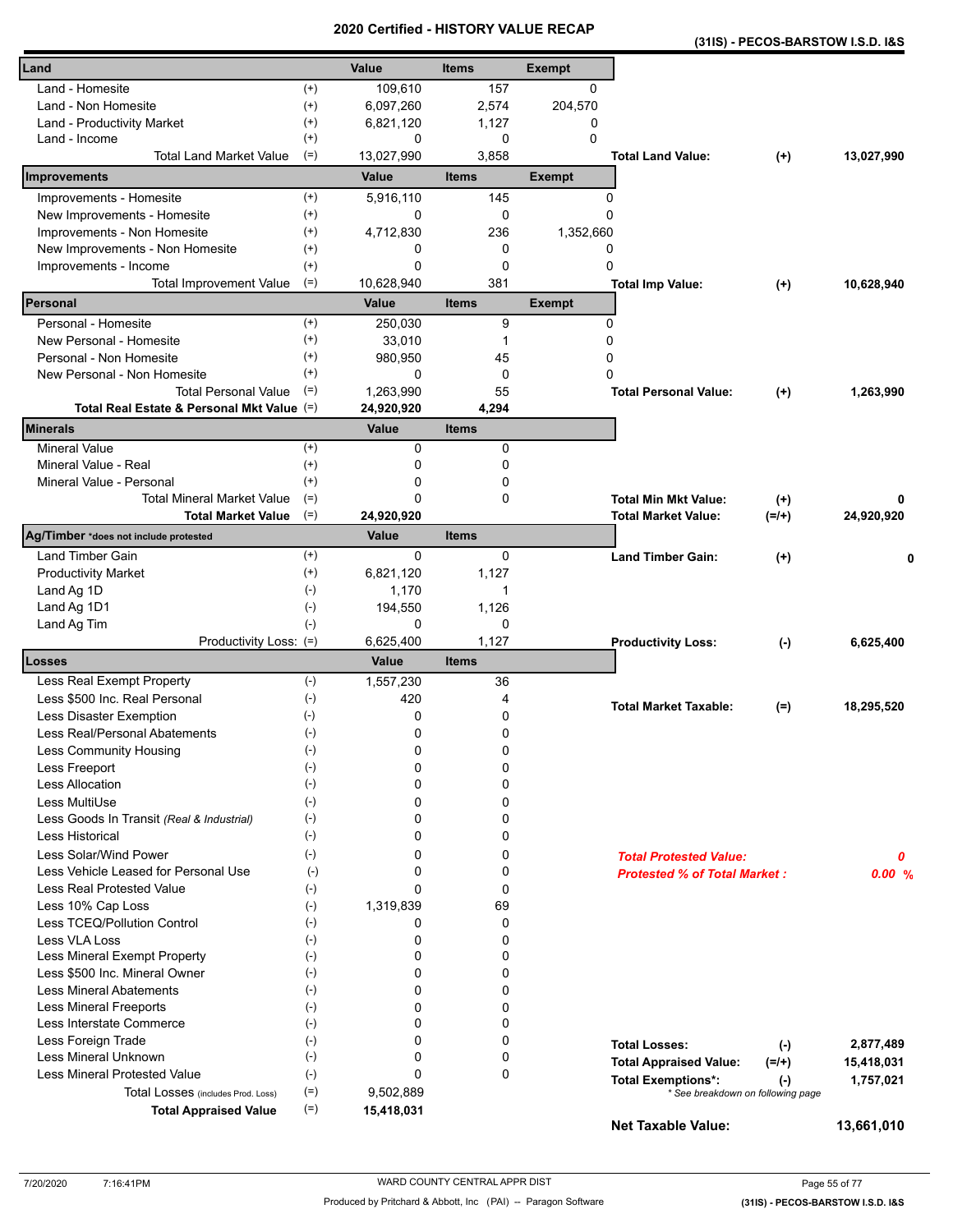# 2020 Certified - HISTORY VALUE RECAP

**(31IS) - PECOS-BARSTOW I.S.D. I&S**

| Land | | Value | Items | Exempt | | | |
|---|---|---|---|---|---|---|---|
| Land - Homesite | (+) | 109,610 | 157 | 0 | | | |
| Land - Non Homesite | (+) | 6,097,260 | 2,574 | 204,570 | | | |
| Land - Productivity Market | (+) | 6,821,120 | 1,127 | 0 | | | |
| Land - Income | (+) | 0 | 0 | 0 | | | |
| Total Land Market Value | (=) | 13,027,990 | 3,858 | | **Total Land Value:** | **(+)** | **13,027,990** |
| **Improvements** | | **Value** | **Items** | **Exempt** | | | |
| Improvements - Homesite | (+) | 5,916,110 | 145 | 0 | | | |
| New Improvements - Homesite | (+) | 0 | 0 | 0 | | | |
| Improvements - Non Homesite | (+) | 4,712,830 | 236 | 1,352,660 | | | |
| New Improvements - Non Homesite | (+) | 0 | 0 | 0 | | | |
| Improvements - Income | (+) | 0 | 0 | 0 | | | |
| Total Improvement Value | (=) | 10,628,940 | 381 | | **Total Imp Value:** | **(+)** | **10,628,940** |
| **Personal** | | **Value** | **Items** | **Exempt** | | | |
| Personal - Homesite | (+) | 250,030 | 9 | 0 | | | |
| New Personal - Homesite | (+) | 33,010 | 1 | 0 | | | |
| Personal - Non Homesite | (+) | 980,950 | 45 | 0 | | | |
| New Personal - Non Homesite | (+) | 0 | 0 | 0 | | | |
| Total Personal Value | (=) | 1,263,990 | 55 | | **Total Personal Value:** | **(+)** | **1,263,990** |
| **Total Real Estate & Personal Mkt Value** | (=) | **24,920,920** | **4,294** | | | | |
| **Minerals** | | **Value** | **Items** | | | | |
| Mineral Value | (+) | 0 | 0 | | | | |
| Mineral Value - Real | (+) | 0 | 0 | | | | |
| Mineral Value - Personal | (+) | 0 | 0 | | | | |
| Total Mineral Market Value | (=) | 0 | 0 | | **Total Min Mkt Value:** | **(+)** | **0** |
| **Total Market Value** | (=) | **24,920,920** | | | **Total Market Value:** | **(=/+)** | **24,920,920** |
| **Ag/Timber** *does not include protested | | **Value** | **Items** | | | | |
| Land Timber Gain | (+) | 0 | 0 | | **Land Timber Gain:** | **(+)** | **0** |
| Productivity Market | (+) | 6,821,120 | 1,127 | | | | |
| Land Ag 1D | (-) | 1,170 | 1 | | | | |
| Land Ag 1D1 | (-) | 194,550 | 1,126 | | | | |
| Land Ag Tim | (-) | 0 | 0 | | | | |
| Productivity Loss: | (=) | 6,625,400 | 1,127 | | **Productivity Loss:** | **(-)** | **6,625,400** |
| **Losses** | | **Value** | **Items** | | | | |
| Less Real Exempt Property | (-) | 1,557,230 | 36 | | | | |
| Less $500 Inc. Real Personal | (-) | 420 | 4 | | **Total Market Taxable:** | **(=)** | **18,295,520** |
| Less Disaster Exemption | (-) | 0 | 0 | | | | |
| Less Real/Personal Abatements | (-) | 0 | 0 | | | | |
| Less Community Housing | (-) | 0 | 0 | | | | |
| Less Freeport | (-) | 0 | 0 | | | | |
| Less Allocation | (-) | 0 | 0 | | | | |
| Less MultiUse | (-) | 0 | 0 | | | | |
| Less Goods In Transit *(Real & Industrial)* | (-) | 0 | 0 | | | | |
| Less Historical | (-) | 0 | 0 | | | | |
| Less Solar/Wind Power | (-) | 0 | 0 | | ***Total Protested Value:*** | | ***0*** |
| Less Vehicle Leased for Personal Use | (-) | 0 | 0 | | ***Protested % of Total Market :*** | | ***0.00 %*** |
| Less Real Protested Value | (-) | 0 | 0 | | | | |
| Less 10% Cap Loss | (-) | 1,319,839 | 69 | | | | |
| Less TCEQ/Pollution Control | (-) | 0 | 0 | | | | |
| Less VLA Loss | (-) | 0 | 0 | | | | |
| Less Mineral Exempt Property | (-) | 0 | 0 | | | | |
| Less $500 Inc. Mineral Owner | (-) | 0 | 0 | | | | |
| Less Mineral Abatements | (-) | 0 | 0 | | | | |
| Less Mineral Freeports | (-) | 0 | 0 | | | | |
| Less Interstate Commerce | (-) | 0 | 0 | | | | |
| Less Foreign Trade | (-) | 0 | 0 | | **Total Losses:** | **(-)** | **2,877,489** |
| Less Mineral Unknown | (-) | 0 | 0 | | **Total Appraised Value:** | **(=/+)** | **15,418,031** |
| Less Mineral Protested Value | (-) | 0 | 0 | | **Total Exemptions*:** | **(-)** | **1,757,021** |
| Total Losses (includes Prod. Loss) | (=) | 9,502,889 | | | *\* See breakdown on following page* | | |
| **Total Appraised Value** | (=) | **15,418,031** | | | | | |
| | | | | | **Net Taxable Value:** | | **13,661,010** |

7/20/2020 7:16:41PM — WARD COUNTY CENTRAL APPR DIST — Produced by Pritchard & Abbott, Inc (PAI) -- Paragon Software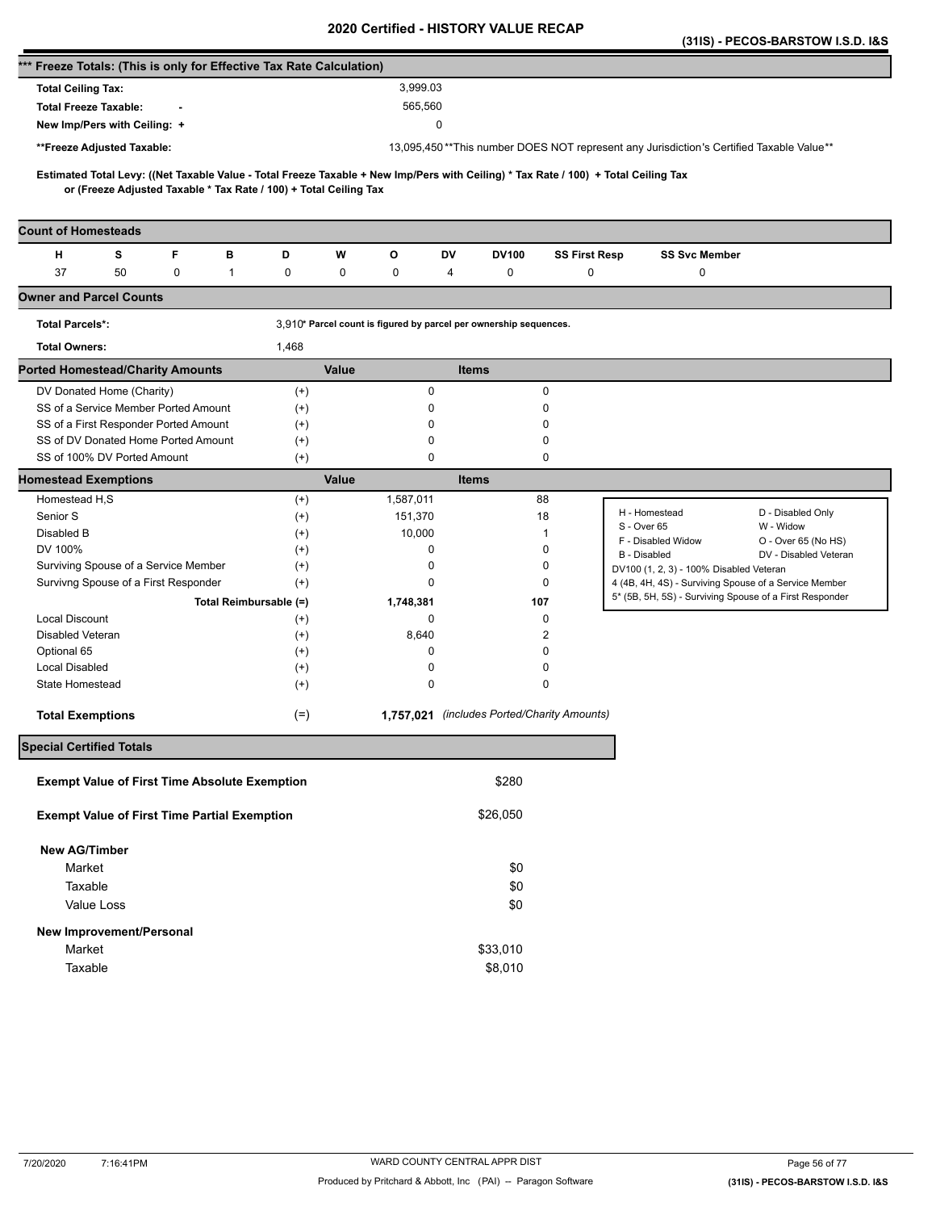# 2020 Certified - HISTORY VALUE RECAP

**(31IS) - PECOS-BARSTOW I.S.D. I&S**

## *** Freeze Totals: (This is only for Effective Tax Rate Calculation)

| | |
|---|---|
| **Total Ceiling Tax:** | 3,999.03 |
| **Total Freeze Taxable:** - | 565,560 |
| **New Imp/Pers with Ceiling:** + | 0 |
| ****Freeze Adjusted Taxable:** | 13,095,450 **This number DOES NOT represent any Jurisdiction's Certified Taxable Value** |

**Estimated Total Levy: ((Net Taxable Value - Total Freeze Taxable + New Imp/Pers with Ceiling) * Tax Rate / 100) + Total Ceiling Tax or (Freeze Adjusted Taxable * Tax Rate / 100) + Total Ceiling Tax**

## Count of Homesteads

| H | S | F | B | D | W | O | DV | DV100 | SS First Resp | SS Svc Member |
|---|---|---|---|---|---|---|---|---|---|---|
| 37 | 50 | 0 | 1 | 0 | 0 | 0 | 4 | 0 | 0 | 0 |

## Owner and Parcel Counts

| | |
|---|---|
| **Total Parcels*:** | 3,910 * Parcel count is figured by parcel per ownership sequences. |
| **Total Owners:** | 1,468 |

## Ported Homestead/Charity Amounts

| | | Value | Items |
|---|---|---|---|
| DV Donated Home (Charity) | (+) | 0 | 0 |
| SS of a Service Member Ported Amount | (+) | 0 | 0 |
| SS of a First Responder Ported Amount | (+) | 0 | 0 |
| SS of DV Donated Home Ported Amount | (+) | 0 | 0 |
| SS of 100% DV Ported Amount | (+) | 0 | 0 |

## Homestead Exemptions

| | | Value | Items |
|---|---|---|---|
| Homestead H,S | (+) | 1,587,011 | 88 |
| Senior S | (+) | 151,370 | 18 |
| Disabled B | (+) | 10,000 | 1 |
| DV 100% | (+) | 0 | 0 |
| Surviving Spouse of a Service Member | (+) | 0 | 0 |
| Survivng Spouse of a First Responder | (+) | 0 | 0 |
| Total Reimbursable | (=) | 1,748,381 | 107 |
| Local Discount | (+) | 0 | 0 |
| Disabled Veteran | (+) | 8,640 | 2 |
| Optional 65 | (+) | 0 | 0 |
| Local Disabled | (+) | 0 | 0 |
| State Homestead | (+) | 0 | 0 |
| **Total Exemptions** | (=) | **1,757,021** | *(includes Ported/Charity Amounts)* |

| | |
|---|---|
| H - Homestead | D - Disabled Only |
| S - Over 65 | W - Widow |
| F - Disabled Widow | O - Over 65 (No HS) |
| B - Disabled | DV - Disabled Veteran |
| DV100 (1, 2, 3) - 100% Disabled Veteran | |
| 4 (4B, 4H, 4S) - Surviving Spouse of a Service Member | |
| 5* (5B, 5H, 5S) - Surviving Spouse of a First Responder | |

## Special Certified Totals

| | |
|---|---|
| **Exempt Value of First Time Absolute Exemption** | $280 |
| **Exempt Value of First Time Partial Exemption** | $26,050 |
| **New AG/Timber** | |
| Market | $0 |
| Taxable | $0 |
| Value Loss | $0 |
| **New Improvement/Personal** | |
| Market | $33,010 |
| Taxable | $8,010 |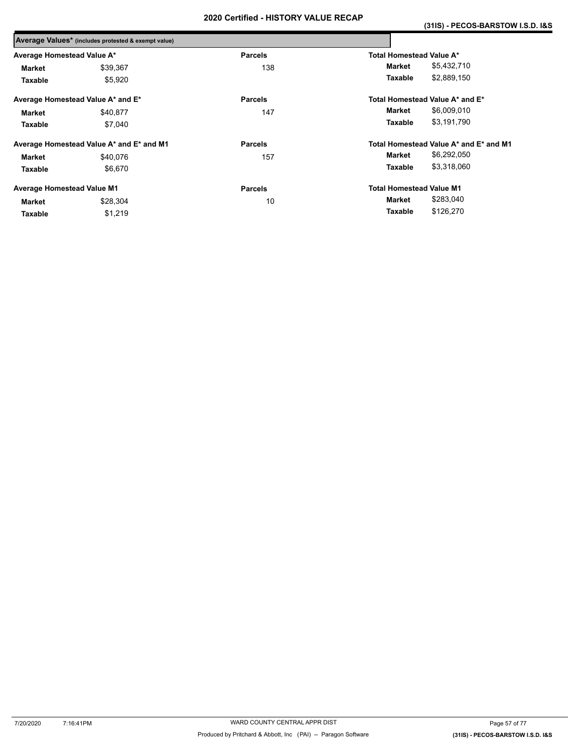# 2020 Certified - HISTORY VALUE RECAP

**(31IS) - PECOS-BARSTOW I.S.D. I&S**

## Average Values* (includes protested & exempt value)

| Average Homestead Value A* | | Parcels | Total Homestead Value A* | |
|---|---|---|---|---|
| **Market** | $39,367 | 138 | **Market** | $5,432,710 |
| **Taxable** | $5,920 | | **Taxable** | $2,889,150 |

| Average Homestead Value A* and E* | | Parcels | Total Homestead Value A* and E* | |
|---|---|---|---|---|
| **Market** | $40,877 | 147 | **Market** | $6,009,010 |
| **Taxable** | $7,040 | | **Taxable** | $3,191,790 |

| Average Homestead Value A* and E* and M1 | | Parcels | Total Homestead Value A* and E* and M1 | |
|---|---|---|---|---|
| **Market** | $40,076 | 157 | **Market** | $6,292,050 |
| **Taxable** | $6,670 | | **Taxable** | $3,318,060 |

| Average Homestead Value M1 | | Parcels | Total Homestead Value M1 | |
|---|---|---|---|---|
| **Market** | $28,304 | 10 | **Market** | $283,040 |
| **Taxable** | $1,219 | | **Taxable** | $126,270 |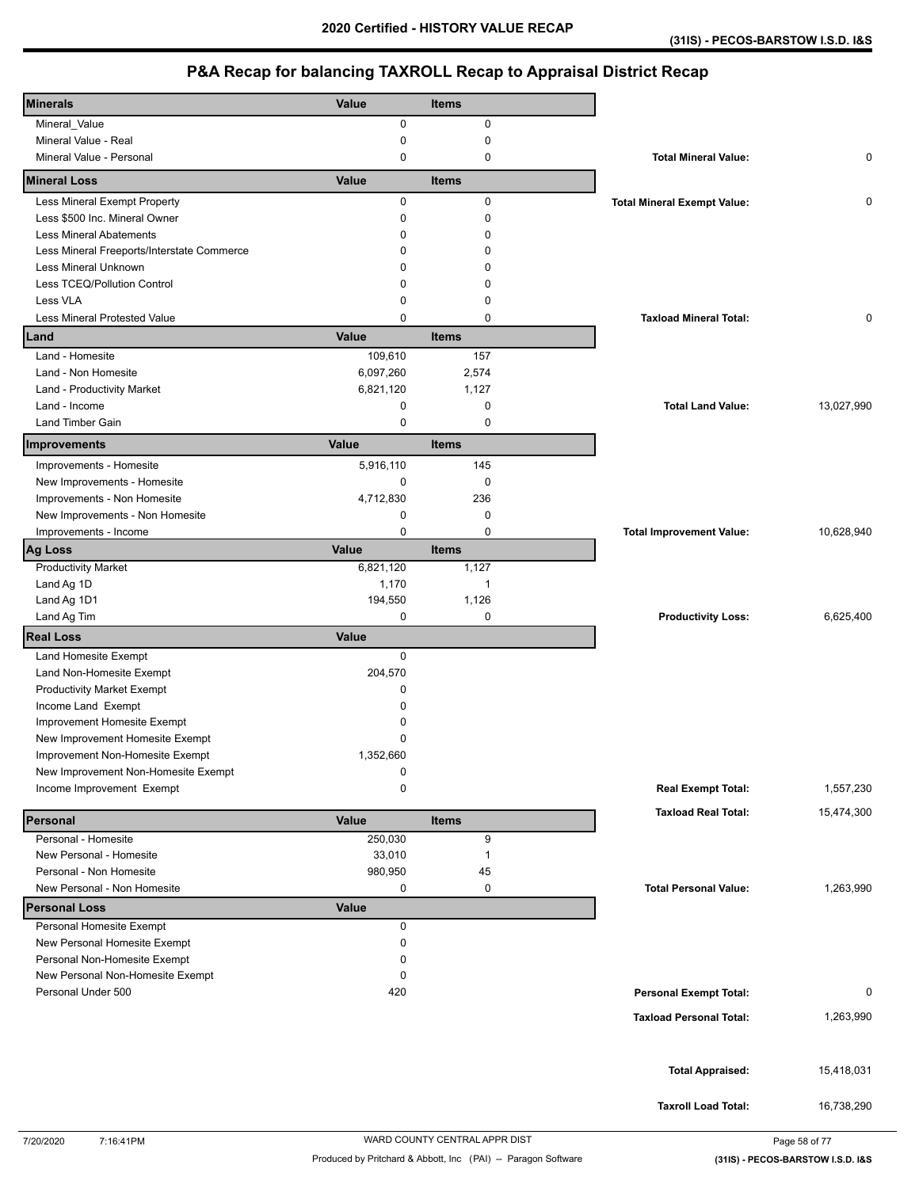# 2020 Certified - HISTORY VALUE RECAP

(31IS) - PECOS-BARSTOW I.S.D. I&S

## P&A Recap for balancing TAXROLL Recap to Appraisal District Recap

| Minerals | Value | Items | | |
|---|---|---|---|---|
| Mineral_Value | 0 | 0 | | |
| Mineral Value - Real | 0 | 0 | | |
| Mineral Value - Personal | 0 | 0 | **Total Mineral Value:** | 0 |
| **Mineral Loss** | **Value** | **Items** | | |
| Less Mineral Exempt Property | 0 | 0 | **Total Mineral Exempt Value:** | 0 |
| Less $500 Inc. Mineral Owner | 0 | 0 | | |
| Less Mineral Abatements | 0 | 0 | | |
| Less Mineral Freeports/Interstate Commerce | 0 | 0 | | |
| Less Mineral Unknown | 0 | 0 | | |
| Less TCEQ/Pollution Control | 0 | 0 | | |
| Less VLA | 0 | 0 | | |
| Less Mineral Protested Value | 0 | 0 | **Taxload Mineral Total:** | 0 |
| **Land** | **Value** | **Items** | | |
| Land - Homesite | 109,610 | 157 | | |
| Land - Non Homesite | 6,097,260 | 2,574 | | |
| Land - Productivity Market | 6,821,120 | 1,127 | | |
| Land - Income | 0 | 0 | **Total Land Value:** | 13,027,990 |
| Land Timber Gain | 0 | 0 | | |
| **Improvements** | **Value** | **Items** | | |
| Improvements - Homesite | 5,916,110 | 145 | | |
| New Improvements - Homesite | 0 | 0 | | |
| Improvements - Non Homesite | 4,712,830 | 236 | | |
| New Improvements - Non Homesite | 0 | 0 | | |
| Improvements - Income | 0 | 0 | **Total Improvement Value:** | 10,628,940 |
| **Ag Loss** | **Value** | **Items** | | |
| Productivity Market | 6,821,120 | 1,127 | | |
| Land Ag 1D | 1,170 | 1 | | |
| Land Ag 1D1 | 194,550 | 1,126 | | |
| Land Ag Tim | 0 | 0 | **Productivity Loss:** | 6,625,400 |
| **Real Loss** | **Value** | | | |
| Land Homesite Exempt | 0 | | | |
| Land Non-Homesite Exempt | 204,570 | | | |
| Productivity Market Exempt | 0 | | | |
| Income Land Exempt | 0 | | | |
| Improvement Homesite Exempt | 0 | | | |
| New Improvement Homesite Exempt | 0 | | | |
| Improvement Non-Homesite Exempt | 1,352,660 | | | |
| New Improvement Non-Homesite Exempt | 0 | | | |
| Income Improvement Exempt | 0 | | **Real Exempt Total:** | 1,557,230 |
| | | | **Taxload Real Total:** | 15,474,300 |
| **Personal** | **Value** | **Items** | | |
| Personal - Homesite | 250,030 | 9 | | |
| New Personal - Homesite | 33,010 | 1 | | |
| Personal - Non Homesite | 980,950 | 45 | | |
| New Personal - Non Homesite | 0 | 0 | **Total Personal Value:** | 1,263,990 |
| **Personal Loss** | **Value** | | | |
| Personal Homesite Exempt | 0 | | | |
| New Personal Homesite Exempt | 0 | | | |
| Personal Non-Homesite Exempt | 0 | | | |
| New Personal Non-Homesite Exempt | 0 | | | |
| Personal Under 500 | 420 | | **Personal Exempt Total:** | 0 |
| | | | **Taxload Personal Total:** | 1,263,990 |
| | | | **Total Appraised:** | 15,418,031 |
| | | | **Taxroll Load Total:** | 16,738,290 |

7/20/2020 7:16:41PM WARD COUNTY CENTRAL APPR DIST

Produced by Pritchard & Abbott, Inc (PAI) -- Paragon Software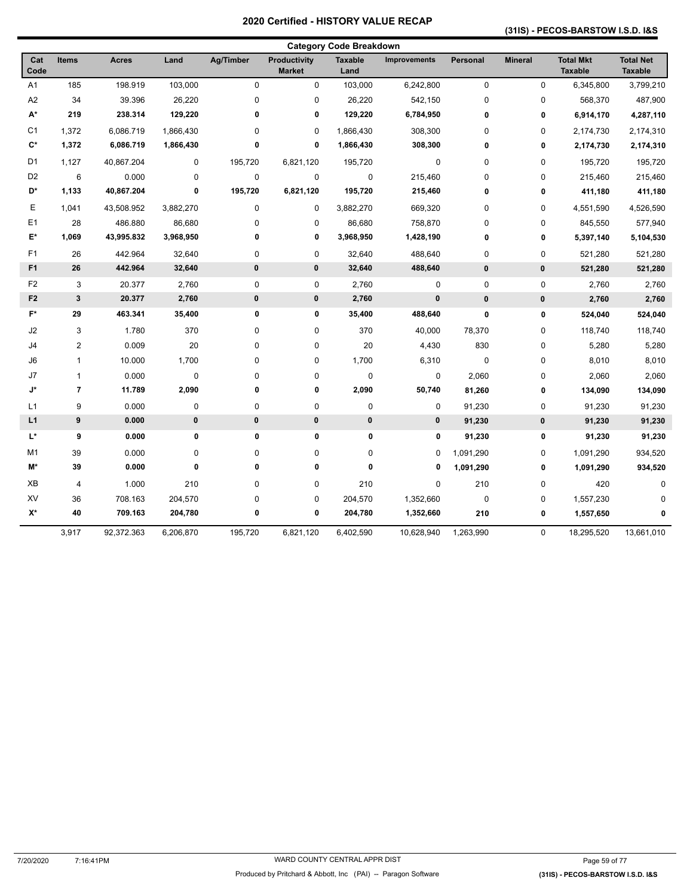# 2020 Certified - HISTORY VALUE RECAP

**(31IS) - PECOS-BARSTOW I.S.D. I&S**

## Category Code Breakdown

| Cat Code | Items | Acres | Land | Ag/Timber | Productivity Market | Taxable Land | Improvements | Personal | Mineral | Total Mkt Taxable | Total Net Taxable |
|---|---|---|---|---|---|---|---|---|---|---|---|
| A1 | 185 | 198.919 | 103,000 | 0 | 0 | 103,000 | 6,242,800 | 0 | 0 | 6,345,800 | 3,799,210 |
| A2 | 34 | 39.396 | 26,220 | 0 | 0 | 26,220 | 542,150 | 0 | 0 | 568,370 | 487,900 |
| **A*** | **219** | **238.314** | **129,220** | **0** | **0** | **129,220** | **6,784,950** | **0** | **0** | **6,914,170** | **4,287,110** |
| C1 | 1,372 | 6,086.719 | 1,866,430 | 0 | 0 | 1,866,430 | 308,300 | 0 | 0 | 2,174,730 | 2,174,310 |
| **C*** | **1,372** | **6,086.719** | **1,866,430** | **0** | **0** | **1,866,430** | **308,300** | **0** | **0** | **2,174,730** | **2,174,310** |
| D1 | 1,127 | 40,867.204 | 0 | 195,720 | 6,821,120 | 195,720 | 0 | 0 | 0 | 195,720 | 195,720 |
| D2 | 6 | 0.000 | 0 | 0 | 0 | 0 | 215,460 | 0 | 0 | 215,460 | 215,460 |
| **D*** | **1,133** | **40,867.204** | **0** | **195,720** | **6,821,120** | **195,720** | **215,460** | **0** | **0** | **411,180** | **411,180** |
| E | 1,041 | 43,508.952 | 3,882,270 | 0 | 0 | 3,882,270 | 669,320 | 0 | 0 | 4,551,590 | 4,526,590 |
| E1 | 28 | 486.880 | 86,680 | 0 | 0 | 86,680 | 758,870 | 0 | 0 | 845,550 | 577,940 |
| **E*** | **1,069** | **43,995.832** | **3,968,950** | **0** | **0** | **3,968,950** | **1,428,190** | **0** | **0** | **5,397,140** | **5,104,530** |
| F1 | 26 | 442.964 | 32,640 | 0 | 0 | 32,640 | 488,640 | 0 | 0 | 521,280 | 521,280 |
| **F1** | **26** | **442.964** | **32,640** | **0** | **0** | **32,640** | **488,640** | **0** | **0** | **521,280** | **521,280** |
| F2 | 3 | 20.377 | 2,760 | 0 | 0 | 2,760 | 0 | 0 | 0 | 2,760 | 2,760 |
| **F2** | **3** | **20.377** | **2,760** | **0** | **0** | **2,760** | **0** | **0** | **0** | **2,760** | **2,760** |
| **F*** | **29** | **463.341** | **35,400** | **0** | **0** | **35,400** | **488,640** | **0** | **0** | **524,040** | **524,040** |
| J2 | 3 | 1.780 | 370 | 0 | 0 | 370 | 40,000 | 78,370 | 0 | 118,740 | 118,740 |
| J4 | 2 | 0.009 | 20 | 0 | 0 | 20 | 4,430 | 830 | 0 | 5,280 | 5,280 |
| J6 | 1 | 10.000 | 1,700 | 0 | 0 | 1,700 | 6,310 | 0 | 0 | 8,010 | 8,010 |
| J7 | 1 | 0.000 | 0 | 0 | 0 | 0 | 0 | 2,060 | 0 | 2,060 | 2,060 |
| **J*** | **7** | **11.789** | **2,090** | **0** | **0** | **2,090** | **50,740** | **81,260** | **0** | **134,090** | **134,090** |
| L1 | 9 | 0.000 | 0 | 0 | 0 | 0 | 0 | 91,230 | 0 | 91,230 | 91,230 |
| **L1** | **9** | **0.000** | **0** | **0** | **0** | **0** | **0** | **91,230** | **0** | **91,230** | **91,230** |
| **L*** | **9** | **0.000** | **0** | **0** | **0** | **0** | **0** | **91,230** | **0** | **91,230** | **91,230** |
| M1 | 39 | 0.000 | 0 | 0 | 0 | 0 | 0 | 1,091,290 | 0 | 1,091,290 | 934,520 |
| **M*** | **39** | **0.000** | **0** | **0** | **0** | **0** | **0** | **1,091,290** | **0** | **1,091,290** | **934,520** |
| XB | 4 | 1.000 | 210 | 0 | 0 | 210 | 0 | 210 | 0 | 420 | 0 |
| XV | 36 | 708.163 | 204,570 | 0 | 0 | 204,570 | 1,352,660 | 0 | 0 | 1,557,230 | 0 |
| **X*** | **40** | **709.163** | **204,780** | **0** | **0** | **204,780** | **1,352,660** | **210** | **0** | **1,557,650** | **0** |
| | 3,917 | 92,372.363 | 6,206,870 | 195,720 | 6,821,120 | 6,402,590 | 10,628,940 | 1,263,990 | 0 | 18,295,520 | 13,661,010 |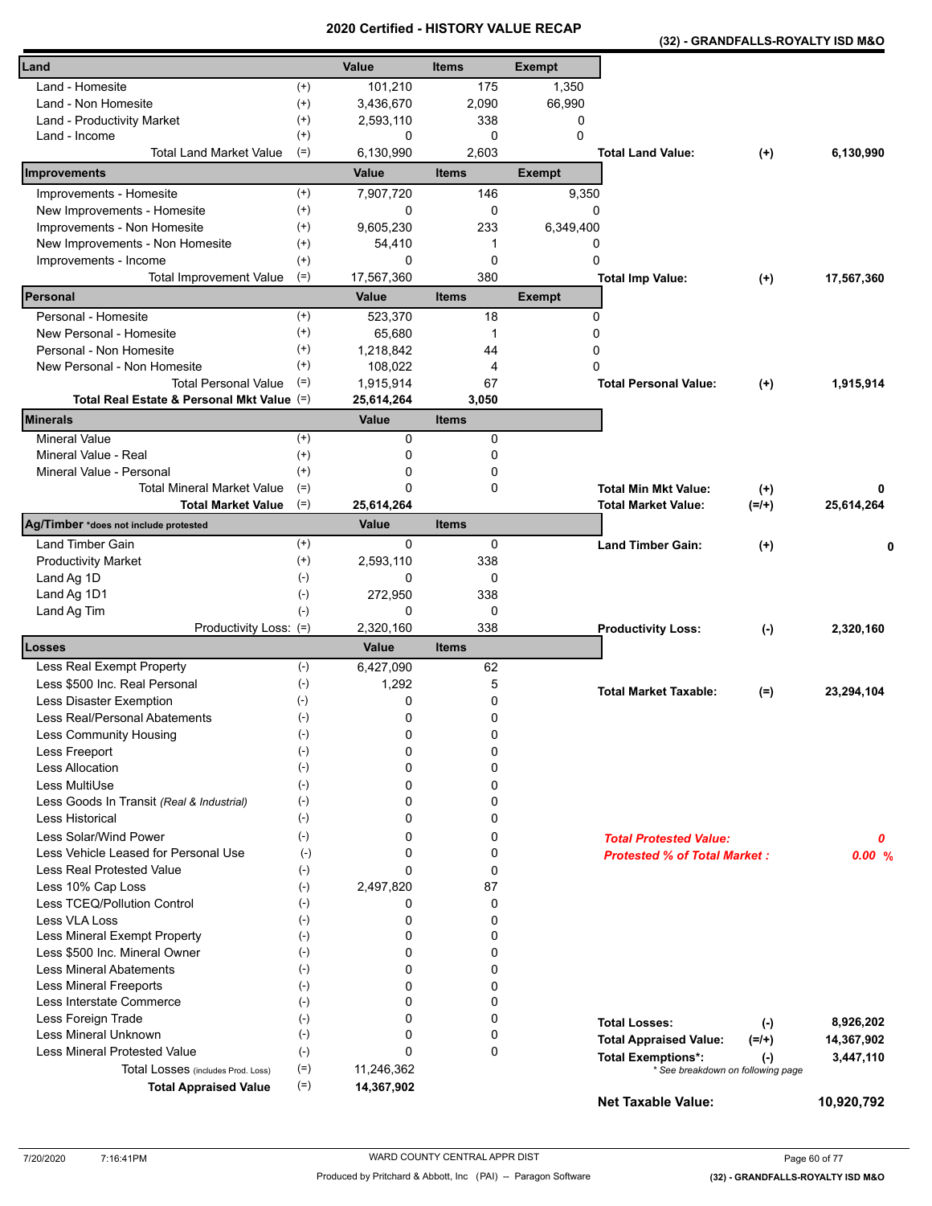# 2020 Certified - HISTORY VALUE RECAP

**(32) - GRANDFALLS-ROYALTY ISD M&O**

| Land | | Value | Items | Exempt | | | |
|---|---|---|---|---|---|---|---|
| Land - Homesite | (+) | 101,210 | 175 | 1,350 | | | |
| Land - Non Homesite | (+) | 3,436,670 | 2,090 | 66,990 | | | |
| Land - Productivity Market | (+) | 2,593,110 | 338 | 0 | | | |
| Land - Income | (+) | 0 | 0 | 0 | | | |
| Total Land Market Value | (=) | 6,130,990 | 2,603 | | **Total Land Value:** | (+) | 6,130,990 |
| **Improvements** | | **Value** | **Items** | **Exempt** | | | |
| Improvements - Homesite | (+) | 7,907,720 | 146 | 9,350 | | | |
| New Improvements - Homesite | (+) | 0 | 0 | 0 | | | |
| Improvements - Non Homesite | (+) | 9,605,230 | 233 | 6,349,400 | | | |
| New Improvements - Non Homesite | (+) | 54,410 | 1 | 0 | | | |
| Improvements - Income | (+) | 0 | 0 | 0 | | | |
| Total Improvement Value | (=) | 17,567,360 | 380 | | **Total Imp Value:** | (+) | 17,567,360 |
| **Personal** | | **Value** | **Items** | **Exempt** | | | |
| Personal - Homesite | (+) | 523,370 | 18 | 0 | | | |
| New Personal - Homesite | (+) | 65,680 | 1 | 0 | | | |
| Personal - Non Homesite | (+) | 1,218,842 | 44 | 0 | | | |
| New Personal - Non Homesite | (+) | 108,022 | 4 | 0 | | | |
| Total Personal Value | (=) | 1,915,914 | 67 | | **Total Personal Value:** | (+) | 1,915,914 |
| **Total Real Estate & Personal Mkt Value** | (=) | **25,614,264** | **3,050** | | | | |
| **Minerals** | | **Value** | **Items** | | | | |
| Mineral Value | (+) | 0 | 0 | | | | |
| Mineral Value - Real | (+) | 0 | 0 | | | | |
| Mineral Value - Personal | (+) | 0 | 0 | | | | |
| Total Mineral Market Value | (=) | 0 | 0 | | **Total Min Mkt Value:** | (+) | 0 |
| **Total Market Value** | (=) | **25,614,264** | | | **Total Market Value:** | (=/+) | 25,614,264 |
| **Ag/Timber** *does not include protested | | **Value** | **Items** | | | | |
| Land Timber Gain | (+) | 0 | 0 | | **Land Timber Gain:** | (+) | 0 |
| Productivity Market | (+) | 2,593,110 | 338 | | | | |
| Land Ag 1D | (-) | 0 | 0 | | | | |
| Land Ag 1D1 | (-) | 272,950 | 338 | | | | |
| Land Ag Tim | (-) | 0 | 0 | | | | |
| Productivity Loss: | (=) | 2,320,160 | 338 | | **Productivity Loss:** | (-) | 2,320,160 |
| **Losses** | | **Value** | **Items** | | | | |
| Less Real Exempt Property | (-) | 6,427,090 | 62 | | | | |
| Less $500 Inc. Real Personal | (-) | 1,292 | 5 | | **Total Market Taxable:** | (=) | 23,294,104 |
| Less Disaster Exemption | (-) | 0 | 0 | | | | |
| Less Real/Personal Abatements | (-) | 0 | 0 | | | | |
| Less Community Housing | (-) | 0 | 0 | | | | |
| Less Freeport | (-) | 0 | 0 | | | | |
| Less Allocation | (-) | 0 | 0 | | | | |
| Less MultiUse | (-) | 0 | 0 | | | | |
| Less Goods In Transit *(Real & Industrial)* | (-) | 0 | 0 | | | | |
| Less Historical | (-) | 0 | 0 | | | | |
| Less Solar/Wind Power | (-) | 0 | 0 | | ***Total Protested Value:*** | | *0* |
| Less Vehicle Leased for Personal Use | (-) | 0 | 0 | | ***Protested % of Total Market :*** | | *0.00 %* |
| Less Real Protested Value | (-) | 0 | 0 | | | | |
| Less 10% Cap Loss | (-) | 2,497,820 | 87 | | | | |
| Less TCEQ/Pollution Control | (-) | 0 | 0 | | | | |
| Less VLA Loss | (-) | 0 | 0 | | | | |
| Less Mineral Exempt Property | (-) | 0 | 0 | | | | |
| Less $500 Inc. Mineral Owner | (-) | 0 | 0 | | | | |
| Less Mineral Abatements | (-) | 0 | 0 | | | | |
| Less Mineral Freeports | (-) | 0 | 0 | | | | |
| Less Interstate Commerce | (-) | 0 | 0 | | | | |
| Less Foreign Trade | (-) | 0 | 0 | | **Total Losses:** | (-) | 8,926,202 |
| Less Mineral Unknown | (-) | 0 | 0 | | **Total Appraised Value:** | (=/+) | 14,367,902 |
| Less Mineral Protested Value | (-) | 0 | 0 | | **Total Exemptions*:** | (-) | 3,447,110 |
| Total Losses (includes Prod. Loss) | (=) | 11,246,362 | | | * See breakdown on following page | | |
| **Total Appraised Value** | (=) | **14,367,902** | | | | | |
| | | | | | **Net Taxable Value:** | | **10,920,792** |

7/20/2020 7:16:41PM

WARD COUNTY CENTRAL APPR DIST

Produced by Pritchard & Abbott, Inc (PAI) -- Paragon Software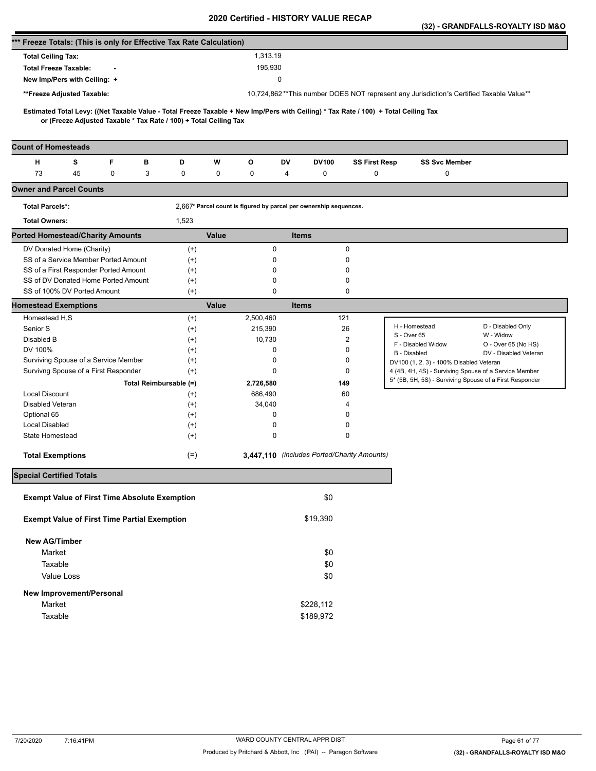# 2020 Certified - HISTORY VALUE RECAP

**(32) - GRANDFALLS-ROYALTY ISD M&O**

## *** Freeze Totals: (This is only for Effective Tax Rate Calculation)

| | |
|---|---|
| **Total Ceiling Tax:** | 1,313.19 |
| **Total Freeze Taxable:** - | 195,930 |
| **New Imp/Pers with Ceiling:** + | 0 |
| **\*\*Freeze Adjusted Taxable:** | 10,724,862 |

**This number DOES NOT represent any Jurisdiction's Certified Taxable Value**

**Estimated Total Levy: ((Net Taxable Value - Total Freeze Taxable + New Imp/Pers with Ceiling) * Tax Rate / 100) + Total Ceiling Tax or (Freeze Adjusted Taxable * Tax Rate / 100) + Total Ceiling Tax**

## Count of Homesteads

| H | S | F | B | D | W | O | DV | DV100 | SS First Resp | SS Svc Member |
|---|---|---|---|---|---|---|---|---|---|---|
| 73 | 45 | 0 | 3 | 0 | 0 | 0 | 4 | 0 | 0 | 0 |

## Owner and Parcel Counts

| | | |
|---|---|---|
| **Total Parcels*:** | 2,667 | * Parcel count is figured by parcel per ownership sequences. |
| **Total Owners:** | 1,523 | |

## Ported Homestead/Charity Amounts

| | | Value | Items |
|---|---|---|---|
| DV Donated Home (Charity) | (+) | 0 | 0 |
| SS of a Service Member Ported Amount | (+) | 0 | 0 |
| SS of a First Responder Ported Amount | (+) | 0 | 0 |
| SS of DV Donated Home Ported Amount | (+) | 0 | 0 |
| SS of 100% DV Ported Amount | (+) | 0 | 0 |

## Homestead Exemptions

| | | Value | Items |
|---|---|---|---|
| Homestead H,S | (+) | 2,500,460 | 121 |
| Senior S | (+) | 215,390 | 26 |
| Disabled B | (+) | 10,730 | 2 |
| DV 100% | (+) | 0 | 0 |
| Surviving Spouse of a Service Member | (+) | 0 | 0 |
| Survivng Spouse of a First Responder | (+) | 0 | 0 |
| **Total Reimbursable** | (=) | **2,726,580** | **149** |
| Local Discount | (+) | 686,490 | 60 |
| Disabled Veteran | (+) | 34,040 | 4 |
| Optional 65 | (+) | 0 | 0 |
| Local Disabled | (+) | 0 | 0 |
| State Homestead | (+) | 0 | 0 |
| **Total Exemptions** | (=) | **3,447,110** | *(includes Ported/Charity Amounts)* |

| | |
|---|---|
| H - Homestead | D - Disabled Only |
| S - Over 65 | W - Widow |
| F - Disabled Widow | O - Over 65 (No HS) |
| B - Disabled | DV - Disabled Veteran |
| DV100 (1, 2, 3) - 100% Disabled Veteran | |
| 4 (4B, 4H, 4S) - Surviving Spouse of a Service Member | |
| 5* (5B, 5H, 5S) - Surviving Spouse of a First Responder | |

## Special Certified Totals

| | |
|---|---|
| **Exempt Value of First Time Absolute Exemption** | $0 |
| **Exempt Value of First Time Partial Exemption** | $19,390 |
| **New AG/Timber** | |
| Market | $0 |
| Taxable | $0 |
| Value Loss | $0 |
| **New Improvement/Personal** | |
| Market | $228,112 |
| Taxable | $189,972 |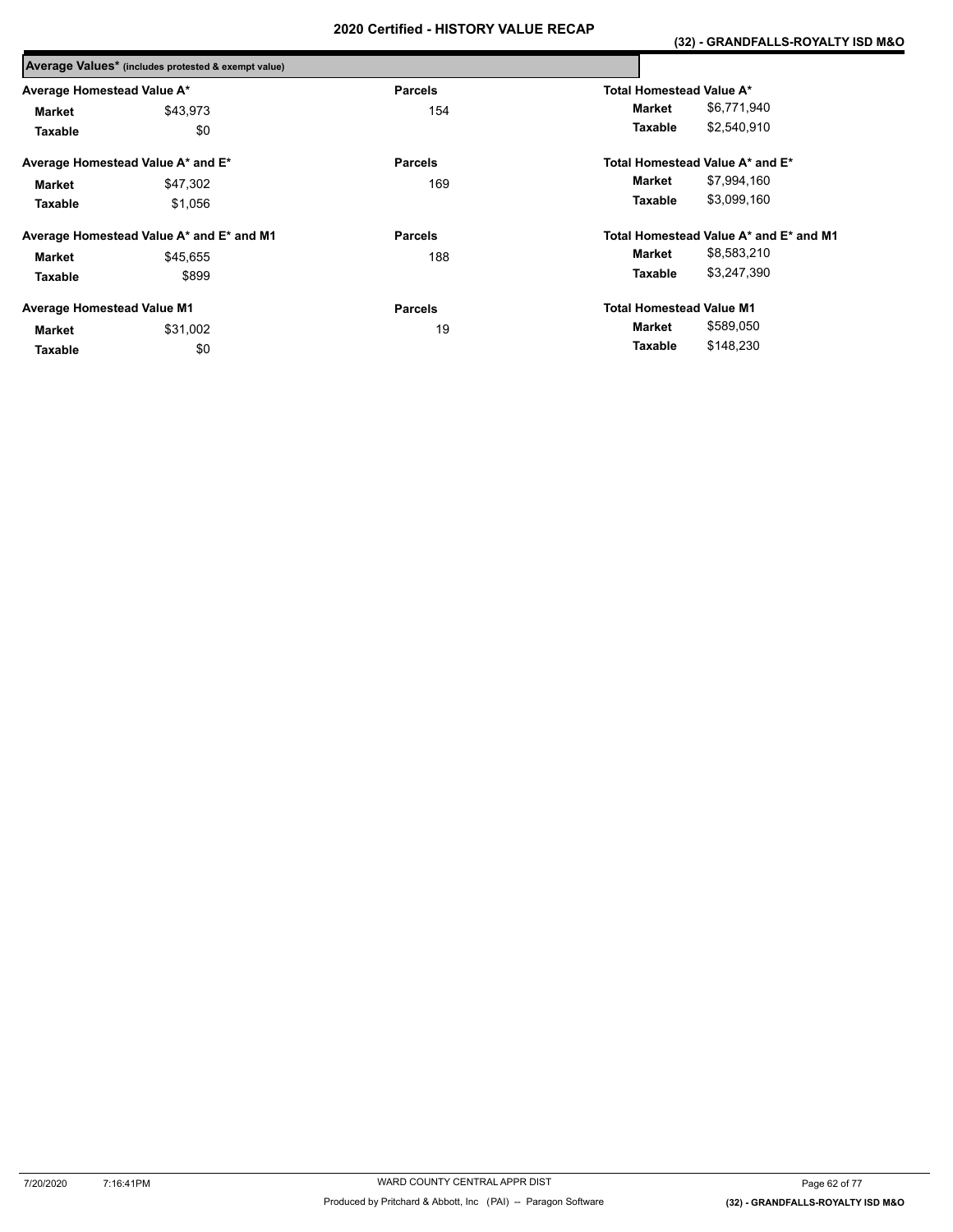## 2020 Certified - HISTORY VALUE RECAP

### (32) - GRANDFALLS-ROYALTY ISD M&O

**Average Values*** (includes protested & exempt value)

| Average Homestead Value A* | | Parcels | Total Homestead Value A* | |
|---|---|---|---|---|
| **Market** | $43,973 | 154 | **Market** | $6,771,940 |
| **Taxable** | $0 | | **Taxable** | $2,540,910 |

| Average Homestead Value A* and E* | | Parcels | Total Homestead Value A* and E* | |
|---|---|---|---|---|
| **Market** | $47,302 | 169 | **Market** | $7,994,160 |
| **Taxable** | $1,056 | | **Taxable** | $3,099,160 |

| Average Homestead Value A* and E* and M1 | | Parcels | Total Homestead Value A* and E* and M1 | |
|---|---|---|---|---|
| **Market** | $45,655 | 188 | **Market** | $8,583,210 |
| **Taxable** | $899 | | **Taxable** | $3,247,390 |

| Average Homestead Value M1 | | Parcels | Total Homestead Value M1 | |
|---|---|---|---|---|
| **Market** | $31,002 | 19 | **Market** | $589,050 |
| **Taxable** | $0 | | **Taxable** | $148,230 |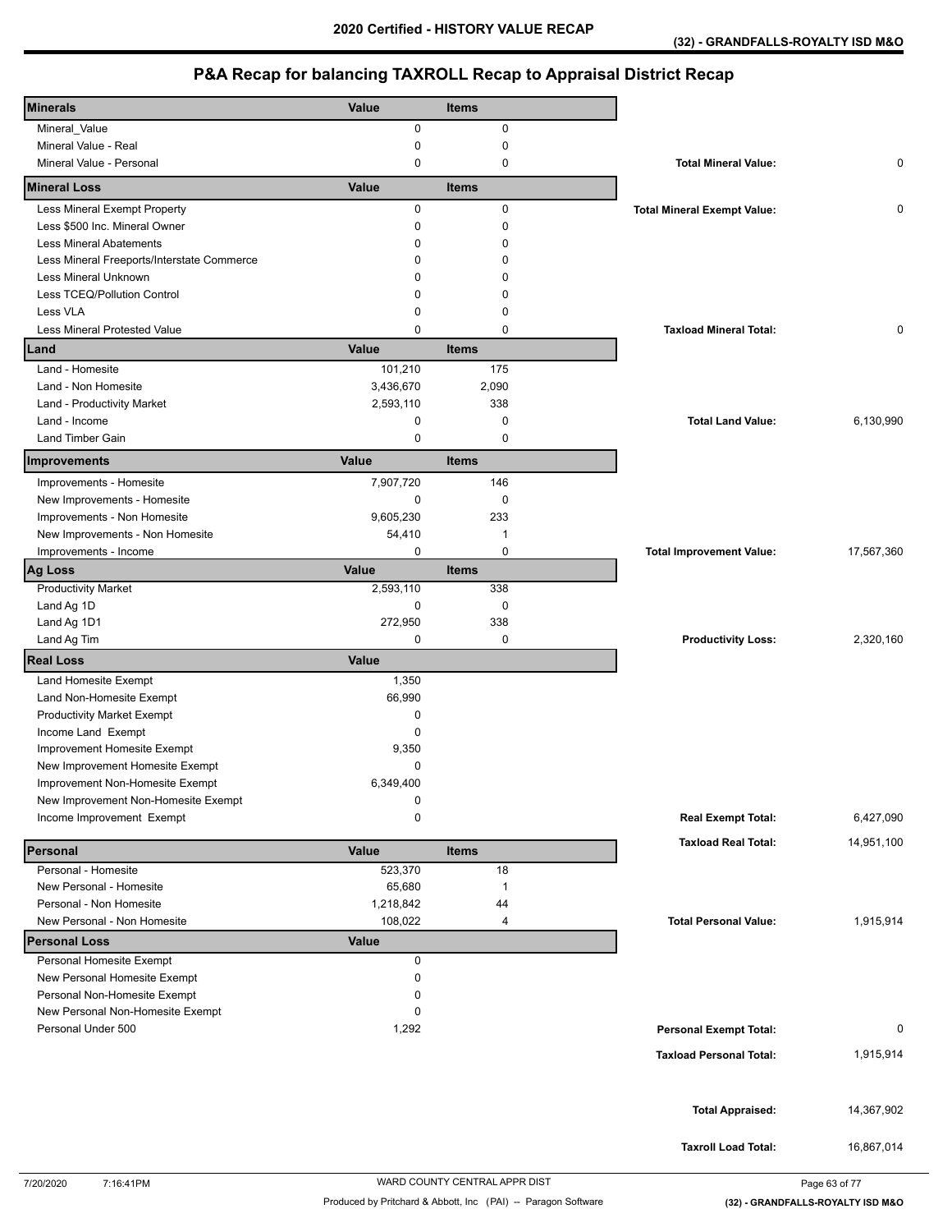# 2020 Certified - HISTORY VALUE RECAP

**(32) - GRANDFALLS-ROYALTY ISD M&O**

## P&A Recap for balancing TAXROLL Recap to Appraisal District Recap

| Minerals | Value | Items | | |
|---|---|---|---|---|
| Mineral_Value | 0 | 0 | | |
| Mineral Value - Real | 0 | 0 | | |
| Mineral Value - Personal | 0 | 0 | **Total Mineral Value:** | 0 |
| **Mineral Loss** | **Value** | **Items** | | |
| Less Mineral Exempt Property | 0 | 0 | **Total Mineral Exempt Value:** | 0 |
| Less $500 Inc. Mineral Owner | 0 | 0 | | |
| Less Mineral Abatements | 0 | 0 | | |
| Less Mineral Freeports/Interstate Commerce | 0 | 0 | | |
| Less Mineral Unknown | 0 | 0 | | |
| Less TCEQ/Pollution Control | 0 | 0 | | |
| Less VLA | 0 | 0 | | |
| Less Mineral Protested Value | 0 | 0 | **Taxload Mineral Total:** | 0 |
| **Land** | **Value** | **Items** | | |
| Land - Homesite | 101,210 | 175 | | |
| Land - Non Homesite | 3,436,670 | 2,090 | | |
| Land - Productivity Market | 2,593,110 | 338 | | |
| Land - Income | 0 | 0 | **Total Land Value:** | 6,130,990 |
| Land Timber Gain | 0 | 0 | | |
| **Improvements** | **Value** | **Items** | | |
| Improvements - Homesite | 7,907,720 | 146 | | |
| New Improvements - Homesite | 0 | 0 | | |
| Improvements - Non Homesite | 9,605,230 | 233 | | |
| New Improvements - Non Homesite | 54,410 | 1 | | |
| Improvements - Income | 0 | 0 | **Total Improvement Value:** | 17,567,360 |
| **Ag Loss** | **Value** | **Items** | | |
| Productivity Market | 2,593,110 | 338 | | |
| Land Ag 1D | 0 | 0 | | |
| Land Ag 1D1 | 272,950 | 338 | | |
| Land Ag Tim | 0 | 0 | **Productivity Loss:** | 2,320,160 |
| **Real Loss** | **Value** | | | |
| Land Homesite Exempt | 1,350 | | | |
| Land Non-Homesite Exempt | 66,990 | | | |
| Productivity Market Exempt | 0 | | | |
| Income Land Exempt | 0 | | | |
| Improvement Homesite Exempt | 9,350 | | | |
| New Improvement Homesite Exempt | 0 | | | |
| Improvement Non-Homesite Exempt | 6,349,400 | | | |
| New Improvement Non-Homesite Exempt | 0 | | | |
| Income Improvement Exempt | 0 | | **Real Exempt Total:** | 6,427,090 |
| | | | **Taxload Real Total:** | 14,951,100 |
| **Personal** | **Value** | **Items** | | |
| Personal - Homesite | 523,370 | 18 | | |
| New Personal - Homesite | 65,680 | 1 | | |
| Personal - Non Homesite | 1,218,842 | 44 | | |
| New Personal - Non Homesite | 108,022 | 4 | **Total Personal Value:** | 1,915,914 |
| **Personal Loss** | **Value** | | | |
| Personal Homesite Exempt | 0 | | | |
| New Personal Homesite Exempt | 0 | | | |
| Personal Non-Homesite Exempt | 0 | | | |
| New Personal Non-Homesite Exempt | 0 | | | |
| Personal Under 500 | 1,292 | | **Personal Exempt Total:** | 0 |
| | | | **Taxload Personal Total:** | 1,915,914 |
| | | | **Total Appraised:** | 14,367,902 |
| | | | **Taxroll Load Total:** | 16,867,014 |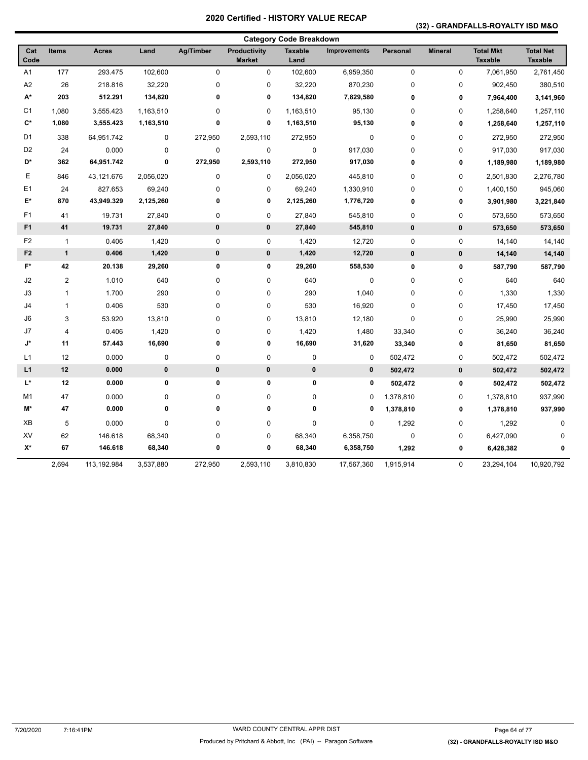# 2020 Certified - HISTORY VALUE RECAP

## (32) - GRANDFALLS-ROYALTY ISD M&O

### Category Code Breakdown

| Cat Code | Items | Acres | Land | Ag/Timber | Productivity Market | Taxable Land | Improvements | Personal | Mineral | Total Mkt Taxable | Total Net Taxable |
|---|---|---|---|---|---|---|---|---|---|---|---|
| A1 | 177 | 293.475 | 102,600 | 0 | 0 | 102,600 | 6,959,350 | 0 | 0 | 7,061,950 | 2,761,450 |
| A2 | 26 | 218.816 | 32,220 | 0 | 0 | 32,220 | 870,230 | 0 | 0 | 902,450 | 380,510 |
| **A*** | **203** | **512.291** | **134,820** | **0** | **0** | **134,820** | **7,829,580** | **0** | **0** | **7,964,400** | **3,141,960** |
| C1 | 1,080 | 3,555.423 | 1,163,510 | 0 | 0 | 1,163,510 | 95,130 | 0 | 0 | 1,258,640 | 1,257,110 |
| **C*** | **1,080** | **3,555.423** | **1,163,510** | **0** | **0** | **1,163,510** | **95,130** | **0** | **0** | **1,258,640** | **1,257,110** |
| D1 | 338 | 64,951.742 | 0 | 272,950 | 2,593,110 | 272,950 | 0 | 0 | 0 | 272,950 | 272,950 |
| D2 | 24 | 0.000 | 0 | 0 | 0 | 0 | 917,030 | 0 | 0 | 917,030 | 917,030 |
| **D*** | **362** | **64,951.742** | **0** | **272,950** | **2,593,110** | **272,950** | **917,030** | **0** | **0** | **1,189,980** | **1,189,980** |
| E | 846 | 43,121.676 | 2,056,020 | 0 | 0 | 2,056,020 | 445,810 | 0 | 0 | 2,501,830 | 2,276,780 |
| E1 | 24 | 827.653 | 69,240 | 0 | 0 | 69,240 | 1,330,910 | 0 | 0 | 1,400,150 | 945,060 |
| **E*** | **870** | **43,949.329** | **2,125,260** | **0** | **0** | **2,125,260** | **1,776,720** | **0** | **0** | **3,901,980** | **3,221,840** |
| F1 | 41 | 19.731 | 27,840 | 0 | 0 | 27,840 | 545,810 | 0 | 0 | 573,650 | 573,650 |
| **F1** | **41** | **19.731** | **27,840** | **0** | **0** | **27,840** | **545,810** | **0** | **0** | **573,650** | **573,650** |
| F2 | 1 | 0.406 | 1,420 | 0 | 0 | 1,420 | 12,720 | 0 | 0 | 14,140 | 14,140 |
| **F2** | **1** | **0.406** | **1,420** | **0** | **0** | **1,420** | **12,720** | **0** | **0** | **14,140** | **14,140** |
| **F*** | **42** | **20.138** | **29,260** | **0** | **0** | **29,260** | **558,530** | **0** | **0** | **587,790** | **587,790** |
| J2 | 2 | 1.010 | 640 | 0 | 0 | 640 | 0 | 0 | 0 | 640 | 640 |
| J3 | 1 | 1.700 | 290 | 0 | 0 | 290 | 1,040 | 0 | 0 | 1,330 | 1,330 |
| J4 | 1 | 0.406 | 530 | 0 | 0 | 530 | 16,920 | 0 | 0 | 17,450 | 17,450 |
| J6 | 3 | 53.920 | 13,810 | 0 | 0 | 13,810 | 12,180 | 0 | 0 | 25,990 | 25,990 |
| J7 | 4 | 0.406 | 1,420 | 0 | 0 | 1,420 | 1,480 | 33,340 | 0 | 36,240 | 36,240 |
| **J*** | **11** | **57.443** | **16,690** | **0** | **0** | **16,690** | **31,620** | **33,340** | **0** | **81,650** | **81,650** |
| L1 | 12 | 0.000 | 0 | 0 | 0 | 0 | 0 | 502,472 | 0 | 502,472 | 502,472 |
| **L1** | **12** | **0.000** | **0** | **0** | **0** | **0** | **0** | **502,472** | **0** | **502,472** | **502,472** |
| **L*** | **12** | **0.000** | **0** | **0** | **0** | **0** | **0** | **502,472** | **0** | **502,472** | **502,472** |
| M1 | 47 | 0.000 | 0 | 0 | 0 | 0 | 0 | 1,378,810 | 0 | 1,378,810 | 937,990 |
| **M*** | **47** | **0.000** | **0** | **0** | **0** | **0** | **0** | **1,378,810** | **0** | **1,378,810** | **937,990** |
| XB | 5 | 0.000 | 0 | 0 | 0 | 0 | 0 | 1,292 | 0 | 1,292 | 0 |
| XV | 62 | 146.618 | 68,340 | 0 | 0 | 68,340 | 6,358,750 | 0 | 0 | 6,427,090 | 0 |
| **X*** | **67** | **146.618** | **68,340** | **0** | **0** | **68,340** | **6,358,750** | **1,292** | **0** | **6,428,382** | **0** |
| | 2,694 | 113,192.984 | 3,537,880 | 272,950 | 2,593,110 | 3,810,830 | 17,567,360 | 1,915,914 | 0 | 23,294,104 | 10,920,792 |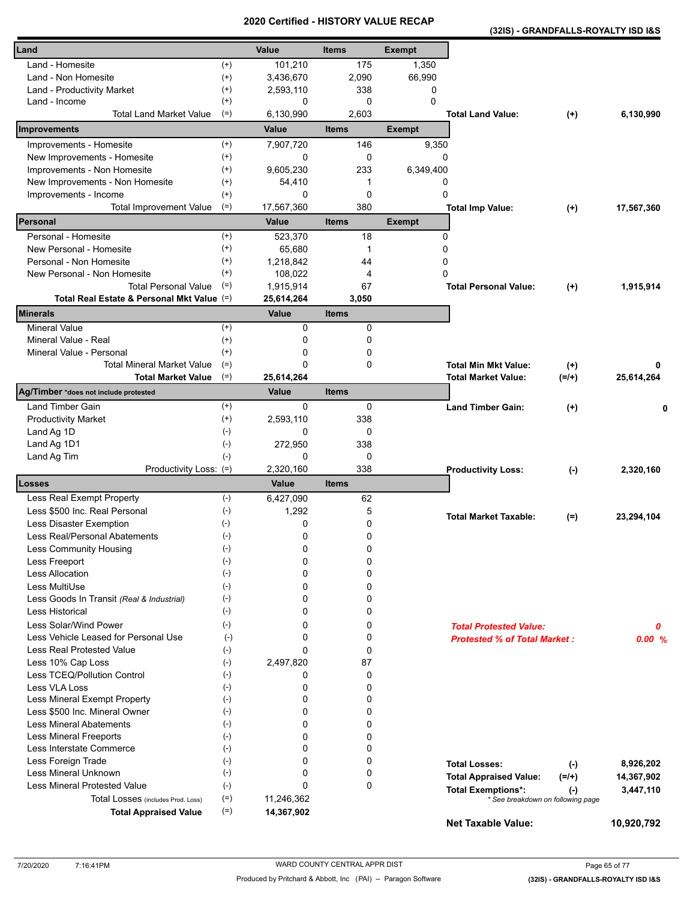# 2020 Certified - HISTORY VALUE RECAP

**(32IS) - GRANDFALLS-ROYALTY ISD I&S**

| **Land** | | **Value** | **Items** | **Exempt** | | | |
|---|---|---|---|---|---|---|---|
| Land - Homesite | (+) | 101,210 | 175 | 1,350 | | | |
| Land - Non Homesite | (+) | 3,436,670 | 2,090 | 66,990 | | | |
| Land - Productivity Market | (+) | 2,593,110 | 338 | 0 | | | |
| Land - Income | (+) | 0 | 0 | 0 | | | |
| Total Land Market Value | (=) | 6,130,990 | 2,603 | | **Total Land Value:** | **(+)** | **6,130,990** |
| **Improvements** | | **Value** | **Items** | **Exempt** | | | |
| Improvements - Homesite | (+) | 7,907,720 | 146 | 9,350 | | | |
| New Improvements - Homesite | (+) | 0 | 0 | 0 | | | |
| Improvements - Non Homesite | (+) | 9,605,230 | 233 | 6,349,400 | | | |
| New Improvements - Non Homesite | (+) | 54,410 | 1 | 0 | | | |
| Improvements - Income | (+) | 0 | 0 | 0 | | | |
| Total Improvement Value | (=) | 17,567,360 | 380 | | **Total Imp Value:** | **(+)** | **17,567,360** |
| **Personal** | | **Value** | **Items** | **Exempt** | | | |
| Personal - Homesite | (+) | 523,370 | 18 | 0 | | | |
| New Personal - Homesite | (+) | 65,680 | 1 | 0 | | | |
| Personal - Non Homesite | (+) | 1,218,842 | 44 | 0 | | | |
| New Personal - Non Homesite | (+) | 108,022 | 4 | 0 | | | |
| Total Personal Value | (=) | 1,915,914 | 67 | | **Total Personal Value:** | **(+)** | **1,915,914** |
| **Total Real Estate & Personal Mkt Value** | (=) | **25,614,264** | **3,050** | | | | |
| **Minerals** | | **Value** | **Items** | | | | |
| Mineral Value | (+) | 0 | 0 | | | | |
| Mineral Value - Real | (+) | 0 | 0 | | | | |
| Mineral Value - Personal | (+) | 0 | 0 | | | | |
| Total Mineral Market Value | (=) | 0 | 0 | | **Total Min Mkt Value:** | **(+)** | **0** |
| **Total Market Value** | (=) | **25,614,264** | | | **Total Market Value:** | **(=/+)** | **25,614,264** |
| **Ag/Timber** *does not include protested | | **Value** | **Items** | | | | |
| Land Timber Gain | (+) | 0 | 0 | | **Land Timber Gain:** | **(+)** | **0** |
| Productivity Market | (+) | 2,593,110 | 338 | | | | |
| Land Ag 1D | (-) | 0 | 0 | | | | |
| Land Ag 1D1 | (-) | 272,950 | 338 | | | | |
| Land Ag Tim | (-) | 0 | 0 | | | | |
| Productivity Loss: | (=) | 2,320,160 | 338 | | **Productivity Loss:** | **(-)** | **2,320,160** |
| **Losses** | | **Value** | **Items** | | | | |
| Less Real Exempt Property | (-) | 6,427,090 | 62 | | | | |
| Less $500 Inc. Real Personal | (-) | 1,292 | 5 | | **Total Market Taxable:** | **(=)** | **23,294,104** |
| Less Disaster Exemption | (-) | 0 | 0 | | | | |
| Less Real/Personal Abatements | (-) | 0 | 0 | | | | |
| Less Community Housing | (-) | 0 | 0 | | | | |
| Less Freeport | (-) | 0 | 0 | | | | |
| Less Allocation | (-) | 0 | 0 | | | | |
| Less MultiUse | (-) | 0 | 0 | | | | |
| Less Goods In Transit *(Real & Industrial)* | (-) | 0 | 0 | | | | |
| Less Historical | (-) | 0 | 0 | | | | |
| Less Solar/Wind Power | (-) | 0 | 0 | | ***Total Protested Value:*** | | ***0*** |
| Less Vehicle Leased for Personal Use | (-) | 0 | 0 | | ***Protested % of Total Market :*** | | ***0.00 %*** |
| Less Real Protested Value | (-) | 0 | 0 | | | | |
| Less 10% Cap Loss | (-) | 2,497,820 | 87 | | | | |
| Less TCEQ/Pollution Control | (-) | 0 | 0 | | | | |
| Less VLA Loss | (-) | 0 | 0 | | | | |
| Less Mineral Exempt Property | (-) | 0 | 0 | | | | |
| Less $500 Inc. Mineral Owner | (-) | 0 | 0 | | | | |
| Less Mineral Abatements | (-) | 0 | 0 | | | | |
| Less Mineral Freeports | (-) | 0 | 0 | | | | |
| Less Interstate Commerce | (-) | 0 | 0 | | | | |
| Less Foreign Trade | (-) | 0 | 0 | | **Total Losses:** | **(-)** | **8,926,202** |
| Less Mineral Unknown | (-) | 0 | 0 | | **Total Appraised Value:** | **(=/+)** | **14,367,902** |
| Less Mineral Protested Value | (-) | 0 | 0 | | **Total Exemptions*:** | **(-)** | **3,447,110** |
| Total Losses (includes Prod. Loss) | (=) | 11,246,362 | | | *\* See breakdown on following page* | | |
| **Total Appraised Value** | (=) | **14,367,902** | | | | | |
| | | | | | **Net Taxable Value:** | | **10,920,792** |

7/20/2020 7:16:41PM

WARD COUNTY CENTRAL APPR DIST

Produced by Pritchard & Abbott, Inc (PAI) -- Paragon Software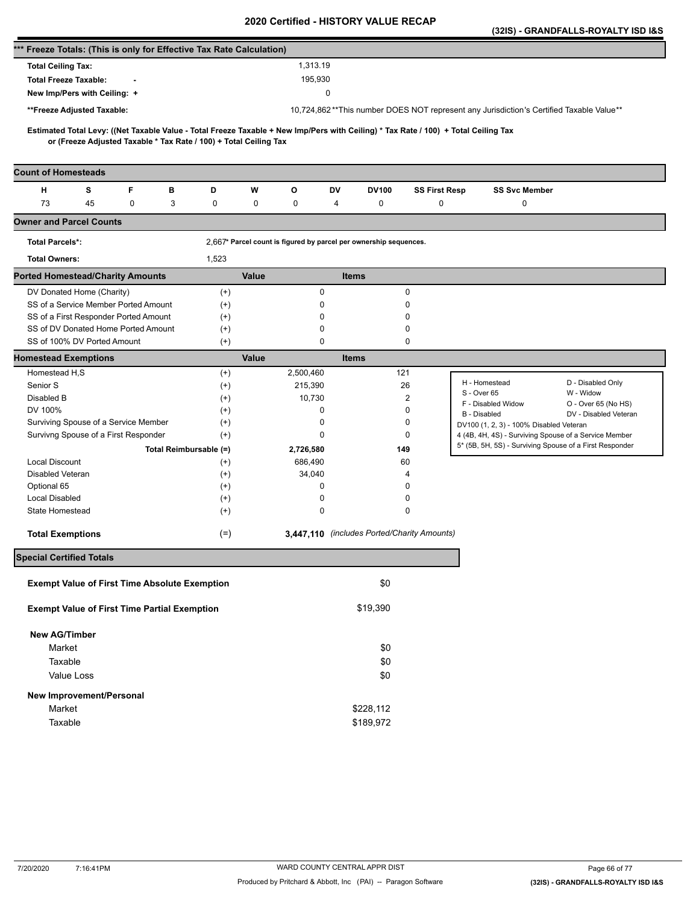# 2020 Certified - HISTORY VALUE RECAP

**(32IS) - GRANDFALLS-ROYALTY ISD I&S**

## *** Freeze Totals: (This is only for Effective Tax Rate Calculation)

| | |
|---|---|
| **Total Ceiling Tax:** | 1,313.19 |
| **Total Freeze Taxable:** - | 195,930 |
| **New Imp/Pers with Ceiling:** + | 0 |
| ****Freeze Adjusted Taxable:** | 10,724,862 **This number DOES NOT represent any Jurisdiction's Certified Taxable Value** |

**Estimated Total Levy: ((Net Taxable Value - Total Freeze Taxable + New Imp/Pers with Ceiling) * Tax Rate / 100) + Total Ceiling Tax or (Freeze Adjusted Taxable * Tax Rate / 100) + Total Ceiling Tax**

## Count of Homesteads

| H | S | F | B | D | W | O | DV | DV100 | SS First Resp | SS Svc Member |
|---|---|---|---|---|---|---|---|---|---|---|
| 73 | 45 | 0 | 3 | 0 | 0 | 0 | 4 | 0 | 0 | 0 |

## Owner and Parcel Counts

| | | |
|---|---|---|
| **Total Parcels*:** | 2,667 | * Parcel count is figured by parcel per ownership sequences. |
| **Total Owners:** | 1,523 | |

## Ported Homestead/Charity Amounts

| | | Value | Items |
|---|---|---|---|
| DV Donated Home (Charity) | (+) | 0 | 0 |
| SS of a Service Member Ported Amount | (+) | 0 | 0 |
| SS of a First Responder Ported Amount | (+) | 0 | 0 |
| SS of DV Donated Home Ported Amount | (+) | 0 | 0 |
| SS of 100% DV Ported Amount | (+) | 0 | 0 |

## Homestead Exemptions

| | | Value | Items |
|---|---|---|---|
| Homestead H,S | (+) | 2,500,460 | 121 |
| Senior S | (+) | 215,390 | 26 |
| Disabled B | (+) | 10,730 | 2 |
| DV 100% | (+) | 0 | 0 |
| Surviving Spouse of a Service Member | (+) | 0 | 0 |
| Survivng Spouse of a First Responder | (+) | 0 | 0 |
| **Total Reimbursable** | **(=)** | **2,726,580** | **149** |
| Local Discount | (+) | 686,490 | 60 |
| Disabled Veteran | (+) | 34,040 | 4 |
| Optional 65 | (+) | 0 | 0 |
| Local Disabled | (+) | 0 | 0 |
| State Homestead | (+) | 0 | 0 |
| **Total Exemptions** | (=) | **3,447,110** | *(includes Ported/Charity Amounts)* |

| | |
|---|---|
| H - Homestead | D - Disabled Only |
| S - Over 65 | W - Widow |
| F - Disabled Widow | O - Over 65 (No HS) |
| B - Disabled | DV - Disabled Veteran |
| DV100 (1, 2, 3) - 100% Disabled Veteran | |
| 4 (4B, 4H, 4S) - Surviving Spouse of a Service Member | |
| 5* (5B, 5H, 5S) - Surviving Spouse of a First Responder | |

## Special Certified Totals

| | |
|---|---|
| **Exempt Value of First Time Absolute Exemption** | $0 |
| **Exempt Value of First Time Partial Exemption** | $19,390 |
| **New AG/Timber** | |
| Market | $0 |
| Taxable | $0 |
| Value Loss | $0 |
| **New Improvement/Personal** | |
| Market | $228,112 |
| Taxable | $189,972 |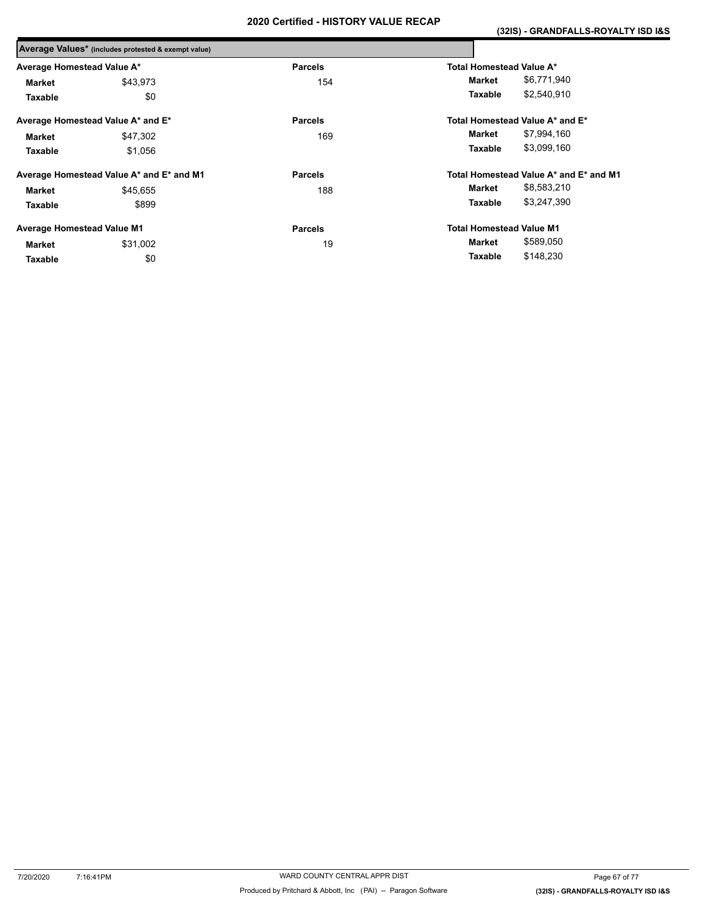## 2020 Certified - HISTORY VALUE RECAP

### (32IS) - GRANDFALLS-ROYALTY ISD I&S

**Average Values\*** (includes protested & exempt value)

| Average Homestead Value A* | | Parcels | Total Homestead Value A* | |
|---|---|---|---|---|
| **Market** | $43,973 | 154 | **Market** | $6,771,940 |
| **Taxable** | $0 | | **Taxable** | $2,540,910 |

| Average Homestead Value A* and E* | | Parcels | Total Homestead Value A* and E* | |
|---|---|---|---|---|
| **Market** | $47,302 | 169 | **Market** | $7,994,160 |
| **Taxable** | $1,056 | | **Taxable** | $3,099,160 |

| Average Homestead Value A* and E* and M1 | | Parcels | Total Homestead Value A* and E* and M1 | |
|---|---|---|---|---|
| **Market** | $45,655 | 188 | **Market** | $8,583,210 |
| **Taxable** | $899 | | **Taxable** | $3,247,390 |

| Average Homestead Value M1 | | Parcels | Total Homestead Value M1 | |
|---|---|---|---|---|
| **Market** | $31,002 | 19 | **Market** | $589,050 |
| **Taxable** | $0 | | **Taxable** | $148,230 |

7/20/2020 7:16:41PM WARD COUNTY CENTRAL APPR DIST

Produced by Pritchard & Abbott, Inc (PAI) -- Paragon Software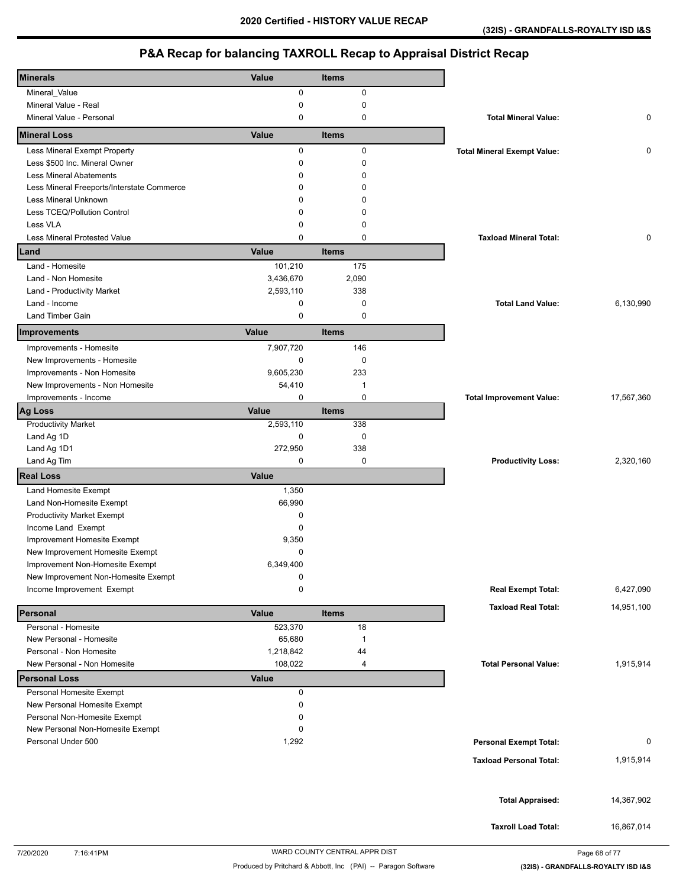# 2020 Certified - HISTORY VALUE RECAP

**(32IS) - GRANDFALLS-ROYALTY ISD I&S**

## P&A Recap for balancing TAXROLL Recap to Appraisal District Recap

| Minerals | Value | Items | | |
|---|---|---|---|---|
| Mineral_Value | 0 | 0 | | |
| Mineral Value - Real | 0 | 0 | | |
| Mineral Value - Personal | 0 | 0 | **Total Mineral Value:** | 0 |
| **Mineral Loss** | **Value** | **Items** | | |
| Less Mineral Exempt Property | 0 | 0 | **Total Mineral Exempt Value:** | 0 |
| Less $500 Inc. Mineral Owner | 0 | 0 | | |
| Less Mineral Abatements | 0 | 0 | | |
| Less Mineral Freeports/Interstate Commerce | 0 | 0 | | |
| Less Mineral Unknown | 0 | 0 | | |
| Less TCEQ/Pollution Control | 0 | 0 | | |
| Less VLA | 0 | 0 | | |
| Less Mineral Protested Value | 0 | 0 | **Taxload Mineral Total:** | 0 |
| **Land** | **Value** | **Items** | | |
| Land - Homesite | 101,210 | 175 | | |
| Land - Non Homesite | 3,436,670 | 2,090 | | |
| Land - Productivity Market | 2,593,110 | 338 | | |
| Land - Income | 0 | 0 | **Total Land Value:** | 6,130,990 |
| Land Timber Gain | 0 | 0 | | |
| **Improvements** | **Value** | **Items** | | |
| Improvements - Homesite | 7,907,720 | 146 | | |
| New Improvements - Homesite | 0 | 0 | | |
| Improvements - Non Homesite | 9,605,230 | 233 | | |
| New Improvements - Non Homesite | 54,410 | 1 | | |
| Improvements - Income | 0 | 0 | **Total Improvement Value:** | 17,567,360 |
| **Ag Loss** | **Value** | **Items** | | |
| Productivity Market | 2,593,110 | 338 | | |
| Land Ag 1D | 0 | 0 | | |
| Land Ag 1D1 | 272,950 | 338 | | |
| Land Ag Tim | 0 | 0 | **Productivity Loss:** | 2,320,160 |
| **Real Loss** | **Value** | | | |
| Land Homesite Exempt | 1,350 | | | |
| Land Non-Homesite Exempt | 66,990 | | | |
| Productivity Market Exempt | 0 | | | |
| Income Land Exempt | 0 | | | |
| Improvement Homesite Exempt | 9,350 | | | |
| New Improvement Homesite Exempt | 0 | | | |
| Improvement Non-Homesite Exempt | 6,349,400 | | | |
| New Improvement Non-Homesite Exempt | 0 | | | |
| Income Improvement Exempt | 0 | | **Real Exempt Total:** | 6,427,090 |
| | | | **Taxload Real Total:** | 14,951,100 |
| **Personal** | **Value** | **Items** | | |
| Personal - Homesite | 523,370 | 18 | | |
| New Personal - Homesite | 65,680 | 1 | | |
| Personal - Non Homesite | 1,218,842 | 44 | | |
| New Personal - Non Homesite | 108,022 | 4 | **Total Personal Value:** | 1,915,914 |
| **Personal Loss** | **Value** | | | |
| Personal Homesite Exempt | 0 | | | |
| New Personal Homesite Exempt | 0 | | | |
| Personal Non-Homesite Exempt | 0 | | | |
| New Personal Non-Homesite Exempt | 0 | | | |
| Personal Under 500 | 1,292 | | **Personal Exempt Total:** | 0 |
| | | | **Taxload Personal Total:** | 1,915,914 |
| | | | **Total Appraised:** | 14,367,902 |
| | | | **Taxroll Load Total:** | 16,867,014 |

7/20/2020 7:16:41PM

WARD COUNTY CENTRAL APPR DIST

Produced by Pritchard & Abbott, Inc (PAI) -- Paragon Software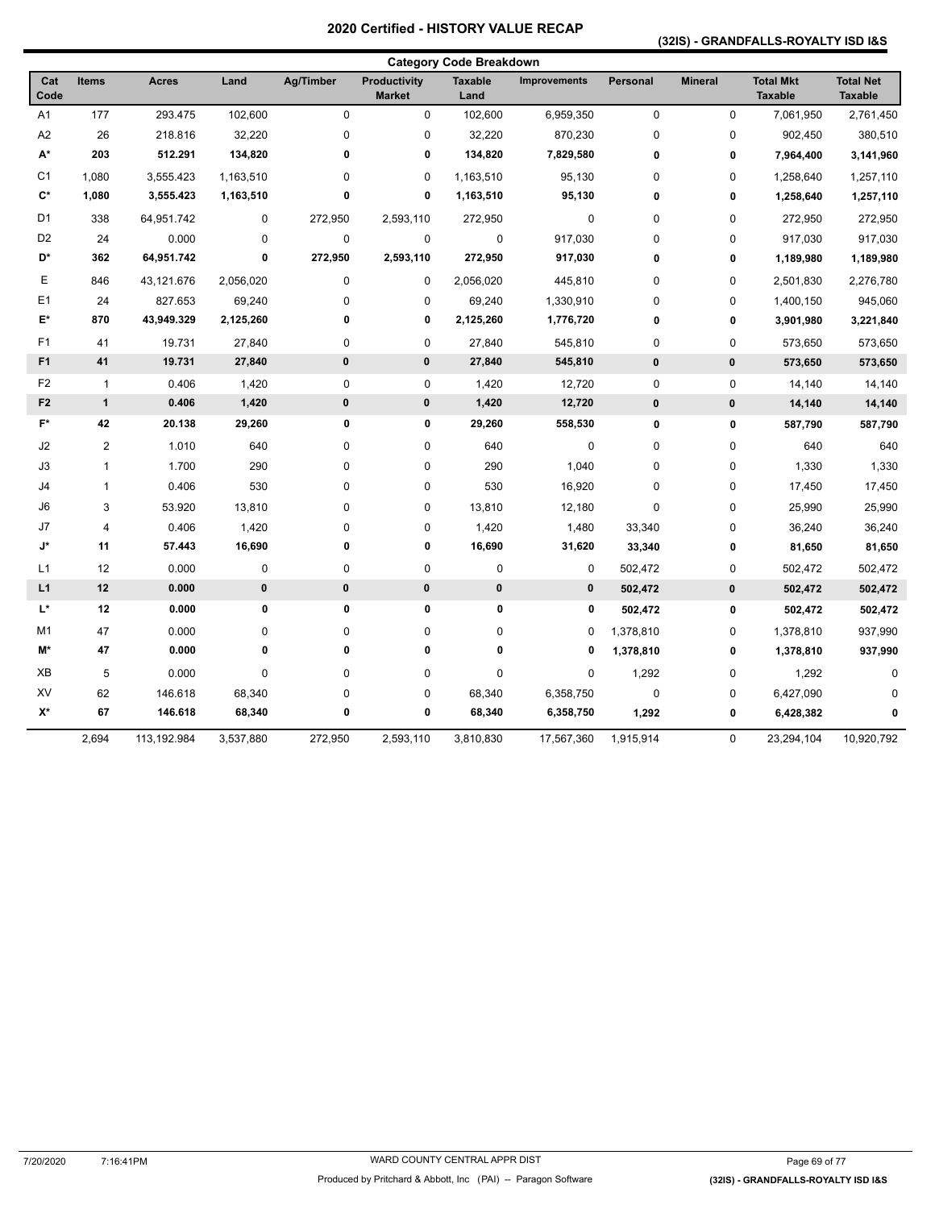# 2020 Certified - HISTORY VALUE RECAP

**(32IS) - GRANDFALLS-ROYALTY ISD I&S**

## Category Code Breakdown

| Cat Code | Items | Acres | Land | Ag/Timber | Productivity Market | Taxable Land | Improvements | Personal | Mineral | Total Mkt Taxable | Total Net Taxable |
|---|---|---|---|---|---|---|---|---|---|---|---|
| A1 | 177 | 293.475 | 102,600 | 0 | 0 | 102,600 | 6,959,350 | 0 | 0 | 7,061,950 | 2,761,450 |
| A2 | 26 | 218.816 | 32,220 | 0 | 0 | 32,220 | 870,230 | 0 | 0 | 902,450 | 380,510 |
| **A*** | **203** | **512.291** | **134,820** | **0** | **0** | **134,820** | **7,829,580** | **0** | **0** | **7,964,400** | **3,141,960** |
| C1 | 1,080 | 3,555.423 | 1,163,510 | 0 | 0 | 1,163,510 | 95,130 | 0 | 0 | 1,258,640 | 1,257,110 |
| **C*** | **1,080** | **3,555.423** | **1,163,510** | **0** | **0** | **1,163,510** | **95,130** | **0** | **0** | **1,258,640** | **1,257,110** |
| D1 | 338 | 64,951.742 | 0 | 272,950 | 2,593,110 | 272,950 | 0 | 0 | 0 | 272,950 | 272,950 |
| D2 | 24 | 0.000 | 0 | 0 | 0 | 0 | 917,030 | 0 | 0 | 917,030 | 917,030 |
| **D*** | **362** | **64,951.742** | **0** | **272,950** | **2,593,110** | **272,950** | **917,030** | **0** | **0** | **1,189,980** | **1,189,980** |
| E | 846 | 43,121.676 | 2,056,020 | 0 | 0 | 2,056,020 | 445,810 | 0 | 0 | 2,501,830 | 2,276,780 |
| E1 | 24 | 827.653 | 69,240 | 0 | 0 | 69,240 | 1,330,910 | 0 | 0 | 1,400,150 | 945,060 |
| **E*** | **870** | **43,949.329** | **2,125,260** | **0** | **0** | **2,125,260** | **1,776,720** | **0** | **0** | **3,901,980** | **3,221,840** |
| F1 | 41 | 19.731 | 27,840 | 0 | 0 | 27,840 | 545,810 | 0 | 0 | 573,650 | 573,650 |
| **F1** | **41** | **19.731** | **27,840** | **0** | **0** | **27,840** | **545,810** | **0** | **0** | **573,650** | **573,650** |
| F2 | 1 | 0.406 | 1,420 | 0 | 0 | 1,420 | 12,720 | 0 | 0 | 14,140 | 14,140 |
| **F2** | **1** | **0.406** | **1,420** | **0** | **0** | **1,420** | **12,720** | **0** | **0** | **14,140** | **14,140** |
| **F*** | **42** | **20.138** | **29,260** | **0** | **0** | **29,260** | **558,530** | **0** | **0** | **587,790** | **587,790** |
| J2 | 2 | 1.010 | 640 | 0 | 0 | 640 | 0 | 0 | 0 | 640 | 640 |
| J3 | 1 | 1.700 | 290 | 0 | 0 | 290 | 1,040 | 0 | 0 | 1,330 | 1,330 |
| J4 | 1 | 0.406 | 530 | 0 | 0 | 530 | 16,920 | 0 | 0 | 17,450 | 17,450 |
| J6 | 3 | 53.920 | 13,810 | 0 | 0 | 13,810 | 12,180 | 0 | 0 | 25,990 | 25,990 |
| J7 | 4 | 0.406 | 1,420 | 0 | 0 | 1,420 | 1,480 | 33,340 | 0 | 36,240 | 36,240 |
| **J*** | **11** | **57.443** | **16,690** | **0** | **0** | **16,690** | **31,620** | **33,340** | **0** | **81,650** | **81,650** |
| L1 | 12 | 0.000 | 0 | 0 | 0 | 0 | 0 | 502,472 | 0 | 502,472 | 502,472 |
| **L1** | **12** | **0.000** | **0** | **0** | **0** | **0** | **0** | **502,472** | **0** | **502,472** | **502,472** |
| **L*** | **12** | **0.000** | **0** | **0** | **0** | **0** | **0** | **502,472** | **0** | **502,472** | **502,472** |
| M1 | 47 | 0.000 | 0 | 0 | 0 | 0 | 0 | 1,378,810 | 0 | 1,378,810 | 937,990 |
| **M*** | **47** | **0.000** | **0** | **0** | **0** | **0** | **0** | **1,378,810** | **0** | **1,378,810** | **937,990** |
| XB | 5 | 0.000 | 0 | 0 | 0 | 0 | 0 | 1,292 | 0 | 1,292 | 0 |
| XV | 62 | 146.618 | 68,340 | 0 | 0 | 68,340 | 6,358,750 | 0 | 0 | 6,427,090 | 0 |
| **X*** | **67** | **146.618** | **68,340** | **0** | **0** | **68,340** | **6,358,750** | **1,292** | **0** | **6,428,382** | **0** |
| | 2,694 | 113,192.984 | 3,537,880 | 272,950 | 2,593,110 | 3,810,830 | 17,567,360 | 1,915,914 | 0 | 23,294,104 | 10,920,792 |

7/20/2020 7:16:41PM WARD COUNTY CENTRAL APPR DIST

Produced by Pritchard & Abbott, Inc (PAI) -- Paragon Software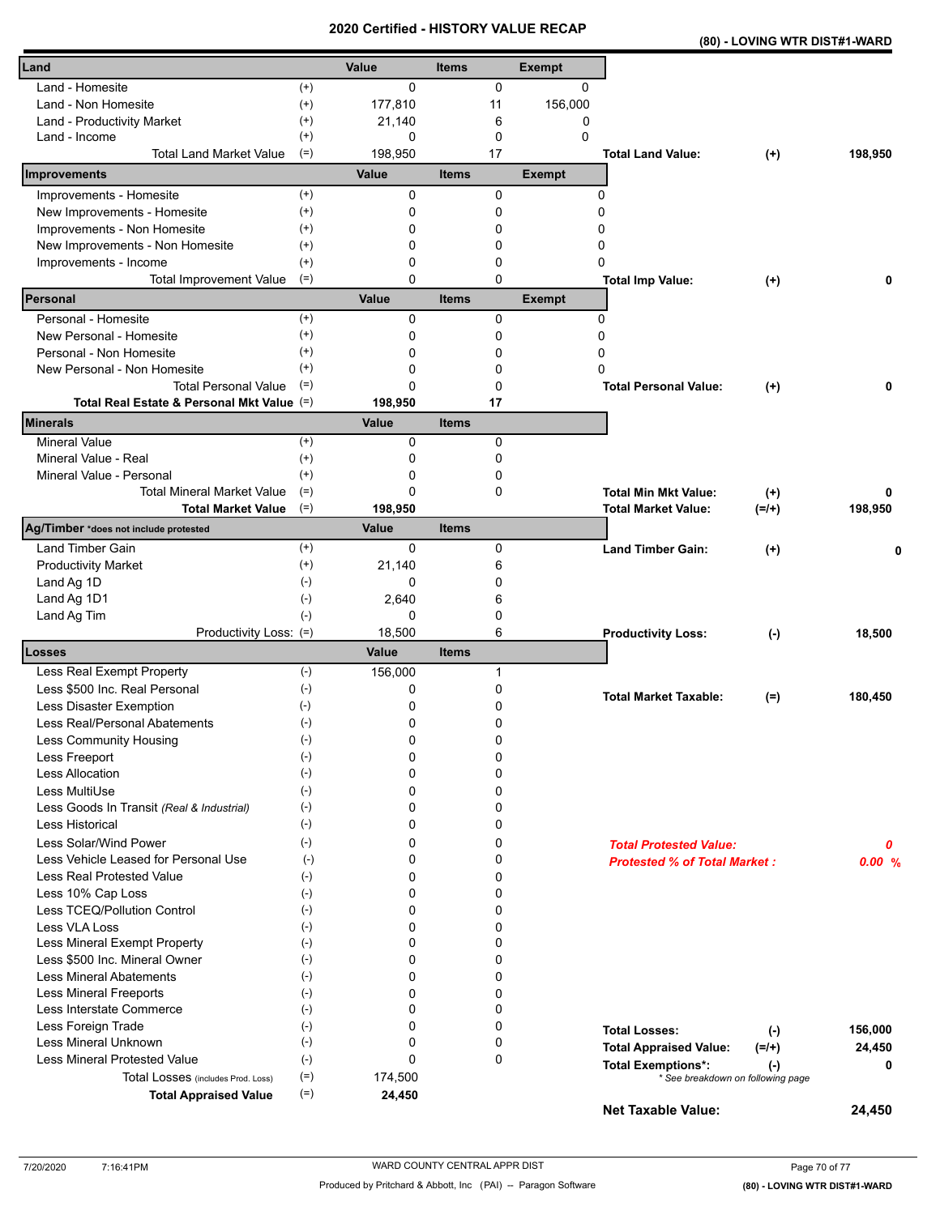# 2020 Certified - HISTORY VALUE RECAP

**(80) - LOVING WTR DIST#1-WARD**

| Land | | Value | Items | Exempt | | | |
|---|---|---|---|---|---|---|---|
| Land - Homesite | (+) | 0 | 0 | 0 | | | |
| Land - Non Homesite | (+) | 177,810 | 11 | 156,000 | | | |
| Land - Productivity Market | (+) | 21,140 | 6 | 0 | | | |
| Land - Income | (+) | 0 | 0 | 0 | | | |
| Total Land Market Value | (=) | 198,950 | 17 | | **Total Land Value:** | **(+)** | **198,950** |

| Improvements | | Value | Items | Exempt | | | |
|---|---|---|---|---|---|---|---|
| Improvements - Homesite | (+) | 0 | 0 | 0 | | | |
| New Improvements - Homesite | (+) | 0 | 0 | 0 | | | |
| Improvements - Non Homesite | (+) | 0 | 0 | 0 | | | |
| New Improvements - Non Homesite | (+) | 0 | 0 | 0 | | | |
| Improvements - Income | (+) | 0 | 0 | 0 | | | |
| Total Improvement Value | (=) | 0 | 0 | | **Total Imp Value:** | **(+)** | **0** |

| Personal | | Value | Items | Exempt | | | |
|---|---|---|---|---|---|---|---|
| Personal - Homesite | (+) | 0 | 0 | 0 | | | |
| New Personal - Homesite | (+) | 0 | 0 | 0 | | | |
| Personal - Non Homesite | (+) | 0 | 0 | 0 | | | |
| New Personal - Non Homesite | (+) | 0 | 0 | 0 | | | |
| Total Personal Value | (=) | 0 | 0 | | **Total Personal Value:** | **(+)** | **0** |
| **Total Real Estate & Personal Mkt Value** | (=) | **198,950** | **17** | | | | |

| Minerals | | Value | Items | | | |
|---|---|---|---|---|---|---|
| Mineral Value | (+) | 0 | 0 | | | |
| Mineral Value - Real | (+) | 0 | 0 | | | |
| Mineral Value - Personal | (+) | 0 | 0 | | | |
| Total Mineral Market Value | (=) | 0 | 0 | **Total Min Mkt Value:** | **(+)** | **0** |
| **Total Market Value** | (=) | **198,950** | | **Total Market Value:** | **(=/+)** | **198,950** |

| Ag/Timber *does not include protested | | Value | Items | | | |
|---|---|---|---|---|---|---|
| Land Timber Gain | (+) | 0 | 0 | **Land Timber Gain:** | **(+)** | **0** |
| Productivity Market | (+) | 21,140 | 6 | | | |
| Land Ag 1D | (-) | 0 | 0 | | | |
| Land Ag 1D1 | (-) | 2,640 | 6 | | | |
| Land Ag Tim | (-) | 0 | 0 | | | |
| Productivity Loss: | (=) | 18,500 | 6 | **Productivity Loss:** | **(-)** | **18,500** |

| Losses | | Value | Items |
|---|---|---|---|
| Less Real Exempt Property | (-) | 156,000 | 1 |
| Less $500 Inc. Real Personal | (-) | 0 | 0 |
| Less Disaster Exemption | (-) | 0 | 0 |
| Less Real/Personal Abatements | (-) | 0 | 0 |
| Less Community Housing | (-) | 0 | 0 |
| Less Freeport | (-) | 0 | 0 |
| Less Allocation | (-) | 0 | 0 |
| Less MultiUse | (-) | 0 | 0 |
| Less Goods In Transit *(Real & Industrial)* | (-) | 0 | 0 |
| Less Historical | (-) | 0 | 0 |
| Less Solar/Wind Power | (-) | 0 | 0 |
| Less Vehicle Leased for Personal Use | (-) | 0 | 0 |
| Less Real Protested Value | (-) | 0 | 0 |
| Less 10% Cap Loss | (-) | 0 | 0 |
| Less TCEQ/Pollution Control | (-) | 0 | 0 |
| Less VLA Loss | (-) | 0 | 0 |
| Less Mineral Exempt Property | (-) | 0 | 0 |
| Less $500 Inc. Mineral Owner | (-) | 0 | 0 |
| Less Mineral Abatements | (-) | 0 | 0 |
| Less Mineral Freeports | (-) | 0 | 0 |
| Less Interstate Commerce | (-) | 0 | 0 |
| Less Foreign Trade | (-) | 0 | 0 |
| Less Mineral Unknown | (-) | 0 | 0 |
| Less Mineral Protested Value | (-) | 0 | 0 |
| Total Losses (includes Prod. Loss) | (=) | 174,500 | |
| **Total Appraised Value** | (=) | **24,450** | |

| | | |
|---|---|---|
| **Total Market Taxable:** | **(=)** | **180,450** |
| ***Total Protested Value:*** | | ***0*** |
| ***Protested % of Total Market :*** | | ***0.00 %*** |
| **Total Losses:** | **(-)** | **156,000** |
| **Total Appraised Value:** | **(=/+)** | **24,450** |
| **Total Exemptions*:** | **(-)** | **0** |
| *\* See breakdown on following page* | | |
| **Net Taxable Value:** | | **24,450** |

7/20/2020 7:16:41PM — WARD COUNTY CENTRAL APPR DIST — Produced by Pritchard & Abbott, Inc (PAI) -- Paragon Software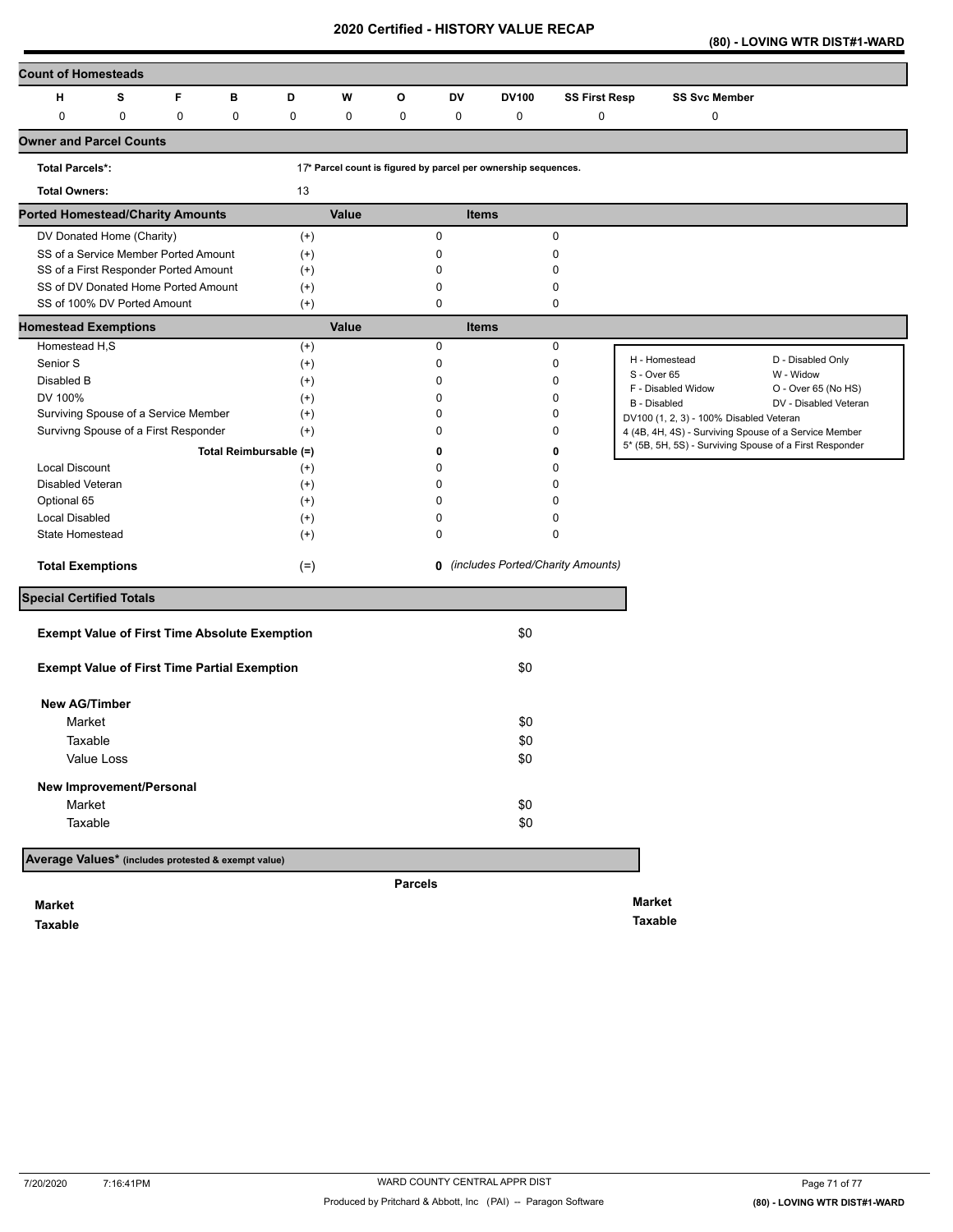# 2020 Certified - HISTORY VALUE RECAP

**(80) - LOVING WTR DIST#1-WARD**

## Count of Homesteads

| H | S | F | B | D | W | O | DV | DV100 | SS First Resp | SS Svc Member |
|---|---|---|---|---|---|---|---|---|---|---|
| 0 | 0 | 0 | 0 | 0 | 0 | 0 | 0 | 0 | 0 | 0 |

## Owner and Parcel Counts

**Total Parcels*:** 17 * Parcel count is figured by parcel per ownership sequences.

**Total Owners:** 13

## Ported Homestead/Charity Amounts

| | | Value | Items |
|---|---|---|---|
| DV Donated Home (Charity) | (+) | 0 | 0 |
| SS of a Service Member Ported Amount | (+) | 0 | 0 |
| SS of a First Responder Ported Amount | (+) | 0 | 0 |
| SS of DV Donated Home Ported Amount | (+) | 0 | 0 |
| SS of 100% DV Ported Amount | (+) | 0 | 0 |

## Homestead Exemptions

| | | Value | Items |
|---|---|---|---|
| Homestead H,S | (+) | 0 | 0 |
| Senior S | (+) | 0 | 0 |
| Disabled B | (+) | 0 | 0 |
| DV 100% | (+) | 0 | 0 |
| Surviving Spouse of a Service Member | (+) | 0 | 0 |
| Survivng Spouse of a First Responder | (+) | 0 | 0 |
| **Total Reimbursable (=)** | | **0** | **0** |
| Local Discount | (+) | 0 | 0 |
| Disabled Veteran | (+) | 0 | 0 |
| Optional 65 | (+) | 0 | 0 |
| Local Disabled | (+) | 0 | 0 |
| State Homestead | (+) | 0 | 0 |
| **Total Exemptions** | (=) | **0** | *(includes Ported/Charity Amounts)* |

| | |
|---|---|
| H - Homestead | D - Disabled Only |
| S - Over 65 | W - Widow |
| F - Disabled Widow | O - Over 65 (No HS) |
| B - Disabled | DV - Disabled Veteran |

DV100 (1, 2, 3) - 100% Disabled Veteran
4 (4B, 4H, 4S) - Surviving Spouse of a Service Member
5* (5B, 5H, 5S) - Surviving Spouse of a First Responder

## Special Certified Totals

**Exempt Value of First Time Absolute Exemption** $0

**Exempt Value of First Time Partial Exemption** $0

**New AG/Timber**

| | |
|---|---|
| Market | $0 |
| Taxable | $0 |
| Value Loss | $0 |

**New Improvement/Personal**

| | |
|---|---|
| Market | $0 |
| Taxable | $0 |

## Average Values* (includes protested & exempt value)

**Parcels**

**Market**

**Taxable**

**Market**

**Taxable**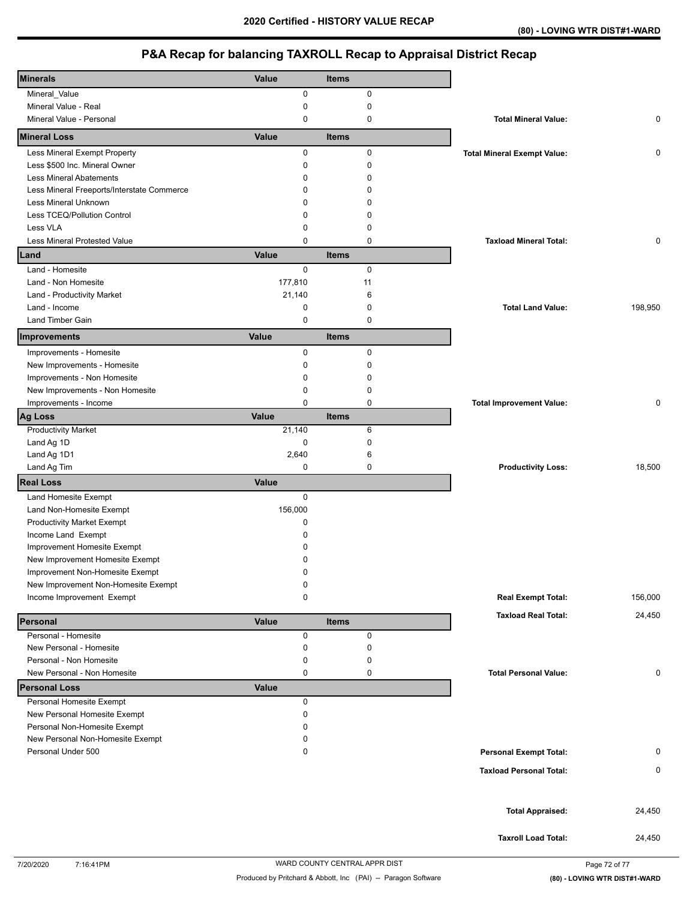# 2020 Certified - HISTORY VALUE RECAP

(80) - LOVING WTR DIST#1-WARD

## P&A Recap for balancing TAXROLL Recap to Appraisal District Recap

| Minerals | Value | Items | | |
|---|---|---|---|---|
| Mineral_Value | 0 | 0 | | |
| Mineral Value - Real | 0 | 0 | | |
| Mineral Value - Personal | 0 | 0 | **Total Mineral Value:** | 0 |
| **Mineral Loss** | **Value** | **Items** | | |
| Less Mineral Exempt Property | 0 | 0 | **Total Mineral Exempt Value:** | 0 |
| Less $500 Inc. Mineral Owner | 0 | 0 | | |
| Less Mineral Abatements | 0 | 0 | | |
| Less Mineral Freeports/Interstate Commerce | 0 | 0 | | |
| Less Mineral Unknown | 0 | 0 | | |
| Less TCEQ/Pollution Control | 0 | 0 | | |
| Less VLA | 0 | 0 | | |
| Less Mineral Protested Value | 0 | 0 | **Taxload Mineral Total:** | 0 |
| **Land** | **Value** | **Items** | | |
| Land - Homesite | 0 | 0 | | |
| Land - Non Homesite | 177,810 | 11 | | |
| Land - Productivity Market | 21,140 | 6 | | |
| Land - Income | 0 | 0 | **Total Land Value:** | 198,950 |
| Land Timber Gain | 0 | 0 | | |
| **Improvements** | **Value** | **Items** | | |
| Improvements - Homesite | 0 | 0 | | |
| New Improvements - Homesite | 0 | 0 | | |
| Improvements - Non Homesite | 0 | 0 | | |
| New Improvements - Non Homesite | 0 | 0 | | |
| Improvements - Income | 0 | 0 | **Total Improvement Value:** | 0 |
| **Ag Loss** | **Value** | **Items** | | |
| Productivity Market | 21,140 | 6 | | |
| Land Ag 1D | 0 | 0 | | |
| Land Ag 1D1 | 2,640 | 6 | | |
| Land Ag Tim | 0 | 0 | **Productivity Loss:** | 18,500 |
| **Real Loss** | **Value** | | | |
| Land Homesite Exempt | 0 | | | |
| Land Non-Homesite Exempt | 156,000 | | | |
| Productivity Market Exempt | 0 | | | |
| Income Land Exempt | 0 | | | |
| Improvement Homesite Exempt | 0 | | | |
| New Improvement Homesite Exempt | 0 | | | |
| Improvement Non-Homesite Exempt | 0 | | | |
| New Improvement Non-Homesite Exempt | 0 | | | |
| Income Improvement Exempt | 0 | | **Real Exempt Total:** | 156,000 |
| | | | **Taxload Real Total:** | 24,450 |
| **Personal** | **Value** | **Items** | | |
| Personal - Homesite | 0 | 0 | | |
| New Personal - Homesite | 0 | 0 | | |
| Personal - Non Homesite | 0 | 0 | | |
| New Personal - Non Homesite | 0 | 0 | **Total Personal Value:** | 0 |
| **Personal Loss** | **Value** | | | |
| Personal Homesite Exempt | 0 | | | |
| New Personal Homesite Exempt | 0 | | | |
| Personal Non-Homesite Exempt | 0 | | | |
| New Personal Non-Homesite Exempt | 0 | | | |
| Personal Under 500 | 0 | | **Personal Exempt Total:** | 0 |
| | | | **Taxload Personal Total:** | 0 |
| | | | **Total Appraised:** | 24,450 |
| | | | **Taxroll Load Total:** | 24,450 |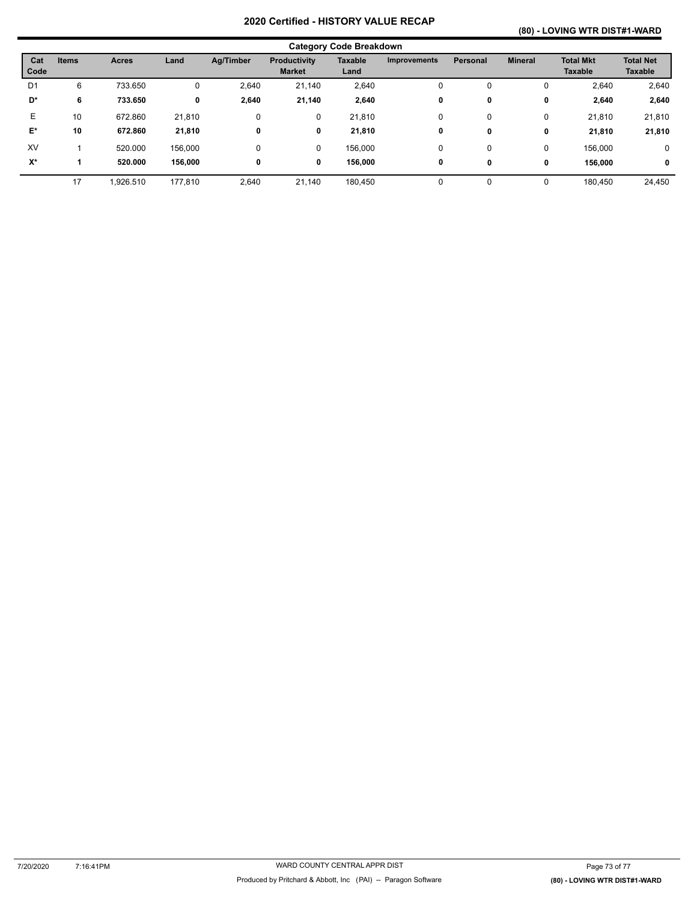# 2020 Certified - HISTORY VALUE RECAP

## (80) - LOVING WTR DIST#1-WARD

### Category Code Breakdown

| Cat Code | Items | Acres | Land | Ag/Timber | Productivity Market | Taxable Land | Improvements | Personal | Mineral | Total Mkt Taxable | Total Net Taxable |
|---|---|---|---|---|---|---|---|---|---|---|---|
| D1 | 6 | 733.650 | 0 | 2,640 | 21,140 | 2,640 | 0 | 0 | 0 | 2,640 | 2,640 |
| **D*** | **6** | **733.650** | **0** | **2,640** | **21,140** | **2,640** | **0** | **0** | **0** | **2,640** | **2,640** |
| E | 10 | 672.860 | 21,810 | 0 | 0 | 21,810 | 0 | 0 | 0 | 21,810 | 21,810 |
| **E*** | **10** | **672.860** | **21,810** | **0** | **0** | **21,810** | **0** | **0** | **0** | **21,810** | **21,810** |
| XV | 1 | 520.000 | 156,000 | 0 | 0 | 156,000 | 0 | 0 | 0 | 156,000 | 0 |
| **X*** | **1** | **520.000** | **156,000** | **0** | **0** | **156,000** | **0** | **0** | **0** | **156,000** | **0** |
| | 17 | 1,926.510 | 177,810 | 2,640 | 21,140 | 180,450 | 0 | 0 | 0 | 180,450 | 24,450 |

7/20/2020 7:16:41PM WARD COUNTY CENTRAL APPR DIST

Produced by Pritchard & Abbott, Inc (PAI) -- Paragon Software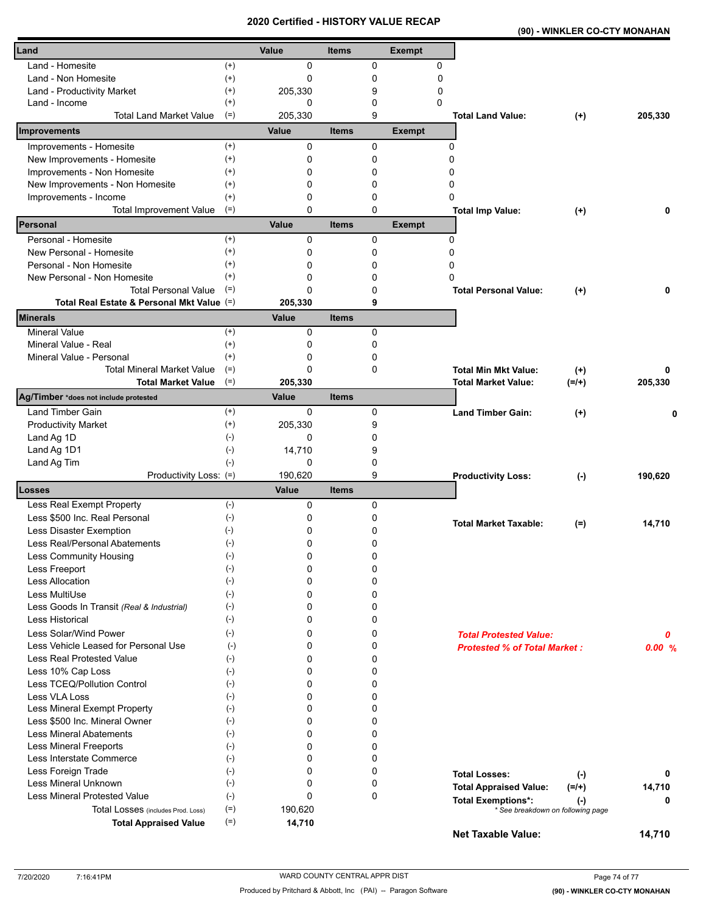# 2020 Certified - HISTORY VALUE RECAP

**(90) - WINKLER CO-CTY MONAHAN**

| Land | | Value | Items | Exempt | | | |
|---|---|---|---|---|---|---|---|
| Land - Homesite | (+) | 0 | 0 | 0 | | | |
| Land - Non Homesite | (+) | 0 | 0 | 0 | | | |
| Land - Productivity Market | (+) | 205,330 | 9 | 0 | | | |
| Land - Income | (+) | 0 | 0 | 0 | | | |
| Total Land Market Value | (=) | 205,330 | 9 | | **Total Land Value:** | **(+)** | **205,330** |
| **Improvements** | | **Value** | **Items** | **Exempt** | | | |
| Improvements - Homesite | (+) | 0 | 0 | 0 | | | |
| New Improvements - Homesite | (+) | 0 | 0 | 0 | | | |
| Improvements - Non Homesite | (+) | 0 | 0 | 0 | | | |
| New Improvements - Non Homesite | (+) | 0 | 0 | 0 | | | |
| Improvements - Income | (+) | 0 | 0 | 0 | | | |
| Total Improvement Value | (=) | 0 | 0 | | **Total Imp Value:** | **(+)** | **0** |
| **Personal** | | **Value** | **Items** | **Exempt** | | | |
| Personal - Homesite | (+) | 0 | 0 | 0 | | | |
| New Personal - Homesite | (+) | 0 | 0 | 0 | | | |
| Personal - Non Homesite | (+) | 0 | 0 | 0 | | | |
| New Personal - Non Homesite | (+) | 0 | 0 | 0 | | | |
| Total Personal Value | (=) | 0 | 0 | | **Total Personal Value:** | **(+)** | **0** |
| **Total Real Estate & Personal Mkt Value** | (=) | **205,330** | **9** | | | | |
| **Minerals** | | **Value** | **Items** | | | | |
| Mineral Value | (+) | 0 | 0 | | | | |
| Mineral Value - Real | (+) | 0 | 0 | | | | |
| Mineral Value - Personal | (+) | 0 | 0 | | | | |
| Total Mineral Market Value | (=) | 0 | 0 | | **Total Min Mkt Value:** | **(+)** | **0** |
| **Total Market Value** | (=) | **205,330** | | | **Total Market Value:** | **(=/+)** | **205,330** |
| **Ag/Timber** *does not include protested | | **Value** | **Items** | | | | |
| Land Timber Gain | (+) | 0 | 0 | | **Land Timber Gain:** | **(+)** | **0** |
| Productivity Market | (+) | 205,330 | 9 | | | | |
| Land Ag 1D | (-) | 0 | 0 | | | | |
| Land Ag 1D1 | (-) | 14,710 | 9 | | | | |
| Land Ag Tim | (-) | 0 | 0 | | | | |
| Productivity Loss: | (=) | 190,620 | 9 | | **Productivity Loss:** | **(-)** | **190,620** |
| **Losses** | | **Value** | **Items** | | | | |
| Less Real Exempt Property | (-) | 0 | 0 | | | | |
| Less $500 Inc. Real Personal | (-) | 0 | 0 | | **Total Market Taxable:** | **(=)** | **14,710** |
| Less Disaster Exemption | (-) | 0 | 0 | | | | |
| Less Real/Personal Abatements | (-) | 0 | 0 | | | | |
| Less Community Housing | (-) | 0 | 0 | | | | |
| Less Freeport | (-) | 0 | 0 | | | | |
| Less Allocation | (-) | 0 | 0 | | | | |
| Less MultiUse | (-) | 0 | 0 | | | | |
| Less Goods In Transit *(Real & Industrial)* | (-) | 0 | 0 | | | | |
| Less Historical | (-) | 0 | 0 | | | | |
| Less Solar/Wind Power | (-) | 0 | 0 | | ***Total Protested Value:*** | | ***0*** |
| Less Vehicle Leased for Personal Use | (-) | 0 | 0 | | ***Protested % of Total Market :*** | | ***0.00 %*** |
| Less Real Protested Value | (-) | 0 | 0 | | | | |
| Less 10% Cap Loss | (-) | 0 | 0 | | | | |
| Less TCEQ/Pollution Control | (-) | 0 | 0 | | | | |
| Less VLA Loss | (-) | 0 | 0 | | | | |
| Less Mineral Exempt Property | (-) | 0 | 0 | | | | |
| Less $500 Inc. Mineral Owner | (-) | 0 | 0 | | | | |
| Less Mineral Abatements | (-) | 0 | 0 | | | | |
| Less Mineral Freeports | (-) | 0 | 0 | | | | |
| Less Interstate Commerce | (-) | 0 | 0 | | | | |
| Less Foreign Trade | (-) | 0 | 0 | | **Total Losses:** | **(-)** | **0** |
| Less Mineral Unknown | (-) | 0 | 0 | | **Total Appraised Value:** | **(=/+)** | **14,710** |
| Less Mineral Protested Value | (-) | 0 | 0 | | **Total Exemptions*:** | **(-)** | **0** |
| Total Losses (includes Prod. Loss) | (=) | 190,620 | | | *\* See breakdown on following page* | | |
| **Total Appraised Value** | (=) | **14,710** | | | | | |
| | | | | | **Net Taxable Value:** | | **14,710** |

7/20/2020 7:16:41PM

WARD COUNTY CENTRAL APPR DIST

Produced by Pritchard & Abbott, Inc (PAI) -- Paragon Software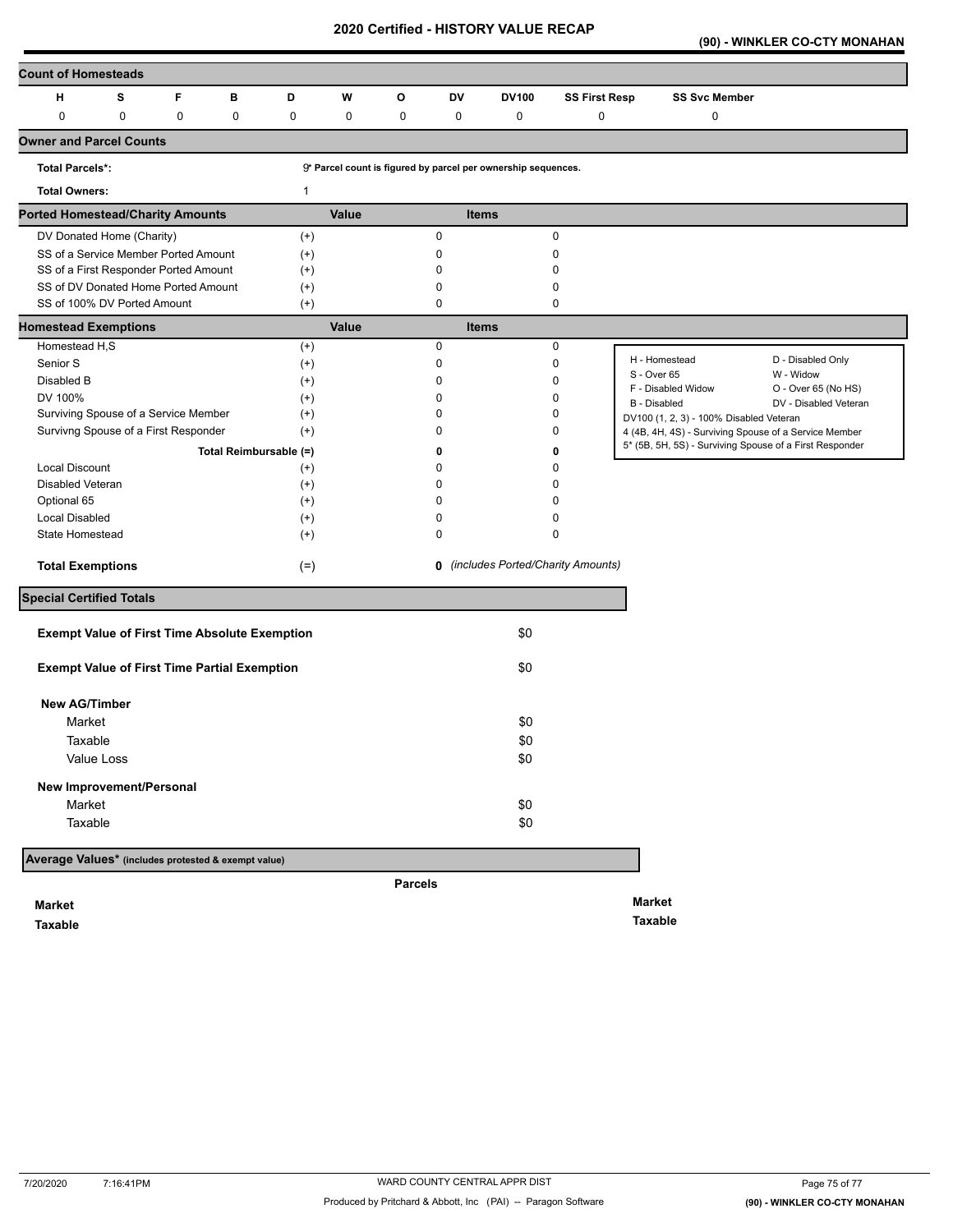# 2020 Certified - HISTORY VALUE RECAP

## (90) - WINKLER CO-CTY MONAHAN

## Count of Homesteads

| H | S | F | B | D | W | O | DV | DV100 | SS First Resp | SS Svc Member |
|---|---|---|---|---|---|---|---|---|---|---|
| 0 | 0 | 0 | 0 | 0 | 0 | 0 | 0 | 0 | 0 | 0 |

## Owner and Parcel Counts

**Total Parcels*:** 9 * Parcel count is figured by parcel per ownership sequences.

**Total Owners:** 1

## Ported Homestead/Charity Amounts

| | | Value | Items |
|---|---|---|---|
| DV Donated Home (Charity) | (+) | 0 | 0 |
| SS of a Service Member Ported Amount | (+) | 0 | 0 |
| SS of a First Responder Ported Amount | (+) | 0 | 0 |
| SS of DV Donated Home Ported Amount | (+) | 0 | 0 |
| SS of 100% DV Ported Amount | (+) | 0 | 0 |

## Homestead Exemptions

| | | Value | Items |
|---|---|---|---|
| Homestead H,S | (+) | 0 | 0 |
| Senior S | (+) | 0 | 0 |
| Disabled B | (+) | 0 | 0 |
| DV 100% | (+) | 0 | 0 |
| Surviving Spouse of a Service Member | (+) | 0 | 0 |
| Survivng Spouse of a First Responder | (+) | 0 | 0 |
| Total Reimbursable | (=) | **0** | **0** |
| Local Discount | (+) | 0 | 0 |
| Disabled Veteran | (+) | 0 | 0 |
| Optional 65 | (+) | 0 | 0 |
| Local Disabled | (+) | 0 | 0 |
| State Homestead | (+) | 0 | 0 |
| **Total Exemptions** | (=) | **0** | *(includes Ported/Charity Amounts)* |

| | |
|---|---|
| H - Homestead | D - Disabled Only |
| S - Over 65 | W - Widow |
| F - Disabled Widow | O - Over 65 (No HS) |
| B - Disabled | DV - Disabled Veteran |

DV100 (1, 2, 3) - 100% Disabled Veteran
4 (4B, 4H, 4S) - Surviving Spouse of a Service Member
5* (5B, 5H, 5S) - Surviving Spouse of a First Responder

## Special Certified Totals

| | |
|---|---|
| **Exempt Value of First Time Absolute Exemption** | $0 |
| **Exempt Value of First Time Partial Exemption** | $0 |
| **New AG/Timber** | |
| Market | $0 |
| Taxable | $0 |
| Value Loss | $0 |
| **New Improvement/Personal** | |
| Market | $0 |
| Taxable | $0 |

## Average Values* (includes protested & exempt value)

| | Parcels | |
|---|---|---|
| **Market** | | **Market** |
| **Taxable** | | **Taxable** |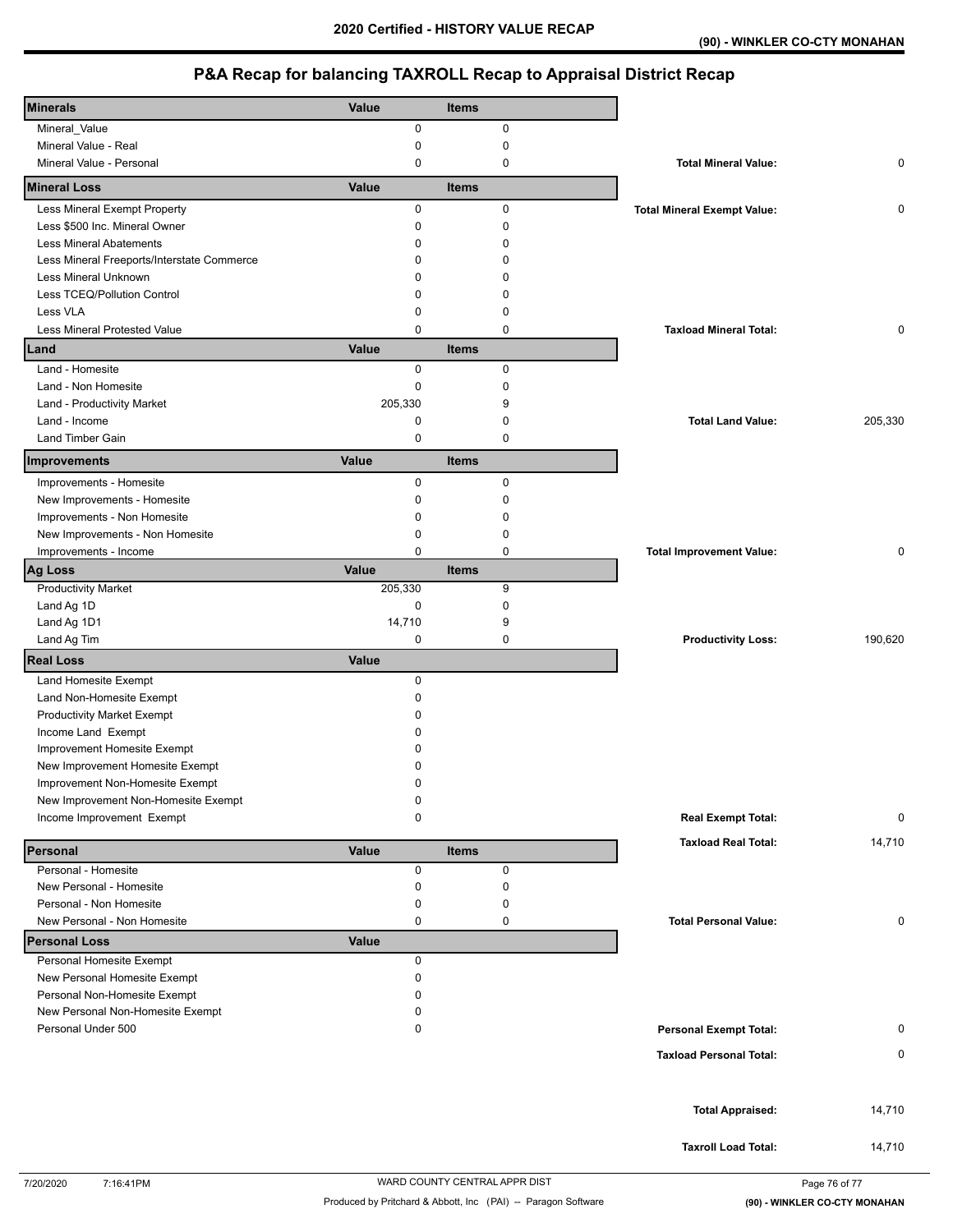# 2020 Certified - HISTORY VALUE RECAP

**(90) - WINKLER CO-CTY MONAHAN**

## P&A Recap for balancing TAXROLL Recap to Appraisal District Recap

| Minerals | Value | Items | | |
|---|---|---|---|---|
| Mineral_Value | 0 | 0 | | |
| Mineral Value - Real | 0 | 0 | | |
| Mineral Value - Personal | 0 | 0 | **Total Mineral Value:** | 0 |
| **Mineral Loss** | **Value** | **Items** | | |
| Less Mineral Exempt Property | 0 | 0 | **Total Mineral Exempt Value:** | 0 |
| Less $500 Inc. Mineral Owner | 0 | 0 | | |
| Less Mineral Abatements | 0 | 0 | | |
| Less Mineral Freeports/Interstate Commerce | 0 | 0 | | |
| Less Mineral Unknown | 0 | 0 | | |
| Less TCEQ/Pollution Control | 0 | 0 | | |
| Less VLA | 0 | 0 | | |
| Less Mineral Protested Value | 0 | 0 | **Taxload Mineral Total:** | 0 |
| **Land** | **Value** | **Items** | | |
| Land - Homesite | 0 | 0 | | |
| Land - Non Homesite | 0 | 0 | | |
| Land - Productivity Market | 205,330 | 9 | | |
| Land - Income | 0 | 0 | **Total Land Value:** | 205,330 |
| Land Timber Gain | 0 | 0 | | |
| **Improvements** | **Value** | **Items** | | |
| Improvements - Homesite | 0 | 0 | | |
| New Improvements - Homesite | 0 | 0 | | |
| Improvements - Non Homesite | 0 | 0 | | |
| New Improvements - Non Homesite | 0 | 0 | | |
| Improvements - Income | 0 | 0 | **Total Improvement Value:** | 0 |
| **Ag Loss** | **Value** | **Items** | | |
| Productivity Market | 205,330 | 9 | | |
| Land Ag 1D | 0 | 0 | | |
| Land Ag 1D1 | 14,710 | 9 | | |
| Land Ag Tim | 0 | 0 | **Productivity Loss:** | 190,620 |
| **Real Loss** | **Value** | | | |
| Land Homesite Exempt | 0 | | | |
| Land Non-Homesite Exempt | 0 | | | |
| Productivity Market Exempt | 0 | | | |
| Income Land Exempt | 0 | | | |
| Improvement Homesite Exempt | 0 | | | |
| New Improvement Homesite Exempt | 0 | | | |
| Improvement Non-Homesite Exempt | 0 | | | |
| New Improvement Non-Homesite Exempt | 0 | | | |
| Income Improvement Exempt | 0 | | **Real Exempt Total:** | 0 |
| | | | **Taxload Real Total:** | 14,710 |
| **Personal** | **Value** | **Items** | | |
| Personal - Homesite | 0 | 0 | | |
| New Personal - Homesite | 0 | 0 | | |
| Personal - Non Homesite | 0 | 0 | | |
| New Personal - Non Homesite | 0 | 0 | **Total Personal Value:** | 0 |
| **Personal Loss** | **Value** | | | |
| Personal Homesite Exempt | 0 | | | |
| New Personal Homesite Exempt | 0 | | | |
| Personal Non-Homesite Exempt | 0 | | | |
| New Personal Non-Homesite Exempt | 0 | | | |
| Personal Under 500 | 0 | | **Personal Exempt Total:** | 0 |
| | | | **Taxload Personal Total:** | 0 |
| | | | **Total Appraised:** | 14,710 |
| | | | **Taxroll Load Total:** | 14,710 |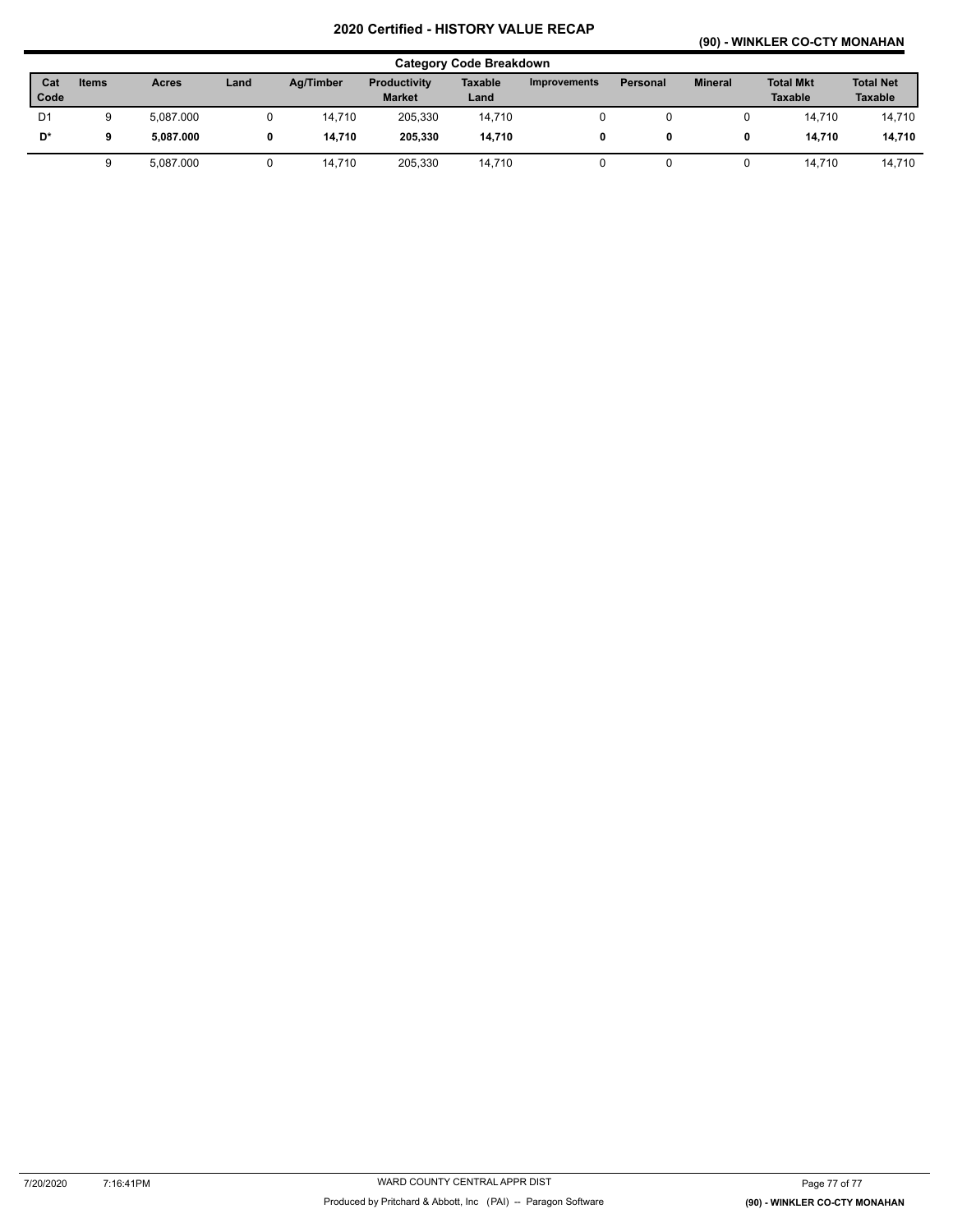# 2020 Certified - HISTORY VALUE RECAP

## (90) - WINKLER CO-CTY MONAHAN

### Category Code Breakdown

| Cat Code | Items | Acres | Land | Ag/Timber | Productivity Market | Taxable Land | Improvements | Personal | Mineral | Total Mkt Taxable | Total Net Taxable |
|---|---|---|---|---|---|---|---|---|---|---|---|
| D1 | 9 | 5,087.000 | 0 | 14,710 | 205,330 | 14,710 | 0 | 0 | 0 | 14,710 | 14,710 |
| **D*** | **9** | **5,087.000** | **0** | **14,710** | **205,330** | **14,710** | **0** | **0** | **0** | **14,710** | **14,710** |
| | 9 | 5,087.000 | 0 | 14,710 | 205,330 | 14,710 | 0 | 0 | 0 | 14,710 | 14,710 |